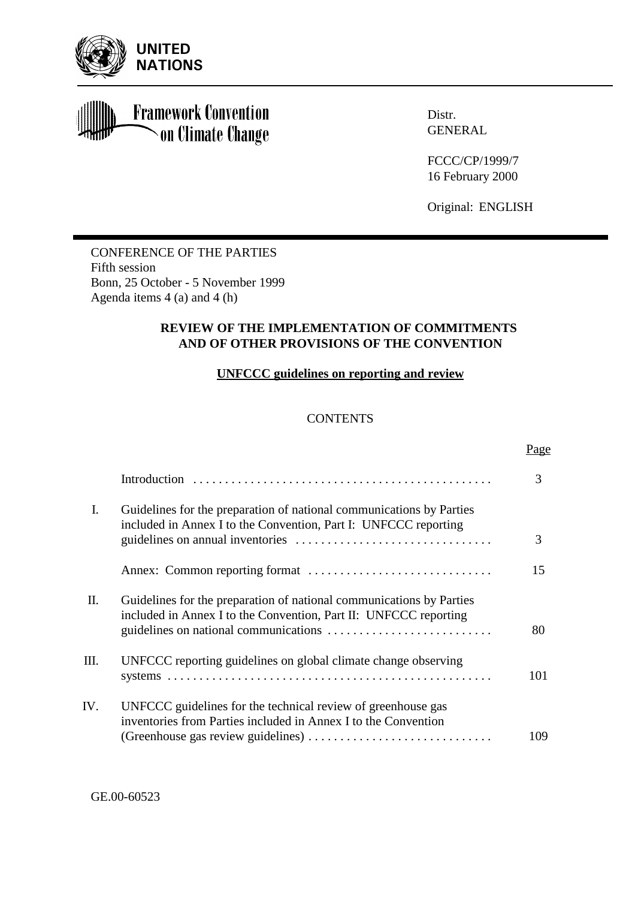**UNITED NATIONS**

**Framework Convention on Climate Change**

Distr.
GENERAL

FCCC/CP/1999/7
16 February 2000

Original: ENGLISH

CONFERENCE OF THE PARTIES
Fifth session
Bonn, 25 October - 5 November 1999
Agenda items 4 (a) and 4 (h)

## REVIEW OF THE IMPLEMENTATION OF COMMITMENTS AND OF OTHER PROVISIONS OF THE CONVENTION

### UNFCCC guidelines on reporting and review

CONTENTS

| | | Page |
|---|---|---|
| | Introduction | 3 |
| I. | Guidelines for the preparation of national communications by Parties included in Annex I to the Convention, Part I: UNFCCC reporting guidelines on annual inventories | 3 |
| | Annex: Common reporting format | 15 |
| II. | Guidelines for the preparation of national communications by Parties included in Annex I to the Convention, Part II: UNFCCC reporting guidelines on national communications | 80 |
| III. | UNFCCC reporting guidelines on global climate change observing systems | 101 |
| IV. | UNFCCC guidelines for the technical review of greenhouse gas inventories from Parties included in Annex I to the Convention (Greenhouse gas review guidelines) | 109 |

GE.00-60523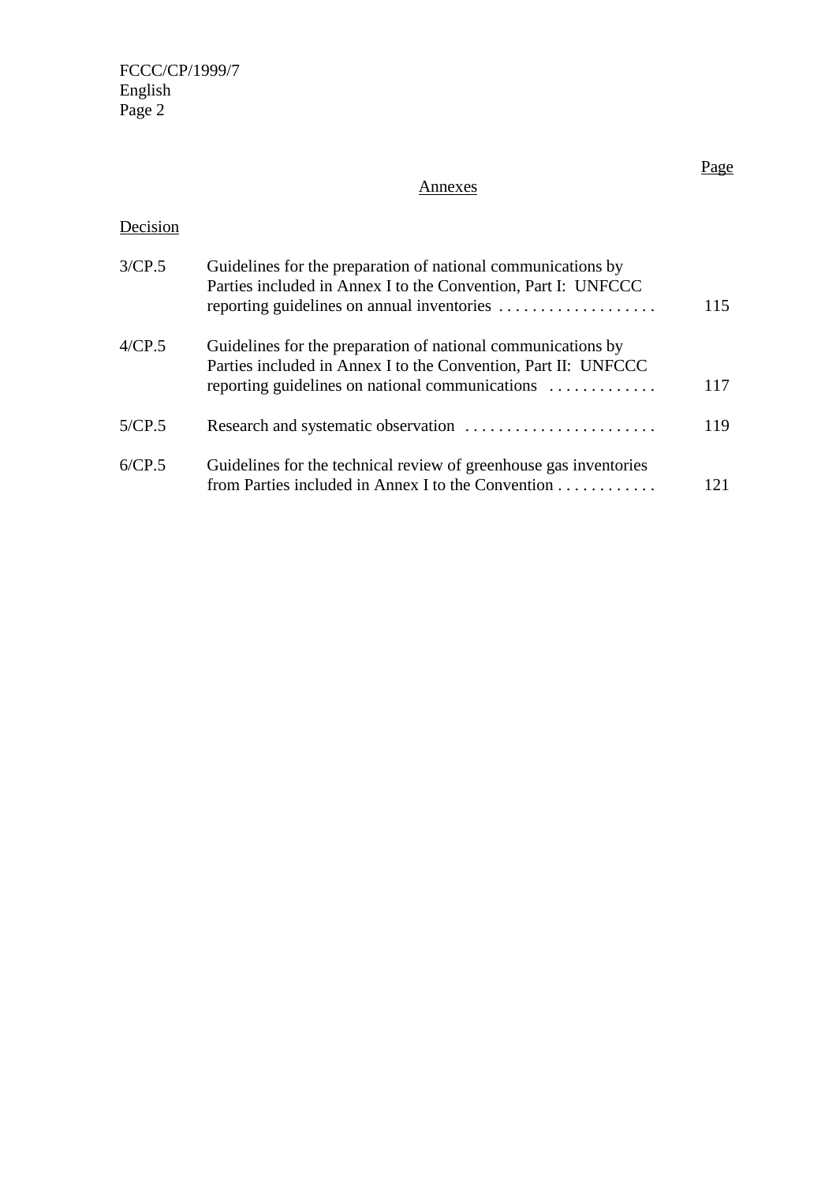## Annexes

| Decision | | Page |
|---|---|---|
| 3/CP.5 | Guidelines for the preparation of national communications by Parties included in Annex I to the Convention, Part I: UNFCCC reporting guidelines on annual inventories | 115 |
| 4/CP.5 | Guidelines for the preparation of national communications by Parties included in Annex I to the Convention, Part II: UNFCCC reporting guidelines on national communications | 117 |
| 5/CP.5 | Research and systematic observation | 119 |
| 6/CP.5 | Guidelines for the technical review of greenhouse gas inventories from Parties included in Annex I to the Convention | 121 |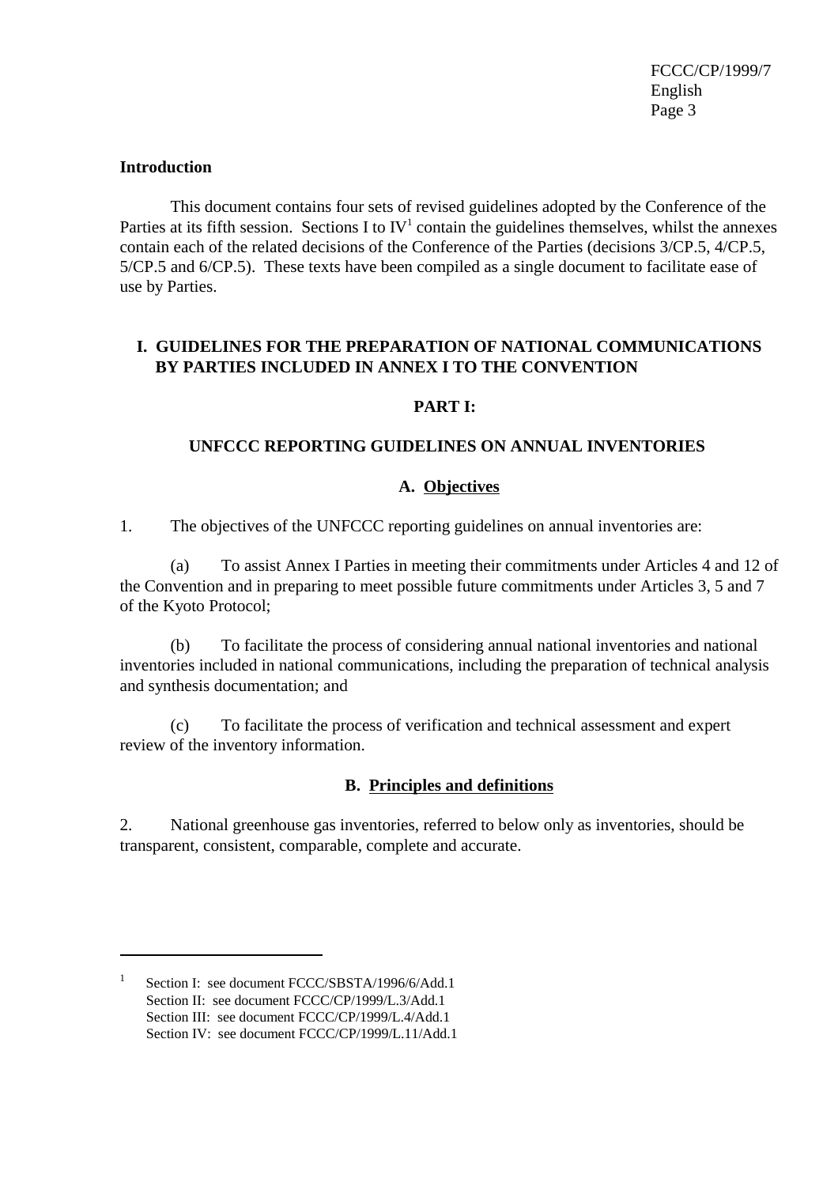**Introduction**

This document contains four sets of revised guidelines adopted by the Conference of the Parties at its fifth session. Sections I to IV[1] contain the guidelines themselves, whilst the annexes contain each of the related decisions of the Conference of the Parties (decisions 3/CP.5, 4/CP.5, 5/CP.5 and 6/CP.5). These texts have been compiled as a single document to facilitate ease of use by Parties.

## I. GUIDELINES FOR THE PREPARATION OF NATIONAL COMMUNICATIONS BY PARTIES INCLUDED IN ANNEX I TO THE CONVENTION

## PART I:

## UNFCCC REPORTING GUIDELINES ON ANNUAL INVENTORIES

### A. Objectives

1. The objectives of the UNFCCC reporting guidelines on annual inventories are:

(a) To assist Annex I Parties in meeting their commitments under Articles 4 and 12 of the Convention and in preparing to meet possible future commitments under Articles 3, 5 and 7 of the Kyoto Protocol;

(b) To facilitate the process of considering annual national inventories and national inventories included in national communications, including the preparation of technical analysis and synthesis documentation; and

(c) To facilitate the process of verification and technical assessment and expert review of the inventory information.

### B. Principles and definitions

2. National greenhouse gas inventories, referred to below only as inventories, should be transparent, consistent, comparable, complete and accurate.

---

[1] Section I: see document FCCC/SBSTA/1996/6/Add.1
Section II: see document FCCC/CP/1999/L.3/Add.1
Section III: see document FCCC/CP/1999/L.4/Add.1
Section IV: see document FCCC/CP/1999/L.11/Add.1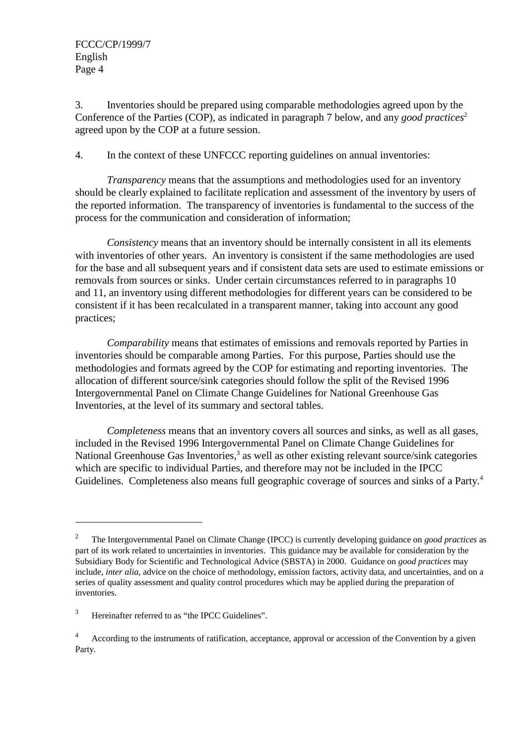3. Inventories should be prepared using comparable methodologies agreed upon by the Conference of the Parties (COP), as indicated in paragraph 7 below, and any *good practices*[2] agreed upon by the COP at a future session.

4. In the context of these UNFCCC reporting guidelines on annual inventories:

*Transparency* means that the assumptions and methodologies used for an inventory should be clearly explained to facilitate replication and assessment of the inventory by users of the reported information. The transparency of inventories is fundamental to the success of the process for the communication and consideration of information;

*Consistency* means that an inventory should be internally consistent in all its elements with inventories of other years. An inventory is consistent if the same methodologies are used for the base and all subsequent years and if consistent data sets are used to estimate emissions or removals from sources or sinks. Under certain circumstances referred to in paragraphs 10 and 11, an inventory using different methodologies for different years can be considered to be consistent if it has been recalculated in a transparent manner, taking into account any good practices;

*Comparability* means that estimates of emissions and removals reported by Parties in inventories should be comparable among Parties. For this purpose, Parties should use the methodologies and formats agreed by the COP for estimating and reporting inventories. The allocation of different source/sink categories should follow the split of the Revised 1996 Intergovernmental Panel on Climate Change Guidelines for National Greenhouse Gas Inventories, at the level of its summary and sectoral tables.

*Completeness* means that an inventory covers all sources and sinks, as well as all gases, included in the Revised 1996 Intergovernmental Panel on Climate Change Guidelines for National Greenhouse Gas Inventories,[3] as well as other existing relevant source/sink categories which are specific to individual Parties, and therefore may not be included in the IPCC Guidelines. Completeness also means full geographic coverage of sources and sinks of a Party.[4]

---

[2] The Intergovernmental Panel on Climate Change (IPCC) is currently developing guidance on *good practices* as part of its work related to uncertainties in inventories. This guidance may be available for consideration by the Subsidiary Body for Scientific and Technological Advice (SBSTA) in 2000. Guidance on *good practices* may include, *inter alia*, advice on the choice of methodology, emission factors, activity data, and uncertainties, and on a series of quality assessment and quality control procedures which may be applied during the preparation of inventories.

[3] Hereinafter referred to as "the IPCC Guidelines".

[4] According to the instruments of ratification, acceptance, approval or accession of the Convention by a given Party.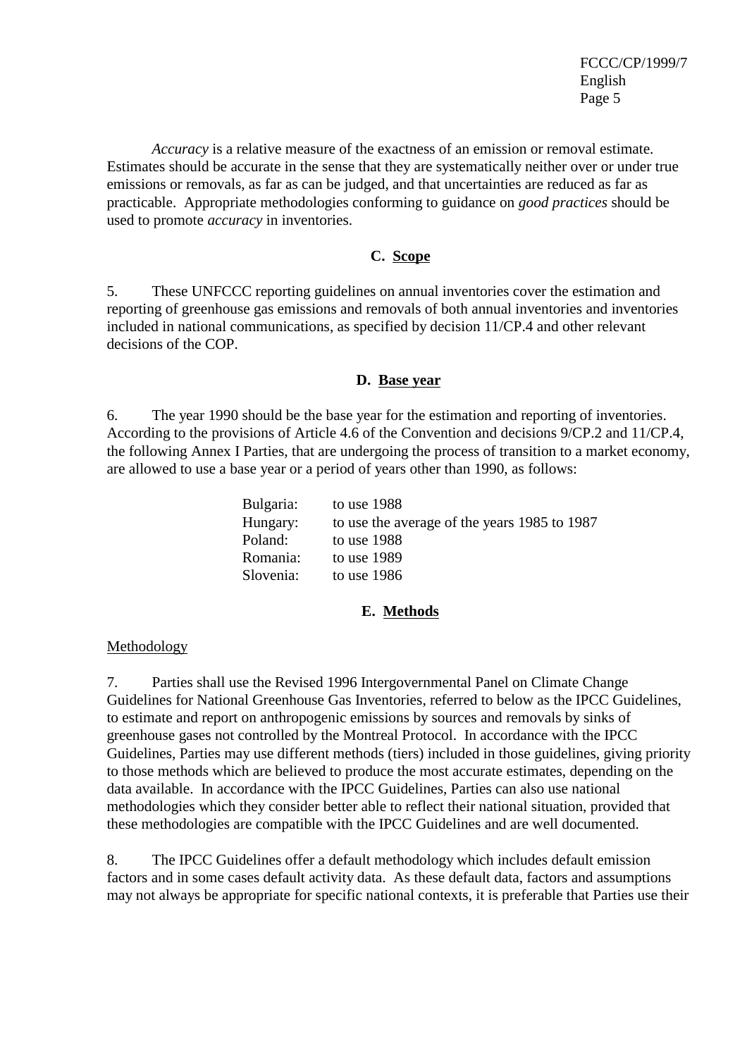*Accuracy* is a relative measure of the exactness of an emission or removal estimate. Estimates should be accurate in the sense that they are systematically neither over or under true emissions or removals, as far as can be judged, and that uncertainties are reduced as far as practicable. Appropriate methodologies conforming to guidance on *good practices* should be used to promote *accuracy* in inventories.

### C. Scope

5. These UNFCCC reporting guidelines on annual inventories cover the estimation and reporting of greenhouse gas emissions and removals of both annual inventories and inventories included in national communications, as specified by decision 11/CP.4 and other relevant decisions of the COP.

### D. Base year

6. The year 1990 should be the base year for the estimation and reporting of inventories. According to the provisions of Article 4.6 of the Convention and decisions 9/CP.2 and 11/CP.4, the following Annex I Parties, that are undergoing the process of transition to a market economy, are allowed to use a base year or a period of years other than 1990, as follows:

| | |
|---|---|
| Bulgaria: | to use 1988 |
| Hungary: | to use the average of the years 1985 to 1987 |
| Poland: | to use 1988 |
| Romania: | to use 1989 |
| Slovenia: | to use 1986 |

### E. Methods

Methodology

7. Parties shall use the Revised 1996 Intergovernmental Panel on Climate Change Guidelines for National Greenhouse Gas Inventories, referred to below as the IPCC Guidelines, to estimate and report on anthropogenic emissions by sources and removals by sinks of greenhouse gases not controlled by the Montreal Protocol. In accordance with the IPCC Guidelines, Parties may use different methods (tiers) included in those guidelines, giving priority to those methods which are believed to produce the most accurate estimates, depending on the data available. In accordance with the IPCC Guidelines, Parties can also use national methodologies which they consider better able to reflect their national situation, provided that these methodologies are compatible with the IPCC Guidelines and are well documented.

8. The IPCC Guidelines offer a default methodology which includes default emission factors and in some cases default activity data. As these default data, factors and assumptions may not always be appropriate for specific national contexts, it is preferable that Parties use their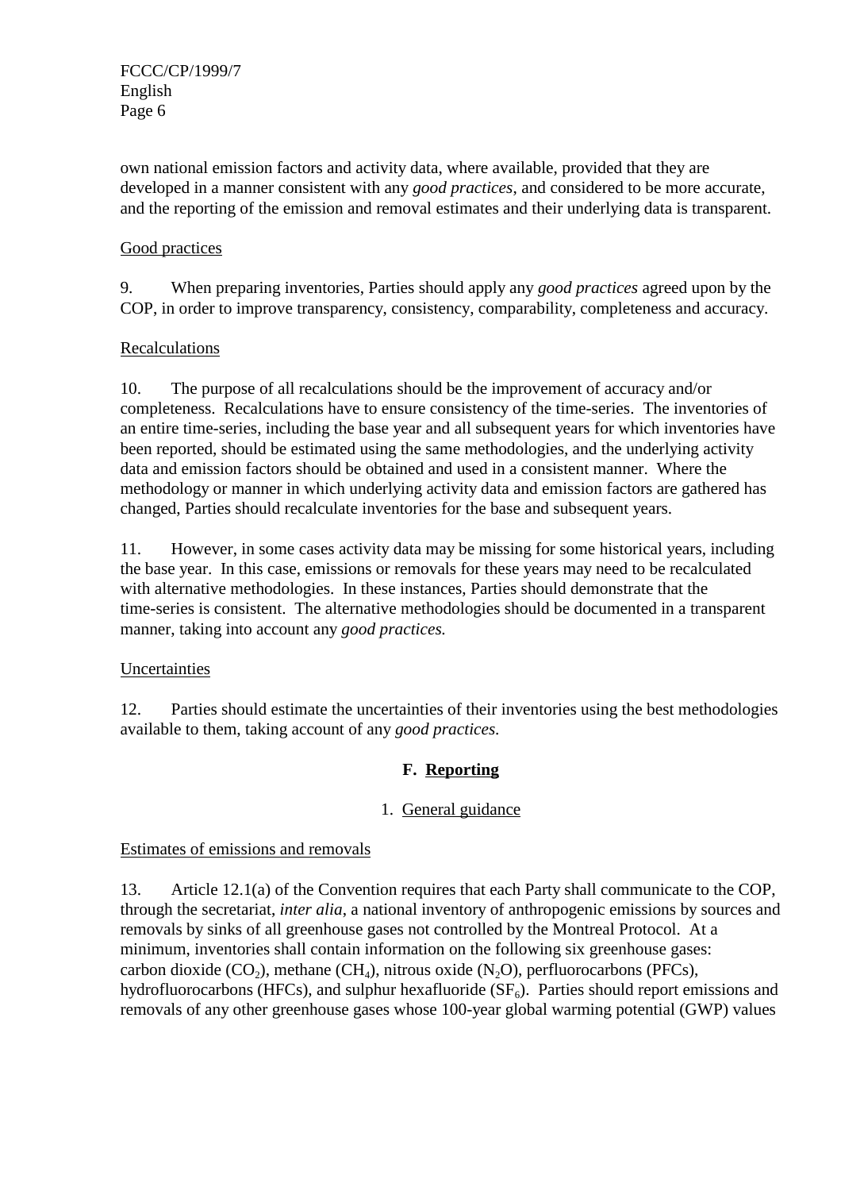own national emission factors and activity data, where available, provided that they are developed in a manner consistent with any *good practices*, and considered to be more accurate, and the reporting of the emission and removal estimates and their underlying data is transparent.

Good practices

9. When preparing inventories, Parties should apply any *good practices* agreed upon by the COP, in order to improve transparency, consistency, comparability, completeness and accuracy.

Recalculations

10. The purpose of all recalculations should be the improvement of accuracy and/or completeness. Recalculations have to ensure consistency of the time-series. The inventories of an entire time-series, including the base year and all subsequent years for which inventories have been reported, should be estimated using the same methodologies, and the underlying activity data and emission factors should be obtained and used in a consistent manner. Where the methodology or manner in which underlying activity data and emission factors are gathered has changed, Parties should recalculate inventories for the base and subsequent years.

11. However, in some cases activity data may be missing for some historical years, including the base year. In this case, emissions or removals for these years may need to be recalculated with alternative methodologies. In these instances, Parties should demonstrate that the time-series is consistent. The alternative methodologies should be documented in a transparent manner, taking into account any *good practices.*

Uncertainties

12. Parties should estimate the uncertainties of their inventories using the best methodologies available to them, taking account of any *good practices.*

## F. Reporting

### 1. General guidance

Estimates of emissions and removals

13. Article 12.1(a) of the Convention requires that each Party shall communicate to the COP, through the secretariat, *inter alia*, a national inventory of anthropogenic emissions by sources and removals by sinks of all greenhouse gases not controlled by the Montreal Protocol. At a minimum, inventories shall contain information on the following six greenhouse gases: carbon dioxide ($CO_2$), methane ($CH_4$), nitrous oxide ($N_2O$), perfluorocarbons (PFCs), hydrofluorocarbons (HFCs), and sulphur hexafluoride ($SF_6$). Parties should report emissions and removals of any other greenhouse gases whose 100-year global warming potential (GWP) values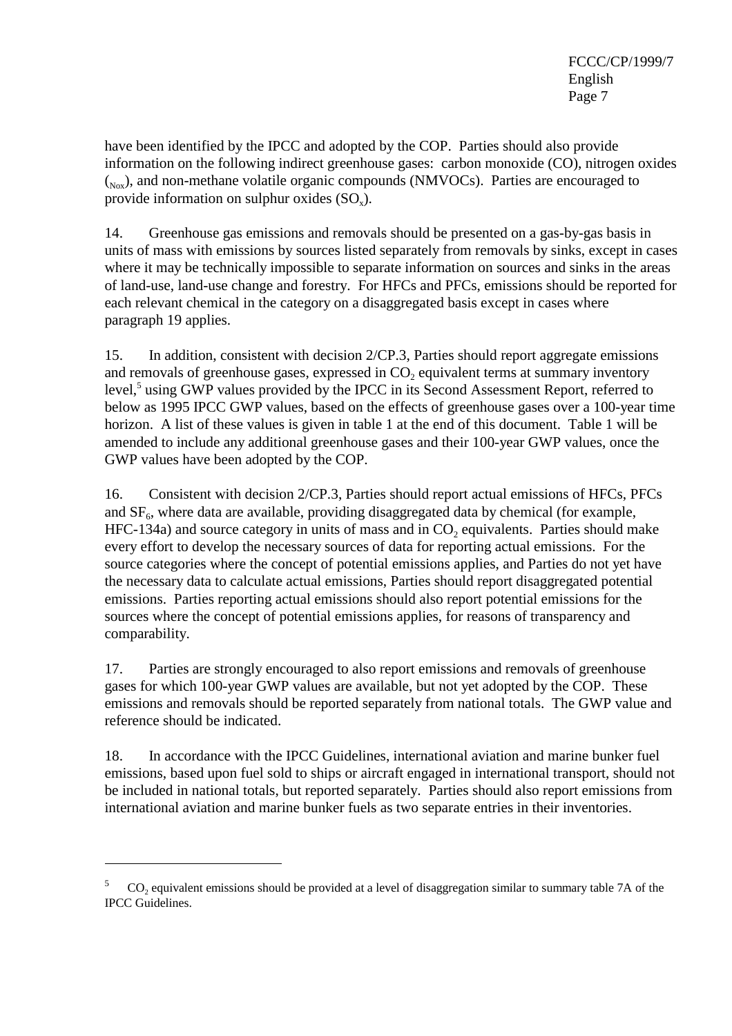have been identified by the IPCC and adopted by the COP. Parties should also provide information on the following indirect greenhouse gases: carbon monoxide (CO), nitrogen oxides ($_{Nox}$), and non-methane volatile organic compounds (NMVOCs). Parties are encouraged to provide information on sulphur oxides ($SO_x$).

14. Greenhouse gas emissions and removals should be presented on a gas-by-gas basis in units of mass with emissions by sources listed separately from removals by sinks, except in cases where it may be technically impossible to separate information on sources and sinks in the areas of land-use, land-use change and forestry. For HFCs and PFCs, emissions should be reported for each relevant chemical in the category on a disaggregated basis except in cases where paragraph 19 applies.

15. In addition, consistent with decision 2/CP.3, Parties should report aggregate emissions and removals of greenhouse gases, expressed in $CO_2$ equivalent terms at summary inventory level,[5] using GWP values provided by the IPCC in its Second Assessment Report, referred to below as 1995 IPCC GWP values, based on the effects of greenhouse gases over a 100-year time horizon. A list of these values is given in table 1 at the end of this document. Table 1 will be amended to include any additional greenhouse gases and their 100-year GWP values, once the GWP values have been adopted by the COP.

16. Consistent with decision 2/CP.3, Parties should report actual emissions of HFCs, PFCs and $SF_6$, where data are available, providing disaggregated data by chemical (for example, HFC-134a) and source category in units of mass and in $CO_2$ equivalents. Parties should make every effort to develop the necessary sources of data for reporting actual emissions. For the source categories where the concept of potential emissions applies, and Parties do not yet have the necessary data to calculate actual emissions, Parties should report disaggregated potential emissions. Parties reporting actual emissions should also report potential emissions for the sources where the concept of potential emissions applies, for reasons of transparency and comparability.

17. Parties are strongly encouraged to also report emissions and removals of greenhouse gases for which 100-year GWP values are available, but not yet adopted by the COP. These emissions and removals should be reported separately from national totals. The GWP value and reference should be indicated.

18. In accordance with the IPCC Guidelines, international aviation and marine bunker fuel emissions, based upon fuel sold to ships or aircraft engaged in international transport, should not be included in national totals, but reported separately. Parties should also report emissions from international aviation and marine bunker fuels as two separate entries in their inventories.

---

[5] $CO_2$ equivalent emissions should be provided at a level of disaggregation similar to summary table 7A of the IPCC Guidelines.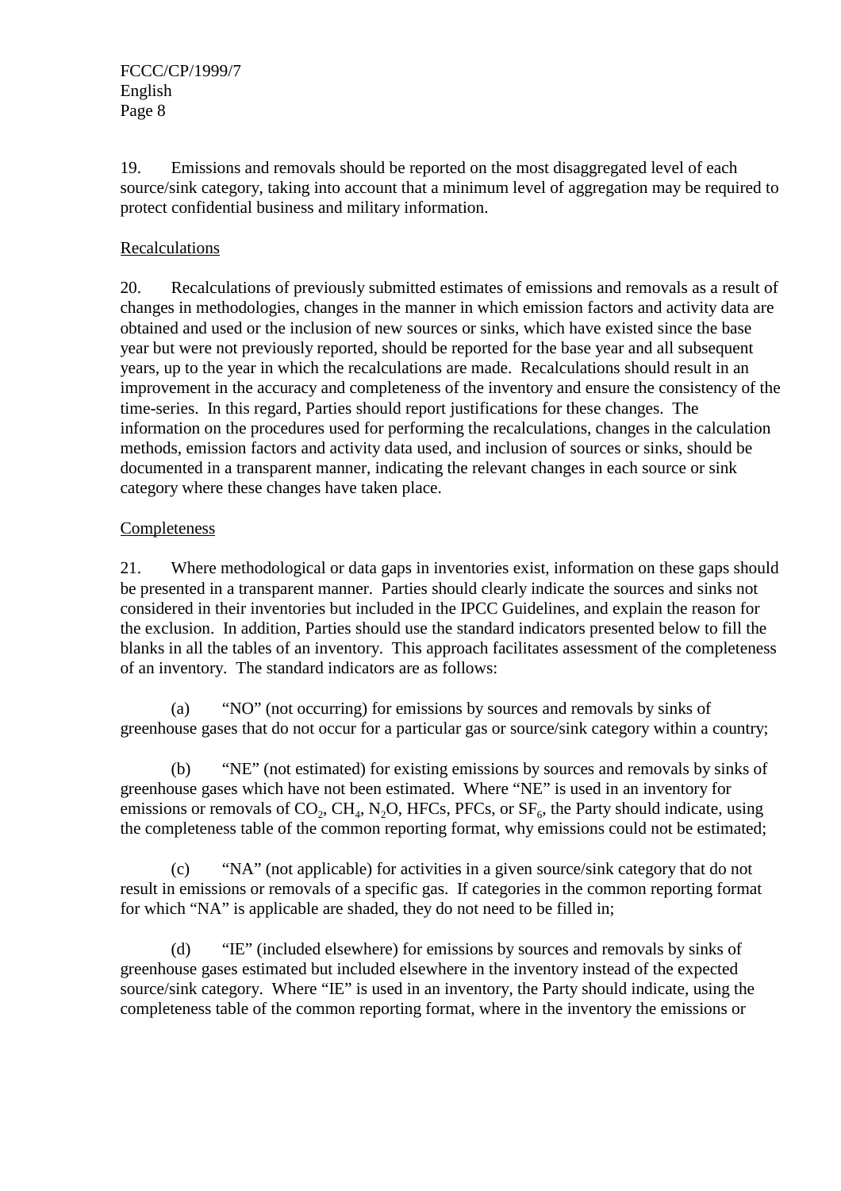19. Emissions and removals should be reported on the most disaggregated level of each source/sink category, taking into account that a minimum level of aggregation may be required to protect confidential business and military information.

Recalculations

20. Recalculations of previously submitted estimates of emissions and removals as a result of changes in methodologies, changes in the manner in which emission factors and activity data are obtained and used or the inclusion of new sources or sinks, which have existed since the base year but were not previously reported, should be reported for the base year and all subsequent years, up to the year in which the recalculations are made. Recalculations should result in an improvement in the accuracy and completeness of the inventory and ensure the consistency of the time-series. In this regard, Parties should report justifications for these changes. The information on the procedures used for performing the recalculations, changes in the calculation methods, emission factors and activity data used, and inclusion of sources or sinks, should be documented in a transparent manner, indicating the relevant changes in each source or sink category where these changes have taken place.

Completeness

21. Where methodological or data gaps in inventories exist, information on these gaps should be presented in a transparent manner. Parties should clearly indicate the sources and sinks not considered in their inventories but included in the IPCC Guidelines, and explain the reason for the exclusion. In addition, Parties should use the standard indicators presented below to fill the blanks in all the tables of an inventory. This approach facilitates assessment of the completeness of an inventory. The standard indicators are as follows:

(a) "NO" (not occurring) for emissions by sources and removals by sinks of greenhouse gases that do not occur for a particular gas or source/sink category within a country;

(b) "NE" (not estimated) for existing emissions by sources and removals by sinks of greenhouse gases which have not been estimated. Where "NE" is used in an inventory for emissions or removals of $CO_2$, $CH_4$, $N_2O$, HFCs, PFCs, or $SF_6$, the Party should indicate, using the completeness table of the common reporting format, why emissions could not be estimated;

(c) "NA" (not applicable) for activities in a given source/sink category that do not result in emissions or removals of a specific gas. If categories in the common reporting format for which "NA" is applicable are shaded, they do not need to be filled in;

(d) "IE" (included elsewhere) for emissions by sources and removals by sinks of greenhouse gases estimated but included elsewhere in the inventory instead of the expected source/sink category. Where "IE" is used in an inventory, the Party should indicate, using the completeness table of the common reporting format, where in the inventory the emissions or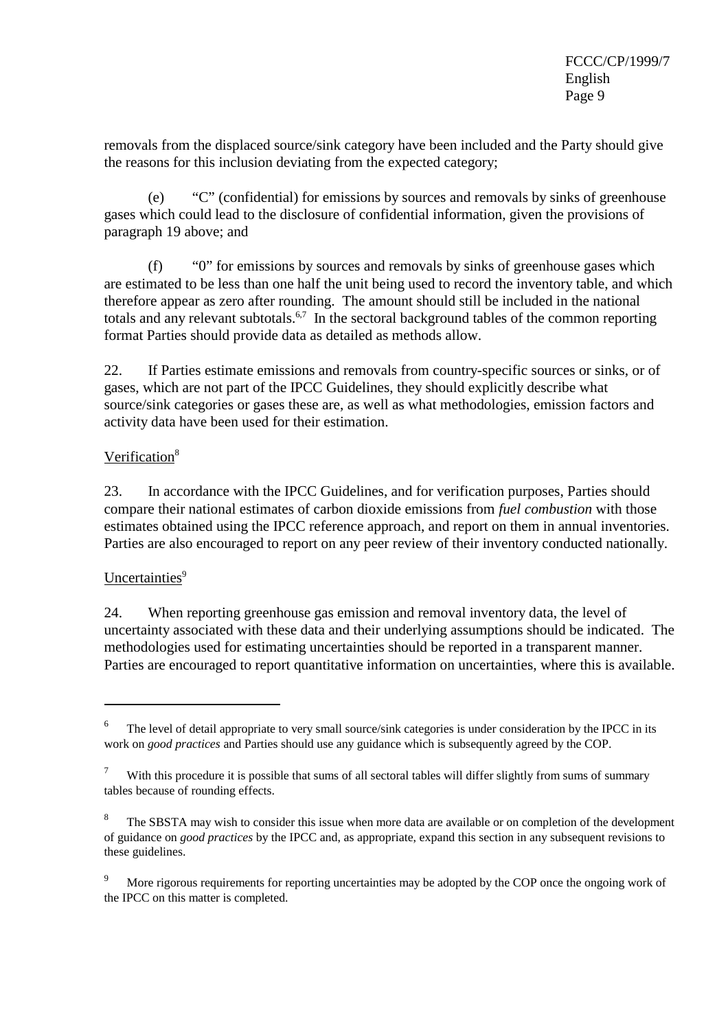removals from the displaced source/sink category have been included and the Party should give the reasons for this inclusion deviating from the expected category;

(e) "C" (confidential) for emissions by sources and removals by sinks of greenhouse gases which could lead to the disclosure of confidential information, given the provisions of paragraph 19 above; and

(f) "0" for emissions by sources and removals by sinks of greenhouse gases which are estimated to be less than one half the unit being used to record the inventory table, and which therefore appear as zero after rounding. The amount should still be included in the national totals and any relevant subtotals.[6,7] In the sectoral background tables of the common reporting format Parties should provide data as detailed as methods allow.

22. If Parties estimate emissions and removals from country-specific sources or sinks, or of gases, which are not part of the IPCC Guidelines, they should explicitly describe what source/sink categories or gases these are, as well as what methodologies, emission factors and activity data have been used for their estimation.

Verification[8]

23. In accordance with the IPCC Guidelines, and for verification purposes, Parties should compare their national estimates of carbon dioxide emissions from *fuel combustion* with those estimates obtained using the IPCC reference approach, and report on them in annual inventories. Parties are also encouraged to report on any peer review of their inventory conducted nationally.

Uncertainties[9]

24. When reporting greenhouse gas emission and removal inventory data, the level of uncertainty associated with these data and their underlying assumptions should be indicated. The methodologies used for estimating uncertainties should be reported in a transparent manner. Parties are encouraged to report quantitative information on uncertainties, where this is available.

---

[6] The level of detail appropriate to very small source/sink categories is under consideration by the IPCC in its work on *good practices* and Parties should use any guidance which is subsequently agreed by the COP.

[7] With this procedure it is possible that sums of all sectoral tables will differ slightly from sums of summary tables because of rounding effects.

[8] The SBSTA may wish to consider this issue when more data are available or on completion of the development of guidance on *good practices* by the IPCC and, as appropriate, expand this section in any subsequent revisions to these guidelines.

[9] More rigorous requirements for reporting uncertainties may be adopted by the COP once the ongoing work of the IPCC on this matter is completed.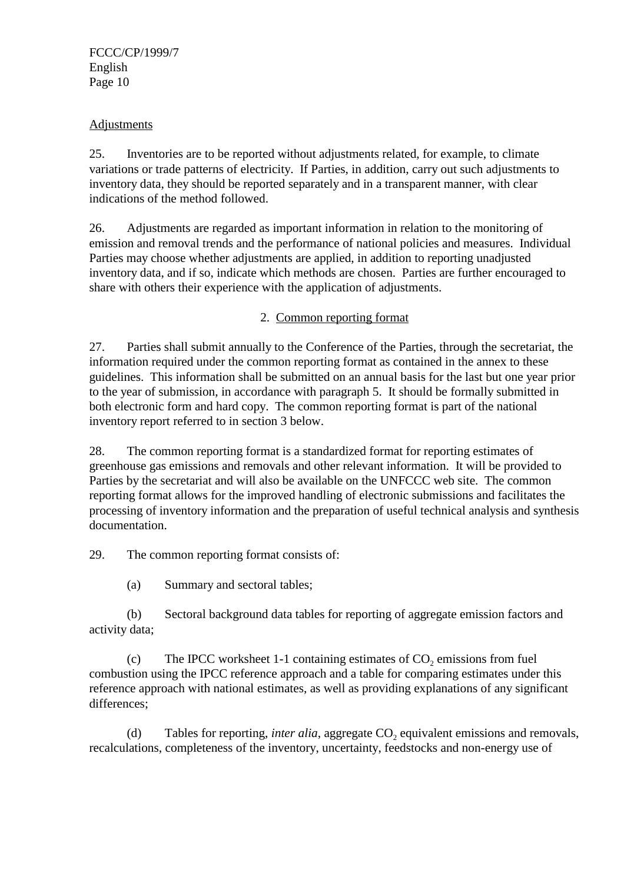Adjustments

25. Inventories are to be reported without adjustments related, for example, to climate variations or trade patterns of electricity. If Parties, in addition, carry out such adjustments to inventory data, they should be reported separately and in a transparent manner, with clear indications of the method followed.

26. Adjustments are regarded as important information in relation to the monitoring of emission and removal trends and the performance of national policies and measures. Individual Parties may choose whether adjustments are applied, in addition to reporting unadjusted inventory data, and if so, indicate which methods are chosen. Parties are further encouraged to share with others their experience with the application of adjustments.

## 2. Common reporting format

27. Parties shall submit annually to the Conference of the Parties, through the secretariat, the information required under the common reporting format as contained in the annex to these guidelines. This information shall be submitted on an annual basis for the last but one year prior to the year of submission, in accordance with paragraph 5. It should be formally submitted in both electronic form and hard copy. The common reporting format is part of the national inventory report referred to in section 3 below.

28. The common reporting format is a standardized format for reporting estimates of greenhouse gas emissions and removals and other relevant information. It will be provided to Parties by the secretariat and will also be available on the UNFCCC web site. The common reporting format allows for the improved handling of electronic submissions and facilitates the processing of inventory information and the preparation of useful technical analysis and synthesis documentation.

29. The common reporting format consists of:

(a) Summary and sectoral tables;

(b) Sectoral background data tables for reporting of aggregate emission factors and activity data;

(c) The IPCC worksheet 1-1 containing estimates of $CO_2$ emissions from fuel combustion using the IPCC reference approach and a table for comparing estimates under this reference approach with national estimates, as well as providing explanations of any significant differences;

(d) Tables for reporting, *inter alia*, aggregate $CO_2$ equivalent emissions and removals, recalculations, completeness of the inventory, uncertainty, feedstocks and non-energy use of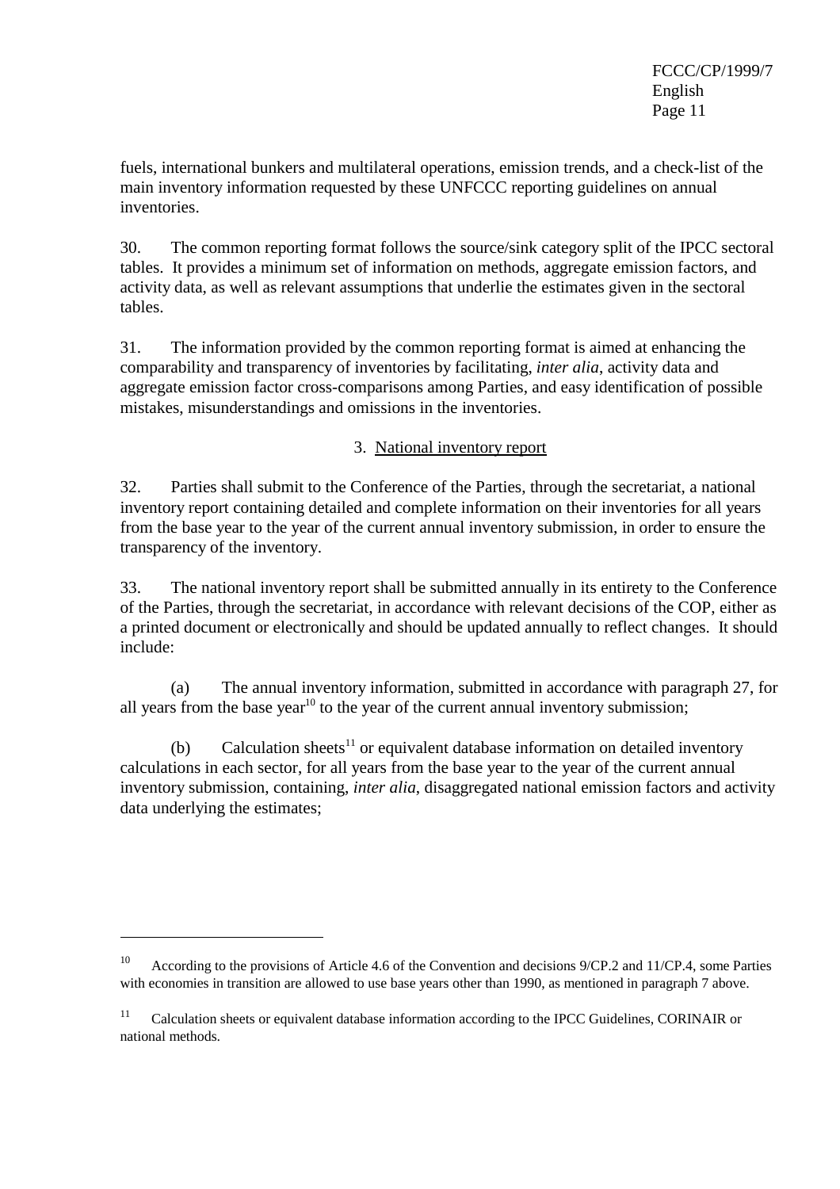fuels, international bunkers and multilateral operations, emission trends, and a check-list of the main inventory information requested by these UNFCCC reporting guidelines on annual inventories.

30. The common reporting format follows the source/sink category split of the IPCC sectoral tables. It provides a minimum set of information on methods, aggregate emission factors, and activity data, as well as relevant assumptions that underlie the estimates given in the sectoral tables.

31. The information provided by the common reporting format is aimed at enhancing the comparability and transparency of inventories by facilitating, *inter alia*, activity data and aggregate emission factor cross-comparisons among Parties, and easy identification of possible mistakes, misunderstandings and omissions in the inventories.

### 3. National inventory report

32. Parties shall submit to the Conference of the Parties, through the secretariat, a national inventory report containing detailed and complete information on their inventories for all years from the base year to the year of the current annual inventory submission, in order to ensure the transparency of the inventory.

33. The national inventory report shall be submitted annually in its entirety to the Conference of the Parties, through the secretariat, in accordance with relevant decisions of the COP, either as a printed document or electronically and should be updated annually to reflect changes. It should include:

(a) The annual inventory information, submitted in accordance with paragraph 27, for all years from the base year[10] to the year of the current annual inventory submission;

(b) Calculation sheets[11] or equivalent database information on detailed inventory calculations in each sector, for all years from the base year to the year of the current annual inventory submission, containing, *inter alia*, disaggregated national emission factors and activity data underlying the estimates;

---

[10] According to the provisions of Article 4.6 of the Convention and decisions 9/CP.2 and 11/CP.4, some Parties with economies in transition are allowed to use base years other than 1990, as mentioned in paragraph 7 above.

[11] Calculation sheets or equivalent database information according to the IPCC Guidelines, CORINAIR or national methods.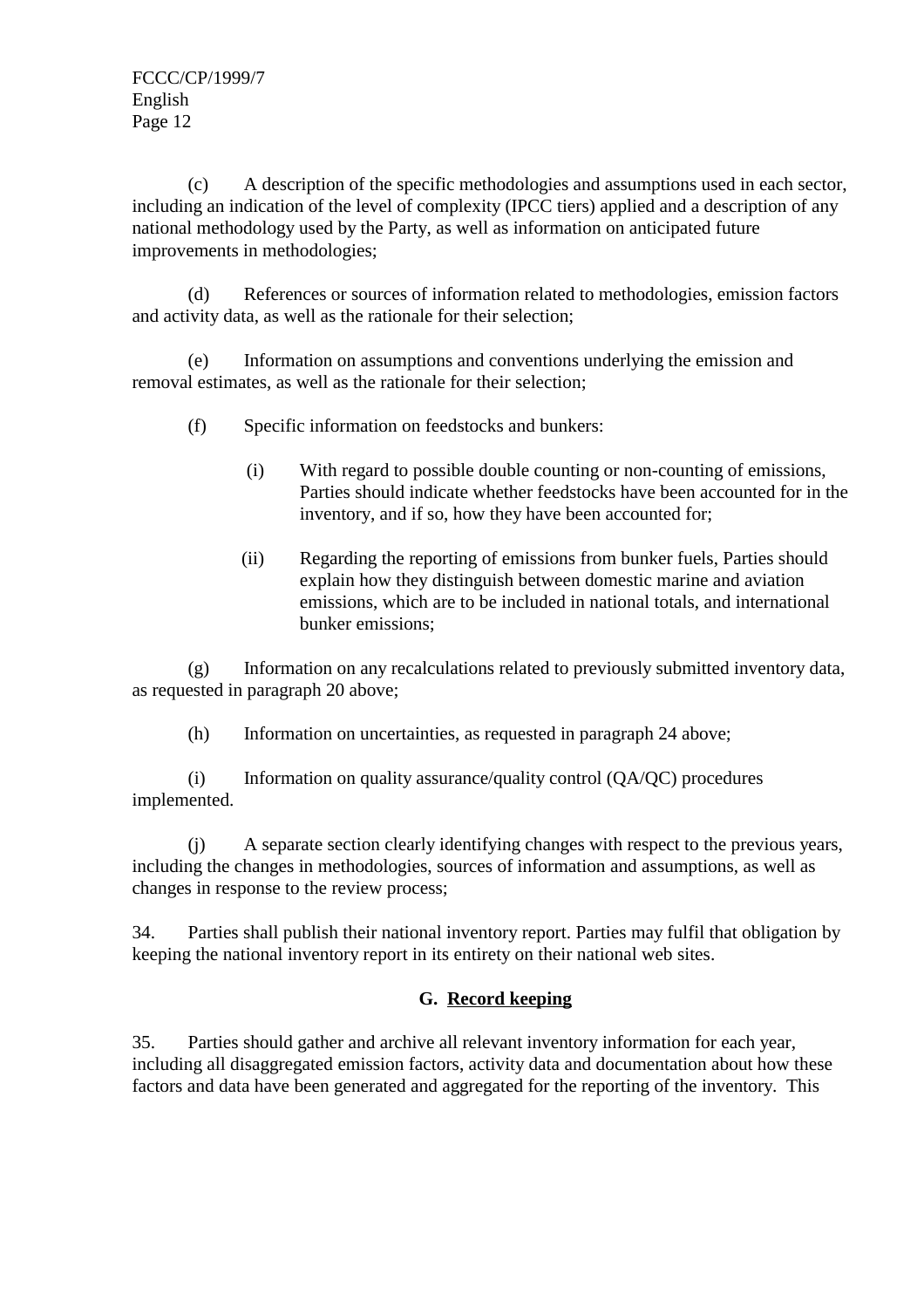(c) A description of the specific methodologies and assumptions used in each sector, including an indication of the level of complexity (IPCC tiers) applied and a description of any national methodology used by the Party, as well as information on anticipated future improvements in methodologies;

(d) References or sources of information related to methodologies, emission factors and activity data, as well as the rationale for their selection;

(e) Information on assumptions and conventions underlying the emission and removal estimates, as well as the rationale for their selection;

(f) Specific information on feedstocks and bunkers:

(i) With regard to possible double counting or non-counting of emissions, Parties should indicate whether feedstocks have been accounted for in the inventory, and if so, how they have been accounted for;

(ii) Regarding the reporting of emissions from bunker fuels, Parties should explain how they distinguish between domestic marine and aviation emissions, which are to be included in national totals, and international bunker emissions;

(g) Information on any recalculations related to previously submitted inventory data, as requested in paragraph 20 above;

(h) Information on uncertainties, as requested in paragraph 24 above;

(i) Information on quality assurance/quality control (QA/QC) procedures implemented.

(j) A separate section clearly identifying changes with respect to the previous years, including the changes in methodologies, sources of information and assumptions, as well as changes in response to the review process;

34. Parties shall publish their national inventory report. Parties may fulfil that obligation by keeping the national inventory report in its entirety on their national web sites.

## G. Record keeping

35. Parties should gather and archive all relevant inventory information for each year, including all disaggregated emission factors, activity data and documentation about how these factors and data have been generated and aggregated for the reporting of the inventory. This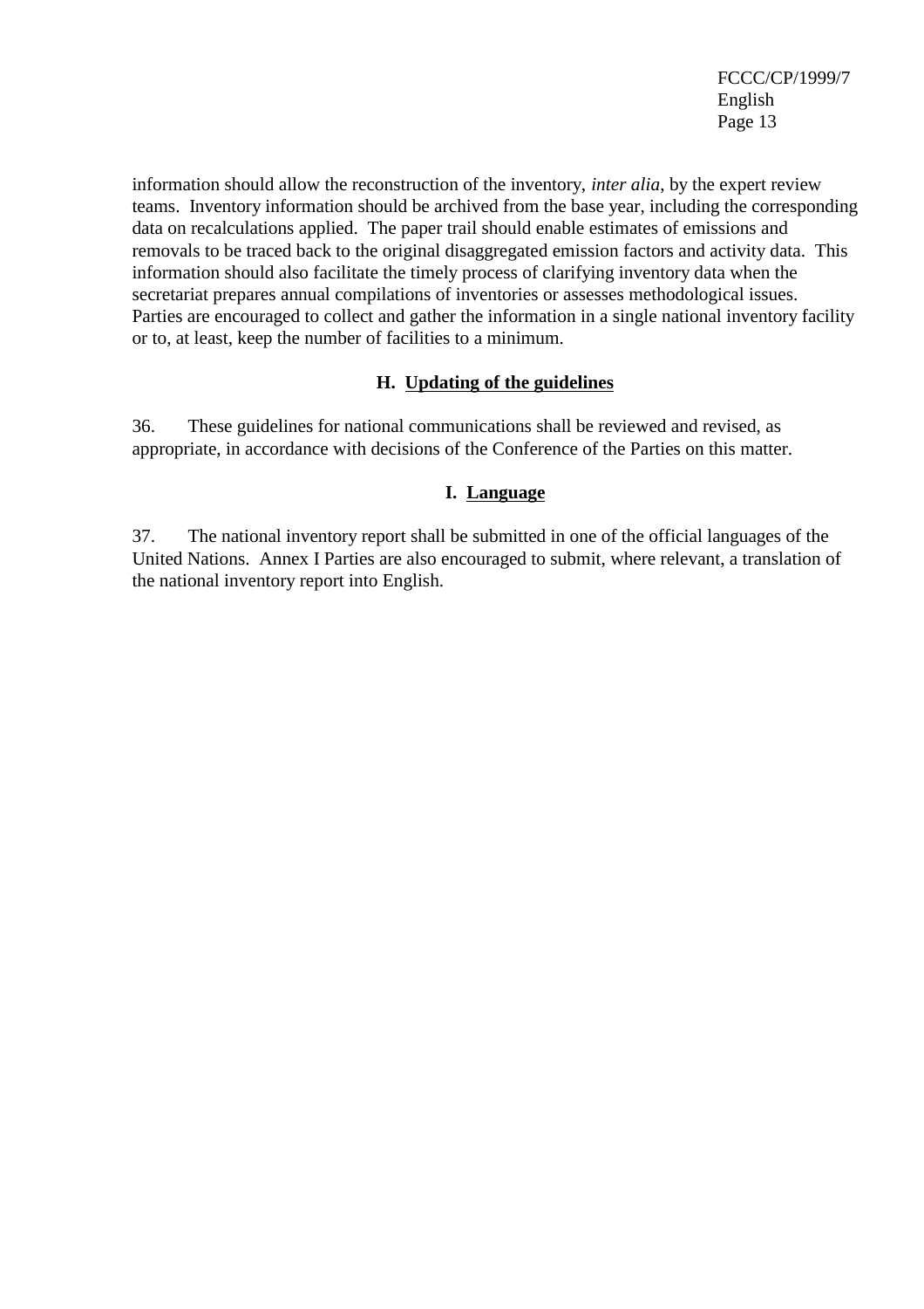information should allow the reconstruction of the inventory, *inter alia*, by the expert review teams. Inventory information should be archived from the base year, including the corresponding data on recalculations applied. The paper trail should enable estimates of emissions and removals to be traced back to the original disaggregated emission factors and activity data. This information should also facilitate the timely process of clarifying inventory data when the secretariat prepares annual compilations of inventories or assesses methodological issues. Parties are encouraged to collect and gather the information in a single national inventory facility or to, at least, keep the number of facilities to a minimum.

### H. Updating of the guidelines

36. These guidelines for national communications shall be reviewed and revised, as appropriate, in accordance with decisions of the Conference of the Parties on this matter.

### I. Language

37. The national inventory report shall be submitted in one of the official languages of the United Nations. Annex I Parties are also encouraged to submit, where relevant, a translation of the national inventory report into English.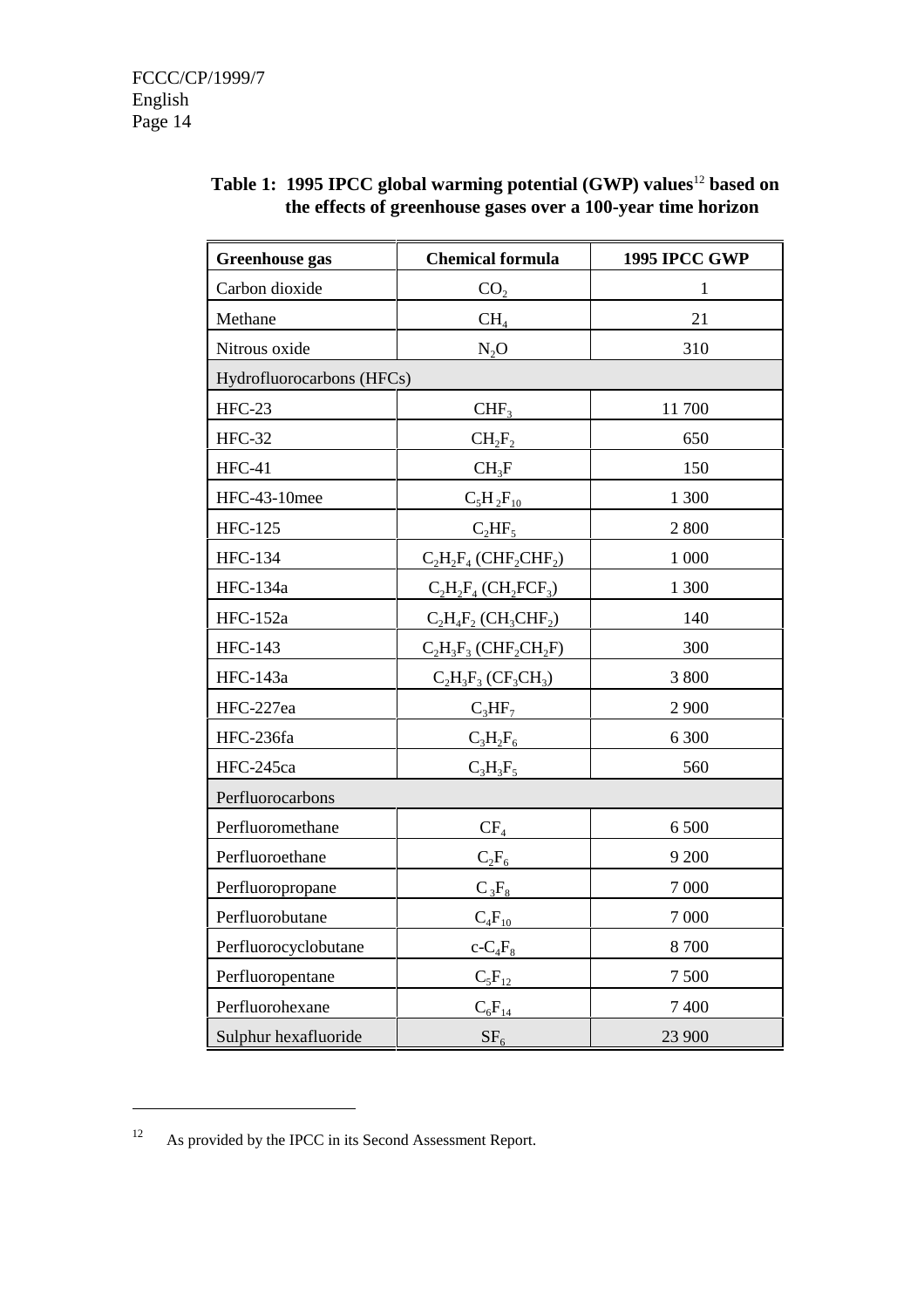**Table 1: 1995 IPCC global warming potential (GWP) values[12] based on the effects of greenhouse gases over a 100-year time horizon**

| Greenhouse gas | Chemical formula | 1995 IPCC GWP |
|---|---|---|
| Carbon dioxide | $CO_2$ | 1 |
| Methane | $CH_4$ | 21 |
| Nitrous oxide | $N_2O$ | 310 |
| Hydrofluorocarbons (HFCs) | | |
| HFC-23 | $CHF_3$ | 11 700 |
| HFC-32 | $CH_2F_2$ | 650 |
| HFC-41 | $CH_3F$ | 150 |
| HFC-43-10mee | $C_5H_2F_{10}$ | 1 300 |
| HFC-125 | $C_2HF_5$ | 2 800 |
| HFC-134 | $C_2H_2F_4$ ($CHF_2CHF_2$) | 1 000 |
| HFC-134a | $C_2H_2F_4$ ($CH_2FCF_3$) | 1 300 |
| HFC-152a | $C_2H_4F_2$ ($CH_3CHF_2$) | 140 |
| HFC-143 | $C_2H_3F_3$ ($CHF_2CH_2F$) | 300 |
| HFC-143a | $C_2H_3F_3$ ($CF_3CH_3$) | 3 800 |
| HFC-227ea | $C_3HF_7$ | 2 900 |
| HFC-236fa | $C_3H_2F_6$ | 6 300 |
| HFC-245ca | $C_3H_3F_5$ | 560 |
| Perfluorocarbons | | |
| Perfluoromethane | $CF_4$ | 6 500 |
| Perfluoroethane | $C_2F_6$ | 9 200 |
| Perfluoropropane | $C_3F_8$ | 7 000 |
| Perfluorobutane | $C_4F_{10}$ | 7 000 |
| Perfluorocyclobutane | c-$C_4F_8$ | 8 700 |
| Perfluoropentane | $C_5F_{12}$ | 7 500 |
| Perfluorohexane | $C_6F_{14}$ | 7 400 |
| Sulphur hexafluoride | $SF_6$ | 23 900 |

[12] As provided by the IPCC in its Second Assessment Report.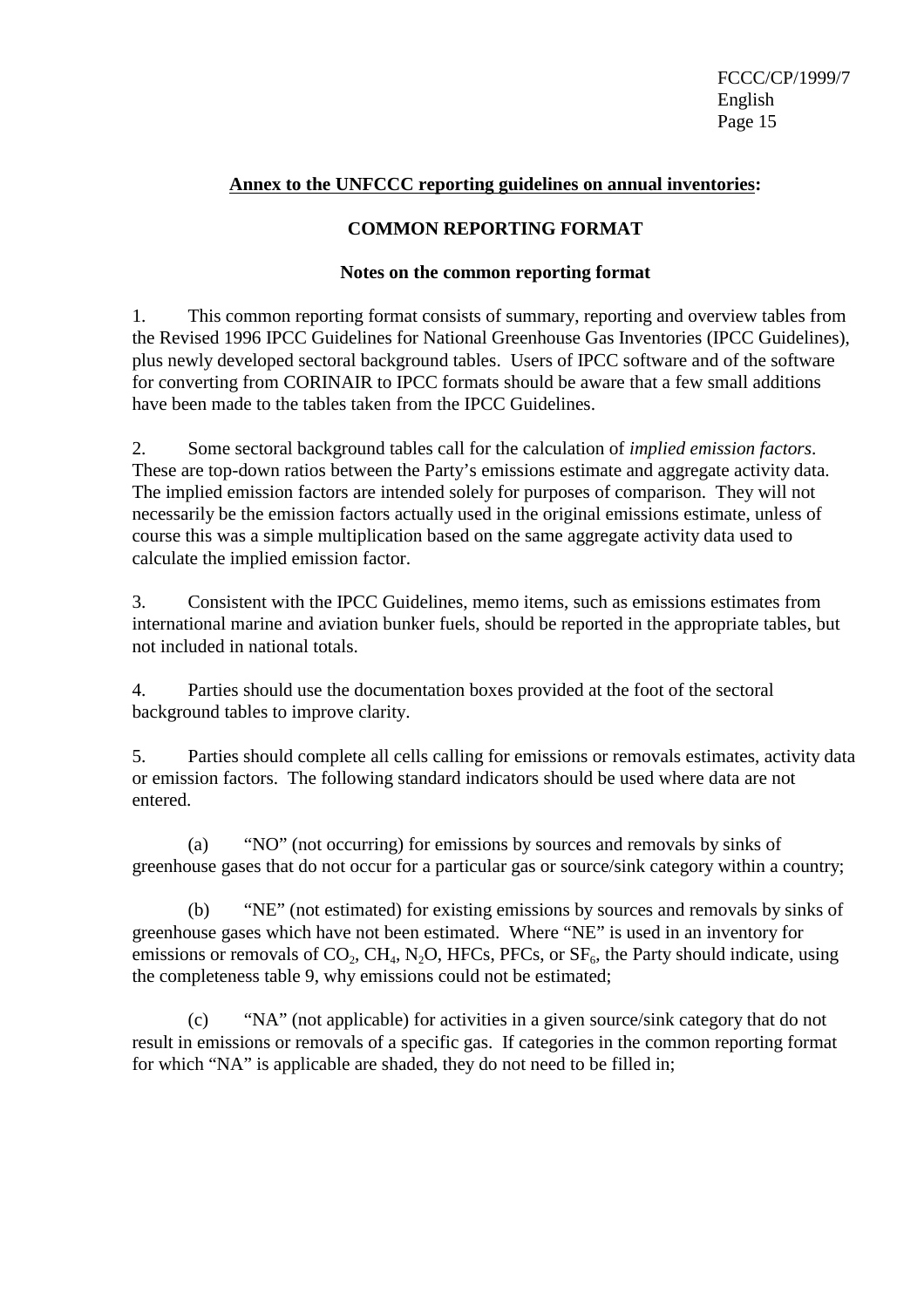## **Annex to the UNFCCC reporting guidelines on annual inventories:**

### COMMON REPORTING FORMAT

#### Notes on the common reporting format

1. This common reporting format consists of summary, reporting and overview tables from the Revised 1996 IPCC Guidelines for National Greenhouse Gas Inventories (IPCC Guidelines), plus newly developed sectoral background tables. Users of IPCC software and of the software for converting from CORINAIR to IPCC formats should be aware that a few small additions have been made to the tables taken from the IPCC Guidelines.

2. Some sectoral background tables call for the calculation of *implied emission factors*. These are top-down ratios between the Party's emissions estimate and aggregate activity data. The implied emission factors are intended solely for purposes of comparison. They will not necessarily be the emission factors actually used in the original emissions estimate, unless of course this was a simple multiplication based on the same aggregate activity data used to calculate the implied emission factor.

3. Consistent with the IPCC Guidelines, memo items, such as emissions estimates from international marine and aviation bunker fuels, should be reported in the appropriate tables, but not included in national totals.

4. Parties should use the documentation boxes provided at the foot of the sectoral background tables to improve clarity.

5. Parties should complete all cells calling for emissions or removals estimates, activity data or emission factors. The following standard indicators should be used where data are not entered.

(a) "NO" (not occurring) for emissions by sources and removals by sinks of greenhouse gases that do not occur for a particular gas or source/sink category within a country;

(b) "NE" (not estimated) for existing emissions by sources and removals by sinks of greenhouse gases which have not been estimated. Where "NE" is used in an inventory for emissions or removals of $CO_2$, $CH_4$, $N_2O$, HFCs, PFCs, or $SF_6$, the Party should indicate, using the completeness table 9, why emissions could not be estimated;

(c) "NA" (not applicable) for activities in a given source/sink category that do not result in emissions or removals of a specific gas. If categories in the common reporting format for which "NA" is applicable are shaded, they do not need to be filled in;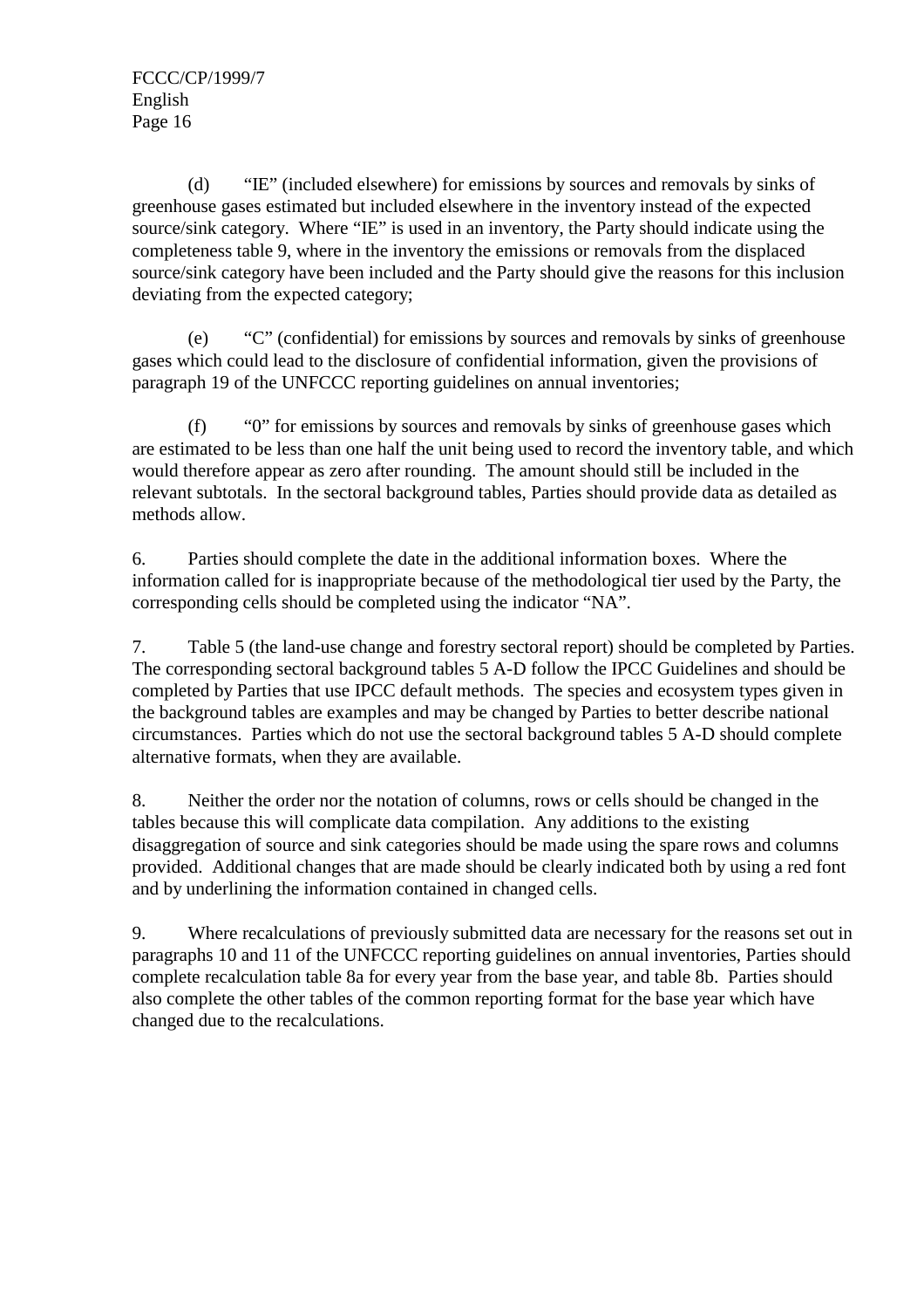(d) “IE” (included elsewhere) for emissions by sources and removals by sinks of greenhouse gases estimated but included elsewhere in the inventory instead of the expected source/sink category. Where “IE” is used in an inventory, the Party should indicate using the completeness table 9, where in the inventory the emissions or removals from the displaced source/sink category have been included and the Party should give the reasons for this inclusion deviating from the expected category;

(e) “C” (confidential) for emissions by sources and removals by sinks of greenhouse gases which could lead to the disclosure of confidential information, given the provisions of paragraph 19 of the UNFCCC reporting guidelines on annual inventories;

(f) “0” for emissions by sources and removals by sinks of greenhouse gases which are estimated to be less than one half the unit being used to record the inventory table, and which would therefore appear as zero after rounding. The amount should still be included in the relevant subtotals. In the sectoral background tables, Parties should provide data as detailed as methods allow.

6. Parties should complete the date in the additional information boxes. Where the information called for is inappropriate because of the methodological tier used by the Party, the corresponding cells should be completed using the indicator “NA”.

7. Table 5 (the land-use change and forestry sectoral report) should be completed by Parties. The corresponding sectoral background tables 5 A-D follow the IPCC Guidelines and should be completed by Parties that use IPCC default methods. The species and ecosystem types given in the background tables are examples and may be changed by Parties to better describe national circumstances. Parties which do not use the sectoral background tables 5 A-D should complete alternative formats, when they are available.

8. Neither the order nor the notation of columns, rows or cells should be changed in the tables because this will complicate data compilation. Any additions to the existing disaggregation of source and sink categories should be made using the spare rows and columns provided. Additional changes that are made should be clearly indicated both by using a red font and by underlining the information contained in changed cells.

9. Where recalculations of previously submitted data are necessary for the reasons set out in paragraphs 10 and 11 of the UNFCCC reporting guidelines on annual inventories, Parties should complete recalculation table 8a for every year from the base year, and table 8b. Parties should also complete the other tables of the common reporting format for the base year which have changed due to the recalculations.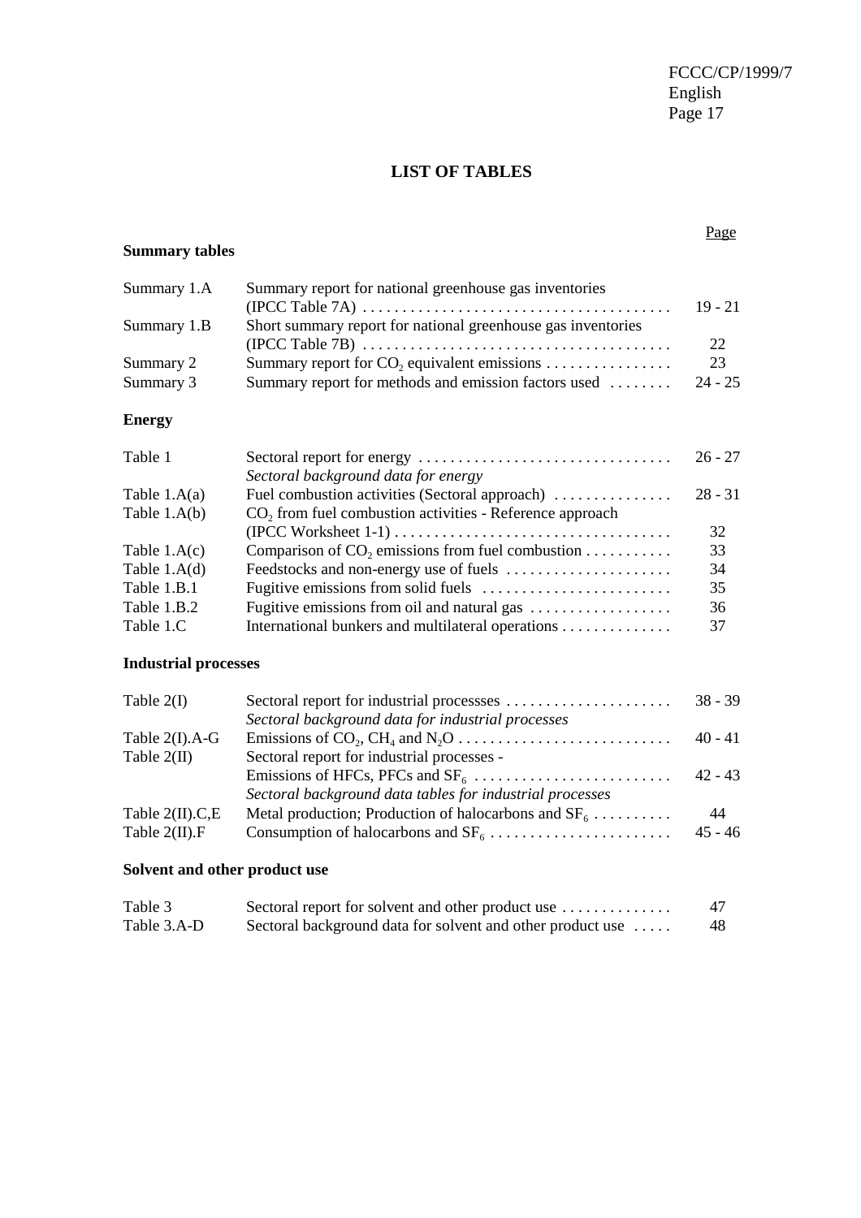## LIST OF TABLES

### Summary tables

| | | Page |
|---|---|---|
| Summary 1.A | Summary report for national greenhouse gas inventories (IPCC Table 7A) | 19 - 21 |
| Summary 1.B | Short summary report for national greenhouse gas inventories (IPCC Table 7B) | 22 |
| Summary 2 | Summary report for $CO_2$ equivalent emissions | 23 |
| Summary 3 | Summary report for methods and emission factors used | 24 - 25 |

### Energy

| | | |
|---|---|---|
| Table 1 | Sectoral report for energy | 26 - 27 |
| | *Sectoral background data for energy* | |
| Table 1.A(a) | Fuel combustion activities (Sectoral approach) | 28 - 31 |
| Table 1.A(b) | $CO_2$ from fuel combustion activities - Reference approach (IPCC Worksheet 1-1) | 32 |
| Table 1.A(c) | Comparison of $CO_2$ emissions from fuel combustion | 33 |
| Table 1.A(d) | Feedstocks and non-energy use of fuels | 34 |
| Table 1.B.1 | Fugitive emissions from solid fuels | 35 |
| Table 1.B.2 | Fugitive emissions from oil and natural gas | 36 |
| Table 1.C | International bunkers and multilateral operations | 37 |

### Industrial processes

| | | |
|---|---|---|
| Table 2(I) | Sectoral report for industrial processses | 38 - 39 |
| | *Sectoral background data for industrial processes* | |
| Table 2(I).A-G | Emissions of $CO_2$, $CH_4$ and $N_2O$ | 40 - 41 |
| Table 2(II) | Sectoral report for industrial processes - Emissions of HFCs, PFCs and $SF_6$ | 42 - 43 |
| | *Sectoral background data tables for industrial processes* | |
| Table 2(II).C,E | Metal production; Production of halocarbons and $SF_6$ | 44 |
| Table 2(II).F | Consumption of halocarbons and $SF_6$ | 45 - 46 |

### Solvent and other product use

| | | |
|---|---|---|
| Table 3 | Sectoral report for solvent and other product use | 47 |
| Table 3.A-D | Sectoral background data for solvent and other product use | 48 |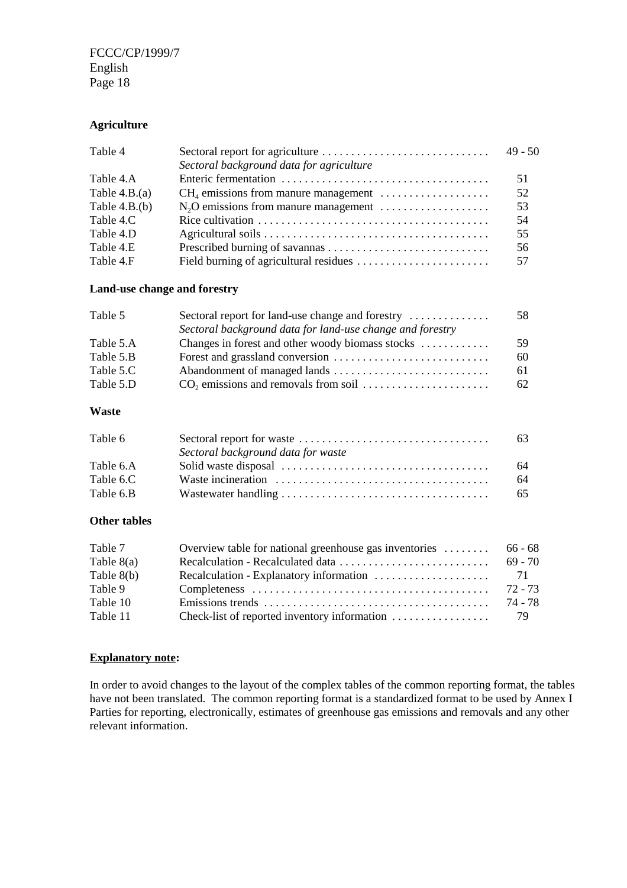**Agriculture**

| | | |
|---|---|---|
| Table 4 | Sectoral report for agriculture | 49 - 50 |
| | *Sectoral background data for agriculture* | |
| Table 4.A | Enteric fermentation | 51 |
| Table 4.B.(a) | $CH_4$ emissions from manure management | 52 |
| Table 4.B.(b) | $N_2O$ emissions from manure management | 53 |
| Table 4.C | Rice cultivation | 54 |
| Table 4.D | Agricultural soils | 55 |
| Table 4.E | Prescribed burning of savannas | 56 |
| Table 4.F | Field burning of agricultural residues | 57 |

**Land-use change and forestry**

| | | |
|---|---|---|
| Table 5 | Sectoral report for land-use change and forestry | 58 |
| | *Sectoral background data for land-use change and forestry* | |
| Table 5.A | Changes in forest and other woody biomass stocks | 59 |
| Table 5.B | Forest and grassland conversion | 60 |
| Table 5.C | Abandonment of managed lands | 61 |
| Table 5.D | $CO_2$ emissions and removals from soil | 62 |

**Waste**

| | | |
|---|---|---|
| Table 6 | Sectoral report for waste | 63 |
| | *Sectoral background data for waste* | |
| Table 6.A | Solid waste disposal | 64 |
| Table 6.C | Waste incineration | 64 |
| Table 6.B | Wastewater handling | 65 |

**Other tables**

| | | |
|---|---|---|
| Table 7 | Overview table for national greenhouse gas inventories | 66 - 68 |
| Table 8(a) | Recalculation - Recalculated data | 69 - 70 |
| Table 8(b) | Recalculation - Explanatory information | 71 |
| Table 9 | Completeness | 72 - 73 |
| Table 10 | Emissions trends | 74 - 78 |
| Table 11 | Check-list of reported inventory information | 79 |

**Explanatory note:**

In order to avoid changes to the layout of the complex tables of the common reporting format, the tables have not been translated. The common reporting format is a standardized format to be used by Annex I Parties for reporting, electronically, estimates of greenhouse gas emissions and removals and any other relevant information.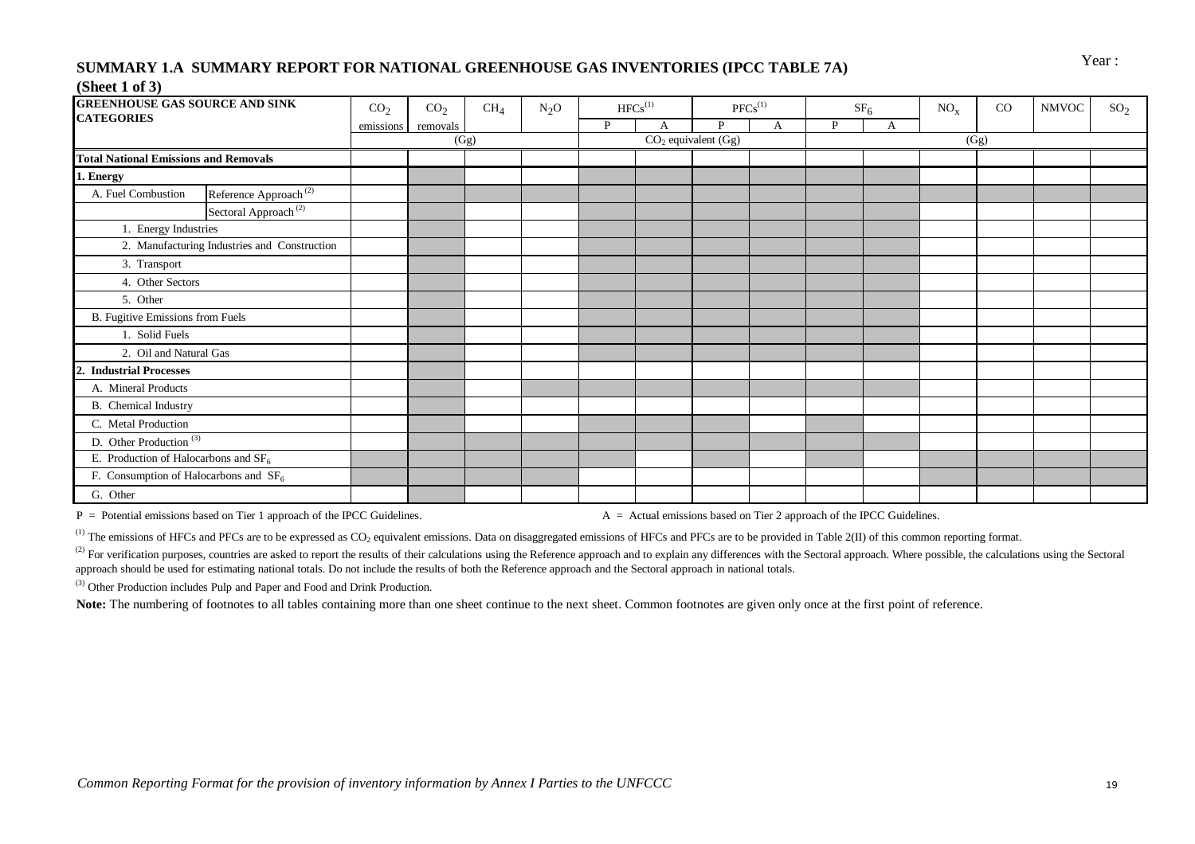## SUMMARY 1.A SUMMARY REPORT FOR NATIONAL GREENHOUSE GAS INVENTORIES (IPCC TABLE 7A)

Year :

**(Sheet 1 of 3)**

| GREENHOUSE GAS SOURCE AND SINK CATEGORIES | | $CO_2$ emissions | $CO_2$ removals | $CH_4$ | $N_2O$ | HFCs[1] | | PFCs[1] | | $SF_6$ | | $NO_x$ | CO | NMVOC | $SO_2$ |
|---|---|---|---|---|---|---|---|---|---|---|---|---|---|---|---|
| | | | | | | P | A | P | A | P | A | | | | |
| | | (Gg) | | | | $CO_2$ equivalent (Gg) | | | | | | (Gg) | | | |
| **Total National Emissions and Removals** | | | | | | | | | | | | | | | |
| **1. Energy** | | | | | | | | | | | | | | | |
| A. Fuel Combustion | Reference Approach [2] | | | | | | | | | | | | | | |
| | Sectoral Approach [2] | | | | | | | | | | | | | | |
| 1. Energy Industries | | | | | | | | | | | | | | | |
| 2. Manufacturing Industries and Construction | | | | | | | | | | | | | | | |
| 3. Transport | | | | | | | | | | | | | | | |
| 4. Other Sectors | | | | | | | | | | | | | | | |
| 5. Other | | | | | | | | | | | | | | | |
| B. Fugitive Emissions from Fuels | | | | | | | | | | | | | | | |
| 1. Solid Fuels | | | | | | | | | | | | | | | |
| 2. Oil and Natural Gas | | | | | | | | | | | | | | | |
| **2. Industrial Processes** | | | | | | | | | | | | | | | |
| A. Mineral Products | | | | | | | | | | | | | | | |
| B. Chemical Industry | | | | | | | | | | | | | | | |
| C. Metal Production | | | | | | | | | | | | | | | |
| D. Other Production [3] | | | | | | | | | | | | | | | |
| E. Production of Halocarbons and $SF_6$ | | | | | | | | | | | | | | | |
| F. Consumption of Halocarbons and $SF_6$ | | | | | | | | | | | | | | | |
| G. Other | | | | | | | | | | | | | | | |

P = Potential emissions based on Tier 1 approach of the IPCC Guidelines.   A = Actual emissions based on Tier 2 approach of the IPCC Guidelines.

[1] The emissions of HFCs and PFCs are to be expressed as $CO_2$ equivalent emissions. Data on disaggregated emissions of HFCs and PFCs are to be provided in Table 2(II) of this common reporting format.

[2] For verification purposes, countries are asked to report the results of their calculations using the Reference approach and to explain any differences with the Sectoral approach. Where possible, the calculations using the Sectoral approach should be used for estimating national totals. Do not include the results of both the Reference approach and the Sectoral approach in national totals.

[3] Other Production includes Pulp and Paper and Food and Drink Production.

**Note:** The numbering of footnotes to all tables containing more than one sheet continue to the next sheet. Common footnotes are given only once at the first point of reference.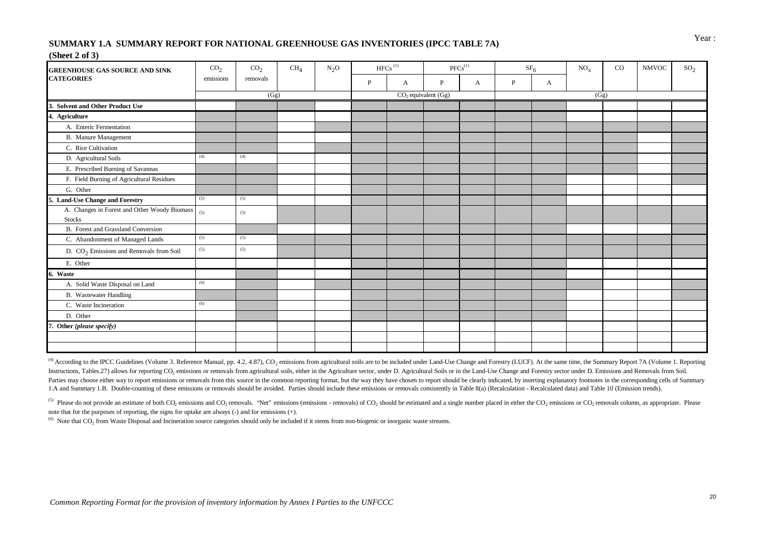## SUMMARY 1.A SUMMARY REPORT FOR NATIONAL GREENHOUSE GAS INVENTORIES (IPCC TABLE 7A)

Year :

**(Sheet 2 of 3)**

| GREENHOUSE GAS SOURCE AND SINK CATEGORIES | $CO_2$ emissions | $CO_2$ removals | $CH_4$ | $N_2O$ | HFCs [1] | | PFCs[1] | | $SF_6$ | | $NO_x$ | CO | NMVOC | $SO_2$ |
|---|---|---|---|---|---|---|---|---|---|---|---|---|---|---|
| | | | | | P | A | P | A | P | A | | | | |
| | (Gg) | | | | $CO_2$ equivalent (Gg) | | | | (Gg) | | | | | |
| **3. Solvent and Other Product Use** | | | | | | | | | | | | | | |
| **4. Agriculture** | | | | | | | | | | | | | | |
| A. Enteric Fermentation | | | | | | | | | | | | | | |
| B. Manure Management | | | | | | | | | | | | | | |
| C. Rice Cultivation | | | | | | | | | | | | | | |
| D. Agricultural Soils | (4) | (4) | | | | | | | | | | | | |
| E. Prescribed Burning of Savannas | | | | | | | | | | | | | | |
| F. Field Burning of Agricultural Residues | | | | | | | | | | | | | | |
| G. Other | | | | | | | | | | | | | | |
| **5. Land-Use Change and Forestry** | (5) | (5) | | | | | | | | | | | | |
| A. Changes in Forest and Other Woody Biomass Stocks | (5) | (5) | | | | | | | | | | | | |
| B. Forest and Grassland Conversion | | | | | | | | | | | | | | |
| C. Abandonment of Managed Lands | (5) | (5) | | | | | | | | | | | | |
| D. $CO_2$ Emissions and Removals from Soil | (5) | (5) | | | | | | | | | | | | |
| E. Other | | | | | | | | | | | | | | |
| **6. Waste** | | | | | | | | | | | | | | |
| A. Solid Waste Disposal on Land | (6) | | | | | | | | | | | | | |
| B. Wastewater Handling | | | | | | | | | | | | | | |
| C. Waste Incineration | (6) | | | | | | | | | | | | | |
| D. Other | | | | | | | | | | | | | | |
| **7. Other** *(please specify)* | | | | | | | | | | | | | | |
| | | | | | | | | | | | | | | |
| | | | | | | | | | | | | | | |

(4) According to the IPCC Guidelines (Volume 3. Reference Manual, pp. 4.2, 4.87), $CO_2$ emissions from agricultural soils are to be included under Land-Use Change and Forestry (LUCF). At the same time, the Summary Report 7A (Volume 1. Reporting Instructions, Tables.27) allows for reporting $CO_2$ emissions or removals from agricultural soils, either in the Agriculture sector, under D. Agricultural Soils or in the Land-Use Change and Forestry sector under D. Emissions and Removals from Soil. Parties may choose either way to report emissions or removals from this source in the common reporting format, but the way they have chosen to report should be clearly indicated, by inserting explanatory footnotes in the corresponding cells of Summary 1.A and Summary 1.B. Double-counting of these emissions or removals should be avoided. Parties should include these emissions or removals consistently in Table 8(a) (Recalculation - Recalculated data) and Table 10 (Emission trends).

(5) Please do not provide an estimate of both $CO_2$ emissions and $CO_2$ removals. "Net" emissions (emissions - removals) of $CO_2$ should be estimated and a single number placed in either the $CO_2$ emissions or $CO_2$ removals column, as appropriate. Please note that for the purposes of reporting, the signs for uptake are always (-) and for emissions (+).

(6) Note that $CO_2$ from Waste Disposal and Incineration source categories should only be included if it stems from non-biogenic or inorganic waste streams.

*Common Reporting Format for the provision of inventory information by Annex I Parties to the UNFCCC*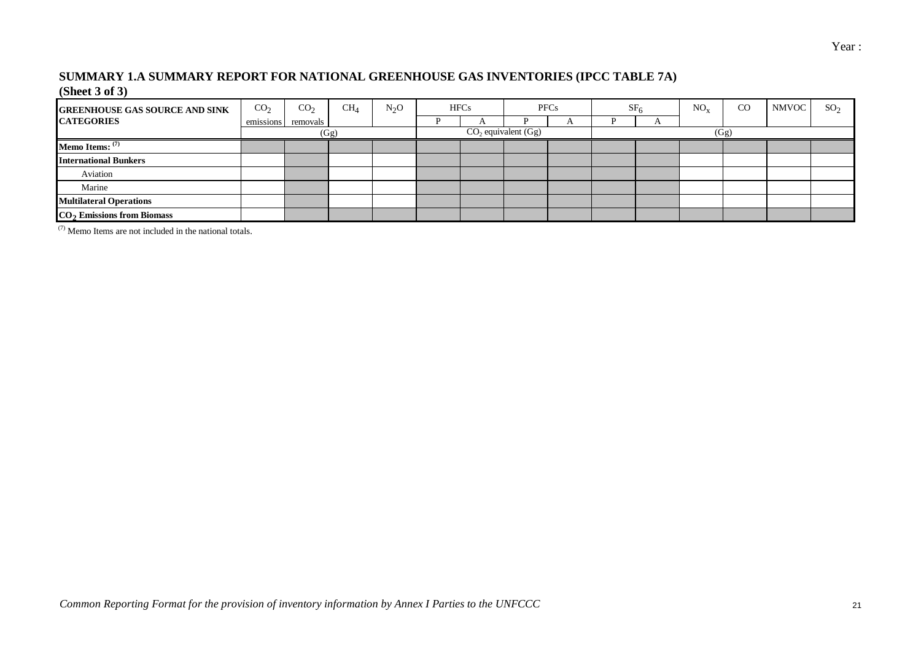Year :

## SUMMARY 1.A SUMMARY REPORT FOR NATIONAL GREENHOUSE GAS INVENTORIES (IPCC TABLE 7A)
### (Sheet 3 of 3)

| GREENHOUSE GAS SOURCE AND SINK CATEGORIES | $CO_2$ emissions | $CO_2$ removals | $CH_4$ | $N_2O$ | HFCs | | PFCs | | $SF_6$ | | $NO_x$ | CO | NMVOC | $SO_2$ |
|---|---|---|---|---|---|---|---|---|---|---|---|---|---|---|
| | | | | | P | A | P | A | P | A | | | | |
| | (Gg) | | | | $CO_2$ equivalent (Gg) | | | | (Gg) | | | | | |
| **Memo Items:** [(7)] | | | | | | | | | | | | | | |
| **International Bunkers** | | | | | | | | | | | | | | |
| Aviation | | | | | | | | | | | | | | |
| Marine | | | | | | | | | | | | | | |
| **Multilateral Operations** | | | | | | | | | | | | | | |
| **$CO_2$ Emissions from Biomass** | | | | | | | | | | | | | | |

[(7)] Memo Items are not included in the national totals.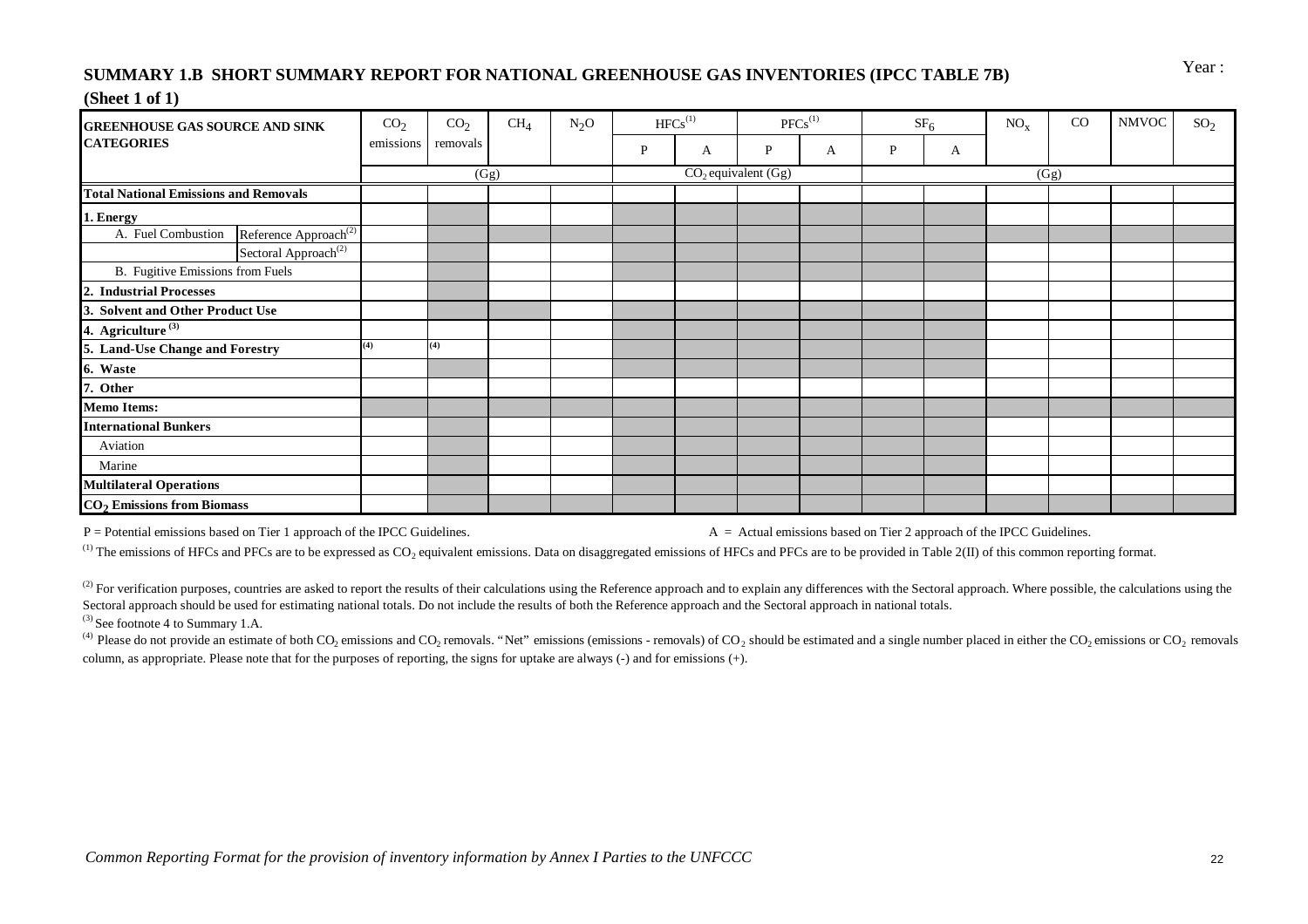Year :

## SUMMARY 1.B SHORT SUMMARY REPORT FOR NATIONAL GREENHOUSE GAS INVENTORIES (IPCC TABLE 7B)

**(Sheet 1 of 1)**

| GREENHOUSE GAS SOURCE AND SINK CATEGORIES | | $CO_2$ emissions | $CO_2$ removals | $CH_4$ | $N_2O$ | $HFCs$[1] | | $PFCs$[1] | | $SF_6$ | | $NO_x$ | CO | NMVOC | $SO_2$ |
|---|---|---|---|---|---|---|---|---|---|---|---|---|---|---|---|
| | | | | | | P | A | P | A | P | A | | | | |
| | | (Gg) | | | | $CO_2$ equivalent (Gg) | | | | (Gg) | | | | | |
| **Total National Emissions and Removals** | | | | | | | | | | | | | | | |
| **1. Energy** | | | | | | | | | | | | | | | |
| A. Fuel Combustion | Reference Approach[2] | | | | | | | | | | | | | | |
| | Sectoral Approach[2] | | | | | | | | | | | | | | |
| B. Fugitive Emissions from Fuels | | | | | | | | | | | | | | | |
| **2. Industrial Processes** | | | | | | | | | | | | | | | |
| **3. Solvent and Other Product Use** | | | | | | | | | | | | | | | |
| **4. Agriculture** [3] | | | | | | | | | | | | | | | |
| **5. Land-Use Change and Forestry** | | [4] | [4] | | | | | | | | | | | | |
| **6. Waste** | | | | | | | | | | | | | | | |
| **7. Other** | | | | | | | | | | | | | | | |
| **Memo Items:** | | | | | | | | | | | | | | | |
| **International Bunkers** | | | | | | | | | | | | | | | |
| Aviation | | | | | | | | | | | | | | | |
| Marine | | | | | | | | | | | | | | | |
| **Multilateral Operations** | | | | | | | | | | | | | | | |
| **$CO_2$ Emissions from Biomass** | | | | | | | | | | | | | | | |

P = Potential emissions based on Tier 1 approach of the IPCC Guidelines.

A = Actual emissions based on Tier 2 approach of the IPCC Guidelines.

[1] The emissions of HFCs and PFCs are to be expressed as $CO_2$ equivalent emissions. Data on disaggregated emissions of HFCs and PFCs are to be provided in Table 2(II) of this common reporting format.

[2] For verification purposes, countries are asked to report the results of their calculations using the Reference approach and to explain any differences with the Sectoral approach. Where possible, the calculations using the Sectoral approach should be used for estimating national totals. Do not include the results of both the Reference approach and the Sectoral approach in national totals.

[3] See footnote 4 to Summary 1.A.

[4] Please do not provide an estimate of both $CO_2$ emissions and $CO_2$ removals. "Net" emissions (emissions - removals) of $CO_2$ should be estimated and a single number placed in either the $CO_2$ emissions or $CO_2$ removals column, as appropriate. Please note that for the purposes of reporting, the signs for uptake are always (-) and for emissions (+).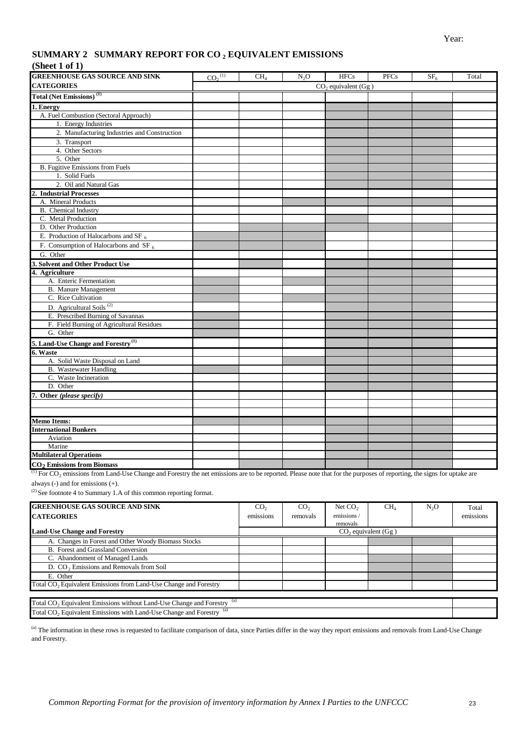Year:

## SUMMARY 2 SUMMARY REPORT FOR $CO_2$ EQUIVALENT EMISSIONS

**(Sheet 1 of 1)**

| GREENHOUSE GAS SOURCE AND SINK CATEGORIES | $CO_2$ [(1)] | $CH_4$ | $N_2O$ | HFCs | PFCs | $SF_6$ | Total |
|---|---|---|---|---|---|---|---|
| | $CO_2$ equivalent (Gg) | | | | | | |
| **Total (Net Emissions)** [(1)] | | | | | | | |
| **1. Energy** | | | | | | | |
| A. Fuel Combustion (Sectoral Approach) | | | | | | | |
| 1. Energy Industries | | | | | | | |
| 2. Manufacturing Industries and Construction | | | | | | | |
| 3. Transport | | | | | | | |
| 4. Other Sectors | | | | | | | |
| 5. Other | | | | | | | |
| B. Fugitive Emissions from Fuels | | | | | | | |
| 1. Solid Fuels | | | | | | | |
| 2. Oil and Natural Gas | | | | | | | |
| **2. Industrial Processes** | | | | | | | |
| A. Mineral Products | | | | | | | |
| B. Chemical Industry | | | | | | | |
| C. Metal Production | | | | | | | |
| D. Other Production | | | | | | | |
| E. Production of Halocarbons and $SF_6$ | | | | | | | |
| F. Consumption of Halocarbons and $SF_6$ | | | | | | | |
| G. Other | | | | | | | |
| **3. Solvent and Other Product Use** | | | | | | | |
| **4. Agriculture** | | | | | | | |
| A. Enteric Fermentation | | | | | | | |
| B. Manure Management | | | | | | | |
| C. Rice Cultivation | | | | | | | |
| D. Agricultural Soils [(2)] | | | | | | | |
| E. Prescribed Burning of Savannas | | | | | | | |
| F. Field Burning of Agricultural Residues | | | | | | | |
| G. Other | | | | | | | |
| **5. Land-Use Change and Forestry** [(1)] | | | | | | | |
| **6. Waste** | | | | | | | |
| A. Solid Waste Disposal on Land | | | | | | | |
| B. Wastewater Handling | | | | | | | |
| C. Waste Incineration | | | | | | | |
| D. Other | | | | | | | |
| **7. Other** ***(please specify)*** | | | | | | | |
| | | | | | | | |
| | | | | | | | |
| **Memo Items:** | | | | | | | |
| **International Bunkers** | | | | | | | |
| Aviation | | | | | | | |
| Marine | | | | | | | |
| **Multilateral Operations** | | | | | | | |
| **$CO_2$ Emissions from Biomass** | | | | | | | |

[(1)] For $CO_2$ emissions from Land-Use Change and Forestry the net emissions are to be reported. Please note that for the purposes of reporting, the signs for uptake are always (-) and for emissions (+).

[(2)] See footnote 4 to Summary 1.A of this common reporting format.

| GREENHOUSE GAS SOURCE AND SINK CATEGORIES | $CO_2$ emissions | $CO_2$ removals | Net $CO_2$ emissions / removals | $CH_4$ | $N_2O$ | Total emissions |
|---|---|---|---|---|---|---|
| **Land-Use Change and Forestry** | $CO_2$ equivalent (Gg) | | | | | |
| A. Changes in Forest and Other Woody Biomass Stocks | | | | | | |
| B. Forest and Grassland Conversion | | | | | | |
| C. Abandonment of Managed Lands | | | | | | |
| D. $CO_2$ Emissions and Removals from Soil | | | | | | |
| E. Other | | | | | | |
| Total $CO_2$ Equivalent Emissions from Land-Use Change and Forestry | | | | | | |

| | |
|---|---|
| Total $CO_2$ Equivalent Emissions without Land-Use Change and Forestry [(a)] | |
| Total $CO_2$ Equivalent Emissions with Land-Use Change and Forestry [(a)] | |

[(a)] The information in these rows is requested to facilitate comparison of data, since Parties differ in the way they report emissions and removals from Land-Use Change and Forestry.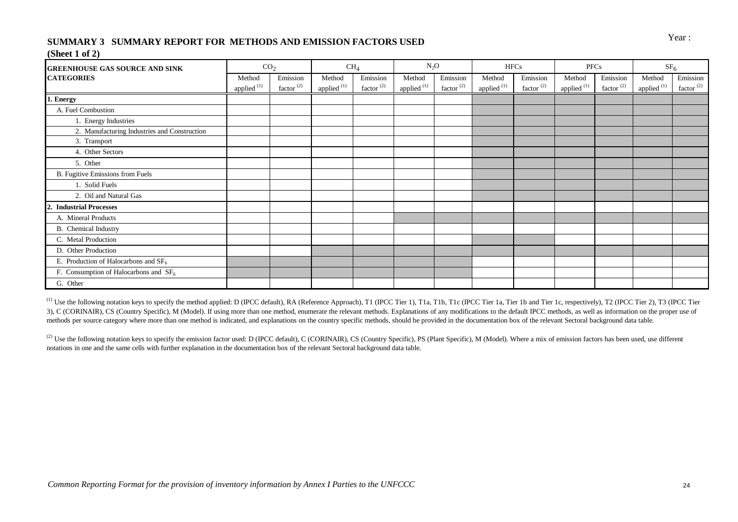## SUMMARY 3   SUMMARY REPORT FOR METHODS AND EMISSION FACTORS USED

**(Sheet 1 of 2)**

Year :

| GREENHOUSE GAS SOURCE AND SINK CATEGORIES | $CO_2$ | | $CH_4$ | | $N_2O$ | | HFCs | | PFCs | | $SF_6$ | |
|---|---|---|---|---|---|---|---|---|---|---|---|---|
| | Method applied [1] | Emission factor [2] | Method applied [1] | Emission factor [2] | Method applied [1] | Emission factor [2] | Method applied [1] | Emission factor [2] | Method applied [1] | Emission factor [2] | Method applied [1] | Emission factor [2] |
| **1. Energy** | | | | | | | | | | | | |
| A. Fuel Combustion | | | | | | | | | | | | |
| 1. Energy Industries | | | | | | | | | | | | |
| 2. Manufacturing Industries and Construction | | | | | | | | | | | | |
| 3. Transport | | | | | | | | | | | | |
| 4. Other Sectors | | | | | | | | | | | | |
| 5. Other | | | | | | | | | | | | |
| B. Fugitive Emissions from Fuels | | | | | | | | | | | | |
| 1. Solid Fuels | | | | | | | | | | | | |
| 2. Oil and Natural Gas | | | | | | | | | | | | |
| **2. Industrial Processes** | | | | | | | | | | | | |
| A. Mineral Products | | | | | | | | | | | | |
| B. Chemical Industry | | | | | | | | | | | | |
| C. Metal Production | | | | | | | | | | | | |
| D. Other Production | | | | | | | | | | | | |
| E. Production of Halocarbons and $SF_6$ | | | | | | | | | | | | |
| F. Consumption of Halocarbons and $SF_6$ | | | | | | | | | | | | |
| G. Other | | | | | | | | | | | | |

[1] Use the following notation keys to specify the method applied: D (IPCC default), RA (Reference Approach), T1 (IPCC Tier 1), T1a, T1b, T1c (IPCC Tier 1a, Tier 1b and Tier 1c, respectively), T2 (IPCC Tier 2), T3 (IPCC Tier 3), C (CORINAIR), CS (Country Specific), M (Model). If using more than one method, enumerate the relevant methods. Explanations of any modifications to the default IPCC methods, as well as information on the proper use of methods per source category where more than one method is indicated, and explanations on the country specific methods, should be provided in the documentation box of the relevant Sectoral background data table.

[2] Use the following notation keys to specify the emission factor used: D (IPCC default), C (CORINAIR), CS (Country Specific), PS (Plant Specific), M (Model). Where a mix of emission factors has been used, use different notations in one and the same cells with further explanation in the documentation box of the relevant Sectoral background data table.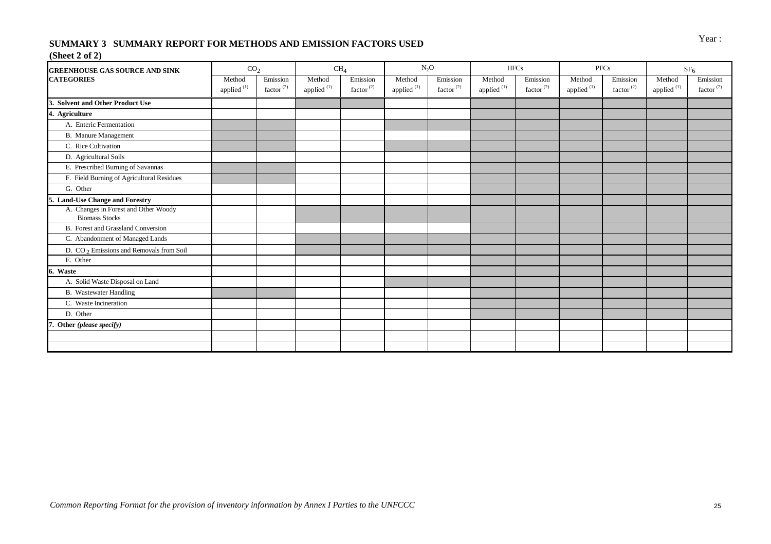Year :

## SUMMARY 3 SUMMARY REPORT FOR METHODS AND EMISSION FACTORS USED

**(Sheet 2 of 2)**

| GREENHOUSE GAS SOURCE AND SINK CATEGORIES | $CO_2$ | | $CH_4$ | | $N_2O$ | | HFCs | | PFCs | | $SF_6$ | |
|---|---|---|---|---|---|---|---|---|---|---|---|---|
| | Method applied [1] | Emission factor [2] | Method applied [1] | Emission factor [2] | Method applied [1] | Emission factor [2] | Method applied [1] | Emission factor [2] | Method applied [1] | Emission factor [2] | Method applied [1] | Emission factor [2] |
| **3. Solvent and Other Product Use** | | | | | | | | | | | | |
| **4. Agriculture** | | | | | | | | | | | | |
| A. Enteric Fermentation | | | | | | | | | | | | |
| B. Manure Management | | | | | | | | | | | | |
| C. Rice Cultivation | | | | | | | | | | | | |
| D. Agricultural Soils | | | | | | | | | | | | |
| E. Prescribed Burning of Savannas | | | | | | | | | | | | |
| F. Field Burning of Agricultural Residues | | | | | | | | | | | | |
| G. Other | | | | | | | | | | | | |
| **5. Land-Use Change and Forestry** | | | | | | | | | | | | |
| A. Changes in Forest and Other Woody Biomass Stocks | | | | | | | | | | | | |
| B. Forest and Grassland Conversion | | | | | | | | | | | | |
| C. Abandonment of Managed Lands | | | | | | | | | | | | |
| D. $CO_2$ Emissions and Removals from Soil | | | | | | | | | | | | |
| E. Other | | | | | | | | | | | | |
| **6. Waste** | | | | | | | | | | | | |
| A. Solid Waste Disposal on Land | | | | | | | | | | | | |
| B. Wastewater Handling | | | | | | | | | | | | |
| C. Waste Incineration | | | | | | | | | | | | |
| D. Other | | | | | | | | | | | | |
| **7. Other *(please specify)*** | | | | | | | | | | | | |
| | | | | | | | | | | | | |
| | | | | | | | | | | | | |

*Common Reporting Format for the provision of inventory information by Annex I Parties to the UNFCCC*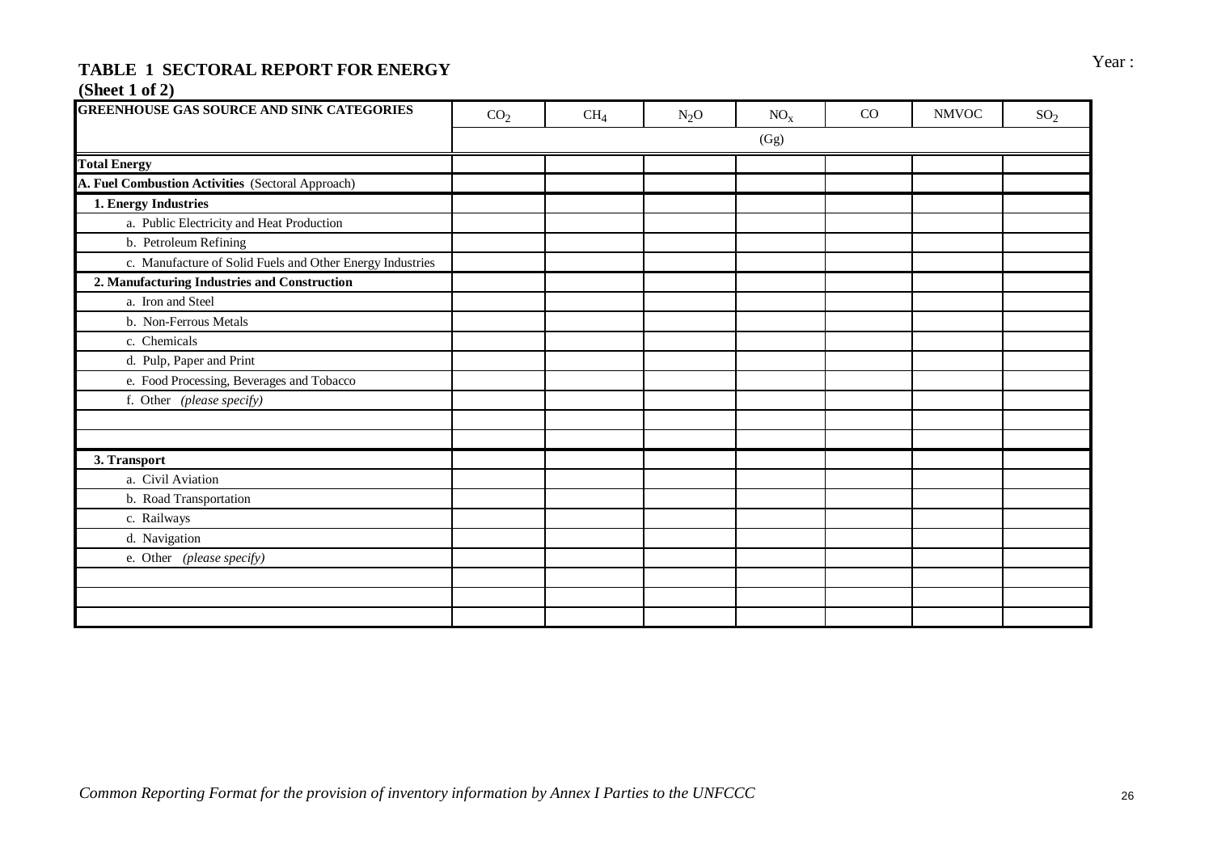## TABLE 1 SECTORAL REPORT FOR ENERGY

**(Sheet 1 of 2)**

Year :

| GREENHOUSE GAS SOURCE AND SINK CATEGORIES | $CO_2$ | $CH_4$ | $N_2O$ | $NO_x$ | CO | NMVOC | $SO_2$ |
|---|---|---|---|---|---|---|---|
| | (Gg) | | | | | | |
| **Total Energy** | | | | | | | |
| **A. Fuel Combustion Activities** (Sectoral Approach) | | | | | | | |
| **1. Energy Industries** | | | | | | | |
| a. Public Electricity and Heat Production | | | | | | | |
| b. Petroleum Refining | | | | | | | |
| c. Manufacture of Solid Fuels and Other Energy Industries | | | | | | | |
| **2. Manufacturing Industries and Construction** | | | | | | | |
| a. Iron and Steel | | | | | | | |
| b. Non-Ferrous Metals | | | | | | | |
| c. Chemicals | | | | | | | |
| d. Pulp, Paper and Print | | | | | | | |
| e. Food Processing, Beverages and Tobacco | | | | | | | |
| f. Other *(please specify)* | | | | | | | |
| | | | | | | | |
| | | | | | | | |
| **3. Transport** | | | | | | | |
| a. Civil Aviation | | | | | | | |
| b. Road Transportation | | | | | | | |
| c. Railways | | | | | | | |
| d. Navigation | | | | | | | |
| e. Other *(please specify)* | | | | | | | |
| | | | | | | | |
| | | | | | | | |
| | | | | | | | |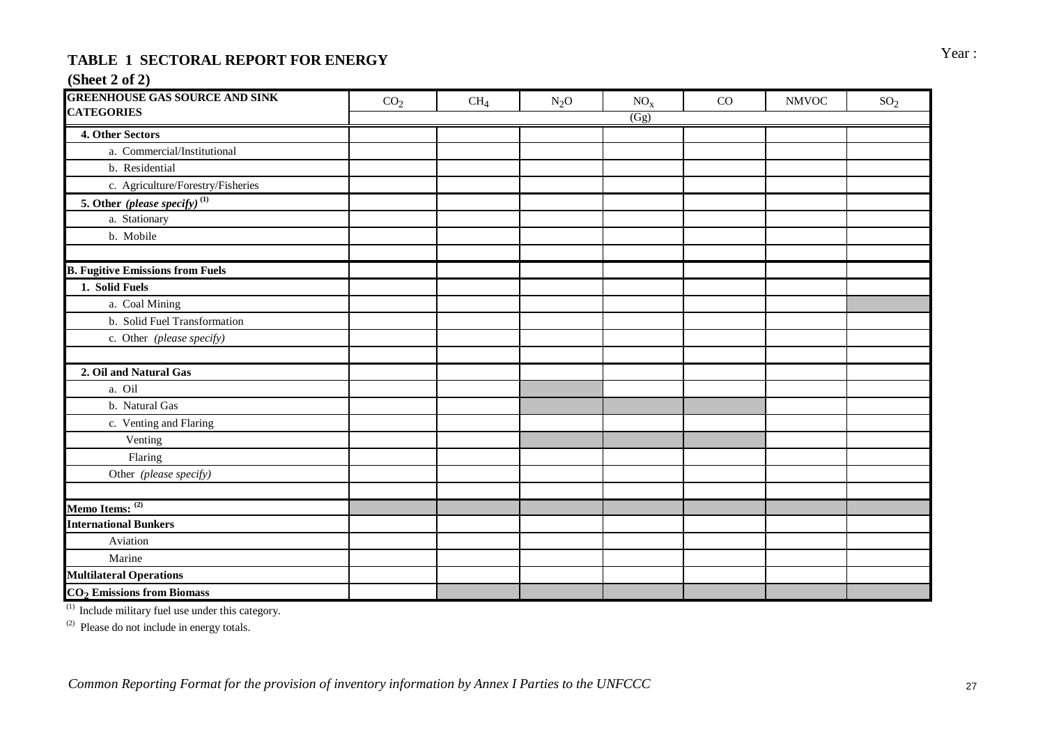## TABLE 1 SECTORAL REPORT FOR ENERGY

Year :

**(Sheet 2 of 2)**

| GREENHOUSE GAS SOURCE AND SINK CATEGORIES | $CO_2$ | $CH_4$ | $N_2O$ | $NO_x$ | CO | NMVOC | $SO_2$ |
|---|---|---|---|---|---|---|---|
| | | | | (Gg) | | | |
| **4. Other Sectors** | | | | | | | |
| a. Commercial/Institutional | | | | | | | |
| b. Residential | | | | | | | |
| c. Agriculture/Forestry/Fisheries | | | | | | | |
| **5. Other *(please specify)*** [(1)] | | | | | | | |
| a. Stationary | | | | | | | |
| b. Mobile | | | | | | | |
| | | | | | | | |
| **B. Fugitive Emissions from Fuels** | | | | | | | |
| **1. Solid Fuels** | | | | | | | |
| a. Coal Mining | | | | | | | |
| b. Solid Fuel Transformation | | | | | | | |
| c. Other *(please specify)* | | | | | | | |
| | | | | | | | |
| **2. Oil and Natural Gas** | | | | | | | |
| a. Oil | | | | | | | |
| b. Natural Gas | | | | | | | |
| c. Venting and Flaring | | | | | | | |
| Venting | | | | | | | |
| Flaring | | | | | | | |
| Other *(please specify)* | | | | | | | |
| | | | | | | | |
| **Memo Items:** [(2)] | | | | | | | |
| **International Bunkers** | | | | | | | |
| Aviation | | | | | | | |
| Marine | | | | | | | |
| **Multilateral Operations** | | | | | | | |
| **$CO_2$ Emissions from Biomass** | | | | | | | |

(1) Include military fuel use under this category.

(2) Please do not include in energy totals.

*Common Reporting Format for the provision of inventory information by Annex I Parties to the UNFCCC*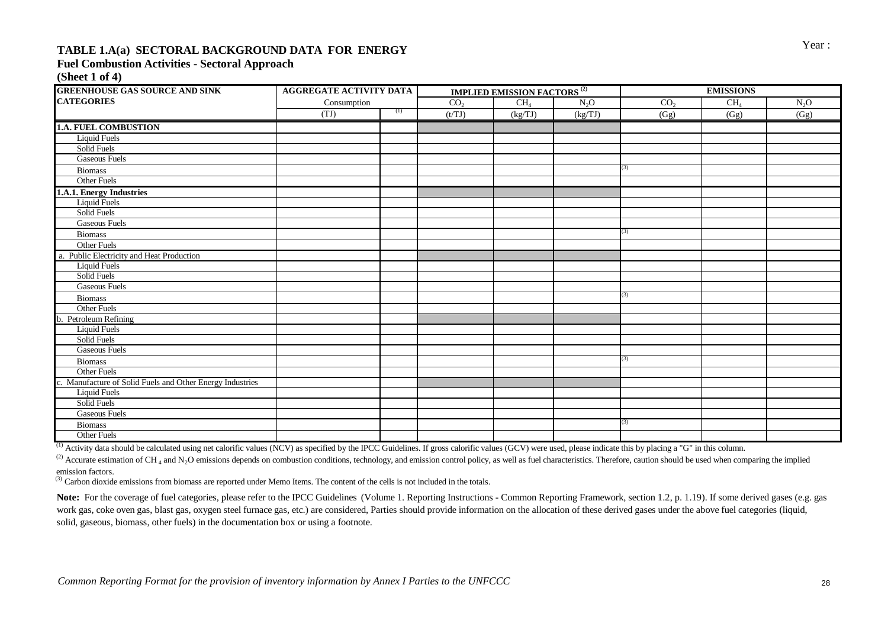**Year :**

## TABLE 1.A(a) SECTORAL BACKGROUND DATA FOR ENERGY

### Fuel Combustion Activities - Sectoral Approach

**(Sheet 1 of 4)**

| GREENHOUSE GAS SOURCE AND SINK CATEGORIES | AGGREGATE ACTIVITY DATA | | IMPLIED EMISSION FACTORS [(2)] | | | EMISSIONS | | |
|---|---|---|---|---|---|---|---|---|
| | Consumption | | $CO_2$ | $CH_4$ | $N_2O$ | $CO_2$ | $CH_4$ | $N_2O$ |
| | (TJ) | [(1)] | (t/TJ) | (kg/TJ) | (kg/TJ) | (Gg) | (Gg) | (Gg) |
| **1.A. FUEL COMBUSTION** | | | | | | | | |
| Liquid Fuels | | | | | | | | |
| Solid Fuels | | | | | | | | |
| Gaseous Fuels | | | | | | | | |
| Biomass | | | | | | [(3)] | | |
| Other Fuels | | | | | | | | |
| **1.A.1. Energy Industries** | | | | | | | | |
| Liquid Fuels | | | | | | | | |
| Solid Fuels | | | | | | | | |
| Gaseous Fuels | | | | | | | | |
| Biomass | | | | | | [(3)] | | |
| Other Fuels | | | | | | | | |
| a. Public Electricity and Heat Production | | | | | | | | |
| Liquid Fuels | | | | | | | | |
| Solid Fuels | | | | | | | | |
| Gaseous Fuels | | | | | | | | |
| Biomass | | | | | | [(3)] | | |
| Other Fuels | | | | | | | | |
| b. Petroleum Refining | | | | | | | | |
| Liquid Fuels | | | | | | | | |
| Solid Fuels | | | | | | | | |
| Gaseous Fuels | | | | | | | | |
| Biomass | | | | | | [(3)] | | |
| Other Fuels | | | | | | | | |
| c. Manufacture of Solid Fuels and Other Energy Industries | | | | | | | | |
| Liquid Fuels | | | | | | | | |
| Solid Fuels | | | | | | | | |
| Gaseous Fuels | | | | | | | | |
| Biomass | | | | | | [(3)] | | |
| Other Fuels | | | | | | | | |

[(1)] Activity data should be calculated using net calorific values (NCV) as specified by the IPCC Guidelines. If gross calorific values (GCV) were used, please indicate this by placing a "G" in this column.

[(2)] Accurate estimation of $CH_4$ and $N_2O$ emissions depends on combustion conditions, technology, and emission control policy, as well as fuel characteristics. Therefore, caution should be used when comparing the implied emission factors.

[(3)] Carbon dioxide emissions from biomass are reported under Memo Items. The content of the cells is not included in the totals.

**Note:** For the coverage of fuel categories, please refer to the IPCC Guidelines (Volume 1. Reporting Instructions - Common Reporting Framework, section 1.2, p. 1.19). If some derived gases (e.g. gas work gas, coke oven gas, blast gas, oxygen steel furnace gas, etc.) are considered, Parties should provide information on the allocation of these derived gases under the above fuel categories (liquid, solid, gaseous, biomass, other fuels) in the documentation box or using a footnote.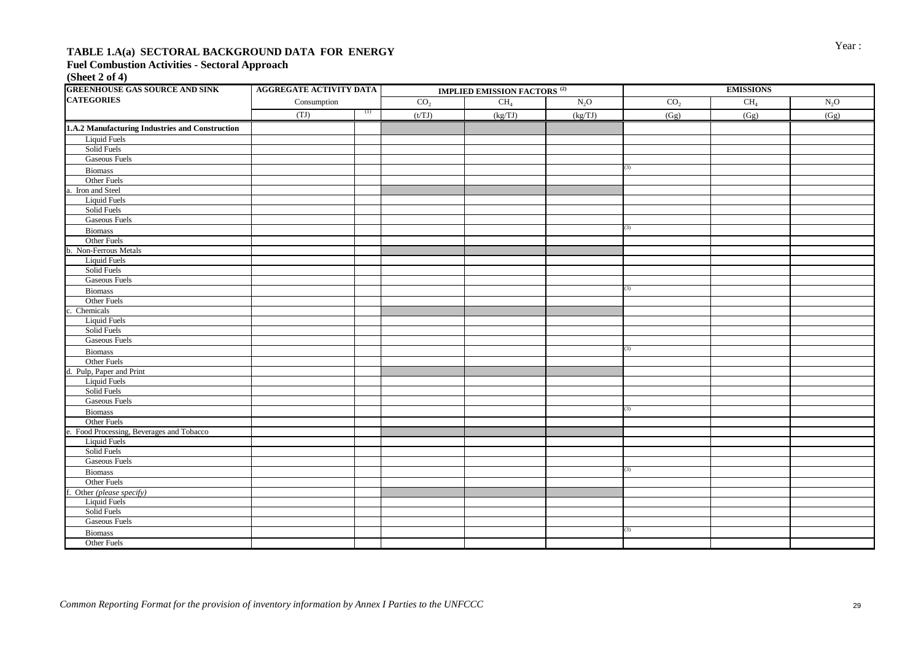Year :

## TABLE 1.A(a) SECTORAL BACKGROUND DATA FOR ENERGY
### Fuel Combustion Activities - Sectoral Approach
### (Sheet 2 of 4)

| GREENHOUSE GAS SOURCE AND SINK CATEGORIES | AGGREGATE ACTIVITY DATA | | IMPLIED EMISSION FACTORS (2) | | | EMISSIONS | | |
|---|---|---|---|---|---|---|---|---|
| | Consumption | | $CO_2$ | $CH_4$ | $N_2O$ | $CO_2$ | $CH_4$ | $N_2O$ |
| | (TJ) | (1) | (t/TJ) | (kg/TJ) | (kg/TJ) | (Gg) | (Gg) | (Gg) |
| **1.A.2 Manufacturing Industries and Construction** | | | | | | | | |
| Liquid Fuels | | | | | | | | |
| Solid Fuels | | | | | | | | |
| Gaseous Fuels | | | | | | | | |
| Biomass | | | | | | (3) | | |
| Other Fuels | | | | | | | | |
| a. Iron and Steel | | | | | | | | |
| Liquid Fuels | | | | | | | | |
| Solid Fuels | | | | | | | | |
| Gaseous Fuels | | | | | | | | |
| Biomass | | | | | | (3) | | |
| Other Fuels | | | | | | | | |
| b. Non-Ferrous Metals | | | | | | | | |
| Liquid Fuels | | | | | | | | |
| Solid Fuels | | | | | | | | |
| Gaseous Fuels | | | | | | | | |
| Biomass | | | | | | (3) | | |
| Other Fuels | | | | | | | | |
| c. Chemicals | | | | | | | | |
| Liquid Fuels | | | | | | | | |
| Solid Fuels | | | | | | | | |
| Gaseous Fuels | | | | | | | | |
| Biomass | | | | | | (3) | | |
| Other Fuels | | | | | | | | |
| d. Pulp, Paper and Print | | | | | | | | |
| Liquid Fuels | | | | | | | | |
| Solid Fuels | | | | | | | | |
| Gaseous Fuels | | | | | | | | |
| Biomass | | | | | | (3) | | |
| Other Fuels | | | | | | | | |
| e. Food Processing, Beverages and Tobacco | | | | | | | | |
| Liquid Fuels | | | | | | | | |
| Solid Fuels | | | | | | | | |
| Gaseous Fuels | | | | | | | | |
| Biomass | | | | | | (3) | | |
| Other Fuels | | | | | | | | |
| f. Other *(please specify)* | | | | | | | | |
| Liquid Fuels | | | | | | | | |
| Solid Fuels | | | | | | | | |
| Gaseous Fuels | | | | | | | | |
| Biomass | | | | | | (3) | | |
| Other Fuels | | | | | | | | |

*Common Reporting Format for the provision of inventory information by Annex I Parties to the UNFCCC*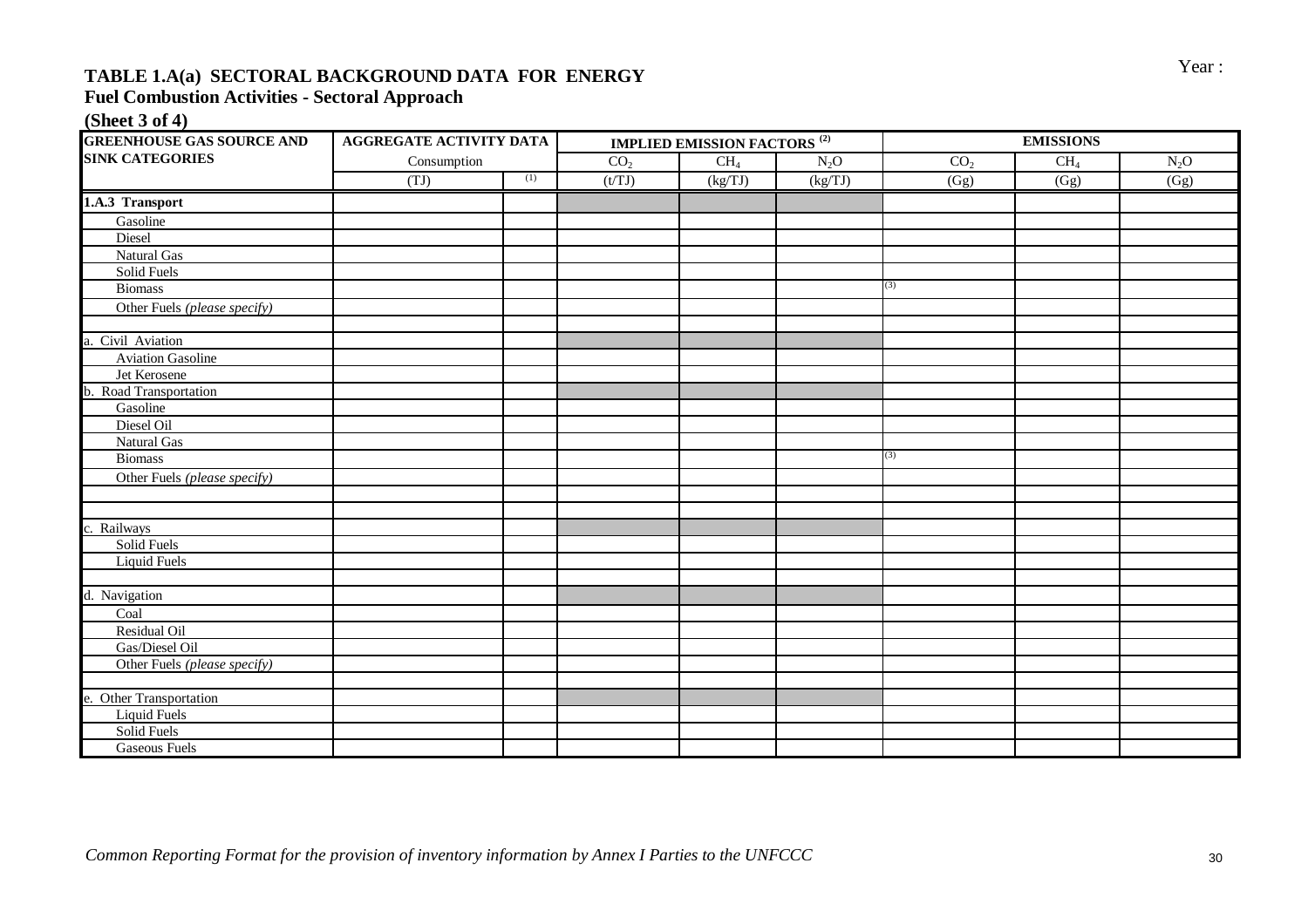Year :

# TABLE 1.A(a) SECTORAL BACKGROUND DATA FOR ENERGY
## Fuel Combustion Activities - Sectoral Approach
### (Sheet 3 of 4)

| GREENHOUSE GAS SOURCE AND SINK CATEGORIES | AGGREGATE ACTIVITY DATA | | IMPLIED EMISSION FACTORS [2] | | | EMISSIONS | | |
|---|---|---|---|---|---|---|---|---|
| | Consumption | | $CO_2$ | $CH_4$ | $N_2O$ | $CO_2$ | $CH_4$ | $N_2O$ |
| | (TJ) | [1] | (t/TJ) | (kg/TJ) | (kg/TJ) | (Gg) | (Gg) | (Gg) |
| **1.A.3 Transport** | | | | | | | | |
| Gasoline | | | | | | | | |
| Diesel | | | | | | | | |
| Natural Gas | | | | | | | | |
| Solid Fuels | | | | | | | | |
| Biomass | | | | | | [3] | | |
| Other Fuels *(please specify)* | | | | | | | | |
| | | | | | | | | |
| a. Civil Aviation | | | | | | | | |
| Aviation Gasoline | | | | | | | | |
| Jet Kerosene | | | | | | | | |
| b. Road Transportation | | | | | | | | |
| Gasoline | | | | | | | | |
| Diesel Oil | | | | | | | | |
| Natural Gas | | | | | | | | |
| Biomass | | | | | | [3] | | |
| Other Fuels *(please specify)* | | | | | | | | |
| | | | | | | | | |
| | | | | | | | | |
| c. Railways | | | | | | | | |
| Solid Fuels | | | | | | | | |
| Liquid Fuels | | | | | | | | |
| | | | | | | | | |
| d. Navigation | | | | | | | | |
| Coal | | | | | | | | |
| Residual Oil | | | | | | | | |
| Gas/Diesel Oil | | | | | | | | |
| Other Fuels *(please specify)* | | | | | | | | |
| | | | | | | | | |
| e. Other Transportation | | | | | | | | |
| Liquid Fuels | | | | | | | | |
| Solid Fuels | | | | | | | | |
| Gaseous Fuels | | | | | | | | |

*Common Reporting Format for the provision of inventory information by Annex I Parties to the UNFCCC*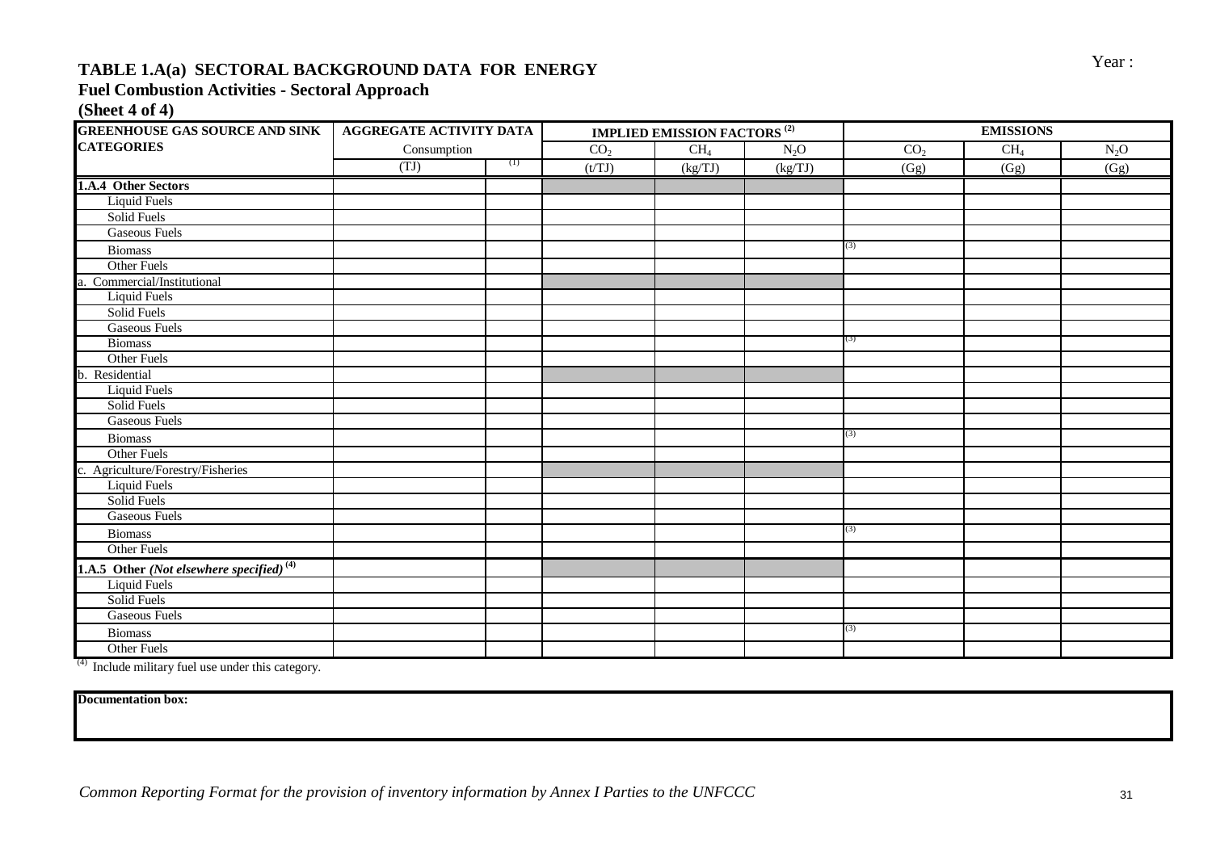Year :

# TABLE 1.A(a) SECTORAL BACKGROUND DATA FOR ENERGY
## Fuel Combustion Activities - Sectoral Approach
### (Sheet 4 of 4)

| GREENHOUSE GAS SOURCE AND SINK CATEGORIES | AGGREGATE ACTIVITY DATA | | IMPLIED EMISSION FACTORS (2) | | | EMISSIONS | | |
|---|---|---|---|---|---|---|---|---|
| | Consumption | | $CO_2$ | $CH_4$ | $N_2O$ | $CO_2$ | $CH_4$ | $N_2O$ |
| | (TJ) | (1) | (t/TJ) | (kg/TJ) | (kg/TJ) | (Gg) | (Gg) | (Gg) |
| **1.A.4 Other Sectors** | | | | | | | | |
| Liquid Fuels | | | | | | | | |
| Solid Fuels | | | | | | | | |
| Gaseous Fuels | | | | | | | | |
| Biomass | | | | | | (3) | | |
| Other Fuels | | | | | | | | |
| a. Commercial/Institutional | | | | | | | | |
| Liquid Fuels | | | | | | | | |
| Solid Fuels | | | | | | | | |
| Gaseous Fuels | | | | | | | | |
| Biomass | | | | | | (3) | | |
| Other Fuels | | | | | | | | |
| b. Residential | | | | | | | | |
| Liquid Fuels | | | | | | | | |
| Solid Fuels | | | | | | | | |
| Gaseous Fuels | | | | | | | | |
| Biomass | | | | | | (3) | | |
| Other Fuels | | | | | | | | |
| c. Agriculture/Forestry/Fisheries | | | | | | | | |
| Liquid Fuels | | | | | | | | |
| Solid Fuels | | | | | | | | |
| Gaseous Fuels | | | | | | | | |
| Biomass | | | | | | (3) | | |
| Other Fuels | | | | | | | | |
| **1.A.5 Other *(Not elsewhere specified)* (4)** | | | | | | | | |
| Liquid Fuels | | | | | | | | |
| Solid Fuels | | | | | | | | |
| Gaseous Fuels | | | | | | | | |
| Biomass | | | | | | (3) | | |
| Other Fuels | | | | | | | | |

(4) Include military fuel use under this category.

| **Documentation box:** |
|---|
| |

*Common Reporting Format for the provision of inventory information by Annex I Parties to the UNFCCC*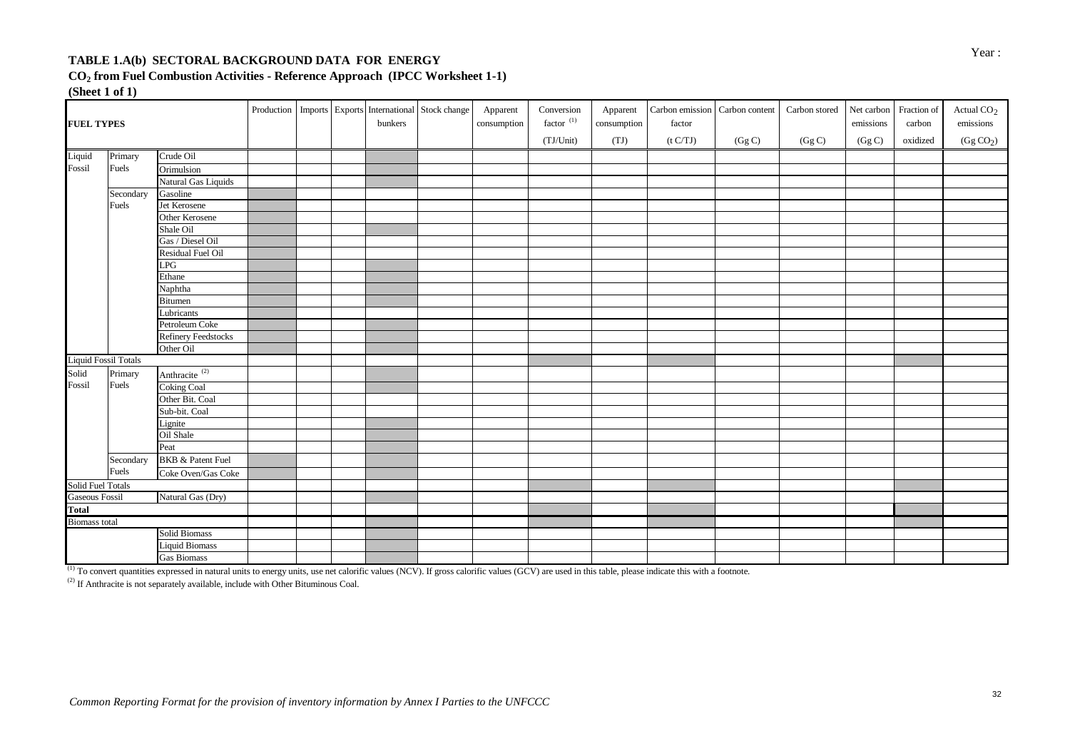Year :

**TABLE 1.A(b) SECTORAL BACKGROUND DATA FOR ENERGY**

**$CO_2$ from Fuel Combustion Activities - Reference Approach (IPCC Worksheet 1-1)**

**(Sheet 1 of 1)**

| FUEL TYPES | | | Production | Imports | Exports | International bunkers | Stock change | Apparent consumption | Conversion factor [(1)] | Apparent consumption | Carbon emission factor | Carbon content | Carbon stored | Net carbon emissions | Fraction of carbon oxidized | Actual $CO_2$ emissions |
|---|---|---|---|---|---|---|---|---|---|---|---|---|---|---|---|---|
| | | | | | | | | | (TJ/Unit) | (TJ) | (t C/TJ) | (Gg C) | (Gg C) | (Gg C) | | (Gg $CO_2$) |
| Liquid Fossil | Primary Fuels | Crude Oil | | | | | | | | | | | | | | |
| | | Orimulsion | | | | | | | | | | | | | | |
| | | Natural Gas Liquids | | | | | | | | | | | | | | |
| | Secondary Fuels | Gasoline | | | | | | | | | | | | | | |
| | | Jet Kerosene | | | | | | | | | | | | | | |
| | | Other Kerosene | | | | | | | | | | | | | | |
| | | Shale Oil | | | | | | | | | | | | | | |
| | | Gas / Diesel Oil | | | | | | | | | | | | | | |
| | | Residual Fuel Oil | | | | | | | | | | | | | | |
| | | LPG | | | | | | | | | | | | | | |
| | | Ethane | | | | | | | | | | | | | | |
| | | Naphtha | | | | | | | | | | | | | | |
| | | Bitumen | | | | | | | | | | | | | | |
| | | Lubricants | | | | | | | | | | | | | | |
| | | Petroleum Coke | | | | | | | | | | | | | | |
| | | Refinery Feedstocks | | | | | | | | | | | | | | |
| | | Other Oil | | | | | | | | | | | | | | |
| Liquid Fossil Totals | | | | | | | | | | | | | | | | |
| Solid Fossil | Primary Fuels | Anthracite [(2)] | | | | | | | | | | | | | | |
| | | Coking Coal | | | | | | | | | | | | | | |
| | | Other Bit. Coal | | | | | | | | | | | | | | |
| | | Sub-bit. Coal | | | | | | | | | | | | | | |
| | | Lignite | | | | | | | | | | | | | | |
| | | Oil Shale | | | | | | | | | | | | | | |
| | | Peat | | | | | | | | | | | | | | |
| | Secondary Fuels | BKB & Patent Fuel | | | | | | | | | | | | | | |
| | | Coke Oven/Gas Coke | | | | | | | | | | | | | | |
| Solid Fuel Totals | | | | | | | | | | | | | | | | |
| Gaseous Fossil | | Natural Gas (Dry) | | | | | | | | | | | | | | |
| **Total** | | | | | | | | | | | | | | | | |
| Biomass total | | | | | | | | | | | | | | | | |
| | | Solid Biomass | | | | | | | | | | | | | | |
| | | Liquid Biomass | | | | | | | | | | | | | | |
| | | Gas Biomass | | | | | | | | | | | | | | |

[(1)] To convert quantities expressed in natural units to energy units, use net calorific values (NCV). If gross calorific values (GCV) are used in this table, please indicate this with a footnote.

[(2)] If Anthracite is not separately available, include with Other Bituminous Coal.

*Common Reporting Format for the provision of inventory information by Annex I Parties to the UNFCCC*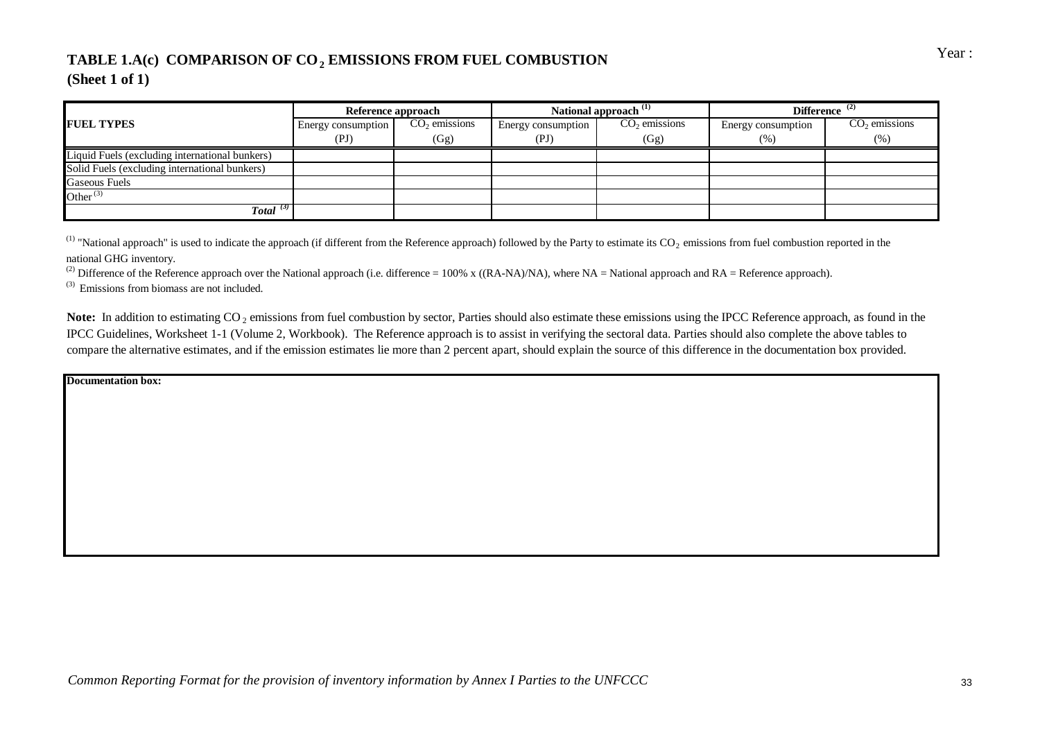Year :

# TABLE 1.A(c) COMPARISON OF $CO_2$ EMISSIONS FROM FUEL COMBUSTION
**(Sheet 1 of 1)**

| FUEL TYPES | Reference approach | | National approach [(1)] | | Difference [(2)] | |
|---|---|---|---|---|---|---|
| | Energy consumption (PJ) | $CO_2$ emissions (Gg) | Energy consumption (PJ) | $CO_2$ emissions (Gg) | Energy consumption (%) | $CO_2$ emissions (%) |
| Liquid Fuels (excluding international bunkers) | | | | | | |
| Solid Fuels (excluding international bunkers) | | | | | | |
| Gaseous Fuels | | | | | | |
| Other [(3)] | | | | | | |
| ***Total*** [(3)] | | | | | | |

[(1)] "National approach" is used to indicate the approach (if different from the Reference approach) followed by the Party to estimate its $CO_2$ emissions from fuel combustion reported in the national GHG inventory.

[(2)] Difference of the Reference approach over the National approach (i.e. difference = 100% x ((RA-NA)/NA), where NA = National approach and RA = Reference approach).

[(3)] Emissions from biomass are not included.

**Note:** In addition to estimating $CO_2$ emissions from fuel combustion by sector, Parties should also estimate these emissions using the IPCC Reference approach, as found in the IPCC Guidelines, Worksheet 1-1 (Volume 2, Workbook). The Reference approach is to assist in verifying the sectoral data. Parties should also complete the above tables to compare the alternative estimates, and if the emission estimates lie more than 2 percent apart, should explain the source of this difference in the documentation box provided.

| Documentation box: |
|---|
| |

*Common Reporting Format for the provision of inventory information by Annex I Parties to the UNFCCC*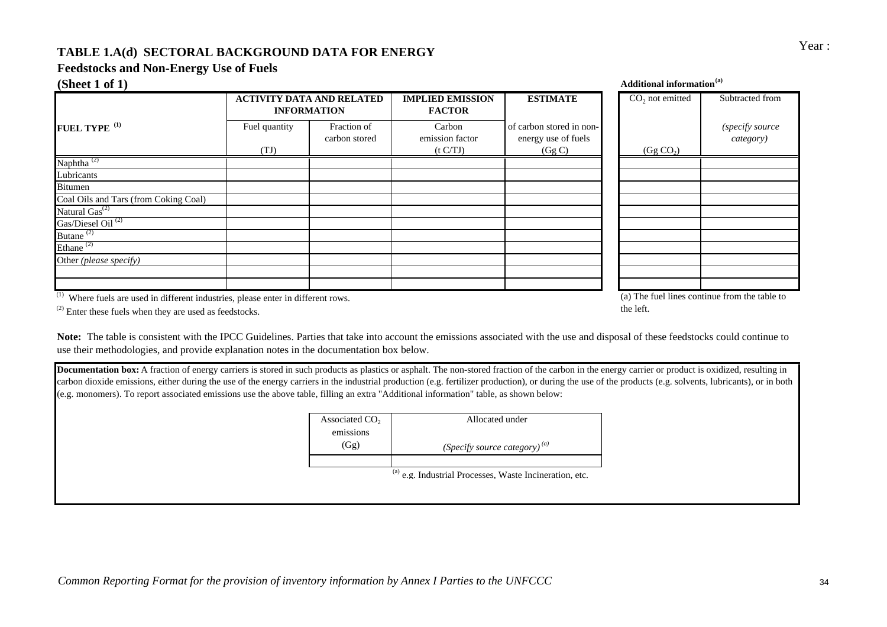Year :

# TABLE 1.A(d) SECTORAL BACKGROUND DATA FOR ENERGY

## Feedstocks and Non-Energy Use of Fuels

**(Sheet 1 of 1)**

| FUEL TYPE [(1)] | ACTIVITY DATA AND RELATED INFORMATION | | IMPLIED EMISSION FACTOR | ESTIMATE | Additional information[(a)] | |
|---|---|---|---|---|---|---|
| | Fuel quantity (TJ) | Fraction of carbon stored | Carbon emission factor (t C/TJ) | of carbon stored in non-energy use of fuels (Gg C) | $CO_2$ not emitted ($Gg\ CO_2$) | Subtracted from *(specify source category)* |
| Naphtha [(2)] | | | | | | |
| Lubricants | | | | | | |
| Bitumen | | | | | | |
| Coal Oils and Tars (from Coking Coal) | | | | | | |
| Natural Gas[(2)] | | | | | | |
| Gas/Diesel Oil [(2)] | | | | | | |
| Butane [(2)] | | | | | | |
| Ethane [(2)] | | | | | | |
| Other *(please specify)* | | | | | | |
| | | | | | | |
| | | | | | | |

[(1)] Where fuels are used in different industries, please enter in different rows.

[(2)] Enter these fuels when they are used as feedstocks.

(a) The fuel lines continue from the table to the left.

**Note:** The table is consistent with the IPCC Guidelines. Parties that take into account the emissions associated with the use and disposal of these feedstocks could continue to use their methodologies, and provide explanation notes in the documentation box below.

**Documentation box:** A fraction of energy carriers is stored in such products as plastics or asphalt. The non-stored fraction of the carbon in the energy carrier or product is oxidized, resulting in carbon dioxide emissions, either during the use of the energy carriers in the industrial production (e.g. fertilizer production), or during the use of the products (e.g. solvents, lubricants), or in both (e.g. monomers). To report associated emissions use the above table, filling an extra "Additional information" table, as shown below:

| Associated $CO_2$ emissions (Gg) | Allocated under *(Specify source category)*[(a)] |
|---|---|
| | |

[(a)] e.g. Industrial Processes, Waste Incineration, etc.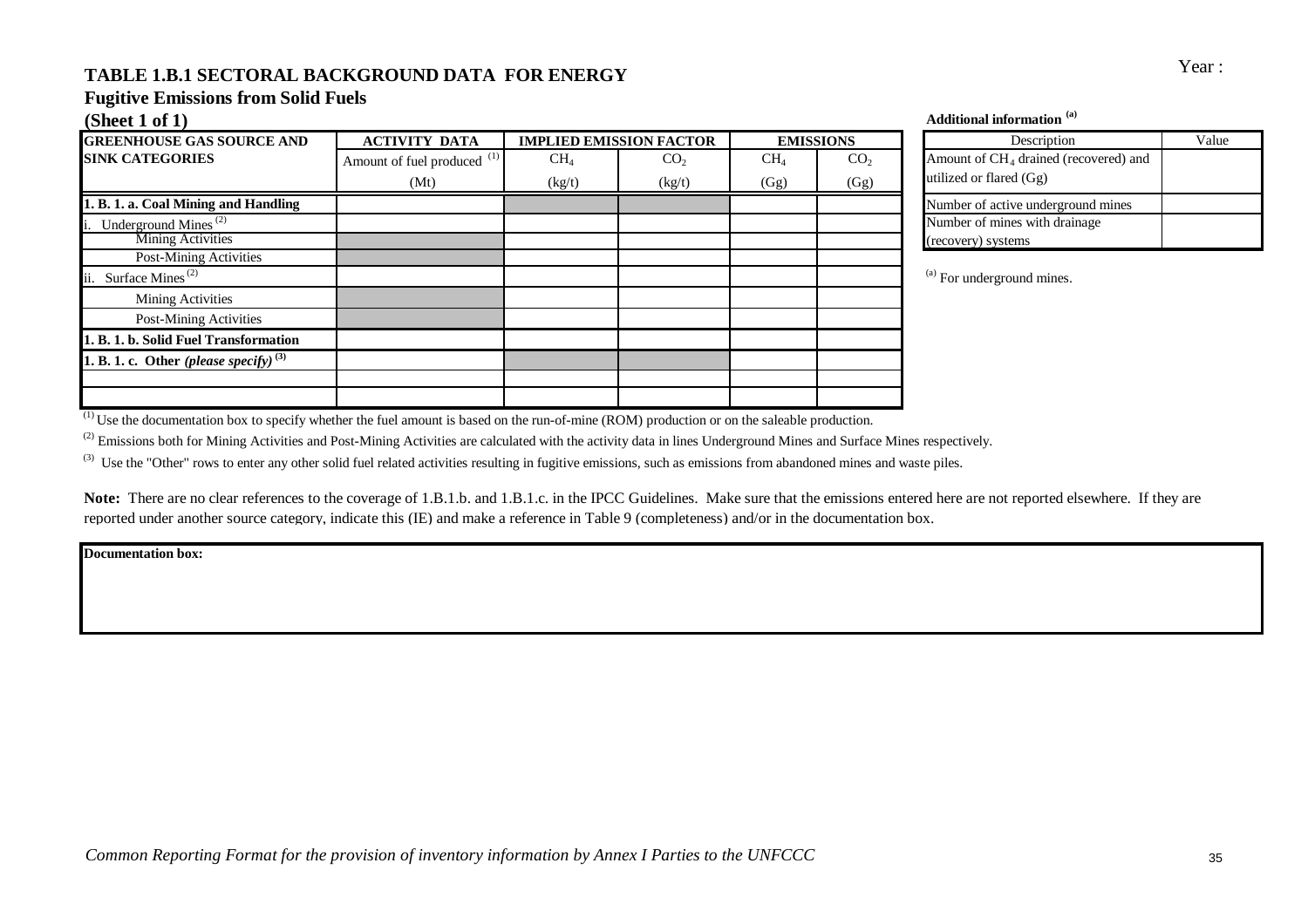Year :

# TABLE 1.B.1 SECTORAL BACKGROUND DATA FOR ENERGY

## Fugitive Emissions from Solid Fuels

### (Sheet 1 of 1)

| GREENHOUSE GAS SOURCE AND SINK CATEGORIES | ACTIVITY DATA | IMPLIED EMISSION FACTOR | | EMISSIONS | |
|---|---|---|---|---|---|
| | Amount of fuel produced [1] | $CH_4$ | $CO_2$ | $CH_4$ | $CO_2$ |
| | (Mt) | (kg/t) | (kg/t) | (Gg) | (Gg) |
| **1. B. 1. a. Coal Mining and Handling** | | | | | |
| i. Underground Mines [2] | | | | | |
| Mining Activities | | | | | |
| Post-Mining Activities | | | | | |
| ii. Surface Mines [2] | | | | | |
| Mining Activities | | | | | |
| Post-Mining Activities | | | | | |
| **1. B. 1. b. Solid Fuel Transformation** | | | | | |
| **1. B. 1. c. Other *(please specify)* [3]** | | | | | |
| | | | | | |
| | | | | | |

[1] Use the documentation box to specify whether the fuel amount is based on the run-of-mine (ROM) production or on the saleable production.

[2] Emissions both for Mining Activities and Post-Mining Activities are calculated with the activity data in lines Underground Mines and Surface Mines respectively.

[3] Use the "Other" rows to enter any other solid fuel related activities resulting in fugitive emissions, such as emissions from abandoned mines and waste piles.

**Additional information [a]**

| Description | Value |
|---|---|
| Amount of $CH_4$ drained (recovered) and utilized or flared (Gg) | |
| Number of active underground mines | |
| Number of mines with drainage (recovery) systems | |

[a] For underground mines.

**Note:** There are no clear references to the coverage of 1.B.1.b. and 1.B.1.c. in the IPCC Guidelines. Make sure that the emissions entered here are not reported elsewhere. If they are reported under another source category, indicate this (IE) and make a reference in Table 9 (completeness) and/or in the documentation box.

**Documentation box:**

*Common Reporting Format for the provision of inventory information by Annex I Parties to the UNFCCC*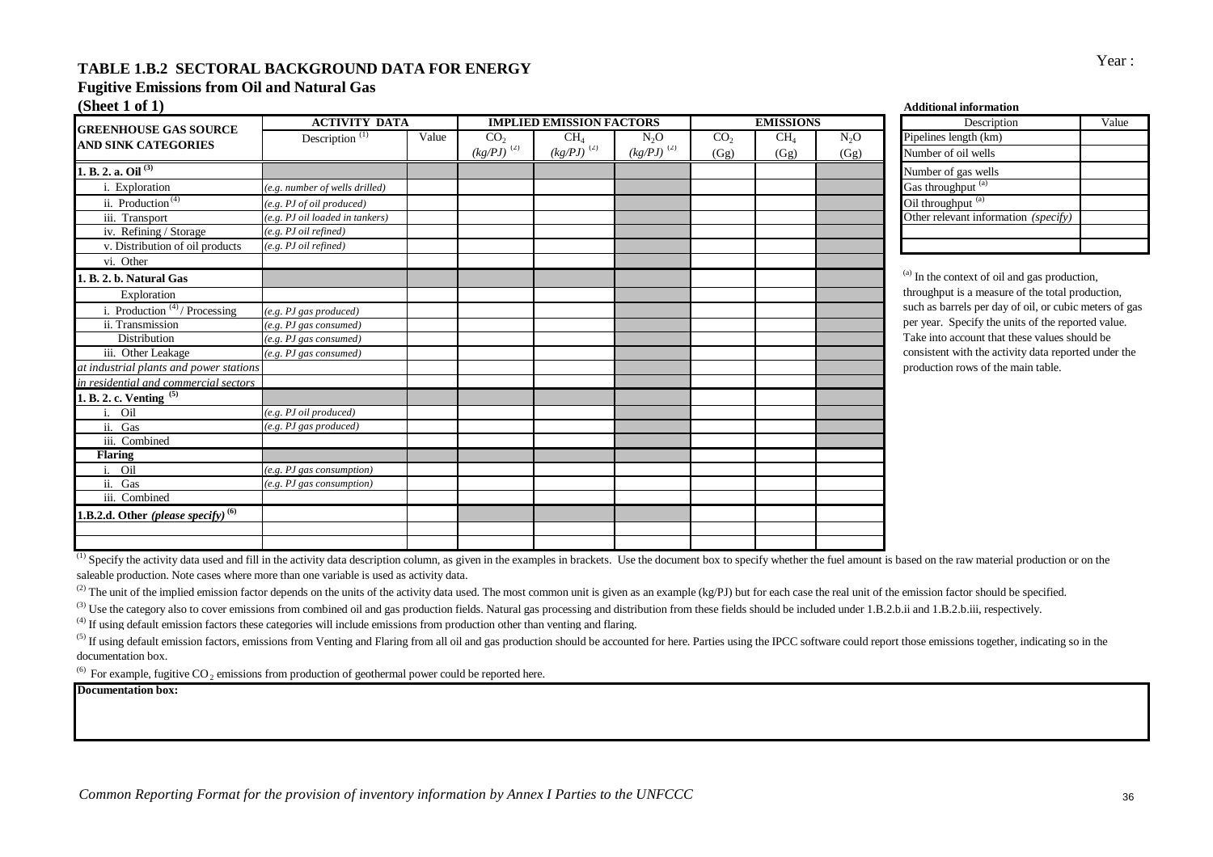Year :

## TABLE 1.B.2 SECTORAL BACKGROUND DATA FOR ENERGY

### Fugitive Emissions from Oil and Natural Gas

**(Sheet 1 of 1)**

| GREENHOUSE GAS SOURCE AND SINK CATEGORIES | ACTIVITY DATA | | IMPLIED EMISSION FACTORS | | | EMISSIONS | | |
|---|---|---|---|---|---|---|---|---|
| | Description [(1)] | Value | $CO_2$ *(kg/PJ)* [(2)] | $CH_4$ *(kg/PJ)* [(2)] | $N_2O$ *(kg/PJ)* [(2)] | $CO_2$ (Gg) | $CH_4$ (Gg) | $N_2O$ (Gg) |
| **1. B. 2. a. Oil** [(3)] | | | | | | | | |
| i. Exploration | *(e.g. number of wells drilled)* | | | | | | | |
| ii. Production [(4)] | *(e.g. PJ of oil produced)* | | | | | | | |
| iii. Transport | *(e.g. PJ oil loaded in tankers)* | | | | | | | |
| iv. Refining / Storage | *(e.g. PJ oil refined)* | | | | | | | |
| v. Distribution of oil products | *(e.g. PJ oil refined)* | | | | | | | |
| vi. Other | | | | | | | | |
| **1. B. 2. b. Natural Gas** | | | | | | | | |
| Exploration | | | | | | | | |
| i. Production [(4)] / Processing | *(e.g. PJ gas produced)* | | | | | | | |
| ii. Transmission | *(e.g. PJ gas consumed)* | | | | | | | |
| Distribution | *(e.g. PJ gas consumed)* | | | | | | | |
| iii. Other Leakage | *(e.g. PJ gas consumed)* | | | | | | | |
| *at industrial plants and power stations* | | | | | | | | |
| *in residential and commercial sectors* | | | | | | | | |
| **1. B. 2. c. Venting** [(5)] | | | | | | | | |
| i. Oil | *(e.g. PJ oil produced)* | | | | | | | |
| ii. Gas | *(e.g. PJ gas produced)* | | | | | | | |
| iii. Combined | | | | | | | | |
| **Flaring** | | | | | | | | |
| i. Oil | *(e.g. PJ gas consumption)* | | | | | | | |
| ii. Gas | *(e.g. PJ gas consumption)* | | | | | | | |
| iii. Combined | | | | | | | | |
| **1.B.2.d. Other *(please specify)*** [(6)] | | | | | | | | |
| | | | | | | | | |
| | | | | | | | | |

**Additional information**

| Description | Value |
|---|---|
| Pipelines length (km) | |
| Number of oil wells | |
| Number of gas wells | |
| Gas throughput [(a)] | |
| Oil throughput [(a)] | |
| Other relevant information *(specify)* | |
| | |
| | |

[(a)] In the context of oil and gas production, throughput is a measure of the total production, such as barrels per day of oil, or cubic meters of gas per year. Specify the units of the reported value. Take into account that these values should be consistent with the activity data reported under the production rows of the main table.

[(1)] Specify the activity data used and fill in the activity data description column, as given in the examples in brackets. Use the document box to specify whether the fuel amount is based on the raw material production or on the saleable production. Note cases where more than one variable is used as activity data.

[(2)] The unit of the implied emission factor depends on the units of the activity data used. The most common unit is given as an example (kg/PJ) but for each case the real unit of the emission factor should be specified.

[(3)] Use the category also to cover emissions from combined oil and gas production fields. Natural gas processing and distribution from these fields should be included under 1.B.2.b.ii and 1.B.2.b.iii, respectively.

[(4)] If using default emission factors these categories will include emissions from production other than venting and flaring.

[(5)] If using default emission factors, emissions from Venting and Flaring from all oil and gas production should be accounted for here. Parties using the IPCC software could report those emissions together, indicating so in the documentation box.

[(6)] For example, fugitive $CO_2$ emissions from production of geothermal power could be reported here.

**Documentation box:**

*Common Reporting Format for the provision of inventory information by Annex I Parties to the UNFCCC*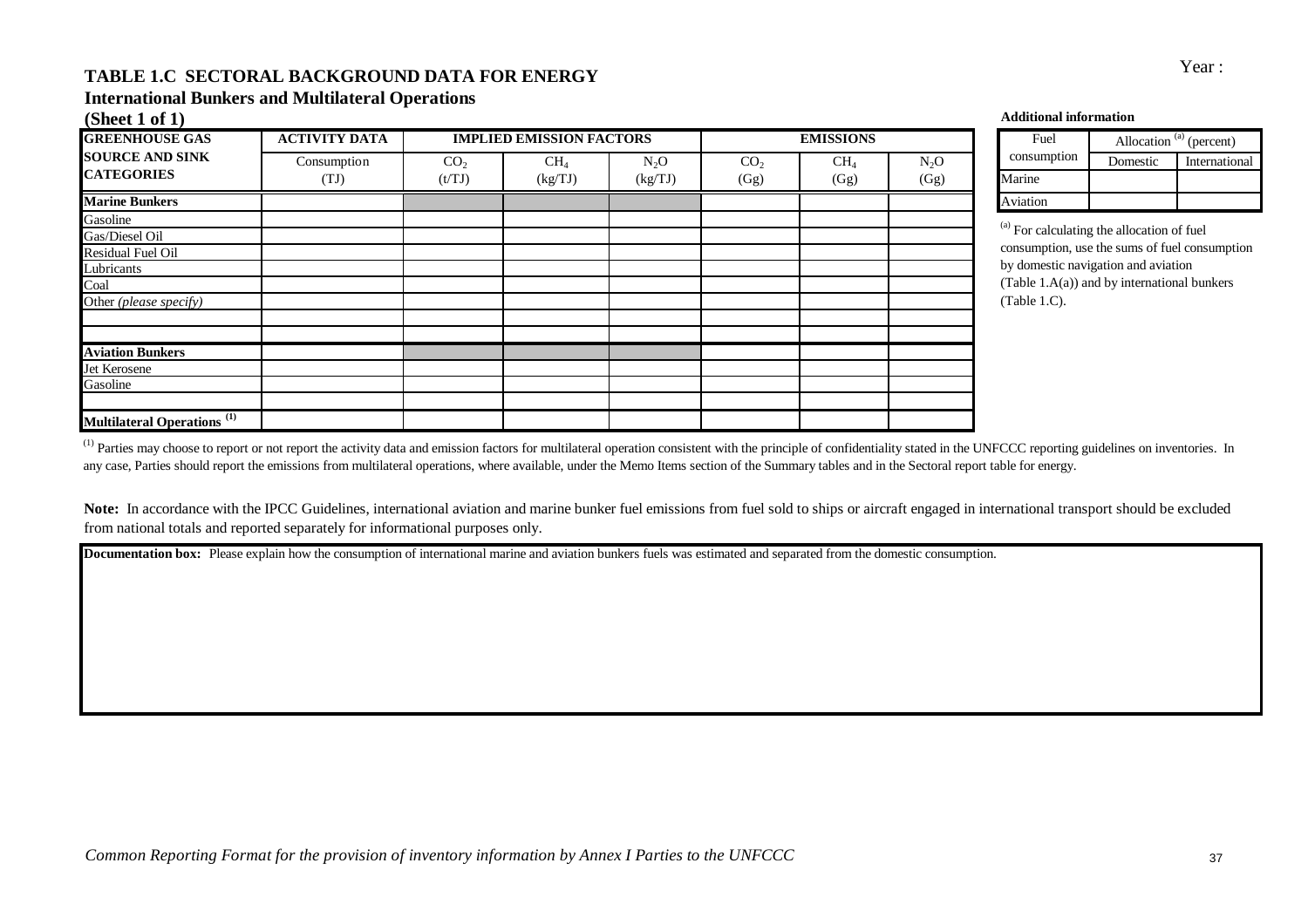Year :

# TABLE 1.C SECTORAL BACKGROUND DATA FOR ENERGY

## International Bunkers and Multilateral Operations

### (Sheet 1 of 1)

| GREENHOUSE GAS SOURCE AND SINK CATEGORIES | ACTIVITY DATA | IMPLIED EMISSION FACTORS | | | EMISSIONS | | |
|---|---|---|---|---|---|---|---|
| | Consumption (TJ) | $CO_2$ (t/TJ) | $CH_4$ (kg/TJ) | $N_2O$ (kg/TJ) | $CO_2$ (Gg) | $CH_4$ (Gg) | $N_2O$ (Gg) |
| **Marine Bunkers** | | | | | | | |
| Gasoline | | | | | | | |
| Gas/Diesel Oil | | | | | | | |
| Residual Fuel Oil | | | | | | | |
| Lubricants | | | | | | | |
| Coal | | | | | | | |
| Other *(please specify)* | | | | | | | |
| | | | | | | | |
| | | | | | | | |
| **Aviation Bunkers** | | | | | | | |
| Jet Kerosene | | | | | | | |
| Gasoline | | | | | | | |
| | | | | | | | |
| **Multilateral Operations** [1] | | | | | | | |

[1] Parties may choose to report or not report the activity data and emission factors for multilateral operation consistent with the principle of confidentiality stated in the UNFCCC reporting guidelines on inventories. In any case, Parties should report the emissions from multilateral operations, where available, under the Memo Items section of the Summary tables and in the Sectoral report table for energy.

**Additional information**

| Fuel consumption | Allocation [a] (percent) | |
|---|---|---|
| | Domestic | International |
| Marine | | |
| Aviation | | |

[a] For calculating the allocation of fuel consumption, use the sums of fuel consumption by domestic navigation and aviation (Table 1.A(a)) and by international bunkers (Table 1.C).

**Note:** In accordance with the IPCC Guidelines, international aviation and marine bunker fuel emissions from fuel sold to ships or aircraft engaged in international transport should be excluded from national totals and reported separately for informational purposes only.

**Documentation box:** Please explain how the consumption of international marine and aviation bunkers fuels was estimated and separated from the domestic consumption.

*Common Reporting Format for the provision of inventory information by Annex I Parties to the UNFCCC*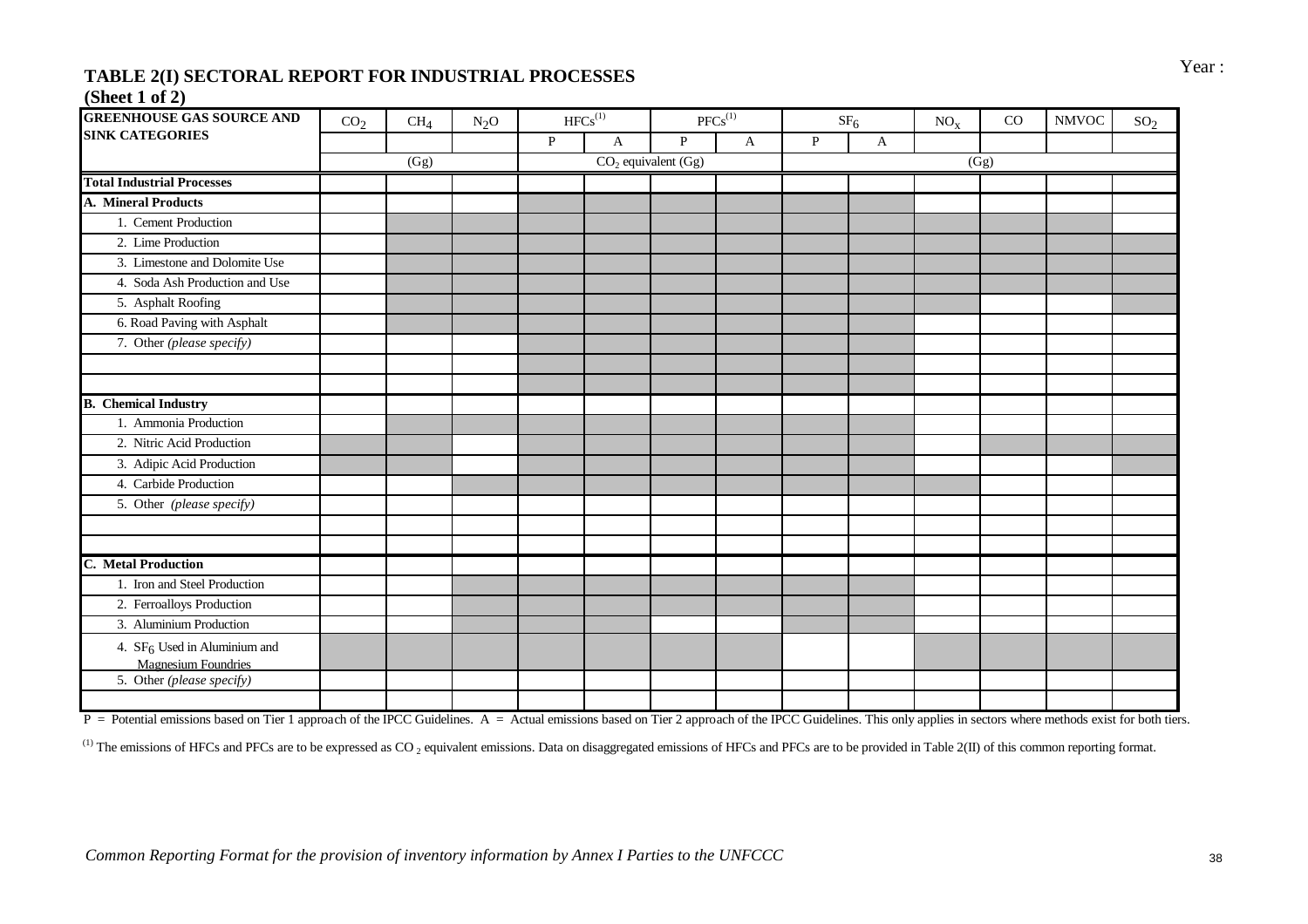Year :

## TABLE 2(I) SECTORAL REPORT FOR INDUSTRIAL PROCESSES
### (Sheet 1 of 2)

| GREENHOUSE GAS SOURCE AND SINK CATEGORIES | $CO_2$ | $CH_4$ | $N_2O$ | HFCs[(1)] | | PFCs[(1)] | | $SF_6$ | | $NO_x$ | CO | NMVOC | $SO_2$ |
|---|---|---|---|---|---|---|---|---|---|---|---|---|---|
| | | | | P | A | P | A | P | A | | | | |
| | (Gg) | | | $CO_2$ equivalent (Gg) | | | | (Gg) | | | | | |
| **Total Industrial Processes** | | | | | | | | | | | | | |
| **A. Mineral Products** | | | | | | | | | | | | | |
| 1. Cement Production | | | | | | | | | | | | | |
| 2. Lime Production | | | | | | | | | | | | | |
| 3. Limestone and Dolomite Use | | | | | | | | | | | | | |
| 4. Soda Ash Production and Use | | | | | | | | | | | | | |
| 5. Asphalt Roofing | | | | | | | | | | | | | |
| 6. Road Paving with Asphalt | | | | | | | | | | | | | |
| 7. Other *(please specify)* | | | | | | | | | | | | | |
| | | | | | | | | | | | | | |
| | | | | | | | | | | | | | |
| **B. Chemical Industry** | | | | | | | | | | | | | |
| 1. Ammonia Production | | | | | | | | | | | | | |
| 2. Nitric Acid Production | | | | | | | | | | | | | |
| 3. Adipic Acid Production | | | | | | | | | | | | | |
| 4. Carbide Production | | | | | | | | | | | | | |
| 5. Other *(please specify)* | | | | | | | | | | | | | |
| | | | | | | | | | | | | | |
| | | | | | | | | | | | | | |
| **C. Metal Production** | | | | | | | | | | | | | |
| 1. Iron and Steel Production | | | | | | | | | | | | | |
| 2. Ferroalloys Production | | | | | | | | | | | | | |
| 3. Aluminium Production | | | | | | | | | | | | | |
| 4. $SF_6$ Used in Aluminium and Magnesium Foundries | | | | | | | | | | | | | |
| 5. Other *(please specify)* | | | | | | | | | | | | | |
| | | | | | | | | | | | | | |

P = Potential emissions based on Tier 1 approach of the IPCC Guidelines. A = Actual emissions based on Tier 2 approach of the IPCC Guidelines. This only applies in sectors where methods exist for both tiers.

(1) The emissions of HFCs and PFCs are to be expressed as $CO_2$ equivalent emissions. Data on disaggregated emissions of HFCs and PFCs are to be provided in Table 2(II) of this common reporting format.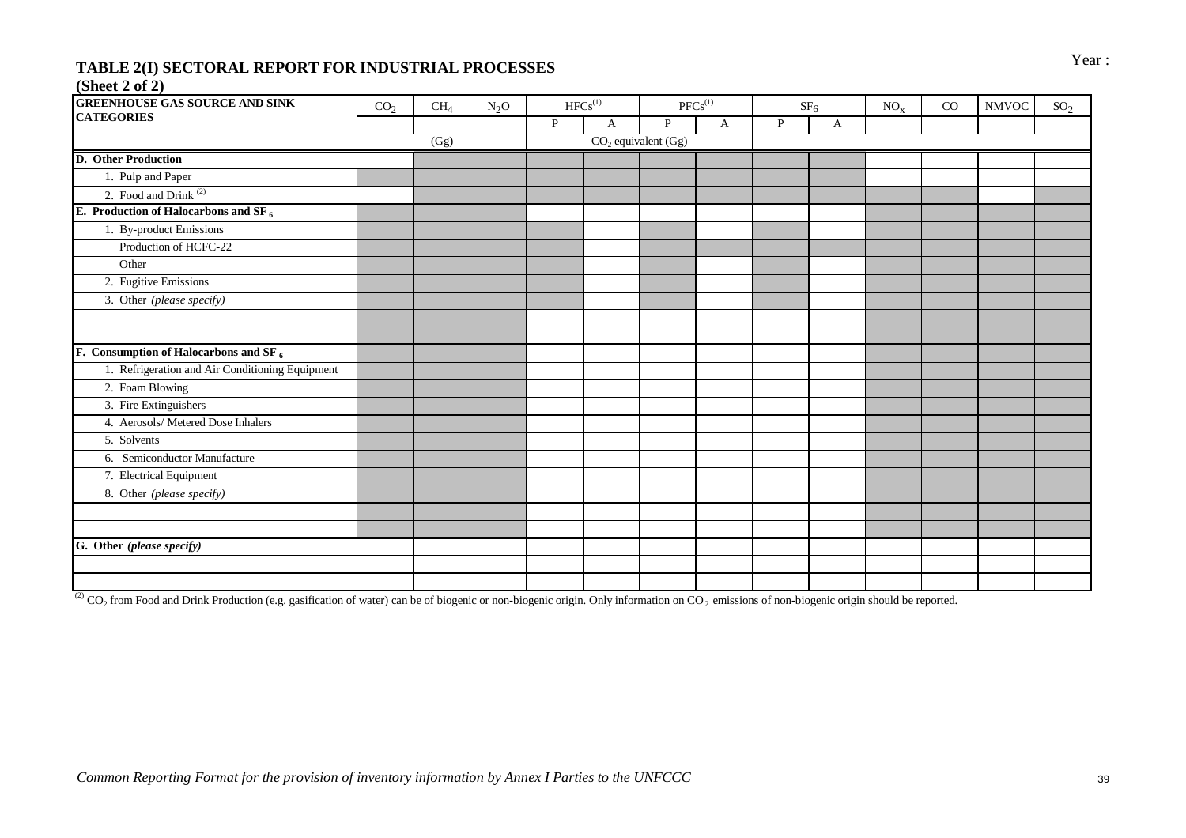Year :

## TABLE 2(I) SECTORAL REPORT FOR INDUSTRIAL PROCESSES

**(Sheet 2 of 2)**

| GREENHOUSE GAS SOURCE AND SINK CATEGORIES | $CO_2$ | $CH_4$ | $N_2O$ | HFCs[1] | | PFCs[1] | | $SF_6$ | | $NO_x$ | CO | NMVOC | $SO_2$ |
|---|---|---|---|---|---|---|---|---|---|---|---|---|---|
| | | | | P | A | P | A | P | A | | | | |
| | | (Gg) | | | | $CO_2$ equivalent (Gg) | | | | | | | |
| **D. Other Production** | | | | | | | | | | | | | |
| 1. Pulp and Paper | | | | | | | | | | | | | |
| 2. Food and Drink [2] | | | | | | | | | | | | | |
| **E. Production of Halocarbons and $SF_6$** | | | | | | | | | | | | | |
| 1. By-product Emissions | | | | | | | | | | | | | |
| Production of HCFC-22 | | | | | | | | | | | | | |
| Other | | | | | | | | | | | | | |
| 2. Fugitive Emissions | | | | | | | | | | | | | |
| 3. Other *(please specify)* | | | | | | | | | | | | | |
| | | | | | | | | | | | | | |
| | | | | | | | | | | | | | |
| **F. Consumption of Halocarbons and $SF_6$** | | | | | | | | | | | | | |
| 1. Refrigeration and Air Conditioning Equipment | | | | | | | | | | | | | |
| 2. Foam Blowing | | | | | | | | | | | | | |
| 3. Fire Extinguishers | | | | | | | | | | | | | |
| 4. Aerosols/ Metered Dose Inhalers | | | | | | | | | | | | | |
| 5. Solvents | | | | | | | | | | | | | |
| 6. Semiconductor Manufacture | | | | | | | | | | | | | |
| 7. Electrical Equipment | | | | | | | | | | | | | |
| 8. Other *(please specify)* | | | | | | | | | | | | | |
| | | | | | | | | | | | | | |
| | | | | | | | | | | | | | |
| **G. Other *(please specify)*** | | | | | | | | | | | | | |
| | | | | | | | | | | | | | |
| | | | | | | | | | | | | | |

[2] $CO_2$ from Food and Drink Production (e.g. gasification of water) can be of biogenic or non-biogenic origin. Only information on $CO_2$ emissions of non-biogenic origin should be reported.

*Common Reporting Format for the provision of inventory information by Annex I Parties to the UNFCCC*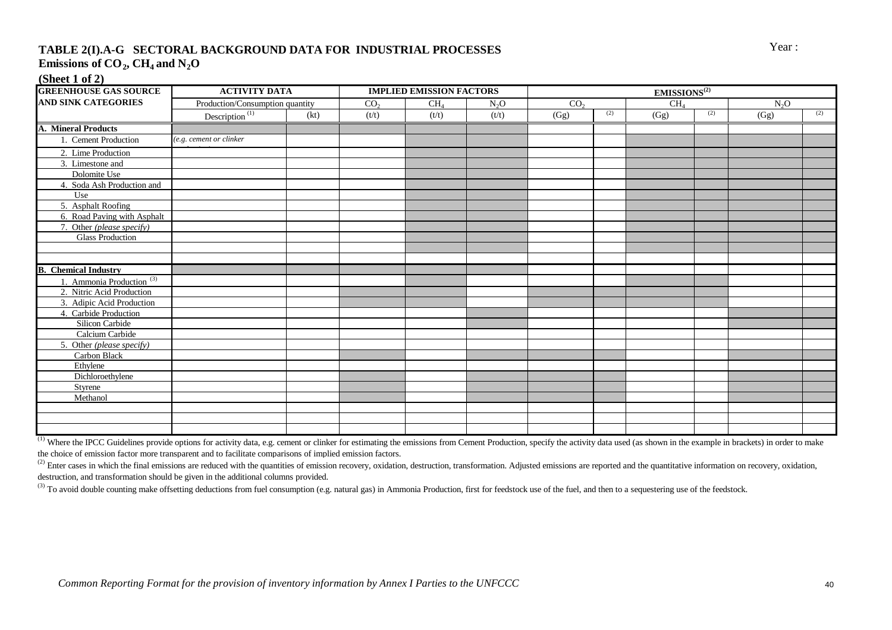## TABLE 2(I).A-G SECTORAL BACKGROUND DATA FOR INDUSTRIAL PROCESSES

**Emissions of $CO_2$, $CH_4$ and $N_2O$**

**(Sheet 1 of 2)**

Year :

| GREENHOUSE GAS SOURCE AND SINK CATEGORIES | ACTIVITY DATA | | IMPLIED EMISSION FACTORS | | | EMISSIONS(2) | | | | | |
|---|---|---|---|---|---|---|---|---|---|---|---|
| | Production/Consumption quantity | | $CO_2$ | $CH_4$ | $N_2O$ | $CO_2$ | | $CH_4$ | | $N_2O$ | |
| | Description (1) | (kt) | (t/t) | (t/t) | (t/t) | (Gg) | (2) | (Gg) | (2) | (Gg) | (2) |
| **A. Mineral Products** | | | | | | | | | | | |
| 1. Cement Production | *(e.g. cement or clinker* | | | | | | | | | | |
| 2. Lime Production | | | | | | | | | | | |
| 3. Limestone and Dolomite Use | | | | | | | | | | | |
| 4. Soda Ash Production and Use | | | | | | | | | | | |
| 5. Asphalt Roofing | | | | | | | | | | | |
| 6. Road Paving with Asphalt | | | | | | | | | | | |
| 7. Other *(please specify)* | | | | | | | | | | | |
| Glass Production | | | | | | | | | | | |
| | | | | | | | | | | | |
| | | | | | | | | | | | |
| **B. Chemical Industry** | | | | | | | | | | | |
| 1. Ammonia Production (3) | | | | | | | | | | | |
| 2. Nitric Acid Production | | | | | | | | | | | |
| 3. Adipic Acid Production | | | | | | | | | | | |
| 4. Carbide Production | | | | | | | | | | | |
| Silicon Carbide | | | | | | | | | | | |
| Calcium Carbide | | | | | | | | | | | |
| 5. Other *(please specify)* | | | | | | | | | | | |
| Carbon Black | | | | | | | | | | | |
| Ethylene | | | | | | | | | | | |
| Dichloroethylene | | | | | | | | | | | |
| Styrene | | | | | | | | | | | |
| Methanol | | | | | | | | | | | |
| | | | | | | | | | | | |
| | | | | | | | | | | | |
| | | | | | | | | | | | |

(1) Where the IPCC Guidelines provide options for activity data, e.g. cement or clinker for estimating the emissions from Cement Production, specify the activity data used (as shown in the example in brackets) in order to make the choice of emission factor more transparent and to facilitate comparisons of implied emission factors.

(2) Enter cases in which the final emissions are reduced with the quantities of emission recovery, oxidation, destruction, transformation. Adjusted emissions are reported and the quantitative information on recovery, oxidation, destruction, and transformation should be given in the additional columns provided.

(3) To avoid double counting make offsetting deductions from fuel consumption (e.g. natural gas) in Ammonia Production, first for feedstock use of the fuel, and then to a sequestering use of the feedstock.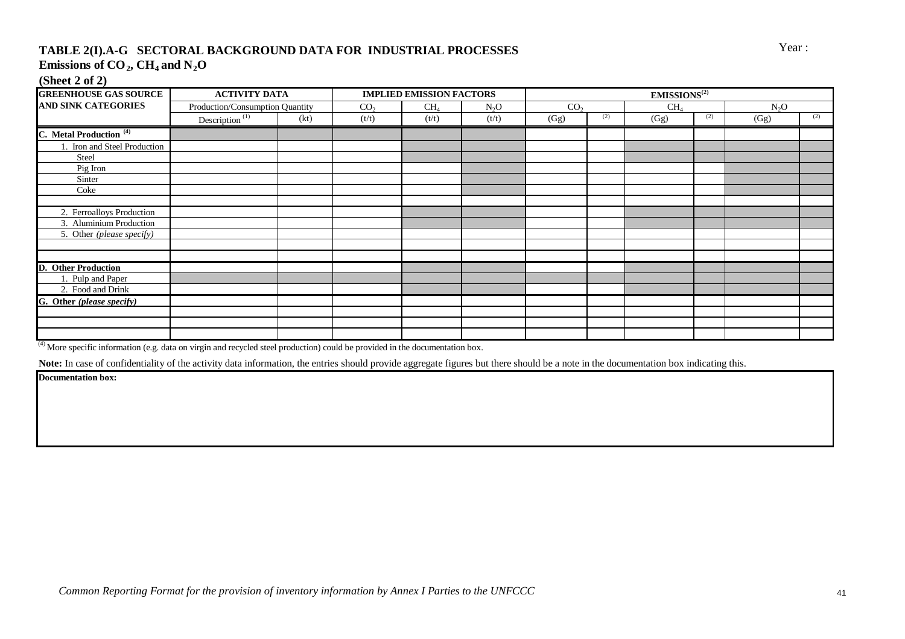## TABLE 2(I).A-G SECTORAL BACKGROUND DATA FOR INDUSTRIAL PROCESSES

Year :

**Emissions of $CO_2$, $CH_4$ and $N_2O$**

**(Sheet 2 of 2)**

| GREENHOUSE GAS SOURCE AND SINK CATEGORIES | ACTIVITY DATA | | IMPLIED EMISSION FACTORS | | | EMISSIONS[(2)] | | | | | |
|---|---|---|---|---|---|---|---|---|---|---|---|
| | Production/Consumption Quantity | | $CO_2$ | $CH_4$ | $N_2O$ | $CO_2$ | | $CH_4$ | | $N_2O$ | |
| | Description [(1)] | (kt) | (t/t) | (t/t) | (t/t) | (Gg) | [(2)] | (Gg) | [(2)] | (Gg) | [(2)] |
| **C. Metal Production** [(4)] | | | | | | | | | | | |
| 1. Iron and Steel Production | | | | | | | | | | | |
| Steel | | | | | | | | | | | |
| Pig Iron | | | | | | | | | | | |
| Sinter | | | | | | | | | | | |
| Coke | | | | | | | | | | | |
| | | | | | | | | | | | |
| 2. Ferroalloys Production | | | | | | | | | | | |
| 3. Aluminium Production | | | | | | | | | | | |
| 5. Other *(please specify)* | | | | | | | | | | | |
| | | | | | | | | | | | |
| | | | | | | | | | | | |
| **D. Other Production** | | | | | | | | | | | |
| 1. Pulp and Paper | | | | | | | | | | | |
| 2. Food and Drink | | | | | | | | | | | |
| **G. Other *(please specify)*** | | | | | | | | | | | |
| | | | | | | | | | | | |
| | | | | | | | | | | | |
| | | | | | | | | | | | |

[(4)] More specific information (e.g. data on virgin and recycled steel production) could be provided in the documentation box.

**Note:** In case of confidentiality of the activity data information, the entries should provide aggregate figures but there should be a note in the documentation box indicating this.

**Documentation box:**

*Common Reporting Format for the provision of inventory information by Annex I Parties to the UNFCCC*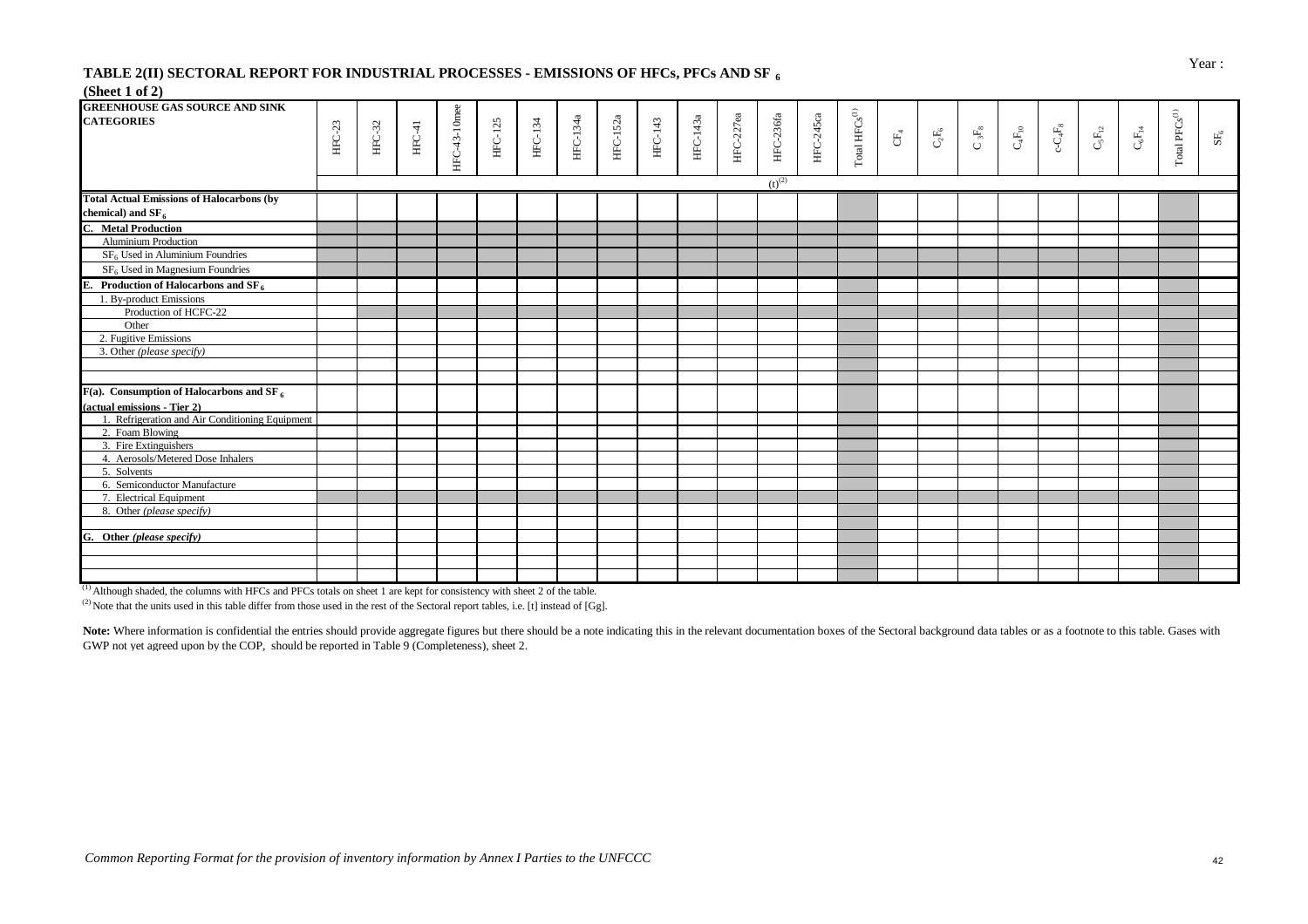Year :

## TABLE 2(II) SECTORAL REPORT FOR INDUSTRIAL PROCESSES - EMISSIONS OF HFCs, PFCs AND $SF_6$

**(Sheet 1 of 2)**

| GREENHOUSE GAS SOURCE AND SINK CATEGORIES | HFC-23 | HFC-32 | HFC-41 | HFC-43-10mee | HFC-125 | HFC-134 | HFC-134a | HFC-152a | HFC-143 | HFC-143a | HFC-227ea | HFC-236fa | HFC-245ca | Total HFCs[1] | $CF_4$ | $C_2F_6$ | $C_3F_8$ | $C_4F_{10}$ | $c\text{-}C_4F_8$ | $C_5F_{12}$ | $C_6F_{14}$ | Total PFCs[1] | $SF_6$ |
|---|---|---|---|---|---|---|---|---|---|---|---|---|---|---|---|---|---|---|---|---|---|---|---|
| | | | | | | | | | | | | (t)[2] | | | | | | | | | | | |
| **Total Actual Emissions of Halocarbons (by chemical) and $SF_6$** | | | | | | | | | | | | | | | | | | | | | | | |
| **C. Metal Production** | | | | | | | | | | | | | | | | | | | | | | | |
| Aluminium Production | | | | | | | | | | | | | | | | | | | | | | | |
| $SF_6$ Used in Aluminium Foundries | | | | | | | | | | | | | | | | | | | | | | | |
| $SF_6$ Used in Magnesium Foundries | | | | | | | | | | | | | | | | | | | | | | | |
| **E. Production of Halocarbons and $SF_6$** | | | | | | | | | | | | | | | | | | | | | | | |
| 1. By-product Emissions | | | | | | | | | | | | | | | | | | | | | | | |
| Production of HCFC-22 | | | | | | | | | | | | | | | | | | | | | | | |
| Other | | | | | | | | | | | | | | | | | | | | | | | |
| 2. Fugitive Emissions | | | | | | | | | | | | | | | | | | | | | | | |
| 3. Other *(please specify)* | | | | | | | | | | | | | | | | | | | | | | | |
| | | | | | | | | | | | | | | | | | | | | | | | |
| | | | | | | | | | | | | | | | | | | | | | | | |
| **F(a). Consumption of Halocarbons and $SF_6$ (actual emissions - Tier 2)** | | | | | | | | | | | | | | | | | | | | | | | |
| 1. Refrigeration and Air Conditioning Equipment | | | | | | | | | | | | | | | | | | | | | | | |
| 2. Foam Blowing | | | | | | | | | | | | | | | | | | | | | | | |
| 3. Fire Extinguishers | | | | | | | | | | | | | | | | | | | | | | | |
| 4. Aerosols/Metered Dose Inhalers | | | | | | | | | | | | | | | | | | | | | | | |
| 5. Solvents | | | | | | | | | | | | | | | | | | | | | | | |
| 6. Semiconductor Manufacture | | | | | | | | | | | | | | | | | | | | | | | |
| 7. Electrical Equipment | | | | | | | | | | | | | | | | | | | | | | | |
| 8. Other *(please specify)* | | | | | | | | | | | | | | | | | | | | | | | |
| | | | | | | | | | | | | | | | | | | | | | | | |
| **G. Other *(please specify)*** | | | | | | | | | | | | | | | | | | | | | | | |
| | | | | | | | | | | | | | | | | | | | | | | | |
| | | | | | | | | | | | | | | | | | | | | | | | |
| | | | | | | | | | | | | | | | | | | | | | | | |

[1] Although shaded, the columns with HFCs and PFCs totals on sheet 1 are kept for consistency with sheet 2 of the table.

[2] Note that the units used in this table differ from those used in the rest of the Sectoral report tables, i.e. [t] instead of [Gg].

**Note:** Where information is confidential the entries should provide aggregate figures but there should be a note indicating this in the relevant documentation boxes of the Sectoral background data tables or as a footnote to this table. Gases with GWP not yet agreed upon by the COP, should be reported in Table 9 (Completeness), sheet 2.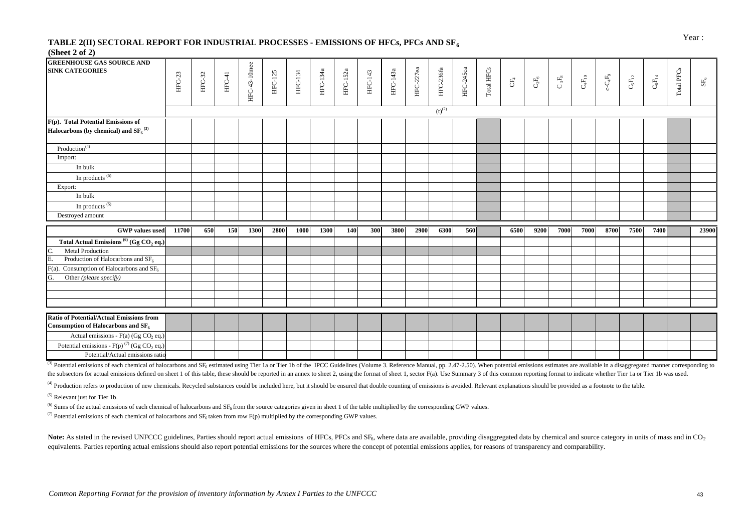## TABLE 2(II) SECTORAL REPORT FOR INDUSTRIAL PROCESSES - EMISSIONS OF HFCs, PFCs AND $SF_6$

**(Sheet 2 of 2)**

Year :

| GREENHOUSE GAS SOURCE AND SINK CATEGORIES | HFC-23 | HFC-32 | HFC-41 | HFC-43-10mee | HFC-125 | HFC-134 | HFC-134a | HFC-152a | HFC-143 | HFC-143a | HFC-227ea | HFC-236fa | HFC-245ca | Total HFCs | $CF_4$ | $C_2F_6$ | $C_3F_8$ | $C_4F_{10}$ | $c\text{-}C_4F_8$ | $C_5F_{12}$ | $C_6F_{14}$ | Total PFCs | $SF_6$ |
|---|---|---|---|---|---|---|---|---|---|---|---|---|---|---|---|---|---|---|---|---|---|---|---|
| | | | | | | | | | | | | (t)[2] | | | | | | | | | | | |
| **F(p). Total Potential Emissions of Halocarbons (by chemical) and $SF_6$ [3]** | | | | | | | | | | | | | | | | | | | | | | | |
| Production[4] | | | | | | | | | | | | | | | | | | | | | | | |
| Import: | | | | | | | | | | | | | | | | | | | | | | | |
| In bulk | | | | | | | | | | | | | | | | | | | | | | | |
| In products [5] | | | | | | | | | | | | | | | | | | | | | | | |
| Export: | | | | | | | | | | | | | | | | | | | | | | | |
| In bulk | | | | | | | | | | | | | | | | | | | | | | | |
| In products [5] | | | | | | | | | | | | | | | | | | | | | | | |
| Destroyed amount | | | | | | | | | | | | | | | | | | | | | | | |
| **GWP values used** | **11700** | **650** | **150** | **1300** | **2800** | **1000** | **1300** | **140** | **300** | **3800** | **2900** | **6300** | **560** | | **6500** | **9200** | **7000** | **7000** | **8700** | **7500** | **7400** | | **23900** |
| **Total Actual Emissions [6] (Gg $CO_2$ eq.)** | | | | | | | | | | | | | | | | | | | | | | | |
| C. Metal Production | | | | | | | | | | | | | | | | | | | | | | | |
| E. Production of Halocarbons and $SF_6$ | | | | | | | | | | | | | | | | | | | | | | | |
| F(a). Consumption of Halocarbons and $SF_6$ | | | | | | | | | | | | | | | | | | | | | | | |
| G. Other *(please specify)* | | | | | | | | | | | | | | | | | | | | | | | |
| | | | | | | | | | | | | | | | | | | | | | | | |
| | | | | | | | | | | | | | | | | | | | | | | | |
| | | | | | | | | | | | | | | | | | | | | | | | |
| **Ratio of Potential/Actual Emissions from Consumption of Halocarbons and $SF_6$** | | | | | | | | | | | | | | | | | | | | | | | |
| Actual emissions - F(a) (Gg $CO_2$ eq.) | | | | | | | | | | | | | | | | | | | | | | | |
| Potential emissions - F(p) [7] (Gg $CO_2$ eq.) | | | | | | | | | | | | | | | | | | | | | | | |
| Potential/Actual emissions ratio | | | | | | | | | | | | | | | | | | | | | | | |

[3] Potential emissions of each chemical of halocarbons and $SF_6$ estimated using Tier 1a or Tier 1b of the IPCC Guidelines (Volume 3. Reference Manual, pp. 2.47-2.50). When potential emissions estimates are available in a disaggregated manner corresponding to the subsectors for actual emissions defined on sheet 1 of this table, these should be reported in an annex to sheet 2, using the format of sheet 1, sector F(a). Use Summary 3 of this common reporting format to indicate whether Tier 1a or Tier 1b was used.

[4] Production refers to production of new chemicals. Recycled substances could be included here, but it should be ensured that double counting of emissions is avoided. Relevant explanations should be provided as a footnote to the table.

[5] Relevant just for Tier 1b.

[6] Sums of the actual emissions of each chemical of halocarbons and $SF_6$ from the source categories given in sheet 1 of the table multiplied by the corresponding GWP values.

[7] Potential emissions of each chemical of halocarbons and $SF_6$ taken from row F(p) multiplied by the corresponding GWP values.

**Note:** As stated in the revised UNFCCC guidelines, Parties should report actual emissions of HFCs, PFCs and $SF_6$, where data are available, providing disaggregated data by chemical and source category in units of mass and in $CO_2$ equivalents. Parties reporting actual emissions should also report potential emissions for the sources where the concept of potential emissions applies, for reasons of transparency and comparability.

*Common Reporting Format for the provision of inventory information by Annex I Parties to the UNFCCC*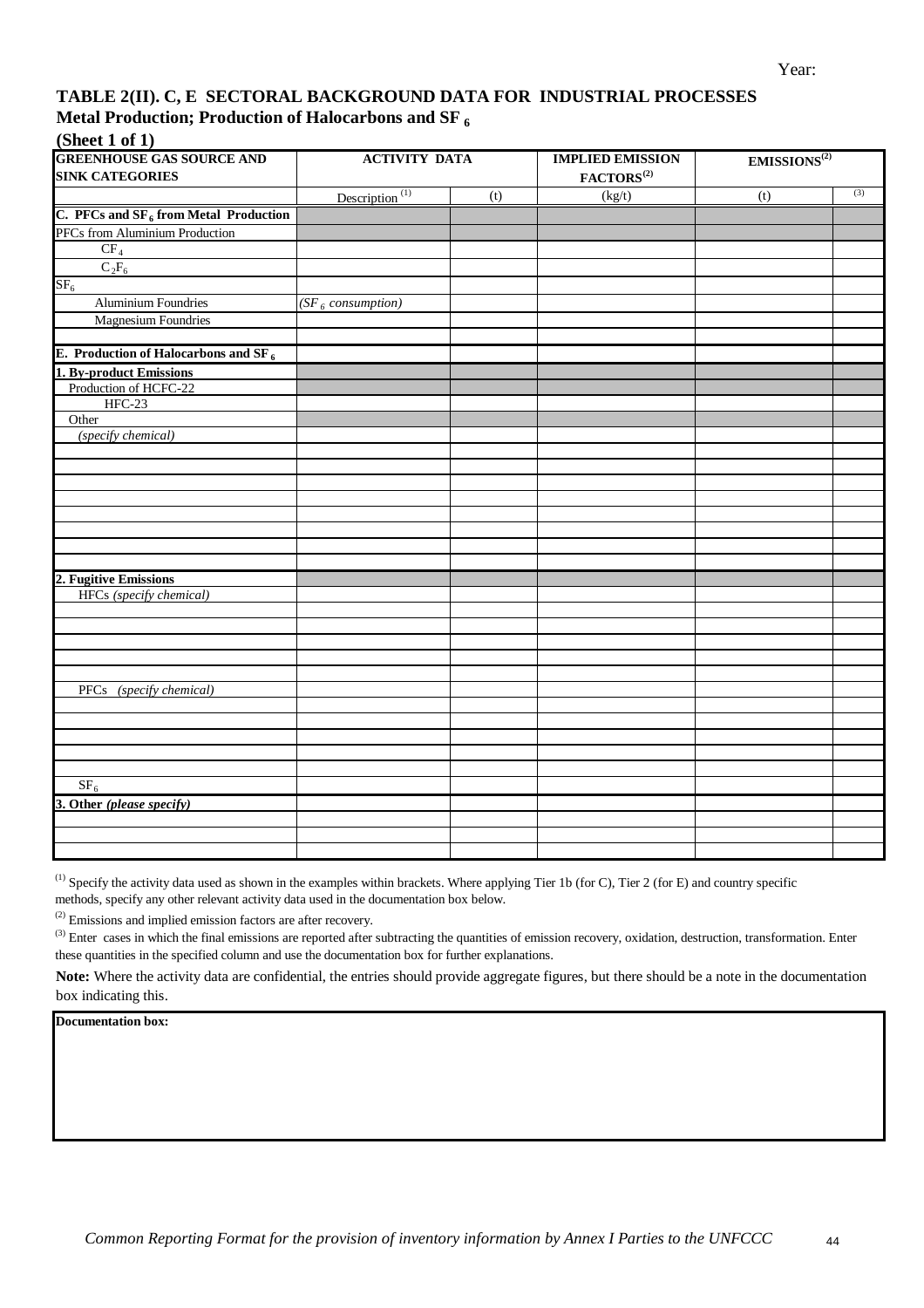Year:

# TABLE 2(II). C, E SECTORAL BACKGROUND DATA FOR INDUSTRIAL PROCESSES
## Metal Production; Production of Halocarbons and $SF_6$
### (Sheet 1 of 1)

| GREENHOUSE GAS SOURCE AND SINK CATEGORIES | ACTIVITY DATA | | IMPLIED EMISSION FACTORS[(2)] | EMISSIONS[(2)] | |
|---|---|---|---|---|---|
| | Description [(1)] | (t) | (kg/t) | (t) | [(3)] |
| **C. PFCs and $SF_6$ from Metal Production** | | | | | |
| PFCs from Aluminium Production | | | | | |
| $CF_4$ | | | | | |
| $C_2F_6$ | | | | | |
| $SF_6$ | | | | | |
| Aluminium Foundries | *($SF_6$ consumption)* | | | | |
| Magnesium Foundries | | | | | |
| | | | | | |
| **E. Production of Halocarbons and $SF_6$** | | | | | |
| **1. By-product Emissions** | | | | | |
| Production of HCFC-22 | | | | | |
| HFC-23 | | | | | |
| Other | | | | | |
| *(specify chemical)* | | | | | |
| | | | | | |
| | | | | | |
| | | | | | |
| | | | | | |
| | | | | | |
| | | | | | |
| | | | | | |
| | | | | | |
| **2. Fugitive Emissions** | | | | | |
| HFCs *(specify chemical)* | | | | | |
| | | | | | |
| | | | | | |
| | | | | | |
| | | | | | |
| | | | | | |
| PFCs *(specify chemical)* | | | | | |
| | | | | | |
| | | | | | |
| | | | | | |
| | | | | | |
| | | | | | |
| $SF_6$ | | | | | |
| **3. Other *(please specify)*** | | | | | |
| | | | | | |
| | | | | | |
| | | | | | |

[(1)] Specify the activity data used as shown in the examples within brackets. Where applying Tier 1b (for C), Tier 2 (for E) and country specific methods, specify any other relevant activity data used in the documentation box below.

[(2)] Emissions and implied emission factors are after recovery.

[(3)] Enter cases in which the final emissions are reported after subtracting the quantities of emission recovery, oxidation, destruction, transformation. Enter these quantities in the specified column and use the documentation box for further explanations.

**Note:** Where the activity data are confidential, the entries should provide aggregate figures, but there should be a note in the documentation box indicating this.

**Documentation box:**

*Common Reporting Format for the provision of inventory information by Annex I Parties to the UNFCCC*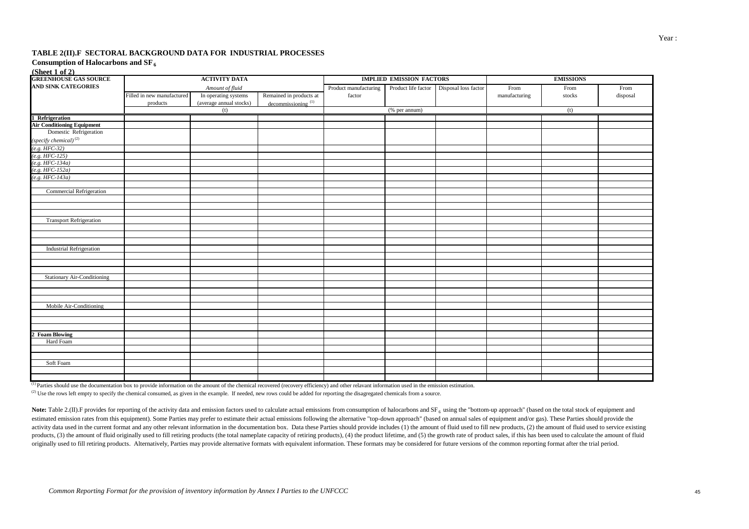Year :

# TABLE 2(II).F SECTORAL BACKGROUND DATA FOR INDUSTRIAL PROCESSES

## Consumption of Halocarbons and $SF_6$

**(Sheet 1 of 2)**

| GREENHOUSE GAS SOURCE AND SINK CATEGORIES | ACTIVITY DATA | | | IMPLIED EMISSION FACTORS | | | EMISSIONS | | |
|---|---|---|---|---|---|---|---|---|---|
| | *Amount of fluid* | | | | | | | | |
| | Filled in new manufactured products | In operating systems (average annual stocks) | Remained in products at decommissioning [(1)] | Product manufacturing factor | Product life factor | Disposal loss factor | From manufacturing | From stocks | From disposal |
| | (t) | | | (% per annum) | | | (t) | | |
| **1 Refrigeration** | | | | | | | | | |
| **Air Conditioning Equipment** | | | | | | | | | |
| Domestic Refrigeration | | | | | | | | | |
| *(specify chemical)* [(2)] | | | | | | | | | |
| *(e.g. HFC-32)* | | | | | | | | | |
| *(e.g. HFC-125)* | | | | | | | | | |
| *(e.g. HFC-134a)* | | | | | | | | | |
| *(e.g. HFC-152a)* | | | | | | | | | |
| *(e.g. HFC-143a)* | | | | | | | | | |
| | | | | | | | | | |
| Commercial Refrigeration | | | | | | | | | |
| | | | | | | | | | |
| | | | | | | | | | |
| | | | | | | | | | |
| Transport Refrigeration | | | | | | | | | |
| | | | | | | | | | |
| | | | | | | | | | |
| | | | | | | | | | |
| Industrial Refrigeration | | | | | | | | | |
| | | | | | | | | | |
| | | | | | | | | | |
| | | | | | | | | | |
| Stationary Air-Conditioning | | | | | | | | | |
| | | | | | | | | | |
| | | | | | | | | | |
| | | | | | | | | | |
| Mobile Air-Conditioning | | | | | | | | | |
| | | | | | | | | | |
| | | | | | | | | | |
| | | | | | | | | | |
| **2 Foam Blowing** | | | | | | | | | |
| Hard Foam | | | | | | | | | |
| | | | | | | | | | |
| | | | | | | | | | |
| Soft Foam | | | | | | | | | |
| | | | | | | | | | |
| | | | | | | | | | |

[(1)] Parties should use the documentation box to provide information on the amount of the chemical recovered (recovery efficiency) and other relavant information used in the emission estimation.

[(2)] Use the rows left empty to specify the chemical consumed, as given in the example. If needed, new rows could be added for reporting the disagregated chemicals from a source.

**Note:** Table 2.(II).F provides for reporting of the activity data and emission factors used to calculate actual emissions from consumption of halocarbons and $SF_6$ using the "bottom-up approach" (based on the total stock of equipment and estimated emission rates from this equipment). Some Parties may prefer to estimate their actual emissions following the alternative "top-down approach" (based on annual sales of equipment and/or gas). These Parties should provide the activity data used in the current format and any other relevant information in the documentation box. Data these Parties should provide includes (1) the amount of fluid used to fill new products, (2) the amount of fluid used to service existing products, (3) the amount of fluid originally used to fill retiring products (the total nameplate capacity of retiring products), (4) the product lifetime, and (5) the growth rate of product sales, if this has been used to calculate the amount of fluid originally used to fill retiring products. Alternatively, Parties may provide alternative formats with equivalent information. These formats may be considered for future versions of the common reporting format after the trial period.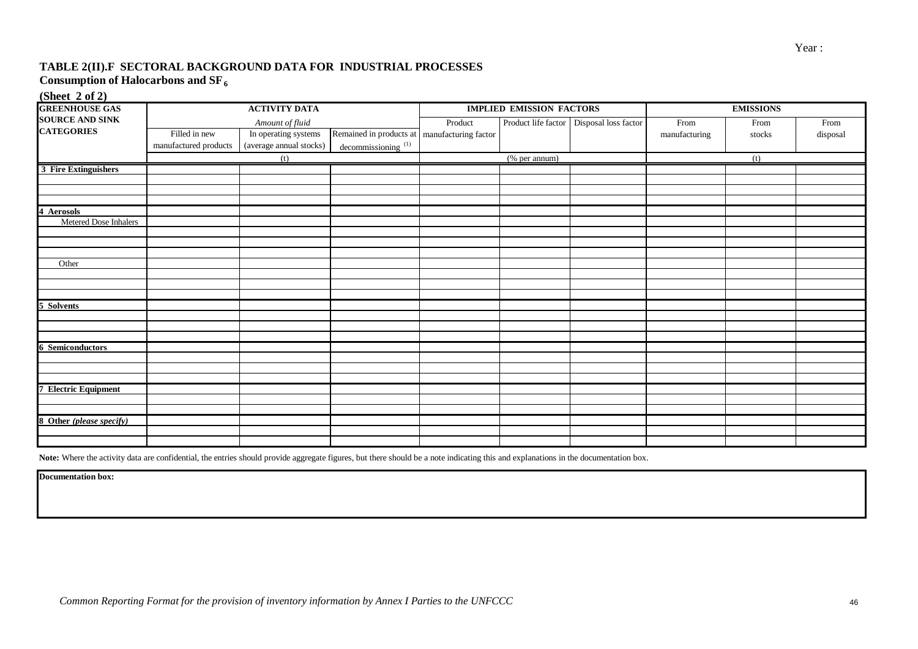Year :

## TABLE 2(II).F SECTORAL BACKGROUND DATA FOR INDUSTRIAL PROCESSES

### Consumption of Halocarbons and $SF_6$

**(Sheet 2 of 2)**

| GREENHOUSE GAS SOURCE AND SINK CATEGORIES | ACTIVITY DATA | | | IMPLIED EMISSION FACTORS | | | EMISSIONS | | |
|---|---|---|---|---|---|---|---|---|---|
| | *Amount of fluid* | | | | | | | | |
| | Filled in new manufactured products | In operating systems (average annual stocks) | Remained in products at decommissioning (1) | Product manufacturing factor | Product life factor | Disposal loss factor | From manufacturing | From stocks | From disposal |
| | (t) | | | (% per annum) | | | (t) | | |
| **3 Fire Extinguishers** | | | | | | | | | |
| | | | | | | | | | |
| | | | | | | | | | |
| | | | | | | | | | |
| **4 Aerosols** | | | | | | | | | |
| Metered Dose Inhalers | | | | | | | | | |
| | | | | | | | | | |
| | | | | | | | | | |
| | | | | | | | | | |
| Other | | | | | | | | | |
| | | | | | | | | | |
| | | | | | | | | | |
| | | | | | | | | | |
| **5 Solvents** | | | | | | | | | |
| | | | | | | | | | |
| | | | | | | | | | |
| | | | | | | | | | |
| **6 Semiconductors** | | | | | | | | | |
| | | | | | | | | | |
| | | | | | | | | | |
| | | | | | | | | | |
| **7 Electric Equipment** | | | | | | | | | |
| | | | | | | | | | |
| | | | | | | | | | |
| **8 Other *(please specify)*** | | | | | | | | | |
| | | | | | | | | | |
| | | | | | | | | | |

**Note:** Where the activity data are confidential, the entries should provide aggregate figures, but there should be a note indicating this and explanations in the documentation box.

**Documentation box:**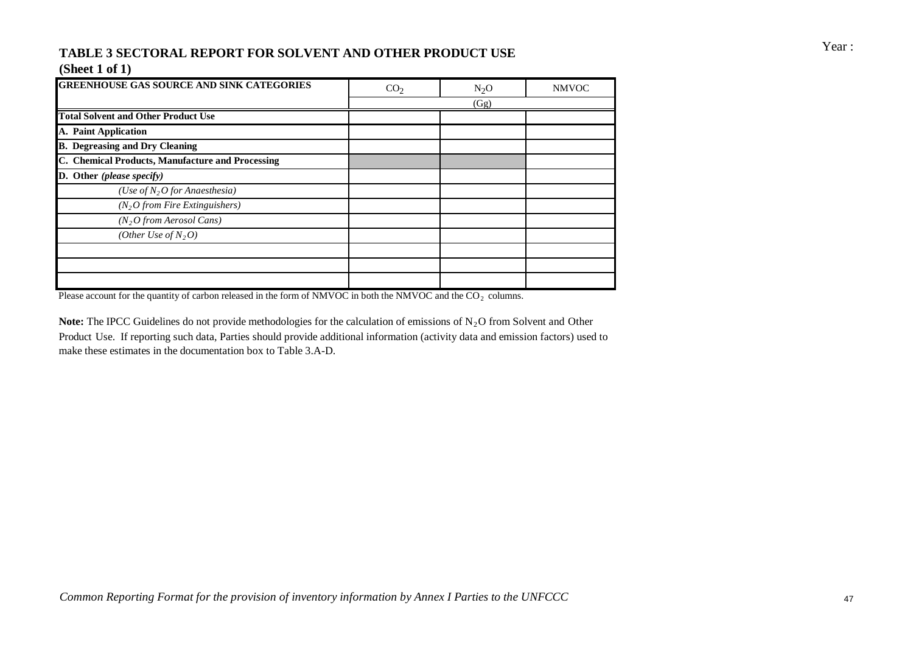Year :

## TABLE 3 SECTORAL REPORT FOR SOLVENT AND OTHER PRODUCT USE
**(Sheet 1 of 1)**

| GREENHOUSE GAS SOURCE AND SINK CATEGORIES | $CO_2$ | $N_2O$ | NMVOC |
|---|---|---|---|
| | (Gg) | | |
| **Total Solvent and Other Product Use** | | | |
| **A. Paint Application** | | | |
| **B. Degreasing and Dry Cleaning** | | | |
| **C. Chemical Products, Manufacture and Processing** | | | |
| **D. Other *(please specify)*** | | | |
| *(Use of $N_2O$ for Anaesthesia)* | | | |
| *($N_2O$ from Fire Extinguishers)* | | | |
| *($N_2O$ from Aerosol Cans)* | | | |
| *(Other Use of $N_2O$)* | | | |
| | | | |
| | | | |
| | | | |

Please account for the quantity of carbon released in the form of NMVOC in both the NMVOC and the $CO_2$ columns.

**Note:** The IPCC Guidelines do not provide methodologies for the calculation of emissions of $N_2O$ from Solvent and Other Product Use. If reporting such data, Parties should provide additional information (activity data and emission factors) used to make these estimates in the documentation box to Table 3.A-D.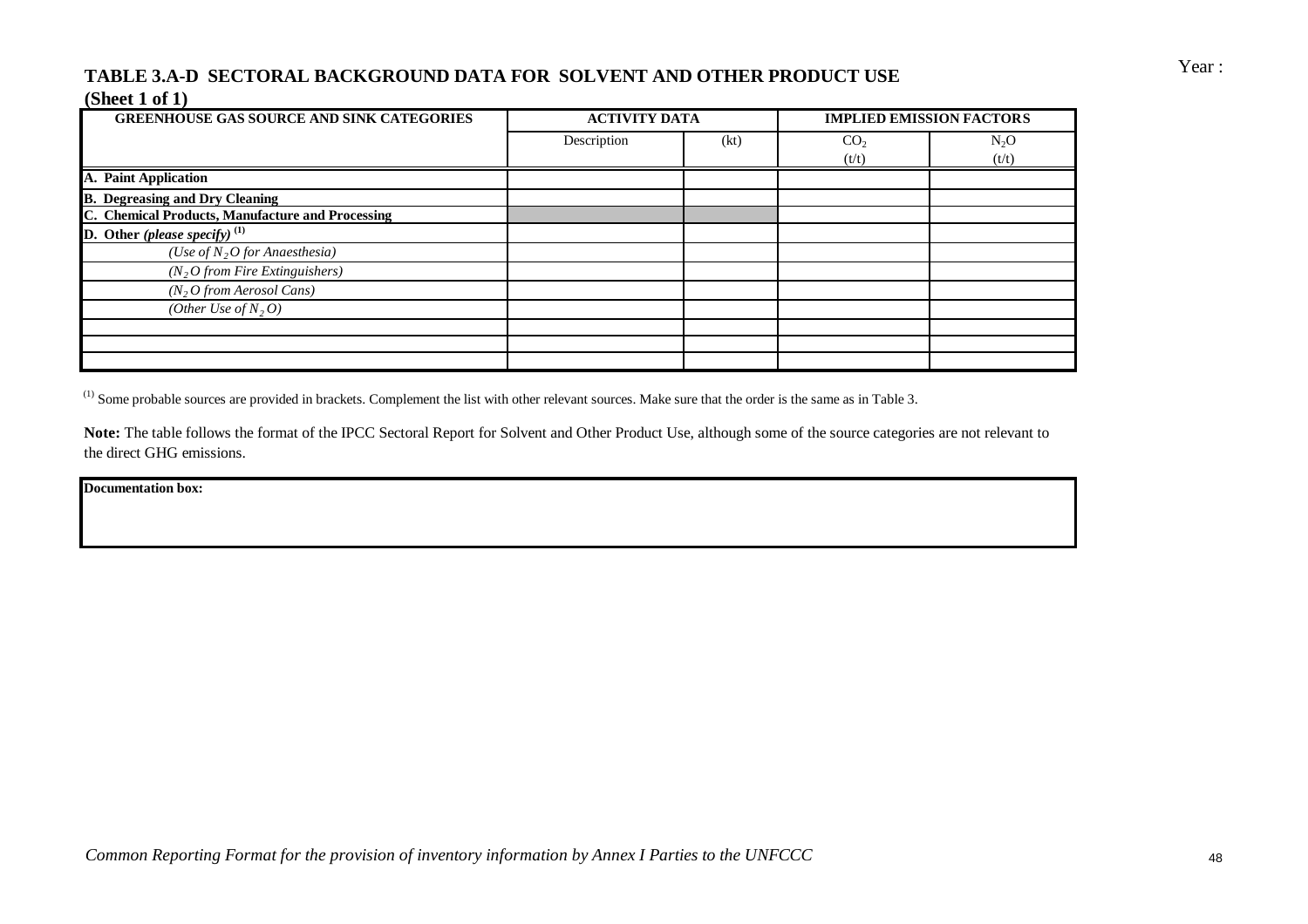Year :

## TABLE 3.A-D SECTORAL BACKGROUND DATA FOR SOLVENT AND OTHER PRODUCT USE

**(Sheet 1 of 1)**

| GREENHOUSE GAS SOURCE AND SINK CATEGORIES | ACTIVITY DATA | | IMPLIED EMISSION FACTORS | |
|---|---|---|---|---|
| | Description | (kt) | $CO_2$ (t/t) | $N_2O$ (t/t) |
| **A. Paint Application** | | | | |
| **B. Degreasing and Dry Cleaning** | | | | |
| **C. Chemical Products, Manufacture and Processing** | | | | |
| **D. Other *(please specify)*** (1) | | | | |
| *(Use of $N_2O$ for Anaesthesia)* | | | | |
| *($N_2O$ from Fire Extinguishers)* | | | | |
| *($N_2O$ from Aerosol Cans)* | | | | |
| *(Other Use of $N_2O$)* | | | | |
| | | | | |
| | | | | |
| | | | | |

(1) Some probable sources are provided in brackets. Complement the list with other relevant sources. Make sure that the order is the same as in Table 3.

**Note:** The table follows the format of the IPCC Sectoral Report for Solvent and Other Product Use, although some of the source categories are not relevant to the direct GHG emissions.

| **Documentation box:** |
|---|
| |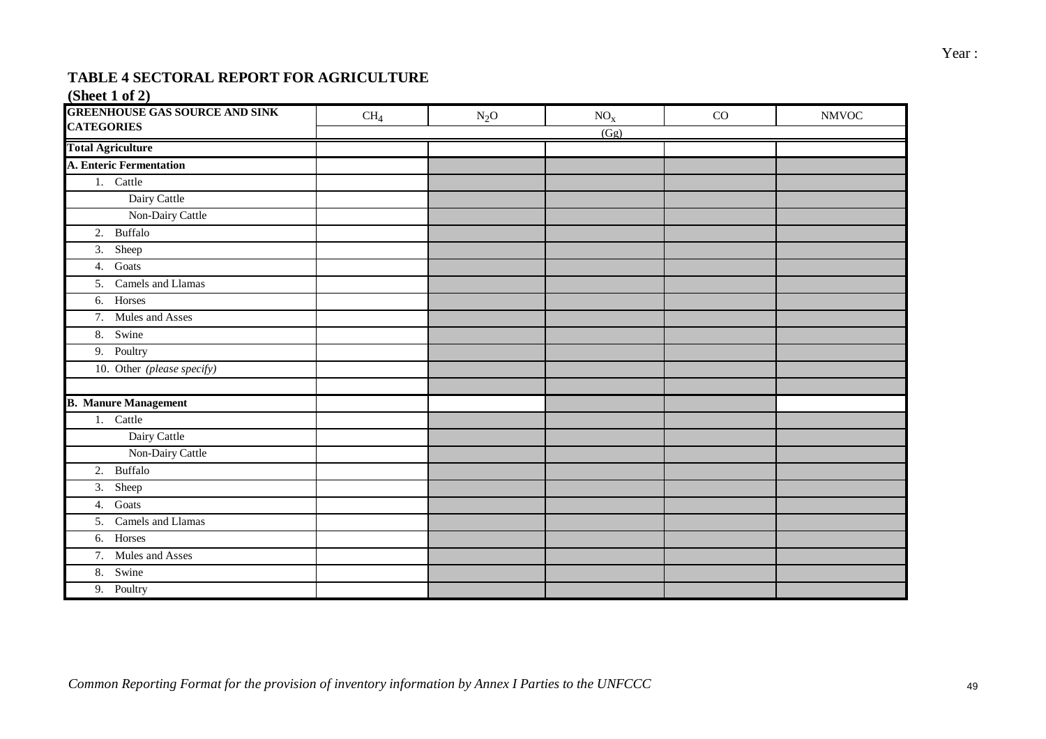Year :

## TABLE 4 SECTORAL REPORT FOR AGRICULTURE

**(Sheet 1 of 2)**

| GREENHOUSE GAS SOURCE AND SINK CATEGORIES | $CH_4$ | $N_2O$ | $NO_x$ | CO | NMVOC |
|---|---|---|---|---|---|
| | (Gg) | | | | |
| **Total Agriculture** | | | | | |
| **A. Enteric Fermentation** | | | | | |
| 1. Cattle | | | | | |
| Dairy Cattle | | | | | |
| Non-Dairy Cattle | | | | | |
| 2. Buffalo | | | | | |
| 3. Sheep | | | | | |
| 4. Goats | | | | | |
| 5. Camels and Llamas | | | | | |
| 6. Horses | | | | | |
| 7. Mules and Asses | | | | | |
| 8. Swine | | | | | |
| 9. Poultry | | | | | |
| 10. Other *(please specify)* | | | | | |
| | | | | | |
| **B. Manure Management** | | | | | |
| 1. Cattle | | | | | |
| Dairy Cattle | | | | | |
| Non-Dairy Cattle | | | | | |
| 2. Buffalo | | | | | |
| 3. Sheep | | | | | |
| 4. Goats | | | | | |
| 5. Camels and Llamas | | | | | |
| 6. Horses | | | | | |
| 7. Mules and Asses | | | | | |
| 8. Swine | | | | | |
| 9. Poultry | | | | | |

*Common Reporting Format for the provision of inventory information by Annex I Parties to the UNFCCC*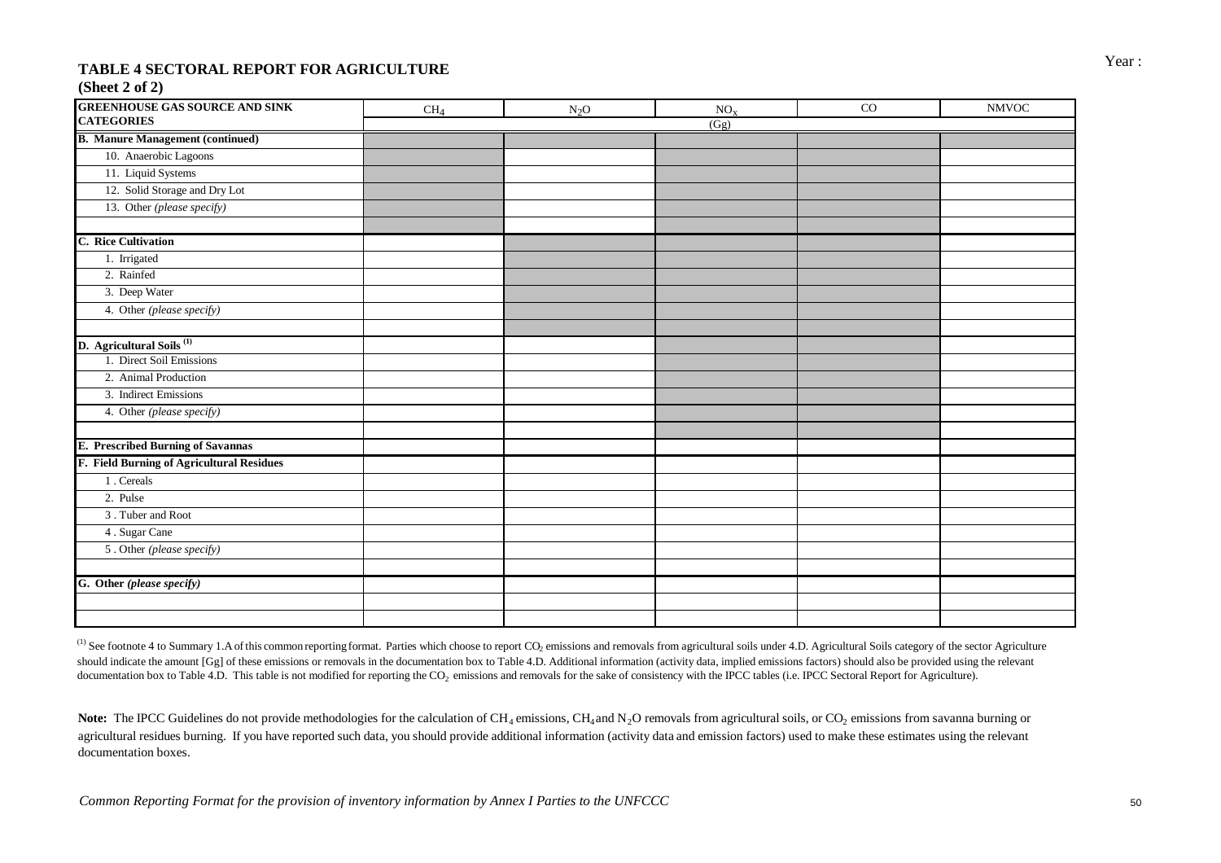Year :

## TABLE 4 SECTORAL REPORT FOR AGRICULTURE

**(Sheet 2 of 2)**

| GREENHOUSE GAS SOURCE AND SINK CATEGORIES | $CH_4$ | $N_2O$ | $NO_x$ | CO | NMVOC |
|---|---|---|---|---|---|
| | | | (Gg) | | |
| **B. Manure Management (continued)** | | | | | |
| 10. Anaerobic Lagoons | | | | | |
| 11. Liquid Systems | | | | | |
| 12. Solid Storage and Dry Lot | | | | | |
| 13. Other *(please specify)* | | | | | |
| | | | | | |
| **C. Rice Cultivation** | | | | | |
| 1. Irrigated | | | | | |
| 2. Rainfed | | | | | |
| 3. Deep Water | | | | | |
| 4. Other *(please specify)* | | | | | |
| | | | | | |
| **D. Agricultural Soils [(1)]** | | | | | |
| 1. Direct Soil Emissions | | | | | |
| 2. Animal Production | | | | | |
| 3. Indirect Emissions | | | | | |
| 4. Other *(please specify)* | | | | | |
| | | | | | |
| **E. Prescribed Burning of Savannas** | | | | | |
| **F. Field Burning of Agricultural Residues** | | | | | |
| 1 . Cereals | | | | | |
| 2. Pulse | | | | | |
| 3 . Tuber and Root | | | | | |
| 4 . Sugar Cane | | | | | |
| 5 . Other *(please specify)* | | | | | |
| | | | | | |
| **G. Other *(please specify)*** | | | | | |
| | | | | | |
| | | | | | |

[(1)] See footnote 4 to Summary 1.A of this common reporting format. Parties which choose to report $CO_2$ emissions and removals from agricultural soils under 4.D. Agricultural Soils category of the sector Agriculture should indicate the amount [Gg] of these emissions or removals in the documentation box to Table 4.D. Additional information (activity data, implied emissions factors) should also be provided using the relevant documentation box to Table 4.D. This table is not modified for reporting the $CO_2$ emissions and removals for the sake of consistency with the IPCC tables (i.e. IPCC Sectoral Report for Agriculture).

**Note:** The IPCC Guidelines do not provide methodologies for the calculation of $CH_4$ emissions, $CH_4$ and $N_2O$ removals from agricultural soils, or $CO_2$ emissions from savanna burning or agricultural residues burning. If you have reported such data, you should provide additional information (activity data and emission factors) used to make these estimates using the relevant documentation boxes.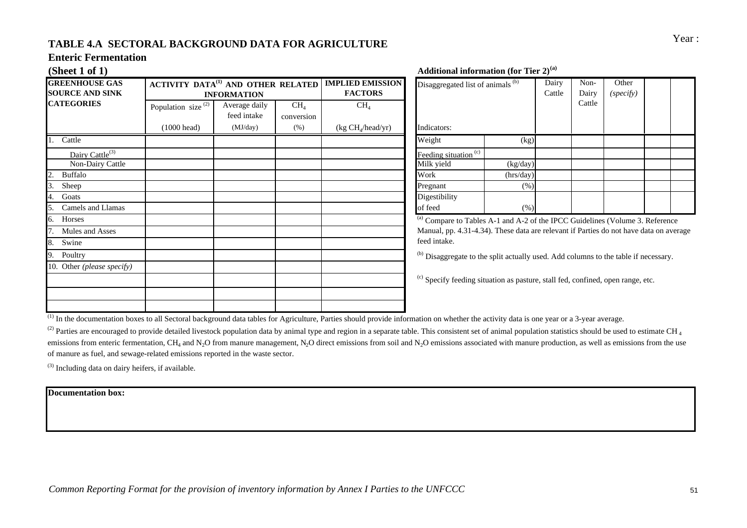Year :

## TABLE 4.A SECTORAL BACKGROUND DATA FOR AGRICULTURE

### Enteric Fermentation

### (Sheet 1 of 1)

| GREENHOUSE GAS SOURCE AND SINK CATEGORIES | ACTIVITY DATA[1] AND OTHER RELATED INFORMATION | | | IMPLIED EMISSION FACTORS |
|---|---|---|---|---|
| | Population size [2] | Average daily feed intake | $CH_4$ conversion | $CH_4$ |
| | (1000 head) | (MJ/day) | (%) | (kg $CH_4$/head/yr) |
| 1. Cattle | | | | |
| Dairy Cattle[3] | | | | |
| Non-Dairy Cattle | | | | |
| 2. Buffalo | | | | |
| 3. Sheep | | | | |
| 4. Goats | | | | |
| 5. Camels and Llamas | | | | |
| 6. Horses | | | | |
| 7. Mules and Asses | | | | |
| 8. Swine | | | | |
| 9. Poultry | | | | |
| 10. Other *(please specify)* | | | | |
| | | | | |
| | | | | |
| | | | | |

**Additional information (for Tier 2)[a]**

| Disaggregated list of animals [b] | | Dairy Cattle | Non-Dairy Cattle | Other *(specify)* | | |
|---|---|---|---|---|---|---|
| Indicators: | | | | | | |
| Weight | (kg) | | | | | |
| Feeding situation [c] | | | | | | |
| Milk yield | (kg/day) | | | | | |
| Work | (hrs/day) | | | | | |
| Pregnant | (%) | | | | | |
| Digestibility of feed | (%) | | | | | |

[a] Compare to Tables A-1 and A-2 of the IPCC Guidelines (Volume 3. Reference Manual, pp. 4.31-4.34). These data are relevant if Parties do not have data on average feed intake.

[b] Disaggregate to the split actually used. Add columns to the table if necessary.

[c] Specify feeding situation as pasture, stall fed, confined, open range, etc.

[1] In the documentation boxes to all Sectoral background data tables for Agriculture, Parties should provide information on whether the activity data is one year or a 3-year average.

[2] Parties are encouraged to provide detailed livestock population data by animal type and region in a separate table. This consistent set of animal population statistics should be used to estimate $CH_4$ emissions from enteric fermentation, $CH_4$ and $N_2O$ from manure management, $N_2O$ direct emissions from soil and $N_2O$ emissions associated with manure production, as well as emissions from the use of manure as fuel, and sewage-related emissions reported in the waste sector.

[3] Including data on dairy heifers, if available.

| Documentation box: |
|---|
| |

*Common Reporting Format for the provision of inventory information by Annex I Parties to the UNFCCC*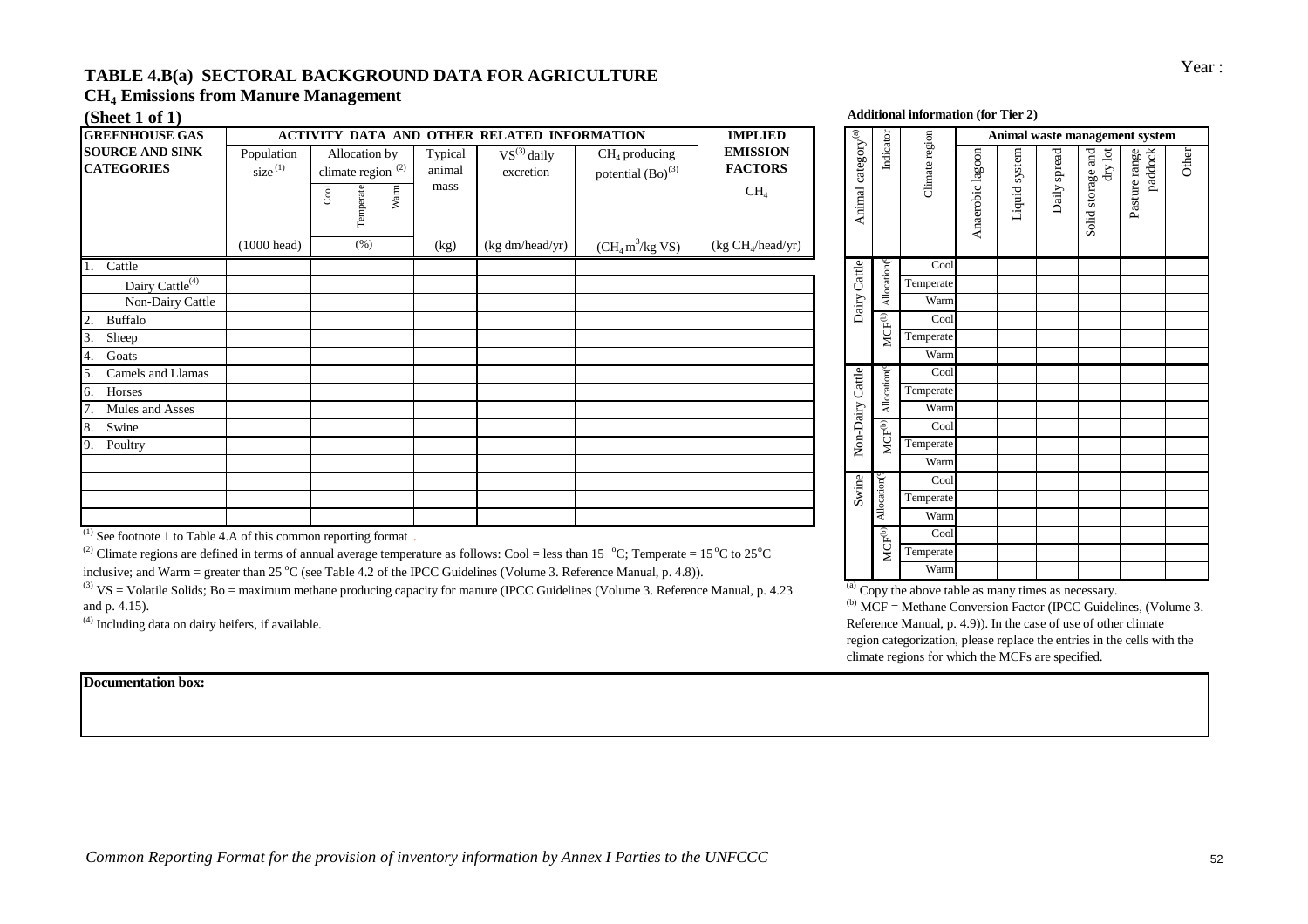Year :

## TABLE 4.B(a) SECTORAL BACKGROUND DATA FOR AGRICULTURE

### $CH_4$ Emissions from Manure Management

**(Sheet 1 of 1)**

| GREENHOUSE GAS SOURCE AND SINK CATEGORIES | ACTIVITY DATA AND OTHER RELATED INFORMATION | | | | | | | IMPLIED EMISSION FACTORS |
|---|---|---|---|---|---|---|---|---|
| | Population size[(1)] | Allocation by climate region[(2)] | | | Typical animal mass | VS[(3)] daily excretion | $CH_4$ producing potential (Bo)[(3)] | $CH_4$ |
| | | Cool | Temperate | Warm | | | | |
| | (1000 head) | (%) | | | (kg) | (kg dm/head/yr) | ($CH_4$ $m^3$/kg VS) | (kg $CH_4$/head/yr) |
| 1. Cattle | | | | | | | | |
| Dairy Cattle[(4)] | | | | | | | | |
| Non-Dairy Cattle | | | | | | | | |
| 2. Buffalo | | | | | | | | |
| 3. Sheep | | | | | | | | |
| 4. Goats | | | | | | | | |
| 5. Camels and Llamas | | | | | | | | |
| 6. Horses | | | | | | | | |
| 7. Mules and Asses | | | | | | | | |
| 8. Swine | | | | | | | | |
| 9. Poultry | | | | | | | | |
| | | | | | | | | |
| | | | | | | | | |
| | | | | | | | | |
| | | | | | | | | |

[(1)] See footnote 1 to Table 4.A of this common reporting format .

[(2)] Climate regions are defined in terms of annual average temperature as follows: Cool = less than 15 °C; Temperate = 15 °C to 25 °C inclusive; and Warm = greater than 25 °C (see Table 4.2 of the IPCC Guidelines (Volume 3. Reference Manual, p. 4.8)).

[(3)] VS = Volatile Solids; Bo = maximum methane producing capacity for manure (IPCC Guidelines (Volume 3. Reference Manual, p. 4.23 and p. 4.15).

[(4)] Including data on dairy heifers, if available.

**Additional information (for Tier 2)**

| Animal category[(a)] | Indicator | Climate region | Animal waste management system | | | | | |
|---|---|---|---|---|---|---|---|---|
| | | | Anaerobic lagoon | Liquid system | Daily spread | Solid storage and dry lot | Pasture range paddock | Other |
| Dairy Cattle | Allocation(%) | Cool | | | | | | |
| | | Temperate | | | | | | |
| | | Warm | | | | | | |
| | MCF[(b)] | Cool | | | | | | |
| | | Temperate | | | | | | |
| | | Warm | | | | | | |
| Non-Dairy Cattle | Allocation(%) | Cool | | | | | | |
| | | Temperate | | | | | | |
| | | Warm | | | | | | |
| | MCF[(b)] | Cool | | | | | | |
| | | Temperate | | | | | | |
| | | Warm | | | | | | |
| Swine | Allocation(%) | Cool | | | | | | |
| | | Temperate | | | | | | |
| | | Warm | | | | | | |
| | MCF[(b)] | Cool | | | | | | |
| | | Temperate | | | | | | |
| | | Warm | | | | | | |

[(a)] Copy the above table as many times as necessary.

[(b)] MCF = Methane Conversion Factor (IPCC Guidelines, (Volume 3. Reference Manual, p. 4.9)). In the case of use of other climate region categorization, please replace the entries in the cells with the climate regions for which the MCFs are specified.

**Documentation box:**

*Common Reporting Format for the provision of inventory information by Annex I Parties to the UNFCCC*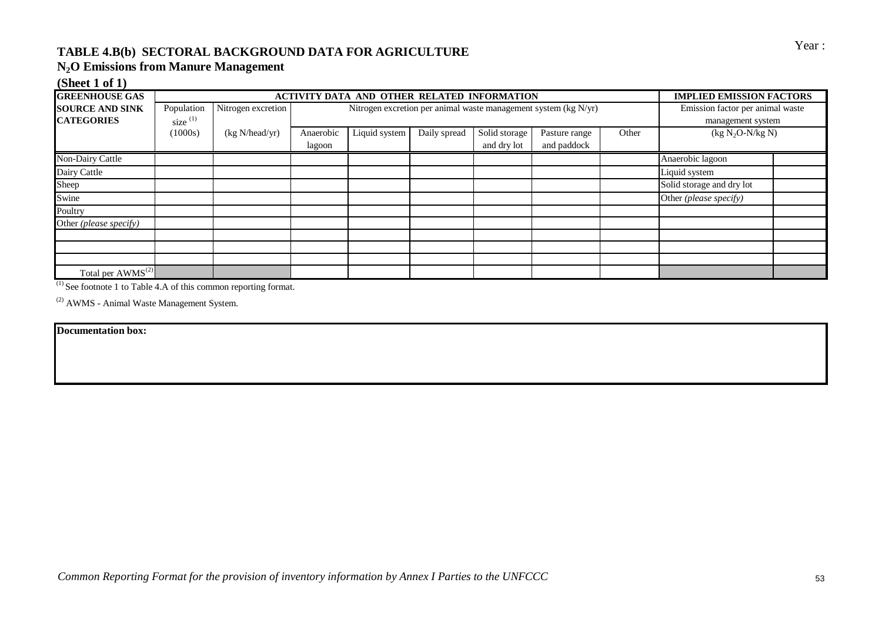Year :

## TABLE 4.B(b) SECTORAL BACKGROUND DATA FOR AGRICULTURE

### $N_2O$ Emissions from Manure Management

**(Sheet 1 of 1)**

| GREENHOUSE GAS SOURCE AND SINK CATEGORIES | ACTIVITY DATA AND OTHER RELATED INFORMATION | | | | | | | | IMPLIED EMISSION FACTORS | |
|---|---|---|---|---|---|---|---|---|---|---|
| | Population size [1] (1000s) | Nitrogen excretion (kg N/head/yr) | Nitrogen excretion per animal waste management system (kg N/yr) | | | | | | Emission factor per animal waste management system ($kg N_2O-N/kg N$) | |
| | | | Anaerobic lagoon | Liquid system | Daily spread | Solid storage and dry lot | Pasture range and paddock | Other | | |
| Non-Dairy Cattle | | | | | | | | | Anaerobic lagoon | |
| Dairy Cattle | | | | | | | | | Liquid system | |
| Sheep | | | | | | | | | Solid storage and dry lot | |
| Swine | | | | | | | | | Other *(please specify)* | |
| Poultry | | | | | | | | | | |
| Other *(please specify)* | | | | | | | | | | |
| | | | | | | | | | | |
| | | | | | | | | | | |
| | | | | | | | | | | |
| Total per AWMS[2] | | | | | | | | | | |

[1] See footnote 1 to Table 4.A of this common reporting format.

[2] AWMS - Animal Waste Management System.

**Documentation box:**

*Common Reporting Format for the provision of inventory information by Annex I Parties to the UNFCCC*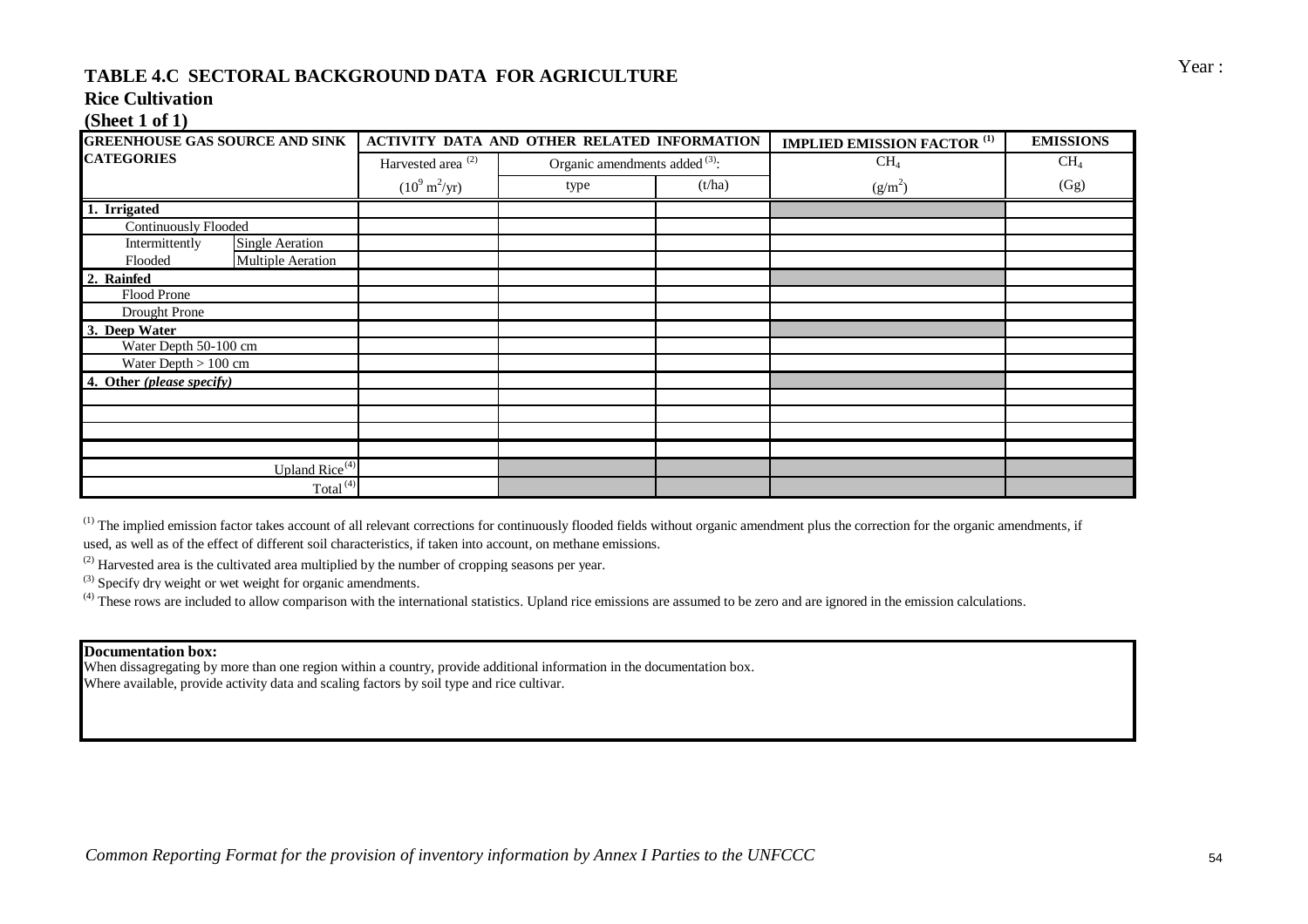Year :

## TABLE 4.C SECTORAL BACKGROUND DATA FOR AGRICULTURE

### Rice Cultivation

### (Sheet 1 of 1)

| GREENHOUSE GAS SOURCE AND SINK CATEGORIES | | ACTIVITY DATA AND OTHER RELATED INFORMATION | | | IMPLIED EMISSION FACTOR [(1)] | EMISSIONS |
|---|---|---|---|---|---|---|
| | | Harvested area [(2)] | Organic amendments added [(3)]: | | $CH_4$ | $CH_4$ |
| | | $(10^9\ m^2/yr)$ | type | (t/ha) | $(g/m^2)$ | (Gg) |
| **1. Irrigated** | | | | | | |
| Continuously Flooded | | | | | | |
| Intermittently Flooded | Single Aeration | | | | | |
| | Multiple Aeration | | | | | |
| **2. Rainfed** | | | | | | |
| Flood Prone | | | | | | |
| Drought Prone | | | | | | |
| **3. Deep Water** | | | | | | |
| Water Depth 50-100 cm | | | | | | |
| Water Depth > 100 cm | | | | | | |
| **4. Other** ***(please specify)*** | | | | | | |
| | | | | | | |
| | | | | | | |
| | | | | | | |
| | | | | | | |
| Upland Rice [(4)] | | | | | | |
| Total [(4)] | | | | | | |

[(1)] The implied emission factor takes account of all relevant corrections for continuously flooded fields without organic amendment plus the correction for the organic amendments, if used, as well as of the effect of different soil characteristics, if taken into account, on methane emissions.

[(2)] Harvested area is the cultivated area multiplied by the number of cropping seasons per year.

[(3)] Specify dry weight or wet weight for organic amendments.

[(4)] These rows are included to allow comparison with the international statistics. Upland rice emissions are assumed to be zero and are ignored in the emission calculations.

**Documentation box:**
When dissagregating by more than one region within a country, provide additional information in the documentation box.
Where available, provide activity data and scaling factors by soil type and rice cultivar.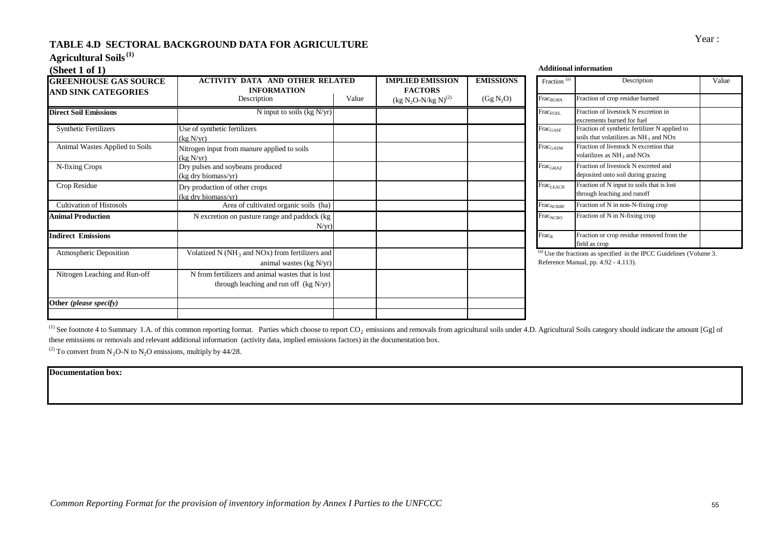Year :

# TABLE 4.D SECTORAL BACKGROUND DATA FOR AGRICULTURE

## Agricultural Soils[(1)]

### (Sheet 1 of 1)

| GREENHOUSE GAS SOURCE AND SINK CATEGORIES | ACTIVITY DATA AND OTHER RELATED INFORMATION | | IMPLIED EMISSION FACTORS | EMISSIONS |
|---|---|---|---|---|
| | Description | Value | ($kg\ N_2O\text{-}N/kg\ N$)[(2)] | ($Gg\ N_2O$) |
| **Direct Soil Emissions** | N input to soils (kg N/yr) | | | |
| Synthetic Fertilizers | Use of synthetic fertilizers (kg N/yr) | | | |
| Animal Wastes Applied to Soils | Nitrogen input from manure applied to soils (kg N/yr) | | | |
| N-fixing Crops | Dry pulses and soybeans produced (kg dry biomass/yr) | | | |
| Crop Residue | Dry production of other crops (kg dry biomass/yr) | | | |
| Cultivation of Histosols | Area of cultivated organic soils (ha) | | | |
| **Animal Production** | N excretion on pasture range and paddock (kg N/yr) | | | |
| **Indirect Emissions** | | | | |
| Atmospheric Deposition | Volatized N ($NH_3$ and NOx) from fertilizers and animal wastes (kg N/yr) | | | |
| Nitrogen Leaching and Run-off | N from fertilizers and animal wastes that is lost through leaching and run off (kg N/yr) | | | |
| **Other** *(please specify)* | | | | |
| | | | | |

**Additional information**

| Fraction [(a)] | Description | Value |
|---|---|---|
| $Frac_{BURN}$ | Fraction of crop residue burned | |
| $Frac_{FUEL}$ | Fraction of livestock N excretion in excrements burned for fuel | |
| $Frac_{GASF}$ | Fraction of synthetic fertilizer N applied to soils that volatilizes as $NH_3$ and NOx | |
| $Frac_{GASM}$ | Fraction of livestock N excretion that volatilizes as $NH_3$ and NOx | |
| $Frac_{GRAZ}$ | Fraction of livestock N excreted and deposited onto soil during grazing | |
| $Frac_{LEACH}$ | Fraction of N input to soils that is lost through leaching and runoff | |
| $Frac_{NCRBF}$ | Fraction of N in non-N-fixing crop | |
| $Frac_{NCRO}$ | Fraction of N in N-fixing crop | |
| $Frac_R$ | Fraction or crop residue removed from the field as crop | |

[(a)] Use the fractions as specified in the IPCC Guidelines (Volume 3. Reference Manual, pp. 4.92 - 4.113).

[(1)] See footnote 4 to Summary 1.A. of this common reporting format. Parties which choose to report $CO_2$ emissions and removals from agricultural soils under 4.D. Agricultural Soils category should indicate the amount [Gg] of these emissions or removals and relevant additional information (activity data, implied emissions factors) in the documentation box.

[(2)] To convert from $N_2O$-N to $N_2O$ emissions, multiply by 44/28.

**Documentation box:**

*Common Reporting Format for the provision of inventory information by Annex I Parties to the UNFCCC*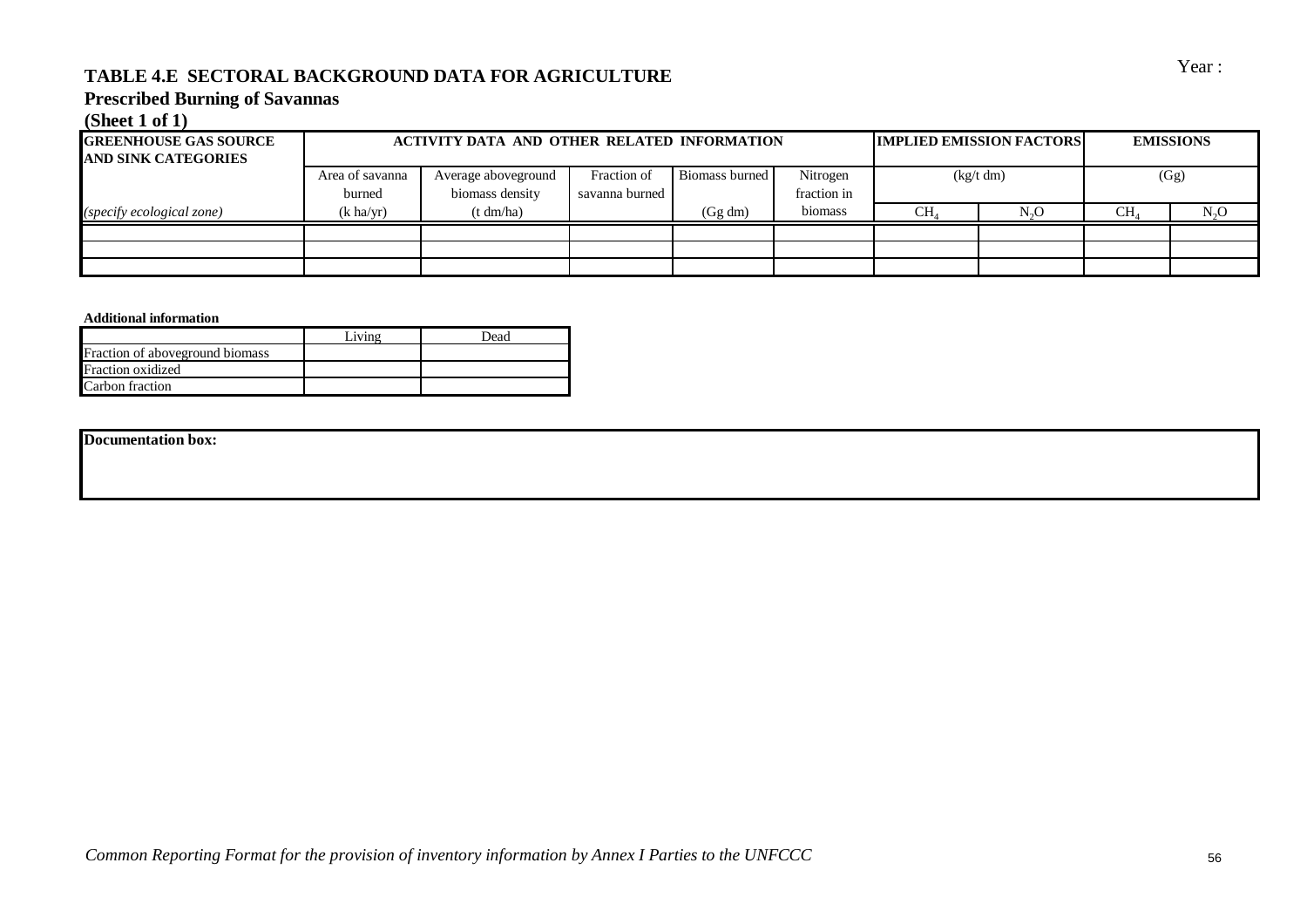Year :

# TABLE 4.E SECTORAL BACKGROUND DATA FOR AGRICULTURE

## Prescribed Burning of Savannas

**(Sheet 1 of 1)**

| GREENHOUSE GAS SOURCE AND SINK CATEGORIES | ACTIVITY DATA AND OTHER RELATED INFORMATION | | | | | IMPLIED EMISSION FACTORS | | EMISSIONS | |
|---|---|---|---|---|---|---|---|---|---|
| | Area of savanna burned | Average aboveground biomass density | Fraction of savanna burned | Biomass burned | Nitrogen fraction in biomass | (kg/t dm) | | (Gg) | |
| *(specify ecological zone)* | (k ha/yr) | (t dm/ha) | | (Gg dm) | | $CH_4$ | $N_2O$ | $CH_4$ | $N_2O$ |
| | | | | | | | | | |
| | | | | | | | | | |
| | | | | | | | | | |

**Additional information**

| | Living | Dead |
|---|---|---|
| Fraction of aboveground biomass | | |
| Fraction oxidized | | |
| Carbon fraction | | |

| **Documentation box:** |
|---|
| |

*Common Reporting Format for the provision of inventory information by Annex I Parties to the UNFCCC*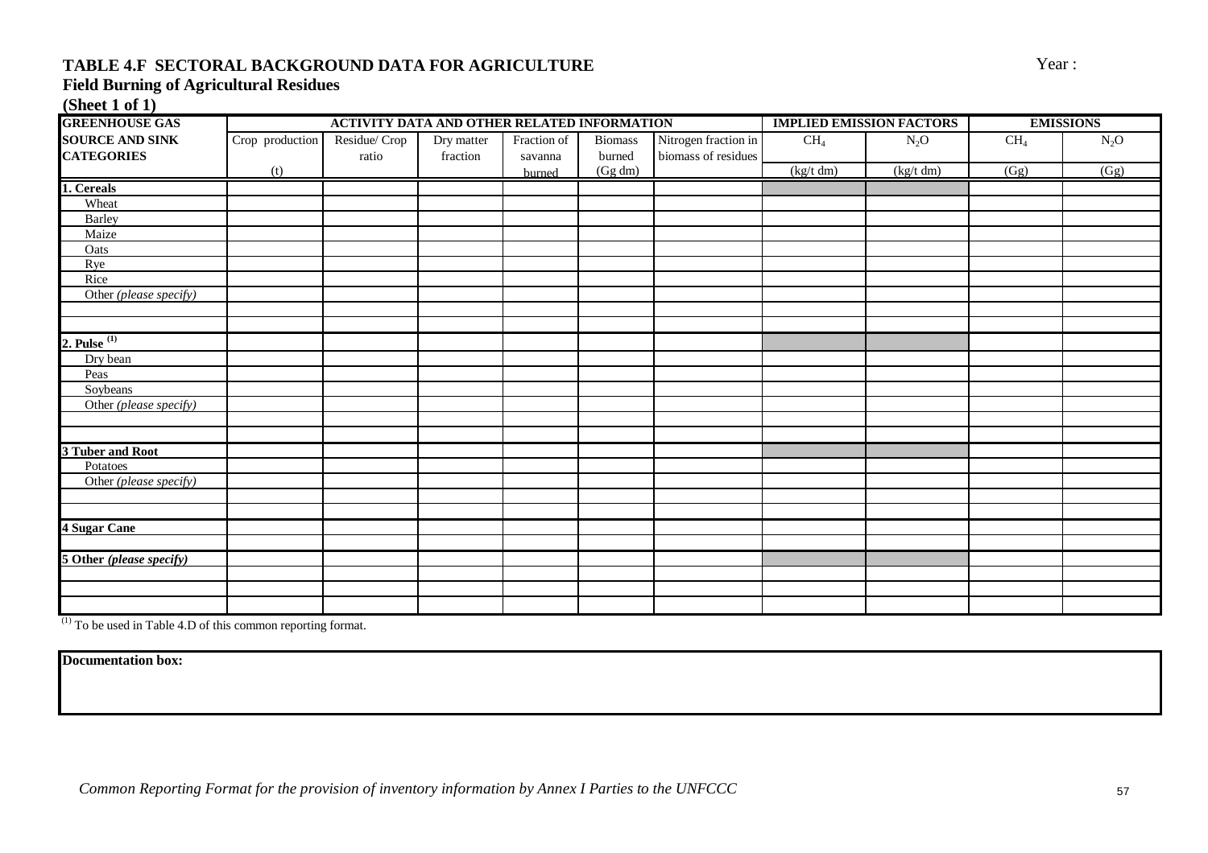**TABLE 4.F SECTORAL BACKGROUND DATA FOR AGRICULTURE**

Year :

**Field Burning of Agricultural Residues**

**(Sheet 1 of 1)**

| GREENHOUSE GAS | ACTIVITY DATA AND OTHER RELATED INFORMATION | | | | | | IMPLIED EMISSION FACTORS | | EMISSIONS | |
|---|---|---|---|---|---|---|---|---|---|---|
| **SOURCE AND SINK CATEGORIES** | Crop production | Residue/ Crop ratio | Dry matter fraction | Fraction of savanna burned | Biomass burned | Nitrogen fraction in biomass of residues | $CH_4$ | $N_2O$ | $CH_4$ | $N_2O$ |
| | (t) | | | | (Gg dm) | | (kg/t dm) | (kg/t dm) | (Gg) | (Gg) |
| **1. Cereals** | | | | | | | | | | |
| Wheat | | | | | | | | | | |
| Barley | | | | | | | | | | |
| Maize | | | | | | | | | | |
| Oats | | | | | | | | | | |
| Rye | | | | | | | | | | |
| Rice | | | | | | | | | | |
| Other *(please specify)* | | | | | | | | | | |
| | | | | | | | | | | |
| | | | | | | | | | | |
| **2. Pulse** [(1)] | | | | | | | | | | |
| Dry bean | | | | | | | | | | |
| Peas | | | | | | | | | | |
| Soybeans | | | | | | | | | | |
| Other *(please specify)* | | | | | | | | | | |
| | | | | | | | | | | |
| | | | | | | | | | | |
| **3 Tuber and Root** | | | | | | | | | | |
| Potatoes | | | | | | | | | | |
| Other *(please specify)* | | | | | | | | | | |
| | | | | | | | | | | |
| | | | | | | | | | | |
| **4 Sugar Cane** | | | | | | | | | | |
| | | | | | | | | | | |
| **5 Other *(please specify)*** | | | | | | | | | | |
| | | | | | | | | | | |
| | | | | | | | | | | |
| | | | | | | | | | | |

[(1)] To be used in Table 4.D of this common reporting format.

| **Documentation box:** |
|---|
| |

*Common Reporting Format for the provision of inventory information by Annex I Parties to the UNFCCC*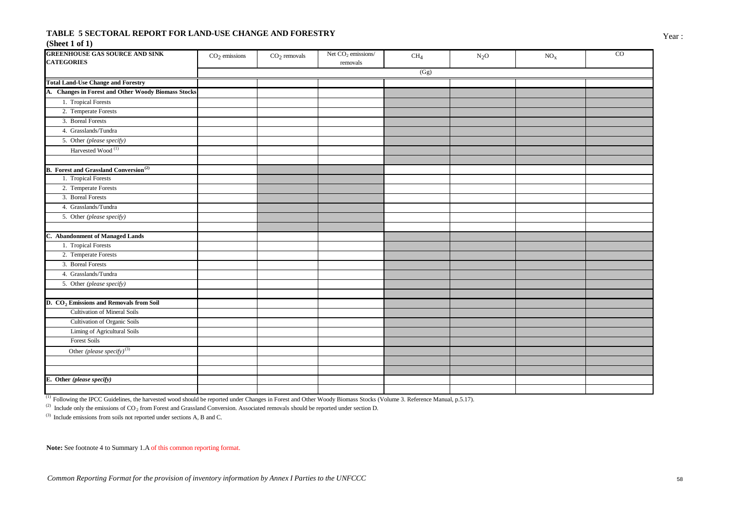### TABLE 5 SECTORAL REPORT FOR LAND-USE CHANGE AND FORESTRY

**(Sheet 1 of 1)**

Year :

| GREENHOUSE GAS SOURCE AND SINK CATEGORIES | $CO_2$ emissions | $CO_2$ removals | Net $CO_2$ emissions/ removals | $CH_4$ | $N_2O$ | $NO_x$ | CO |
|---|---|---|---|---|---|---|---|
| | (Gg) | | | | | | |
| **Total Land-Use Change and Forestry** | | | | | | | |
| **A. Changes in Forest and Other Woody Biomass Stocks** | | | | | | | |
| 1. Tropical Forests | | | | | | | |
| 2. Temperate Forests | | | | | | | |
| 3. Boreal Forests | | | | | | | |
| 4. Grasslands/Tundra | | | | | | | |
| 5. Other *(please specify)* | | | | | | | |
| Harvested Wood [(1)] | | | | | | | |
| | | | | | | | |
| **B. Forest and Grassland Conversion[(2)]** | | | | | | | |
| 1. Tropical Forests | | | | | | | |
| 2. Temperate Forests | | | | | | | |
| 3. Boreal Forests | | | | | | | |
| 4. Grasslands/Tundra | | | | | | | |
| 5. Other *(please specify)* | | | | | | | |
| | | | | | | | |
| **C. Abandonment of Managed Lands** | | | | | | | |
| 1. Tropical Forests | | | | | | | |
| 2. Temperate Forests | | | | | | | |
| 3. Boreal Forests | | | | | | | |
| 4. Grasslands/Tundra | | | | | | | |
| 5. Other *(please specify)* | | | | | | | |
| | | | | | | | |
| **D. $CO_2$ Emissions and Removals from Soil** | | | | | | | |
| Cultivation of Mineral Soils | | | | | | | |
| Cultivation of Organic Soils | | | | | | | |
| Liming of Agricultural Soils | | | | | | | |
| Forest Soils | | | | | | | |
| Other *(please specify)*[(3)] | | | | | | | |
| | | | | | | | |
| | | | | | | | |
| **E. Other *(please specify)*** | | | | | | | |
| | | | | | | | |

[(1)] Following the IPCC Guidelines, the harvested wood should be reported under Changes in Forest and Other Woody Biomass Stocks (Volume 3. Reference Manual, p.5.17).

[(2)] Include only the emissions of $CO_2$ from Forest and Grassland Conversion. Associated removals should be reported under section D.

[(3)] Include emissions from soils not reported under sections A, B and C.

**Note:** See footnote 4 to Summary 1.A of this common reporting format.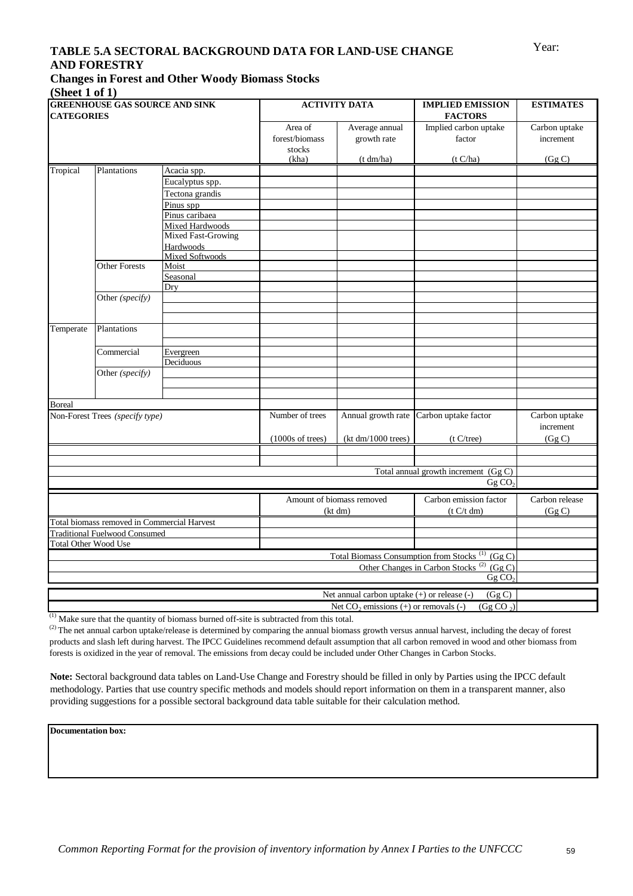Year:

## TABLE 5.A SECTORAL BACKGROUND DATA FOR LAND-USE CHANGE AND FORESTRY

### Changes in Forest and Other Woody Biomass Stocks

**(Sheet 1 of 1)**

| GREENHOUSE GAS SOURCE AND SINK CATEGORIES | | | ACTIVITY DATA | | IMPLIED EMISSION FACTORS | ESTIMATES |
|---|---|---|---|---|---|---|
| | | | Area of forest/biomass stocks (kha) | Average annual growth rate (t dm/ha) | Implied carbon uptake factor (t C/ha) | Carbon uptake increment (Gg C) |
| Tropical | Plantations | Acacia spp. | | | | |
| | | Eucalyptus spp. | | | | |
| | | Tectona grandis | | | | |
| | | Pinus spp | | | | |
| | | Pinus caribaea | | | | |
| | | Mixed Hardwoods | | | | |
| | | Mixed Fast-Growing Hardwoods | | | | |
| | | Mixed Softwoods | | | | |
| | Other Forests | Moist | | | | |
| | | Seasonal | | | | |
| | | Dry | | | | |
| | Other *(specify)* | | | | | |
| | | | | | | |
| | | | | | | |
| Temperate | Plantations | | | | | |
| | | | | | | |
| | Commercial | Evergreen | | | | |
| | | Deciduous | | | | |
| | Other *(specify)* | | | | | |
| | | | | | | |
| | | | | | | |
| Boreal | | | | | | |
| Non-Forest Trees *(specify type)* | | | Number of trees (1000s of trees) | Annual growth rate (kt dm/1000 trees) | Carbon uptake factor (t C/tree) | Carbon uptake increment (Gg C) |
| | | | | | | |
| | | | | | | |
| | | | | | Total annual growth increment (Gg C) | |
| | | | | | $Gg\ CO_2$ | |
| | | | Amount of biomass removed (kt dm) | | Carbon emission factor (t C/t dm) | Carbon release (Gg C) |
| Total biomass removed in Commercial Harvest | | | | | | |
| Traditional Fuelwood Consumed | | | | | | |
| Total Other Wood Use | | | | | | |
| | | | | | Total Biomass Consumption from Stocks [(1)] (Gg C) | |
| | | | | | Other Changes in Carbon Stocks [(2)] (Gg C) | |
| | | | | | $Gg\ CO_2$ | |
| | | | | | Net annual carbon uptake (+) or release (-) (Gg C) | |
| | | | | | Net $CO_2$ emissions (+) or removals (-) ($Gg\ CO_2$) | |

[(1)] Make sure that the quantity of biomass burned off-site is subtracted from this total.

[(2)] The net annual carbon uptake/release is determined by comparing the annual biomass growth versus annual harvest, including the decay of forest products and slash left during harvest. The IPCC Guidelines recommend default assumption that all carbon removed in wood and other biomass from forests is oxidized in the year of removal. The emissions from decay could be included under Other Changes in Carbon Stocks.

**Note:** Sectoral background data tables on Land-Use Change and Forestry should be filled in only by Parties using the IPCC default methodology. Parties that use country specific methods and models should report information on them in a transparent manner, also providing suggestions for a possible sectoral background data table suitable for their calculation method.

| **Documentation box:** |
|---|
| |

*Common Reporting Format for the provision of inventory information by Annex I Parties to the UNFCCC*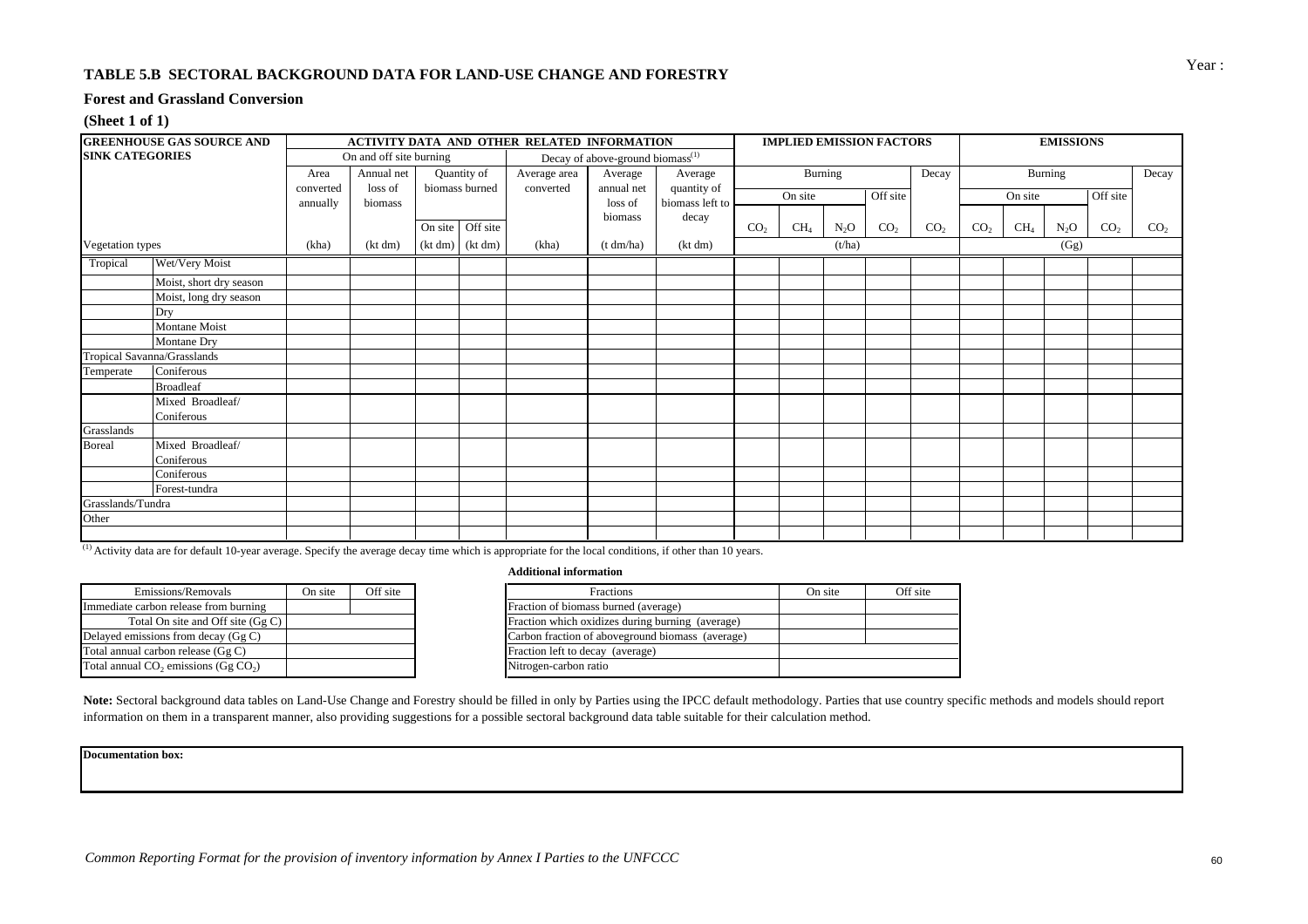Year :

## TABLE 5.B SECTORAL BACKGROUND DATA FOR LAND-USE CHANGE AND FORESTRY

### Forest and Grassland Conversion

### (Sheet 1 of 1)

| GREENHOUSE GAS SOURCE AND SINK CATEGORIES | | ACTIVITY DATA AND OTHER RELATED INFORMATION | | | | | | | IMPLIED EMISSION FACTORS | | | | | EMISSIONS | | | | |
|---|---|---|---|---|---|---|---|---|---|---|---|---|---|---|---|---|---|---|
| | | On and off site burning | | | | Decay of above-ground biomass[1] | | | | | | | | | | | | |
| | | Area converted annually | Annual net loss of biomass | Quantity of biomass burned | | Average area converted | Average annual net loss of biomass | Average quantity of biomass left to decay | Burning | | | | Decay | Burning | | | | Decay |
| | | | | | | | | | On site | | | Off site | | On site | | | Off site | |
| | | | | On site | Off site | | | | $CO_2$ | $CH_4$ | $N_2O$ | $CO_2$ | $CO_2$ | $CO_2$ | $CH_4$ | $N_2O$ | $CO_2$ | $CO_2$ |
| Vegetation types | | (kha) | (kt dm) | (kt dm) | (kt dm) | (kha) | (t dm/ha) | (kt dm) | (t/ha) | | | | | (Gg) | | | | |
| Tropical | Wet/Very Moist | | | | | | | | | | | | | | | | | |
| | Moist, short dry season | | | | | | | | | | | | | | | | | |
| | Moist, long dry season | | | | | | | | | | | | | | | | | |
| | Dry | | | | | | | | | | | | | | | | | |
| | Montane Moist | | | | | | | | | | | | | | | | | |
| | Montane Dry | | | | | | | | | | | | | | | | | |
| Tropical Savanna/Grasslands | | | | | | | | | | | | | | | | | | |
| Temperate | Coniferous | | | | | | | | | | | | | | | | | |
| | Broadleaf | | | | | | | | | | | | | | | | | |
| | Mixed Broadleaf/ Coniferous | | | | | | | | | | | | | | | | | |
| Grasslands | | | | | | | | | | | | | | | | | | |
| Boreal | Mixed Broadleaf/ Coniferous | | | | | | | | | | | | | | | | | |
| | Coniferous | | | | | | | | | | | | | | | | | |
| | Forest-tundra | | | | | | | | | | | | | | | | | |
| Grasslands/Tundra | | | | | | | | | | | | | | | | | | |
| Other | | | | | | | | | | | | | | | | | | |
| | | | | | | | | | | | | | | | | | | |

[1] Activity data are for default 10-year average. Specify the average decay time which is appropriate for the local conditions, if other than 10 years.

| Emissions/Removals | On site | Off site |
|---|---|---|
| Immediate carbon release from burning | | |
| Total On site and Off site (Gg C) | | |
| Delayed emissions from decay (Gg C) | | |
| Total annual carbon release (Gg C) | | |
| Total annual $CO_2$ emissions (Gg $CO_2$) | | |

**Additional information**

| Fractions | On site | Off site |
|---|---|---|
| Fraction of biomass burned (average) | | |
| Fraction which oxidizes during burning (average) | | |
| Carbon fraction of aboveground biomass (average) | | |
| Fraction left to decay (average) | | |
| Nitrogen-carbon ratio | | |

**Note:** Sectoral background data tables on Land-Use Change and Forestry should be filled in only by Parties using the IPCC default methodology. Parties that use country specific methods and models should report information on them in a transparent manner, also providing suggestions for a possible sectoral background data table suitable for their calculation method.

| **Documentation box:** |
|---|
| |

*Common Reporting Format for the provision of inventory information by Annex I Parties to the UNFCCC*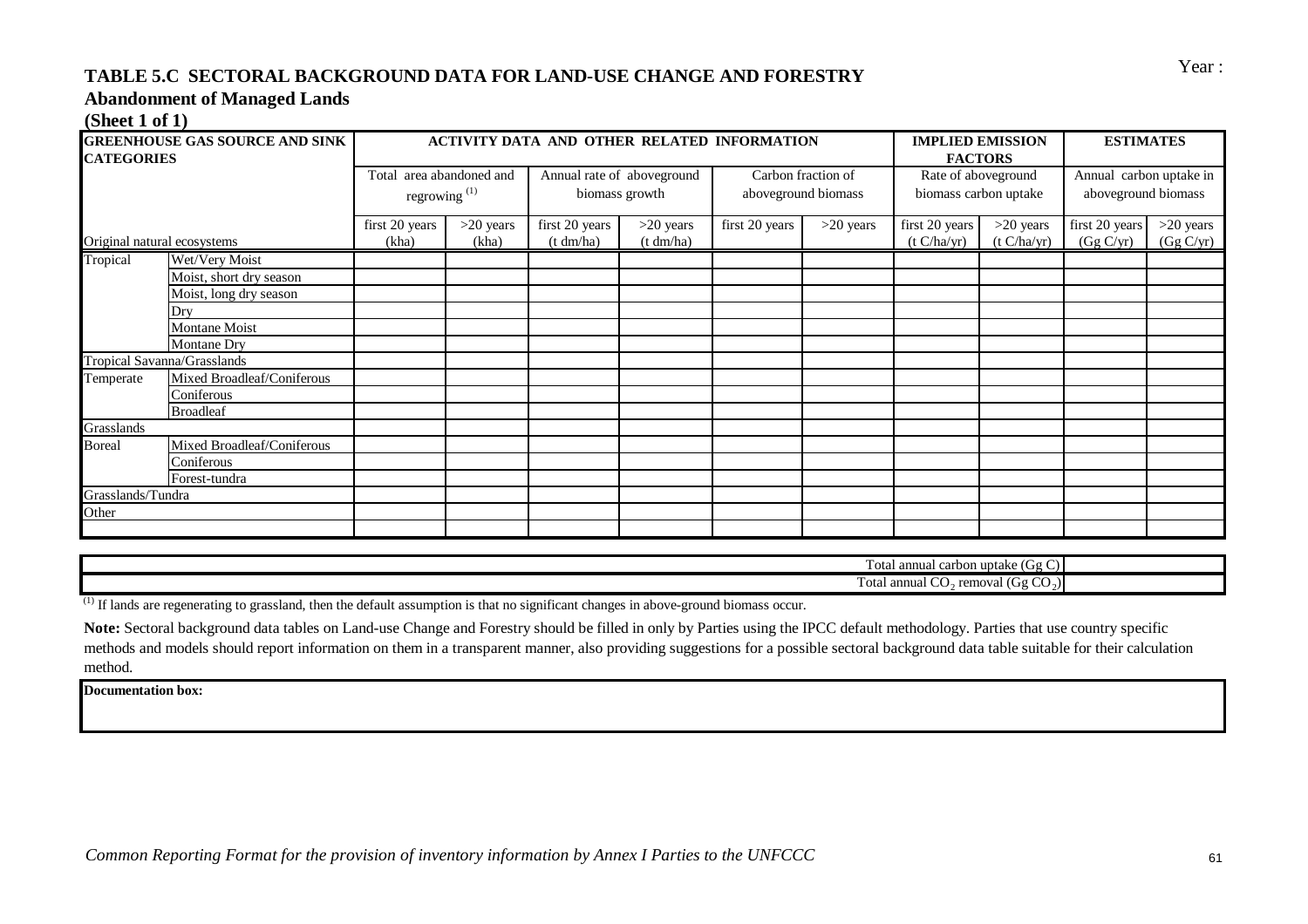Year :

# TABLE 5.C SECTORAL BACKGROUND DATA FOR LAND-USE CHANGE AND FORESTRY

## Abandonment of Managed Lands

### (Sheet 1 of 1)

| GREENHOUSE GAS SOURCE AND SINK CATEGORIES | | ACTIVITY DATA AND OTHER RELATED INFORMATION | | | | | | IMPLIED EMISSION FACTORS | | ESTIMATES | |
|---|---|---|---|---|---|---|---|---|---|---|---|
| | | Total area abandoned and regrowing [(1)] | | Annual rate of aboveground biomass growth | | Carbon fraction of aboveground biomass | | Rate of aboveground biomass carbon uptake | | Annual carbon uptake in aboveground biomass | |
| Original natural ecosystems | | first 20 years (kha) | >20 years (kha) | first 20 years (t dm/ha) | >20 years (t dm/ha) | first 20 years | >20 years | first 20 years (t C/ha/yr) | >20 years (t C/ha/yr) | first 20 years (Gg C/yr) | >20 years (Gg C/yr) |
| Tropical | Wet/Very Moist | | | | | | | | | | |
| | Moist, short dry season | | | | | | | | | | |
| | Moist, long dry season | | | | | | | | | | |
| | Dry | | | | | | | | | | |
| | Montane Moist | | | | | | | | | | |
| | Montane Dry | | | | | | | | | | |
| Tropical Savanna/Grasslands | | | | | | | | | | | |
| Temperate | Mixed Broadleaf/Coniferous | | | | | | | | | | |
| | Coniferous | | | | | | | | | | |
| | Broadleaf | | | | | | | | | | |
| Grasslands | | | | | | | | | | | |
| Boreal | Mixed Broadleaf/Coniferous | | | | | | | | | | |
| | Coniferous | | | | | | | | | | |
| | Forest-tundra | | | | | | | | | | |
| Grasslands/Tundra | | | | | | | | | | | |
| Other | | | | | | | | | | | |
| | | | | | | | | | | | |

| | |
|---|---|
| Total annual carbon uptake (Gg C) | |
| Total annual $CO_2$ removal (Gg $CO_2$) | |

[(1)] If lands are regenerating to grassland, then the default assumption is that no significant changes in above-ground biomass occur.

**Note:** Sectoral background data tables on Land-use Change and Forestry should be filled in only by Parties using the IPCC default methodology. Parties that use country specific methods and models should report information on them in a transparent manner, also providing suggestions for a possible sectoral background data table suitable for their calculation method.

**Documentation box:**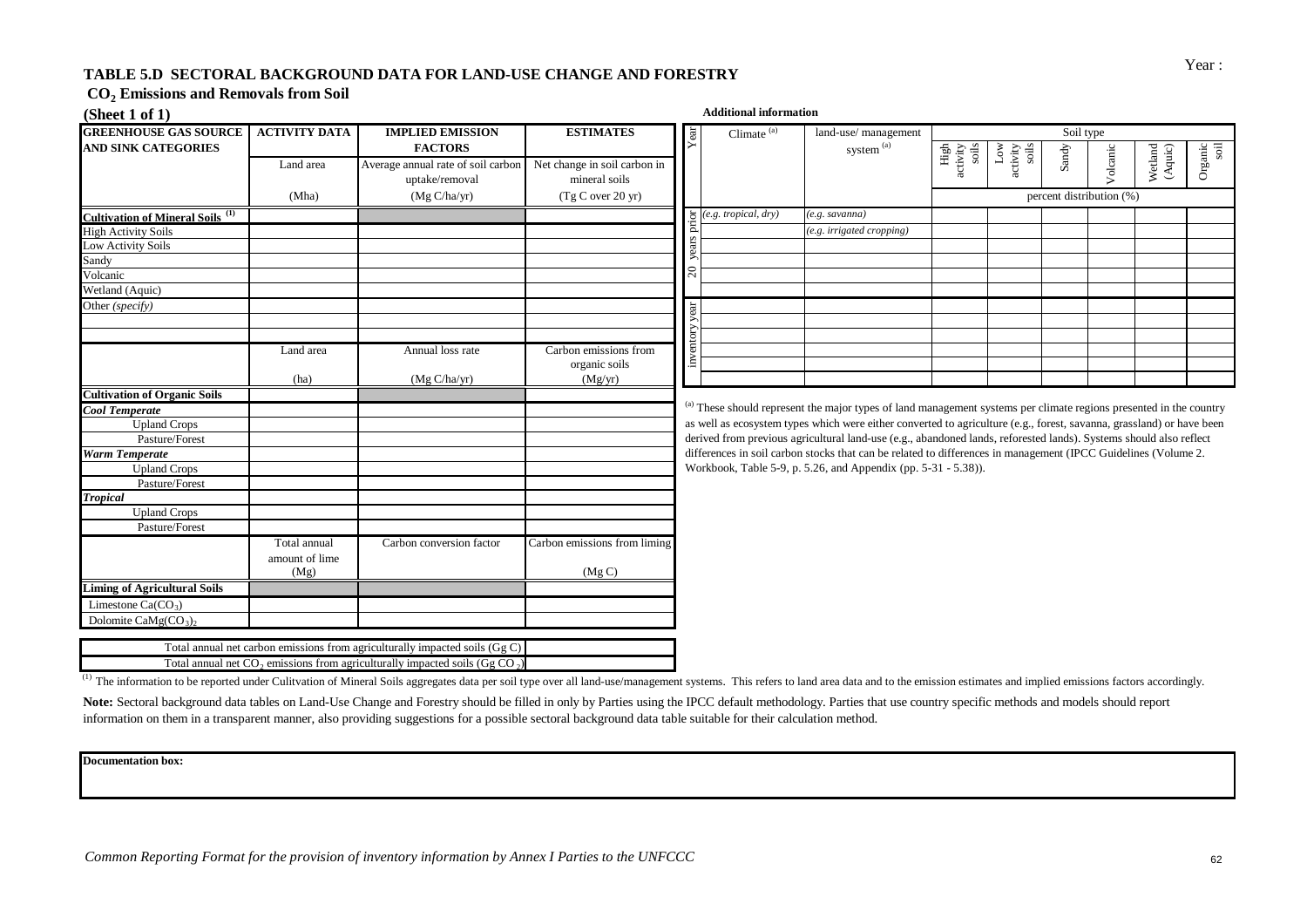Year :

## TABLE 5.D SECTORAL BACKGROUND DATA FOR LAND-USE CHANGE AND FORESTRY

### $CO_2$ Emissions and Removals from Soil

### (Sheet 1 of 1)

| GREENHOUSE GAS SOURCE AND SINK CATEGORIES | ACTIVITY DATA | IMPLIED EMISSION FACTORS | ESTIMATES |
|---|---|---|---|
| | Land area | Average annual rate of soil carbon uptake/removal | Net change in soil carbon in mineral soils |
| | (Mha) | (Mg C/ha/yr) | (Tg C over 20 yr) |
| **Cultivation of Mineral Soils** [1] | | | |
| High Activity Soils | | | |
| Low Activity Soils | | | |
| Sandy | | | |
| Volcanic | | | |
| Wetland (Aquic) | | | |
| Other *(specify)* | | | |
| | | | |
| | | | |
| | Land area | Annual loss rate | Carbon emissions from organic soils |
| | (ha) | (Mg C/ha/yr) | (Mg/yr) |
| **Cultivation of Organic Soils** | | | |
| ***Cool Temperate*** | | | |
| Upland Crops | | | |
| Pasture/Forest | | | |
| ***Warm Temperate*** | | | |
| Upland Crops | | | |
| Pasture/Forest | | | |
| ***Tropical*** | | | |
| Upland Crops | | | |
| Pasture/Forest | | | |
| | Total annual amount of lime (Mg) | Carbon conversion factor | Carbon emissions from liming (Mg C) |
| **Liming of Agricultural Soils** | | | |
| Limestone $Ca(CO_3)$ | | | |
| Dolomite $CaMg(CO_3)_2$ | | | |

| | |
|---|---|
| Total annual net carbon emissions from agriculturally impacted soils (Gg C) | |
| Total annual net $CO_2$ emissions from agriculturally impacted soils (Gg $CO_2$) | |

**Additional information**

| Year | Climate [a] | land-use/ management system [a] | High activity soils | Low activity soils | Sandy | Volcanic | Wetland (Aquic) | Organic soil |
|---|---|---|---|---|---|---|---|---|
| | | | percent distribution (%) | | | | | |
| 20 years prior | *(e.g. tropical, dry)* | *(e.g. savanna)* | | | | | | |
| | | *(e.g. irrigated cropping)* | | | | | | |
| | | | | | | | | |
| | | | | | | | | |
| | | | | | | | | |
| inventory year | | | | | | | | |
| | | | | | | | | |
| | | | | | | | | |
| | | | | | | | | |
| | | | | | | | | |
| | | | | | | | | |

[a] These should represent the major types of land management systems per climate regions presented in the country as well as ecosystem types which were either converted to agriculture (e.g., forest, savanna, grassland) or have been derived from previous agricultural land-use (e.g., abandoned lands, reforested lands). Systems should also reflect differences in soil carbon stocks that can be related to differences in management (IPCC Guidelines (Volume 2. Workbook, Table 5-9, p. 5.26, and Appendix (pp. 5-31 - 5.38)).

[1] The information to be reported under Culitvation of Mineral Soils aggregates data per soil type over all land-use/management systems. This refers to land area data and to the emission estimates and implied emissions factors accordingly.

**Note:** Sectoral background data tables on Land-Use Change and Forestry should be filled in only by Parties using the IPCC default methodology. Parties that use country specific methods and models should report information on them in a transparent manner, also providing suggestions for a possible sectoral background data table suitable for their calculation method.

| **Documentation box:** |
|---|
| |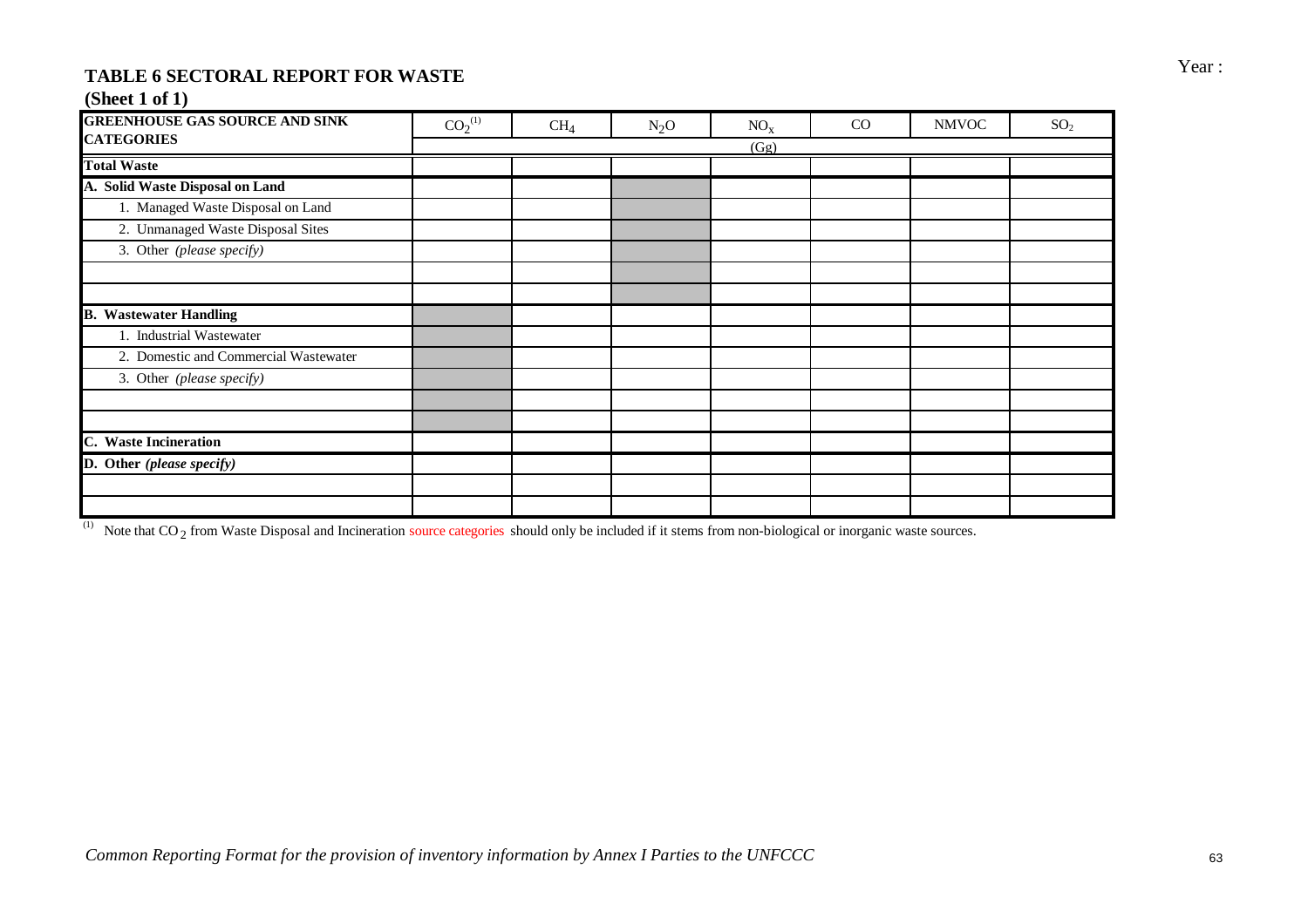Year :

## TABLE 6 SECTORAL REPORT FOR WASTE

**(Sheet 1 of 1)**

| GREENHOUSE GAS SOURCE AND SINK CATEGORIES | $CO_2$ (1) | $CH_4$ | $N_2O$ | $NO_x$ | CO | NMVOC | $SO_2$ |
|---|---|---|---|---|---|---|---|
| | (Gg) | | | | | | |
| **Total Waste** | | | | | | | |
| **A. Solid Waste Disposal on Land** | | | | | | | |
| 1. Managed Waste Disposal on Land | | | | | | | |
| 2. Unmanaged Waste Disposal Sites | | | | | | | |
| 3. Other *(please specify)* | | | | | | | |
| | | | | | | | |
| | | | | | | | |
| **B. Wastewater Handling** | | | | | | | |
| 1. Industrial Wastewater | | | | | | | |
| 2. Domestic and Commercial Wastewater | | | | | | | |
| 3. Other *(please specify)* | | | | | | | |
| | | | | | | | |
| | | | | | | | |
| **C. Waste Incineration** | | | | | | | |
| **D. Other** ***(please specify)*** | | | | | | | |
| | | | | | | | |
| | | | | | | | |

(1) Note that $CO_2$ from Waste Disposal and Incineration source categories should only be included if it stems from non-biological or inorganic waste sources.

*Common Reporting Format for the provision of inventory information by Annex I Parties to the UNFCCC*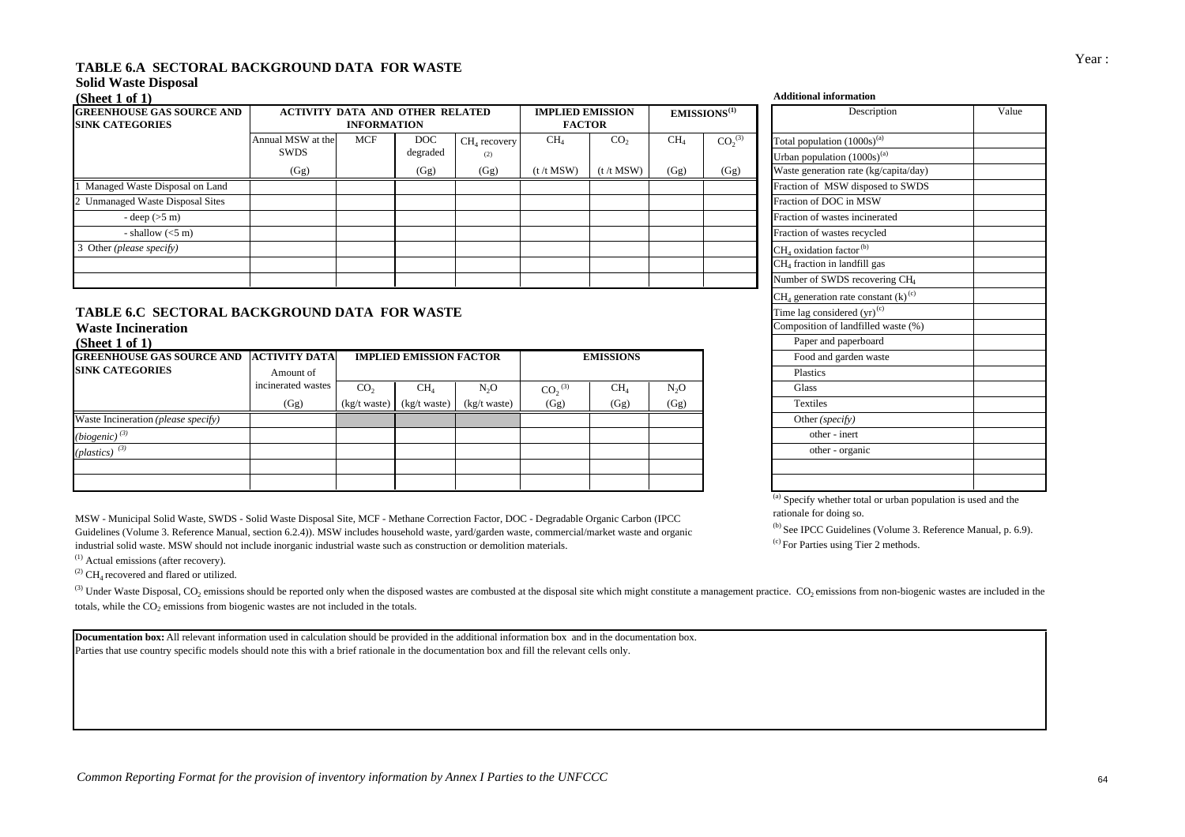Year :

## TABLE 6.A SECTORAL BACKGROUND DATA FOR WASTE

### Solid Waste Disposal

**(Sheet 1 of 1)**

| GREENHOUSE GAS SOURCE AND SINK CATEGORIES | ACTIVITY DATA AND OTHER RELATED INFORMATION | | | | IMPLIED EMISSION FACTOR | | EMISSIONS[(1)] | |
|---|---|---|---|---|---|---|---|---|
| | Annual MSW at the SWDS | MCF | DOC degraded | $CH_4$ recovery [(2)] | $CH_4$ | $CO_2$ | $CH_4$ | $CO_2$ [(3)] |
| | (Gg) | | (Gg) | (Gg) | (t /t MSW) | (t /t MSW) | (Gg) | (Gg) |
| 1 Managed Waste Disposal on Land | | | | | | | | |
| 2 Unmanaged Waste Disposal Sites | | | | | | | | |
| - deep (>5 m) | | | | | | | | |
| - shallow (<5 m) | | | | | | | | |
| 3 Other *(please specify)* | | | | | | | | |
| | | | | | | | | |
| | | | | | | | | |

**Additional information**

| Description | Value |
|---|---|
| Total population (1000s)[(a)] | |
| Urban population (1000s)[(a)] | |
| Waste generation rate (kg/capita/day) | |
| Fraction of MSW disposed to SWDS | |
| Fraction of DOC in MSW | |
| Fraction of wastes incinerated | |
| Fraction of wastes recycled | |
| $CH_4$ oxidation factor[(b)] | |
| $CH_4$ fraction in landfill gas | |
| Number of SWDS recovering $CH_4$ | |
| $CH_4$ generation rate constant (k)[(c)] | |
| Time lag considered (yr)[(c)] | |
| Composition of landfilled waste (%) | |
| Paper and paperboard | |
| Food and garden waste | |
| Plastics | |
| Glass | |
| Textiles | |
| Other *(specify)* | |
| other - inert | |
| other - organic | |
| | |
| | |

[(a)] Specify whether total or urban population is used and the rationale for doing so.

[(b)] See IPCC Guidelines (Volume 3. Reference Manual, p. 6.9).

[(c)] For Parties using Tier 2 methods.

## TABLE 6.C SECTORAL BACKGROUND DATA FOR WASTE

### Waste Incineration

**(Sheet 1 of 1)**

| GREENHOUSE GAS SOURCE AND SINK CATEGORIES | ACTIVITY DATA | IMPLIED EMISSION FACTOR | | | EMISSIONS | | |
|---|---|---|---|---|---|---|---|
| | Amount of incinerated wastes | $CO_2$ | $CH_4$ | $N_2O$ | $CO_2$ [(3)] | $CH_4$ | $N_2O$ |
| | (Gg) | (kg/t waste) | (kg/t waste) | (kg/t waste) | (Gg) | (Gg) | (Gg) |
| Waste Incineration *(please specify)* | | | | | | | |
| *(biogenic)* [(3)] | | | | | | | |
| *(plastics)* [(3)] | | | | | | | |
| | | | | | | | |
| | | | | | | | |

MSW - Municipal Solid Waste, SWDS - Solid Waste Disposal Site, MCF - Methane Correction Factor, DOC - Degradable Organic Carbon (IPCC Guidelines (Volume 3. Reference Manual, section 6.2.4)). MSW includes household waste, yard/garden waste, commercial/market waste and organic industrial solid waste. MSW should not include inorganic industrial waste such as construction or demolition materials.

[(1)] Actual emissions (after recovery).

[(2)] $CH_4$ recovered and flared or utilized.

[(3)] Under Waste Disposal, $CO_2$ emissions should be reported only when the disposed wastes are combusted at the disposal site which might constitute a management practice. $CO_2$ emissions from non-biogenic wastes are included in the totals, while the $CO_2$ emissions from biogenic wastes are not included in the totals.

**Documentation box:** All relevant information used in calculation should be provided in the additional information box and in the documentation box.
Parties that use country specific models should note this with a brief rationale in the documentation box and fill the relevant cells only.

*Common Reporting Format for the provision of inventory information by Annex I Parties to the UNFCCC*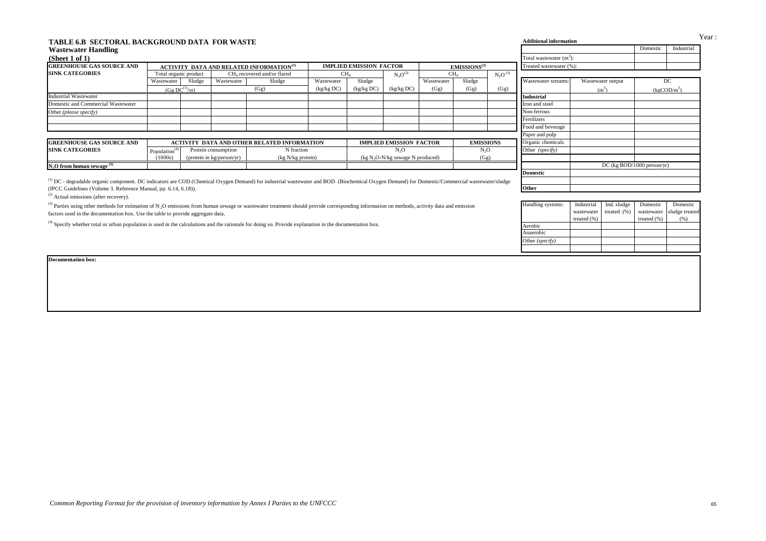# TABLE 6.B SECTORAL BACKGROUND DATA FOR WASTE

## Wastewater Handling

### (Sheet 1 of 1)

Year :

| GREENHOUSE GAS SOURCE AND SINK CATEGORIES | ACTIVITY DATA AND RELATED INFORMATION(1) | | | | IMPLIED EMISSION FACTOR | | | EMISSIONS(2) | | |
|---|---|---|---|---|---|---|---|---|---|---|
| | Total organic product | | $CH_4$ recovered and/or flared | | $CH_4$ | | $N_2O$(3) | $CH_4$ | | $N_2O$(3) |
| | Wastewater | Sludge | Wastewater | Sludge | Wastewater | Sludge | | Wastewater | Sludge | |
| | (Gg DC(1)/yr) | | (Gg) | | (kg/kg DC) | (kg/kg DC) | (kg/kg DC) | (Gg) | (Gg) | (Gg) |
| Industrial Wastewater | | | | | | | | | | |
| Domestic and Commercial Wastewater | | | | | | | | | | |
| Other *(please specify)* | | | | | | | | | | |
| | | | | | | | | | | |
| | | | | | | | | | | |

| GREENHOUSE GAS SOURCE AND SINK CATEGORIES | ACTIVITY DATA AND OTHER RELATED INFORMATION | | | IMPLIED EMISSION FACTOR | EMISSIONS |
|---|---|---|---|---|---|
| | Population(4) | Protein consumption | N fraction | $N_2O$ | $N_2O$ |
| | (1000s) | (protein in kg/person/yr) | (kg N/kg protein) | (kg $N_2O$-N/kg sewage N produced) | (Gg) |
| $N_2O$ from human sewage (3) | | | | | |

(1) DC - degradable organic component. DC indicators are COD (Chemical Oxygen Demand) for industrial wastewater and BOD (Biochemical Oxygen Demand) for Domestic/Commercial wastewater/sludge (IPCC Guidelines (Volume 3. Reference Manual, pp. 6.14, 6.18)).

(2) Actual emissions (after recovery).

(3) Parties using other methods for estimation of $N_2O$ emissions from human sewage or wastewater treatment should provide corresponding information on methods, activity data and emission factors used in the documentation box. Use the table to provide aggregate data.

(4) Specify whether total or urban population is used in the calculations and the rationale for doing so. Provide explanation in the documentation box.

**Additional information**

| | Domestic | Industrial |
|---|---|---|
| Total wastewater ($m^3$): | | |
| Treated wastewater (%): | | |

| Wastewater streams: | Wastewater output ($m^3$) | DC (kgCOD/$m^3$) |
|---|---|---|
| **Industrial** | | |
| Iron and steel | | |
| Non-ferrous | | |
| Fertilizers | | |
| Food and beverage | | |
| Paper and pulp | | |
| Organic chemicals | | |
| Other *(specify)* | | |
| | | |
| | DC (kg BOD/1000 person/yr) | |
| **Domestic** | | |
| | | |
| **Other** | | |

| Handling systems: | Industrial wastewater treated (%) | Ind. sludge treated (%) | Domestic wastewater treated (%) | Domestic sludge treated (%) |
|---|---|---|---|---|
| Aerobic | | | | |
| Anaerobic | | | | |
| Other *(specify)* | | | | |
| | | | | |

**Documentation box:**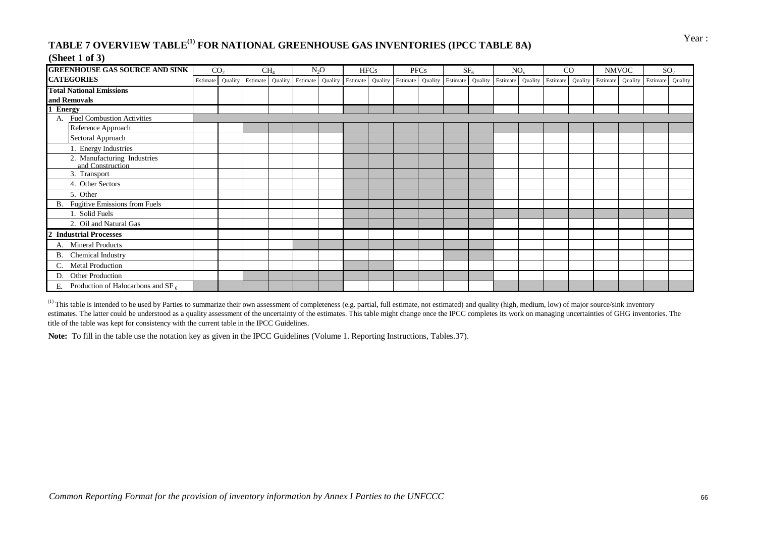Year :

# TABLE 7 OVERVIEW TABLE[1] FOR NATIONAL GREENHOUSE GAS INVENTORIES (IPCC TABLE 8A)

**(Sheet 1 of 3)**

| GREENHOUSE GAS SOURCE AND SINK CATEGORIES | $CO_2$ | | $CH_4$ | | $N_2O$ | | HFCs | | PFCs | | $SF_6$ | | $NO_x$ | | CO | | NMVOC | | $SO_2$ | |
|---|---|---|---|---|---|---|---|---|---|---|---|---|---|---|---|---|---|---|---|---|
| | Estimate | Quality | Estimate | Quality | Estimate | Quality | Estimate | Quality | Estimate | Quality | Estimate | Quality | Estimate | Quality | Estimate | Quality | Estimate | Quality | Estimate | Quality |
| **Total National Emissions and Removals** | | | | | | | | | | | | | | | | | | | | |
| **1 Energy** | | | | | | | | | | | | | | | | | | | | |
| A. Fuel Combustion Activities | | | | | | | | | | | | | | | | | | | | |
| Reference Approach | | | | | | | | | | | | | | | | | | | | |
| Sectoral Approach | | | | | | | | | | | | | | | | | | | | |
| 1. Energy Industries | | | | | | | | | | | | | | | | | | | | |
| 2. Manufacturing Industries and Construction | | | | | | | | | | | | | | | | | | | | |
| 3. Transport | | | | | | | | | | | | | | | | | | | | |
| 4. Other Sectors | | | | | | | | | | | | | | | | | | | | |
| 5. Other | | | | | | | | | | | | | | | | | | | | |
| B. Fugitive Emissions from Fuels | | | | | | | | | | | | | | | | | | | | |
| 1. Solid Fuels | | | | | | | | | | | | | | | | | | | | |
| 2. Oil and Natural Gas | | | | | | | | | | | | | | | | | | | | |
| **2 Industrial Processes** | | | | | | | | | | | | | | | | | | | | |
| A. Mineral Products | | | | | | | | | | | | | | | | | | | | |
| B. Chemical Industry | | | | | | | | | | | | | | | | | | | | |
| C. Metal Production | | | | | | | | | | | | | | | | | | | | |
| D. Other Production | | | | | | | | | | | | | | | | | | | | |
| E. Production of Halocarbons and $SF_6$ | | | | | | | | | | | | | | | | | | | | |

[1] This table is intended to be used by Parties to summarize their own assessment of completeness (e.g. partial, full estimate, not estimated) and quality (high, medium, low) of major source/sink inventory estimates. The latter could be understood as a quality assessment of the uncertainty of the estimates. This table might change once the IPCC completes its work on managing uncertainties of GHG inventories. The title of the table was kept for consistency with the current table in the IPCC Guidelines.

**Note:** To fill in the table use the notation key as given in the IPCC Guidelines (Volume 1. Reporting Instructions, Tables.37).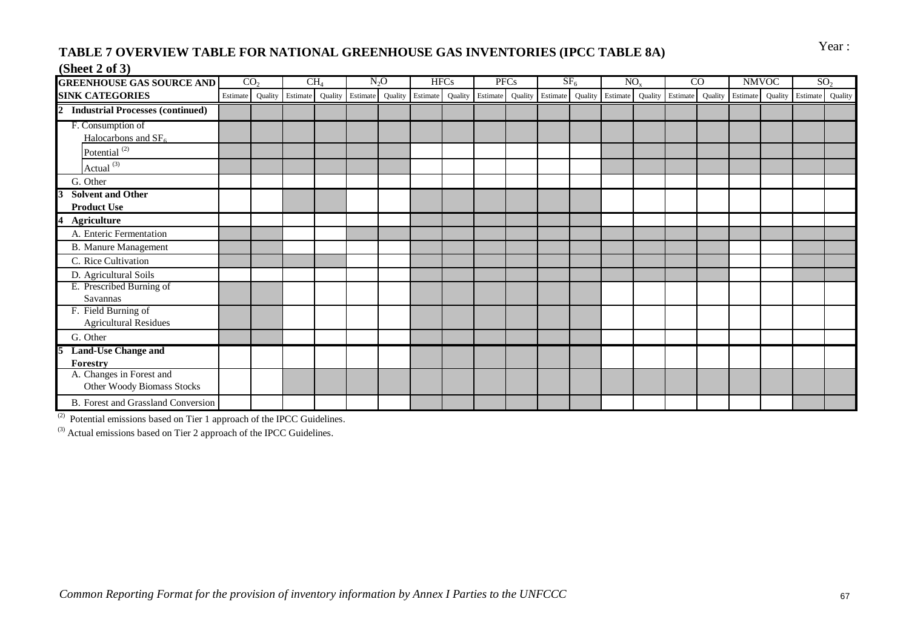Year :

## TABLE 7 OVERVIEW TABLE FOR NATIONAL GREENHOUSE GAS INVENTORIES (IPCC TABLE 8A)

**(Sheet 2 of 3)**

| GREENHOUSE GAS SOURCE AND SINK CATEGORIES | $CO_2$ | | $CH_4$ | | $N_2O$ | | HFCs | | PFCs | | $SF_6$ | | $NO_x$ | | CO | | NMVOC | | $SO_2$ | |
|---|---|---|---|---|---|---|---|---|---|---|---|---|---|---|---|---|---|---|---|---|
| | Estimate | Quality | Estimate | Quality | Estimate | Quality | Estimate | Quality | Estimate | Quality | Estimate | Quality | Estimate | Quality | Estimate | Quality | Estimate | Quality | Estimate | Quality |
| **2 Industrial Processes (continued)** | | | | | | | | | | | | | | | | | | | | |
| F. Consumption of Halocarbons and $SF_6$ | | | | | | | | | | | | | | | | | | | | |
| Potential [(2)] | | | | | | | | | | | | | | | | | | | | |
| Actual [(3)] | | | | | | | | | | | | | | | | | | | | |
| G. Other | | | | | | | | | | | | | | | | | | | | |
| **3 Solvent and Other Product Use** | | | | | | | | | | | | | | | | | | | | |
| **4 Agriculture** | | | | | | | | | | | | | | | | | | | | |
| A. Enteric Fermentation | | | | | | | | | | | | | | | | | | | | |
| B. Manure Management | | | | | | | | | | | | | | | | | | | | |
| C. Rice Cultivation | | | | | | | | | | | | | | | | | | | | |
| D. Agricultural Soils | | | | | | | | | | | | | | | | | | | | |
| E. Prescribed Burning of Savannas | | | | | | | | | | | | | | | | | | | | |
| F. Field Burning of Agricultural Residues | | | | | | | | | | | | | | | | | | | | |
| G. Other | | | | | | | | | | | | | | | | | | | | |
| **5 Land-Use Change and Forestry** | | | | | | | | | | | | | | | | | | | | |
| A. Changes in Forest and Other Woody Biomass Stocks | | | | | | | | | | | | | | | | | | | | |
| B. Forest and Grassland Conversion | | | | | | | | | | | | | | | | | | | | |

(2) Potential emissions based on Tier 1 approach of the IPCC Guidelines.

(3) Actual emissions based on Tier 2 approach of the IPCC Guidelines.

*Common Reporting Format for the provision of inventory information by Annex I Parties to the UNFCCC*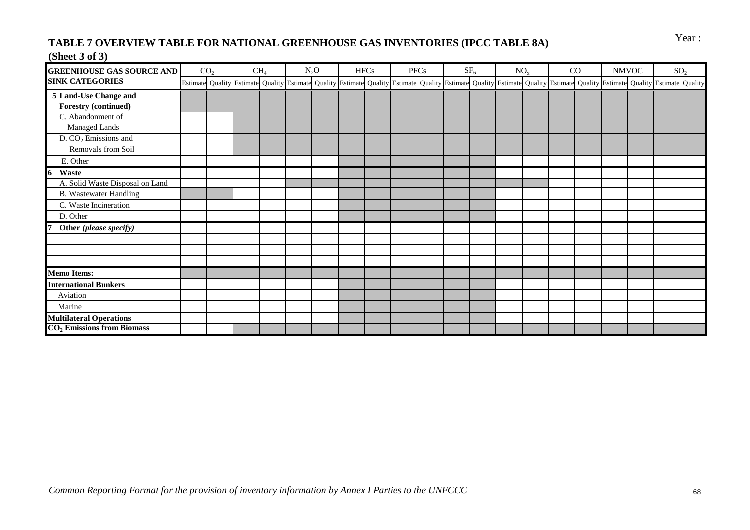## TABLE 7 OVERVIEW TABLE FOR NATIONAL GREENHOUSE GAS INVENTORIES (IPCC TABLE 8A)

**(Sheet 3 of 3)**

Year :

| GREENHOUSE GAS SOURCE AND SINK CATEGORIES | $CO_2$ | | $CH_4$ | | $N_2O$ | | HFCs | | PFCs | | $SF_6$ | | $NO_x$ | | CO | | NMVOC | | $SO_2$ | |
|---|---|---|---|---|---|---|---|---|---|---|---|---|---|---|---|---|---|---|---|---|
| | Estimate | Quality | Estimate | Quality | Estimate | Quality | Estimate | Quality | Estimate | Quality | Estimate | Quality | Estimate | Quality | Estimate | Quality | Estimate | Quality | Estimate | Quality |
| **5 Land-Use Change and Forestry (continued)** | | | | | | | | | | | | | | | | | | | | |
| C. Abandonment of Managed Lands | | | | | | | | | | | | | | | | | | | | |
| D. $CO_2$ Emissions and Removals from Soil | | | | | | | | | | | | | | | | | | | | |
| E. Other | | | | | | | | | | | | | | | | | | | | |
| **6 Waste** | | | | | | | | | | | | | | | | | | | | |
| A. Solid Waste Disposal on Land | | | | | | | | | | | | | | | | | | | | |
| B. Wastewater Handling | | | | | | | | | | | | | | | | | | | | |
| C. Waste Incineration | | | | | | | | | | | | | | | | | | | | |
| D. Other | | | | | | | | | | | | | | | | | | | | |
| **7 Other *(please specify)*** | | | | | | | | | | | | | | | | | | | | |
| | | | | | | | | | | | | | | | | | | | | |
| | | | | | | | | | | | | | | | | | | | | |
| | | | | | | | | | | | | | | | | | | | | |
| **Memo Items:** | | | | | | | | | | | | | | | | | | | | |
| **International Bunkers** | | | | | | | | | | | | | | | | | | | | |
| Aviation | | | | | | | | | | | | | | | | | | | | |
| Marine | | | | | | | | | | | | | | | | | | | | |
| **Multilateral Operations** | | | | | | | | | | | | | | | | | | | | |
| **$CO_2$ Emissions from Biomass** | | | | | | | | | | | | | | | | | | | | |

*Common Reporting Format for the provision of inventory information by Annex I Parties to the UNFCCC*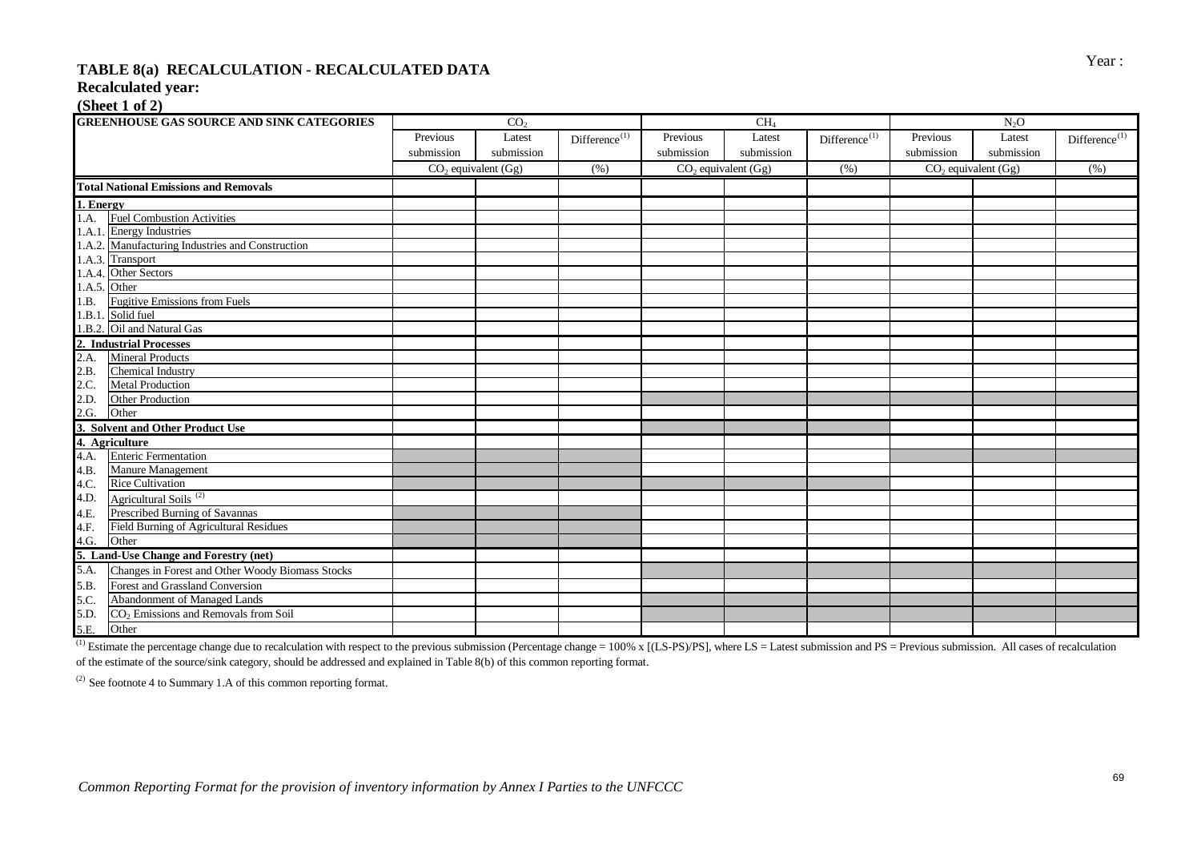Year :

## TABLE 8(a) RECALCULATION - RECALCULATED DATA

**Recalculated year:**

**(Sheet 1 of 2)**

| GREENHOUSE GAS SOURCE AND SINK CATEGORIES | $CO_2$ | | | $CH_4$ | | | $N_2O$ | | |
|---|---|---|---|---|---|---|---|---|---|
| | Previous submission | Latest submission | Difference[(1)] | Previous submission | Latest submission | Difference[(1)] | Previous submission | Latest submission | Difference[(1)] |
| | $CO_2$ equivalent (Gg) | | (%) | $CO_2$ equivalent (Gg) | | (%) | $CO_2$ equivalent (Gg) | | (%) |
| **Total National Emissions and Removals** | | | | | | | | | |
| **1. Energy** | | | | | | | | | |
| 1.A. Fuel Combustion Activities | | | | | | | | | |
| 1.A.1. Energy Industries | | | | | | | | | |
| 1.A.2. Manufacturing Industries and Construction | | | | | | | | | |
| 1.A.3. Transport | | | | | | | | | |
| 1.A.4. Other Sectors | | | | | | | | | |
| 1.A.5. Other | | | | | | | | | |
| 1.B. Fugitive Emissions from Fuels | | | | | | | | | |
| 1.B.1. Solid fuel | | | | | | | | | |
| 1.B.2. Oil and Natural Gas | | | | | | | | | |
| **2. Industrial Processes** | | | | | | | | | |
| 2.A. Mineral Products | | | | | | | | | |
| 2.B. Chemical Industry | | | | | | | | | |
| 2.C. Metal Production | | | | | | | | | |
| 2.D. Other Production | | | | | | | | | |
| 2.G. Other | | | | | | | | | |
| **3. Solvent and Other Product Use** | | | | | | | | | |
| **4. Agriculture** | | | | | | | | | |
| 4.A. Enteric Fermentation | | | | | | | | | |
| 4.B. Manure Management | | | | | | | | | |
| 4.C. Rice Cultivation | | | | | | | | | |
| 4.D. Agricultural Soils [(2)] | | | | | | | | | |
| 4.E. Prescribed Burning of Savannas | | | | | | | | | |
| 4.F. Field Burning of Agricultural Residues | | | | | | | | | |
| 4.G. Other | | | | | | | | | |
| **5. Land-Use Change and Forestry (net)** | | | | | | | | | |
| 5.A. Changes in Forest and Other Woody Biomass Stocks | | | | | | | | | |
| 5.B. Forest and Grassland Conversion | | | | | | | | | |
| 5.C. Abandonment of Managed Lands | | | | | | | | | |
| 5.D. $CO_2$ Emissions and Removals from Soil | | | | | | | | | |
| 5.E. Other | | | | | | | | | |

[(1)] Estimate the percentage change due to recalculation with respect to the previous submission (Percentage change = 100% x [(LS-PS)/PS], where LS = Latest submission and PS = Previous submission. All cases of recalculation of the estimate of the source/sink category, should be addressed and explained in Table 8(b) of this common reporting format.

[(2)] See footnote 4 to Summary 1.A of this common reporting format.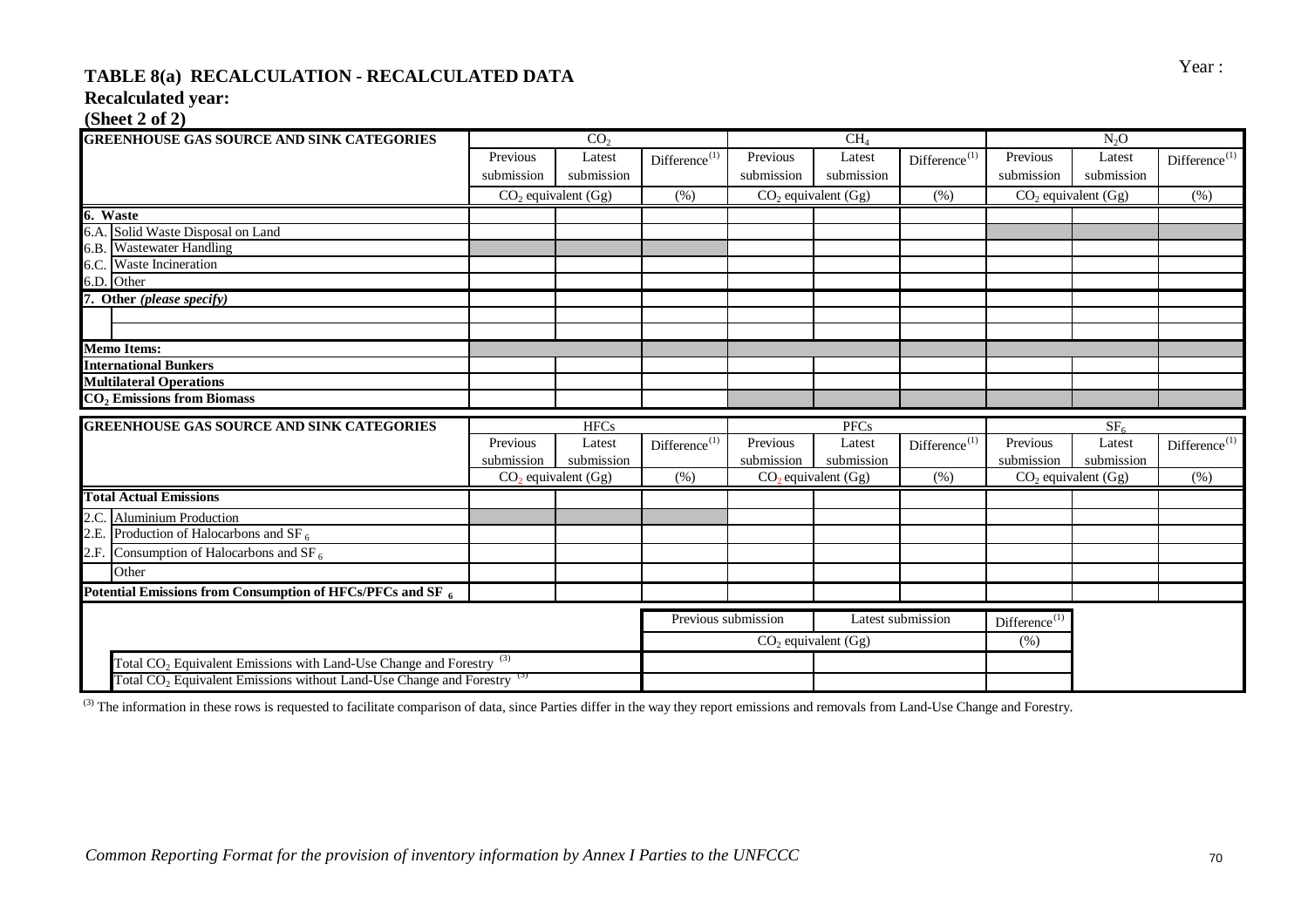Year :

# TABLE 8(a) RECALCULATION - RECALCULATED DATA

**Recalculated year:**

**(Sheet 2 of 2)**

| GREENHOUSE GAS SOURCE AND SINK CATEGORIES | $CO_2$ | | | $CH_4$ | | | $N_2O$ | | |
|---|---|---|---|---|---|---|---|---|---|
| | Previous submission | Latest submission | Difference(1) | Previous submission | Latest submission | Difference(1) | Previous submission | Latest submission | Difference(1) |
| | $CO_2$ equivalent (Gg) | | (%) | $CO_2$ equivalent (Gg) | | (%) | $CO_2$ equivalent (Gg) | | (%) |
| **6. Waste** | | | | | | | | | |
| 6.A. Solid Waste Disposal on Land | | | | | | | | | |
| 6.B. Wastewater Handling | | | | | | | | | |
| 6.C. Waste Incineration | | | | | | | | | |
| 6.D. Other | | | | | | | | | |
| **7. Other *(please specify)*** | | | | | | | | | |
| | | | | | | | | | |
| | | | | | | | | | |
| **Memo Items:** | | | | | | | | | |
| **International Bunkers** | | | | | | | | | |
| **Multilateral Operations** | | | | | | | | | |
| **$CO_2$ Emissions from Biomass** | | | | | | | | | |

| GREENHOUSE GAS SOURCE AND SINK CATEGORIES | HFCs | | | PFCs | | | $SF_6$ | | |
|---|---|---|---|---|---|---|---|---|---|
| | Previous submission | Latest submission | Difference(1) | Previous submission | Latest submission | Difference(1) | Previous submission | Latest submission | Difference(1) |
| | $CO_2$ equivalent (Gg) | | (%) | $CO_2$ equivalent (Gg) | | (%) | $CO_2$ equivalent (Gg) | | (%) |
| **Total Actual Emissions** | | | | | | | | | |
| 2.C. Aluminium Production | | | | | | | | | |
| 2.E. Production of Halocarbons and $SF_6$ | | | | | | | | | |
| 2.F. Consumption of Halocarbons and $SF_6$ | | | | | | | | | |
| Other | | | | | | | | | |
| **Potential Emissions from Consumption of HFCs/PFCs and $SF_6$** | | | | | | | | | |

| | Previous submission | Latest submission | Difference(1) |
|---|---|---|---|
| | $CO_2$ equivalent (Gg) | | (%) |
| Total $CO_2$ Equivalent Emissions with Land-Use Change and Forestry (3) | | | |
| Total $CO_2$ Equivalent Emissions without Land-Use Change and Forestry (3) | | | |

(3) The information in these rows is requested to facilitate comparison of data, since Parties differ in the way they report emissions and removals from Land-Use Change and Forestry.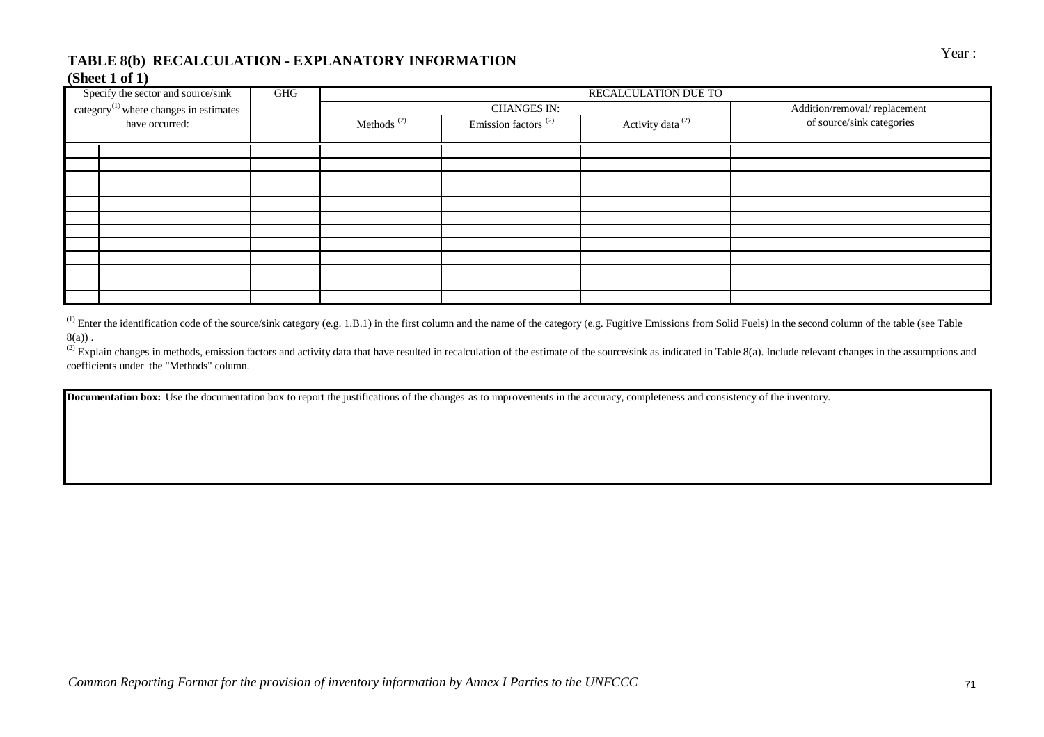Year :

## TABLE 8(b) RECALCULATION - EXPLANATORY INFORMATION

**(Sheet 1 of 1)**

| Specify the sector and source/sink category[(1)] where changes in estimates have occurred: | | GHG | RECALCULATION DUE TO | | | |
|---|---|---|---|---|---|---|
| | | | CHANGES IN: | | | Addition/removal/ replacement of source/sink categories |
| | | | Methods [(2)] | Emission factors [(2)] | Activity data [(2)] | |
| | | | | | | |
| | | | | | | |
| | | | | | | |
| | | | | | | |
| | | | | | | |
| | | | | | | |
| | | | | | | |
| | | | | | | |
| | | | | | | |
| | | | | | | |
| | | | | | | |
| | | | | | | |

[(1)] Enter the identification code of the source/sink category (e.g. 1.B.1) in the first column and the name of the category (e.g. Fugitive Emissions from Solid Fuels) in the second column of the table (see Table 8(a)) .

[(2)] Explain changes in methods, emission factors and activity data that have resulted in recalculation of the estimate of the source/sink as indicated in Table 8(a). Include relevant changes in the assumptions and coefficients under the "Methods" column.

| **Documentation box:** Use the documentation box to report the justifications of the changes as to improvements in the accuracy, completeness and consistency of the inventory. |
|---|
| |

*Common Reporting Format for the provision of inventory information by Annex I Parties to the UNFCCC*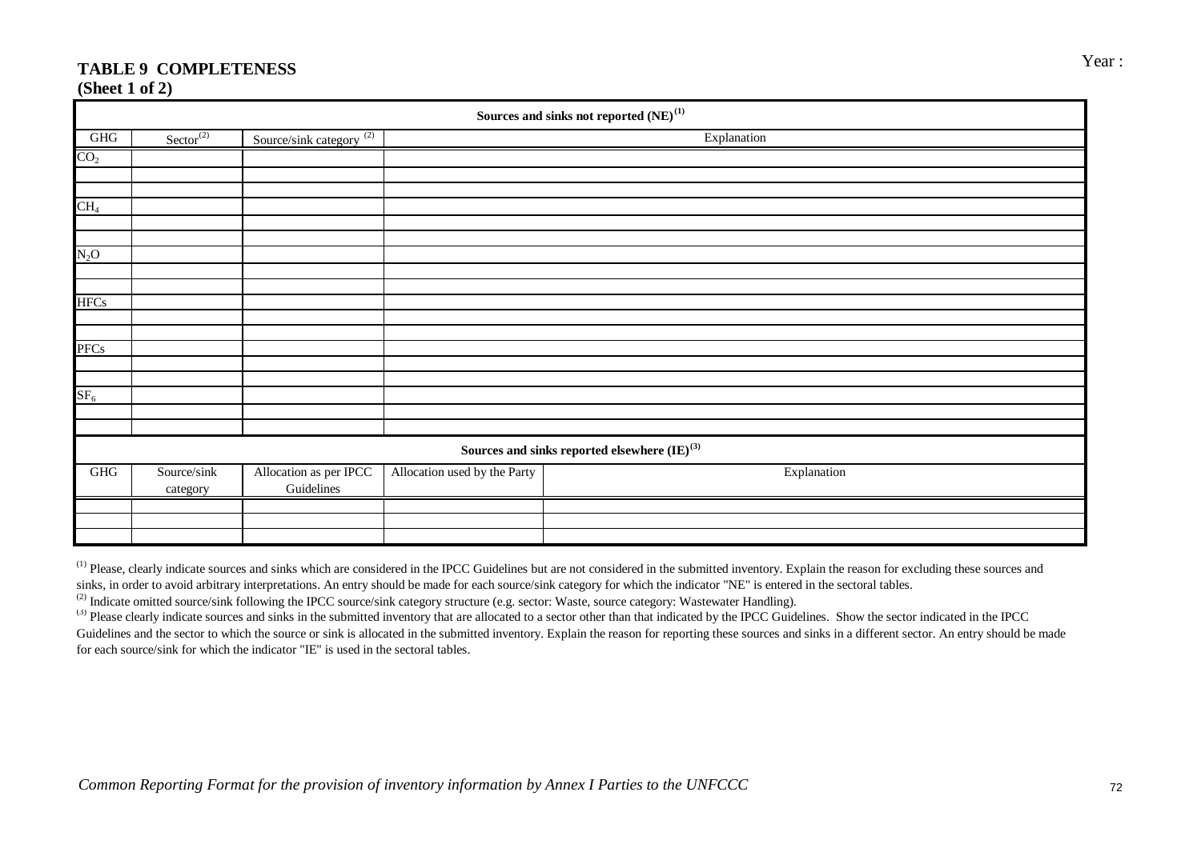Year :

# TABLE 9 COMPLETENESS
**(Sheet 1 of 2)**

| Sources and sinks not reported (NE)[1] | | | |
|---|---|---|---|
| GHG | Sector[2] | Source/sink category [2] | Explanation |
| $CO_2$ | | | |
| | | | |
| | | | |
| $CH_4$ | | | |
| | | | |
| | | | |
| $N_2O$ | | | |
| | | | |
| | | | |
| HFCs | | | |
| | | | |
| | | | |
| PFCs | | | |
| | | | |
| | | | |
| $SF_6$ | | | |
| | | | |
| | | | |

| Sources and sinks reported elsewhere (IE)[3] | | | | |
|---|---|---|---|---|
| GHG | Source/sink category | Allocation as per IPCC Guidelines | Allocation used by the Party | Explanation |
| | | | | |
| | | | | |
| | | | | |

[1] Please, clearly indicate sources and sinks which are considered in the IPCC Guidelines but are not considered in the submitted inventory. Explain the reason for excluding these sources and sinks, in order to avoid arbitrary interpretations. An entry should be made for each source/sink category for which the indicator "NE" is entered in the sectoral tables.

[2] Indicate omitted source/sink following the IPCC source/sink category structure (e.g. sector: Waste, source category: Wastewater Handling).

[3] Please clearly indicate sources and sinks in the submitted inventory that are allocated to a sector other than that indicated by the IPCC Guidelines. Show the sector indicated in the IPCC Guidelines and the sector to which the source or sink is allocated in the submitted inventory. Explain the reason for reporting these sources and sinks in a different sector. An entry should be made for each source/sink for which the indicator "IE" is used in the sectoral tables.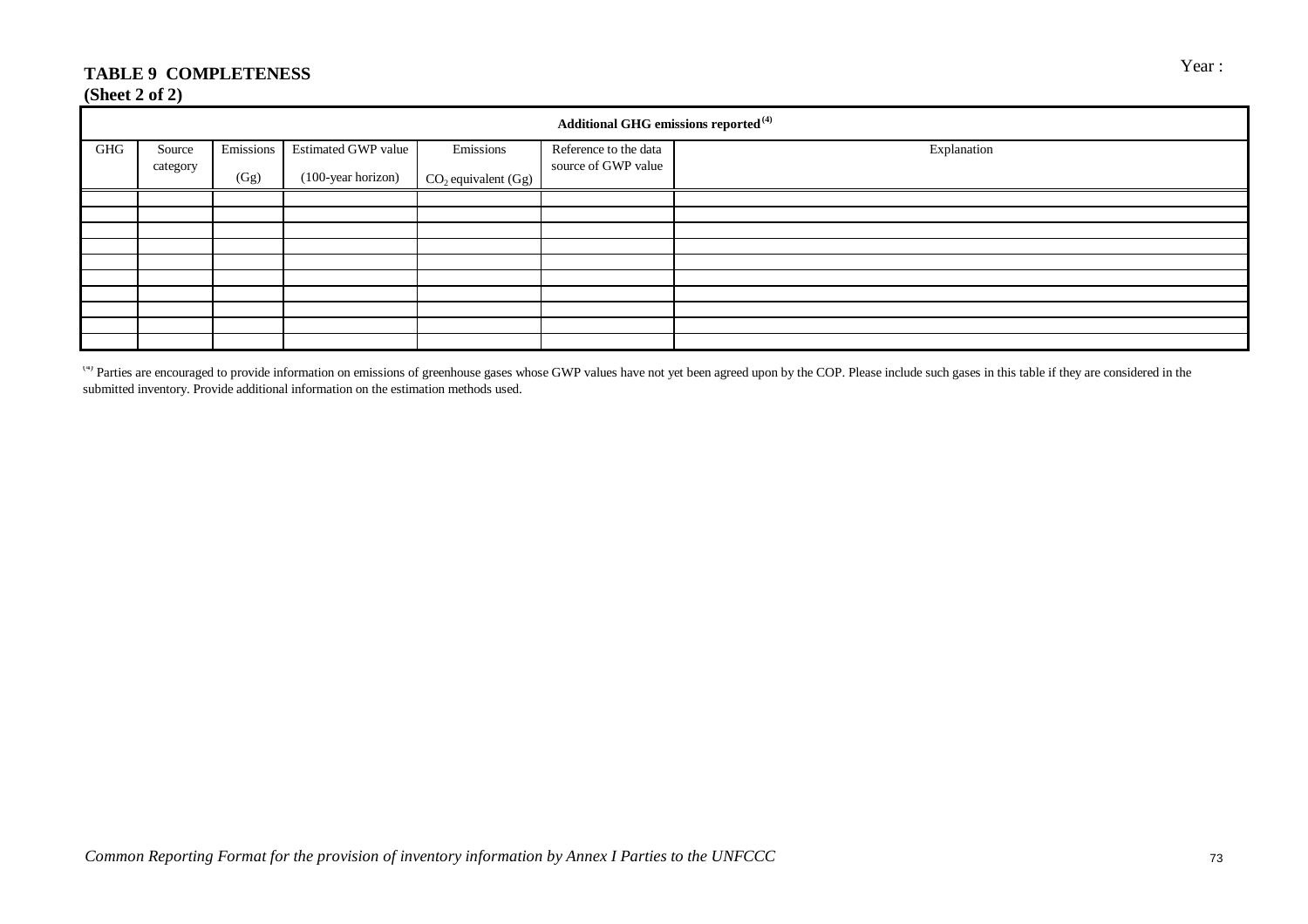**TABLE 9 COMPLETENESS**
**(Sheet 2 of 2)**

Year :

| Additional GHG emissions reported (4) | | | | | | |
|---|---|---|---|---|---|---|
| GHG | Source category | Emissions (Gg) | Estimated GWP value (100-year horizon) | Emissions $CO_2$ equivalent (Gg) | Reference to the data source of GWP value | Explanation |
| | | | | | | |
| | | | | | | |
| | | | | | | |
| | | | | | | |
| | | | | | | |
| | | | | | | |
| | | | | | | |
| | | | | | | |
| | | | | | | |
| | | | | | | |

(4) Parties are encouraged to provide information on emissions of greenhouse gases whose GWP values have not yet been agreed upon by the COP. Please include such gases in this table if they are considered in the submitted inventory. Provide additional information on the estimation methods used.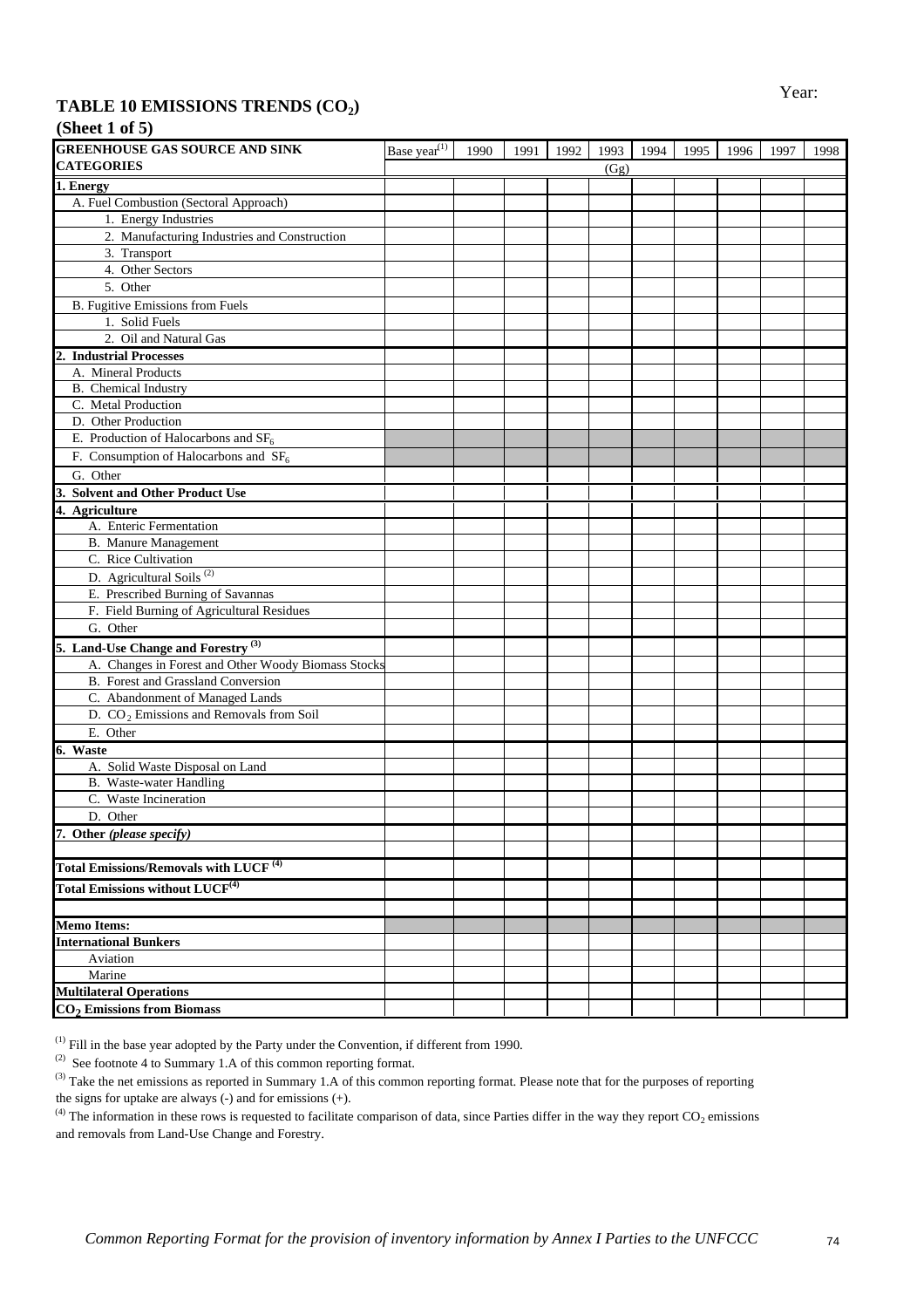Year:

## TABLE 10 EMISSIONS TRENDS ($CO_2$)
**(Sheet 1 of 5)**

| GREENHOUSE GAS SOURCE AND SINK CATEGORIES | Base year[(1)] | 1990 | 1991 | 1992 | 1993 | 1994 | 1995 | 1996 | 1997 | 1998 |
|---|---|---|---|---|---|---|---|---|---|---|
| | (Gg) | | | | | | | | | |
| **1. Energy** | | | | | | | | | | |
| A. Fuel Combustion (Sectoral Approach) | | | | | | | | | | |
| 1. Energy Industries | | | | | | | | | | |
| 2. Manufacturing Industries and Construction | | | | | | | | | | |
| 3. Transport | | | | | | | | | | |
| 4. Other Sectors | | | | | | | | | | |
| 5. Other | | | | | | | | | | |
| B. Fugitive Emissions from Fuels | | | | | | | | | | |
| 1. Solid Fuels | | | | | | | | | | |
| 2. Oil and Natural Gas | | | | | | | | | | |
| **2. Industrial Processes** | | | | | | | | | | |
| A. Mineral Products | | | | | | | | | | |
| B. Chemical Industry | | | | | | | | | | |
| C. Metal Production | | | | | | | | | | |
| D. Other Production | | | | | | | | | | |
| E. Production of Halocarbons and $SF_6$ | | | | | | | | | | |
| F. Consumption of Halocarbons and $SF_6$ | | | | | | | | | | |
| G. Other | | | | | | | | | | |
| **3. Solvent and Other Product Use** | | | | | | | | | | |
| **4. Agriculture** | | | | | | | | | | |
| A. Enteric Fermentation | | | | | | | | | | |
| B. Manure Management | | | | | | | | | | |
| C. Rice Cultivation | | | | | | | | | | |
| D. Agricultural Soils [(2)] | | | | | | | | | | |
| E. Prescribed Burning of Savannas | | | | | | | | | | |
| F. Field Burning of Agricultural Residues | | | | | | | | | | |
| G. Other | | | | | | | | | | |
| **5. Land-Use Change and Forestry [(3)]** | | | | | | | | | | |
| A. Changes in Forest and Other Woody Biomass Stocks | | | | | | | | | | |
| B. Forest and Grassland Conversion | | | | | | | | | | |
| C. Abandonment of Managed Lands | | | | | | | | | | |
| D. $CO_2$ Emissions and Removals from Soil | | | | | | | | | | |
| E. Other | | | | | | | | | | |
| **6. Waste** | | | | | | | | | | |
| A. Solid Waste Disposal on Land | | | | | | | | | | |
| B. Waste-water Handling | | | | | | | | | | |
| C. Waste Incineration | | | | | | | | | | |
| D. Other | | | | | | | | | | |
| **7. Other *(please specify)*** | | | | | | | | | | |
| | | | | | | | | | | |
| **Total Emissions/Removals with LUCF [(4)]** | | | | | | | | | | |
| **Total Emissions without LUCF[(4)]** | | | | | | | | | | |
| | | | | | | | | | | |
| **Memo Items:** | | | | | | | | | | |
| **International Bunkers** | | | | | | | | | | |
| Aviation | | | | | | | | | | |
| Marine | | | | | | | | | | |
| **Multilateral Operations** | | | | | | | | | | |
| **$CO_2$ Emissions from Biomass** | | | | | | | | | | |

[(1)] Fill in the base year adopted by the Party under the Convention, if different from 1990.

[(2)] See footnote 4 to Summary 1.A of this common reporting format.

[(3)] Take the net emissions as reported in Summary 1.A of this common reporting format. Please note that for the purposes of reporting the signs for uptake are always (-) and for emissions (+).

[(4)] The information in these rows is requested to facilitate comparison of data, since Parties differ in the way they report $CO_2$ emissions and removals from Land-Use Change and Forestry.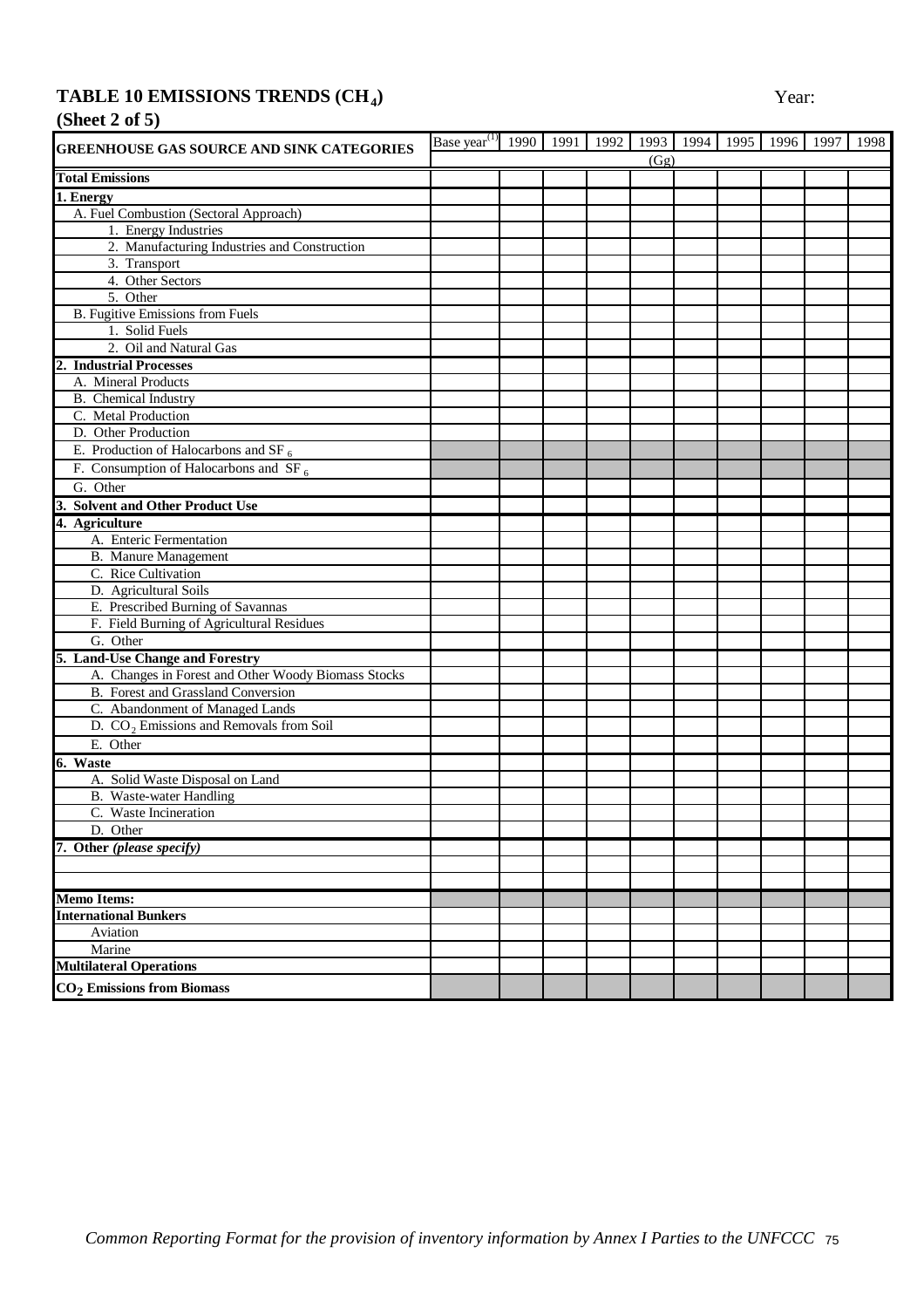# TABLE 10 EMISSIONS TRENDS ($CH_4$)

**(Sheet 2 of 5)**

Year:

| GREENHOUSE GAS SOURCE AND SINK CATEGORIES | Base year[1] | 1990 | 1991 | 1992 | 1993 | 1994 | 1995 | 1996 | 1997 | 1998 |
|---|---|---|---|---|---|---|---|---|---|---|
| | (Gg) | | | | | | | | | |
| **Total Emissions** | | | | | | | | | | |
| **1. Energy** | | | | | | | | | | |
| A. Fuel Combustion (Sectoral Approach) | | | | | | | | | | |
| 1. Energy Industries | | | | | | | | | | |
| 2. Manufacturing Industries and Construction | | | | | | | | | | |
| 3. Transport | | | | | | | | | | |
| 4. Other Sectors | | | | | | | | | | |
| 5. Other | | | | | | | | | | |
| B. Fugitive Emissions from Fuels | | | | | | | | | | |
| 1. Solid Fuels | | | | | | | | | | |
| 2. Oil and Natural Gas | | | | | | | | | | |
| **2. Industrial Processes** | | | | | | | | | | |
| A. Mineral Products | | | | | | | | | | |
| B. Chemical Industry | | | | | | | | | | |
| C. Metal Production | | | | | | | | | | |
| D. Other Production | | | | | | | | | | |
| E. Production of Halocarbons and $SF_6$ | | | | | | | | | | |
| F. Consumption of Halocarbons and $SF_6$ | | | | | | | | | | |
| G. Other | | | | | | | | | | |
| **3. Solvent and Other Product Use** | | | | | | | | | | |
| **4. Agriculture** | | | | | | | | | | |
| A. Enteric Fermentation | | | | | | | | | | |
| B. Manure Management | | | | | | | | | | |
| C. Rice Cultivation | | | | | | | | | | |
| D. Agricultural Soils | | | | | | | | | | |
| E. Prescribed Burning of Savannas | | | | | | | | | | |
| F. Field Burning of Agricultural Residues | | | | | | | | | | |
| G. Other | | | | | | | | | | |
| **5. Land-Use Change and Forestry** | | | | | | | | | | |
| A. Changes in Forest and Other Woody Biomass Stocks | | | | | | | | | | |
| B. Forest and Grassland Conversion | | | | | | | | | | |
| C. Abandonment of Managed Lands | | | | | | | | | | |
| D. $CO_2$ Emissions and Removals from Soil | | | | | | | | | | |
| E. Other | | | | | | | | | | |
| **6. Waste** | | | | | | | | | | |
| A. Solid Waste Disposal on Land | | | | | | | | | | |
| B. Waste-water Handling | | | | | | | | | | |
| C. Waste Incineration | | | | | | | | | | |
| D. Other | | | | | | | | | | |
| **7. Other** ***(please specify)*** | | | | | | | | | | |
| | | | | | | | | | | |
| | | | | | | | | | | |
| **Memo Items:** | | | | | | | | | | |
| **International Bunkers** | | | | | | | | | | |
| Aviation | | | | | | | | | | |
| Marine | | | | | | | | | | |
| **Multilateral Operations** | | | | | | | | | | |
| **$CO_2$ Emissions from Biomass** | | | | | | | | | | |

*Common Reporting Format for the provision of inventory information by Annex I Parties to the UNFCCC*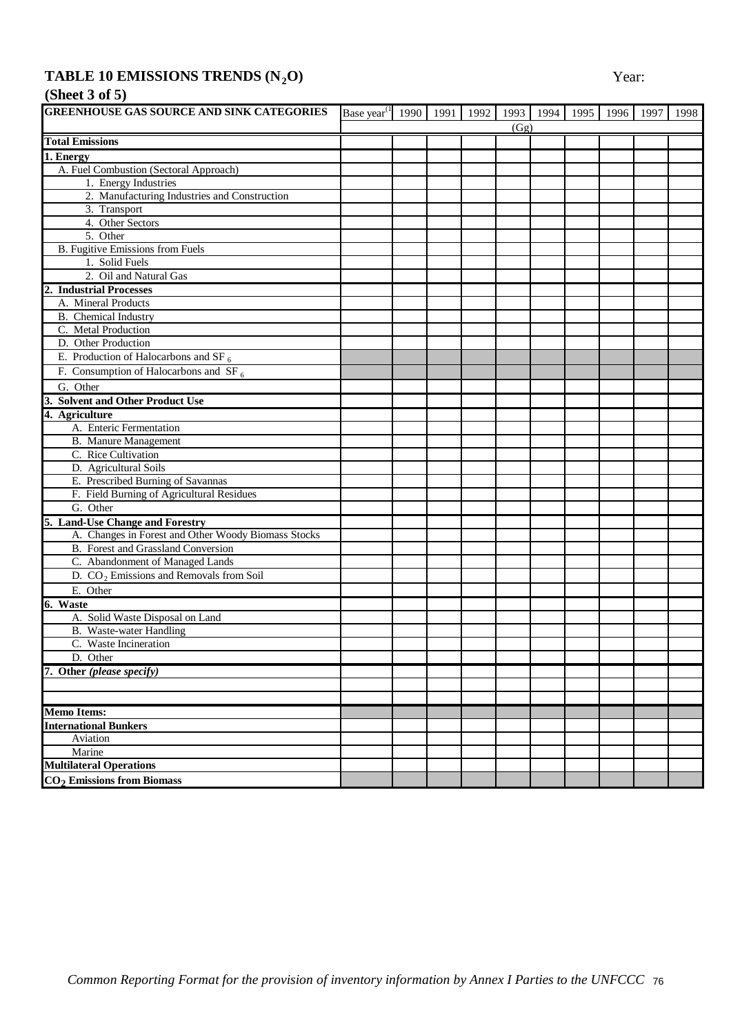## TABLE 10 EMISSIONS TRENDS ($N_2O$)

Year:

### (Sheet 3 of 5)

| GREENHOUSE GAS SOURCE AND SINK CATEGORIES | Base year[1] | 1990 | 1991 | 1992 | 1993 | 1994 | 1995 | 1996 | 1997 | 1998 |
|---|---|---|---|---|---|---|---|---|---|---|
| | (Gg) | | | | | | | | | |
| **Total Emissions** | | | | | | | | | | |
| **1. Energy** | | | | | | | | | | |
| A. Fuel Combustion (Sectoral Approach) | | | | | | | | | | |
| 1. Energy Industries | | | | | | | | | | |
| 2. Manufacturing Industries and Construction | | | | | | | | | | |
| 3. Transport | | | | | | | | | | |
| 4. Other Sectors | | | | | | | | | | |
| 5. Other | | | | | | | | | | |
| B. Fugitive Emissions from Fuels | | | | | | | | | | |
| 1. Solid Fuels | | | | | | | | | | |
| 2. Oil and Natural Gas | | | | | | | | | | |
| **2. Industrial Processes** | | | | | | | | | | |
| A. Mineral Products | | | | | | | | | | |
| B. Chemical Industry | | | | | | | | | | |
| C. Metal Production | | | | | | | | | | |
| D. Other Production | | | | | | | | | | |
| E. Production of Halocarbons and $SF_6$ | | | | | | | | | | |
| F. Consumption of Halocarbons and $SF_6$ | | | | | | | | | | |
| G. Other | | | | | | | | | | |
| **3. Solvent and Other Product Use** | | | | | | | | | | |
| **4. Agriculture** | | | | | | | | | | |
| A. Enteric Fermentation | | | | | | | | | | |
| B. Manure Management | | | | | | | | | | |
| C. Rice Cultivation | | | | | | | | | | |
| D. Agricultural Soils | | | | | | | | | | |
| E. Prescribed Burning of Savannas | | | | | | | | | | |
| F. Field Burning of Agricultural Residues | | | | | | | | | | |
| G. Other | | | | | | | | | | |
| **5. Land-Use Change and Forestry** | | | | | | | | | | |
| A. Changes in Forest and Other Woody Biomass Stocks | | | | | | | | | | |
| B. Forest and Grassland Conversion | | | | | | | | | | |
| C. Abandonment of Managed Lands | | | | | | | | | | |
| D. $CO_2$ Emissions and Removals from Soil | | | | | | | | | | |
| E. Other | | | | | | | | | | |
| **6. Waste** | | | | | | | | | | |
| A. Solid Waste Disposal on Land | | | | | | | | | | |
| B. Waste-water Handling | | | | | | | | | | |
| C. Waste Incineration | | | | | | | | | | |
| D. Other | | | | | | | | | | |
| **7. Other *(please specify)*** | | | | | | | | | | |
| | | | | | | | | | | |
| | | | | | | | | | | |
| **Memo Items:** | | | | | | | | | | |
| **International Bunkers** | | | | | | | | | | |
| Aviation | | | | | | | | | | |
| Marine | | | | | | | | | | |
| **Multilateral Operations** | | | | | | | | | | |
| **$CO_2$ Emissions from Biomass** | | | | | | | | | | |

*Common Reporting Format for the provision of inventory information by Annex I Parties to the UNFCCC*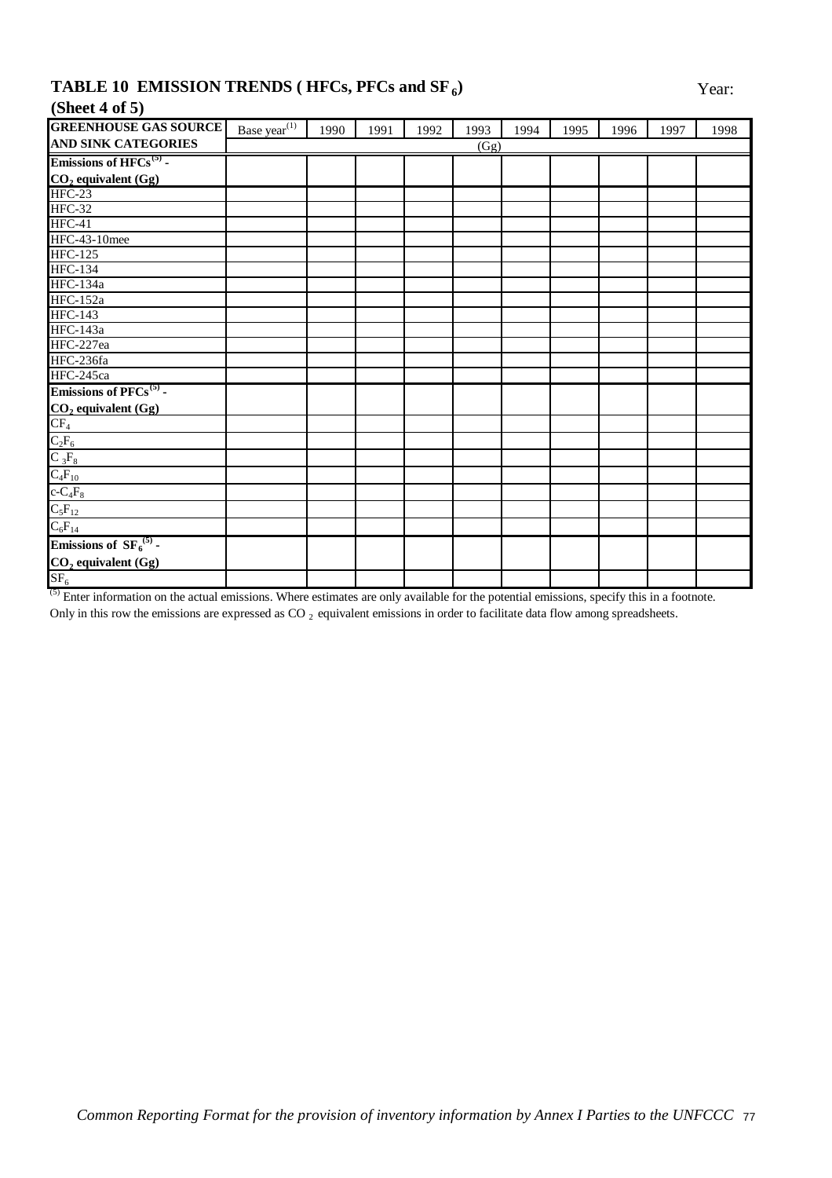## TABLE 10 EMISSION TRENDS ( HFCs, PFCs and $SF_6$)

Year:

**(Sheet 4 of 5)**

| GREENHOUSE GAS SOURCE AND SINK CATEGORIES | Base year[1] | 1990 | 1991 | 1992 | 1993 | 1994 | 1995 | 1996 | 1997 | 1998 |
|---|---|---|---|---|---|---|---|---|---|---|
| | (Gg) | | | | | | | | | |
| **Emissions of HFCs[5] - $CO_2$ equivalent (Gg)** | | | | | | | | | | |
| HFC-23 | | | | | | | | | | |
| HFC-32 | | | | | | | | | | |
| HFC-41 | | | | | | | | | | |
| HFC-43-10mee | | | | | | | | | | |
| HFC-125 | | | | | | | | | | |
| HFC-134 | | | | | | | | | | |
| HFC-134a | | | | | | | | | | |
| HFC-152a | | | | | | | | | | |
| HFC-143 | | | | | | | | | | |
| HFC-143a | | | | | | | | | | |
| HFC-227ea | | | | | | | | | | |
| HFC-236fa | | | | | | | | | | |
| HFC-245ca | | | | | | | | | | |
| **Emissions of PFCs[5] - $CO_2$ equivalent (Gg)** | | | | | | | | | | |
| $CF_4$ | | | | | | | | | | |
| $C_2F_6$ | | | | | | | | | | |
| $C_3F_8$ | | | | | | | | | | |
| $C_4F_{10}$ | | | | | | | | | | |
| c-$C_4F_8$ | | | | | | | | | | |
| $C_5F_{12}$ | | | | | | | | | | |
| $C_6F_{14}$ | | | | | | | | | | |
| **Emissions of $SF_6$[5] - $CO_2$ equivalent (Gg)** | | | | | | | | | | |
| $SF_6$ | | | | | | | | | | |

[5] Enter information on the actual emissions. Where estimates are only available for the potential emissions, specify this in a footnote. Only in this row the emissions are expressed as $CO_2$ equivalent emissions in order to facilitate data flow among spreadsheets.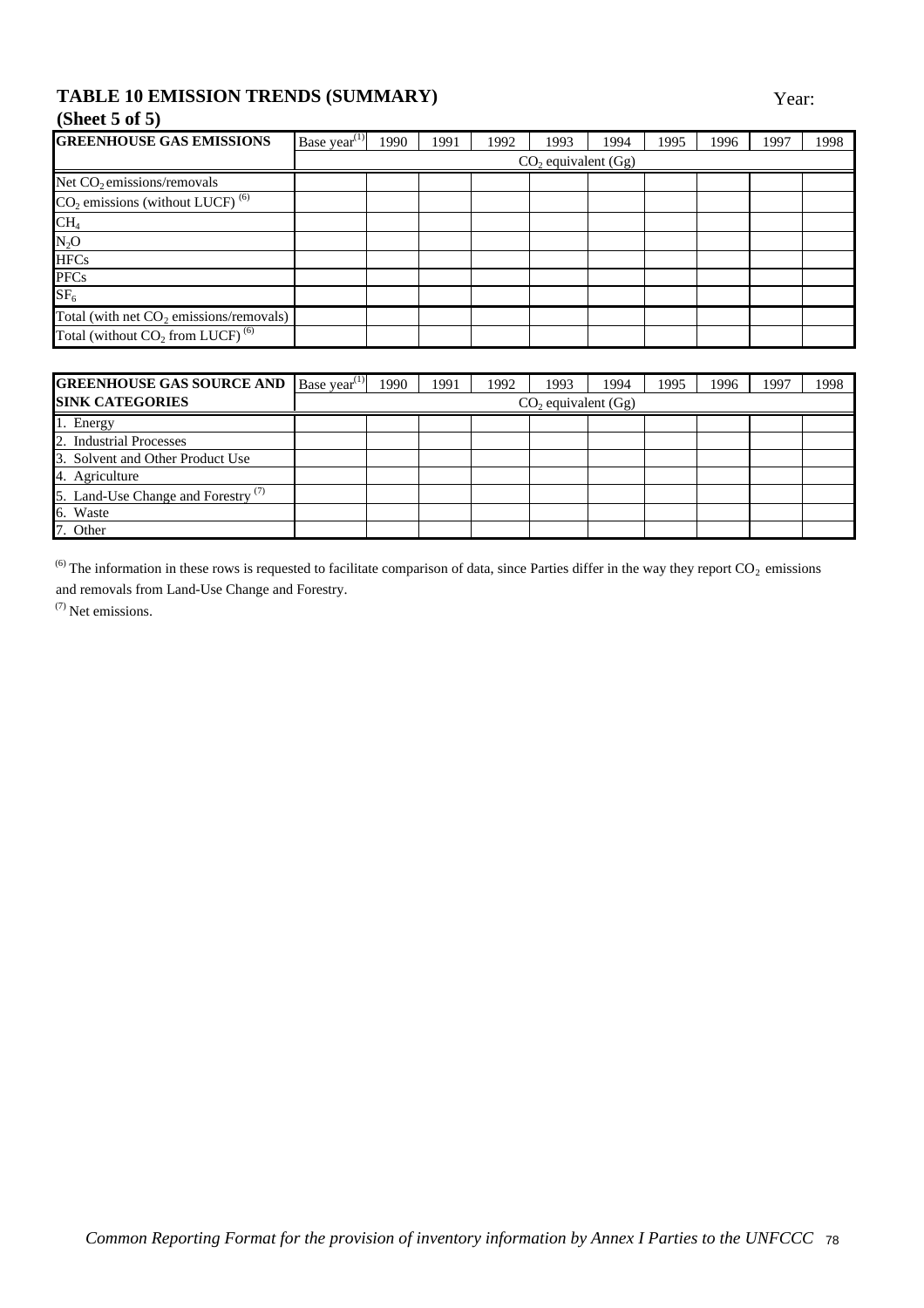## TABLE 10 EMISSION TRENDS (SUMMARY)
### (Sheet 5 of 5)

Year:

| GREENHOUSE GAS EMISSIONS | Base year[(1)] | 1990 | 1991 | 1992 | 1993 | 1994 | 1995 | 1996 | 1997 | 1998 |
|---|---|---|---|---|---|---|---|---|---|---|
| | $CO_2$ equivalent (Gg) | | | | | | | | | |
| Net $CO_2$ emissions/removals | | | | | | | | | | |
| $CO_2$ emissions (without LUCF) [(6)] | | | | | | | | | | |
| $CH_4$ | | | | | | | | | | |
| $N_2O$ | | | | | | | | | | |
| HFCs | | | | | | | | | | |
| PFCs | | | | | | | | | | |
| $SF_6$ | | | | | | | | | | |
| Total (with net $CO_2$ emissions/removals) | | | | | | | | | | |
| Total (without $CO_2$ from LUCF) [(6)] | | | | | | | | | | |

| GREENHOUSE GAS SOURCE AND SINK CATEGORIES | Base year[(1)] | 1990 | 1991 | 1992 | 1993 | 1994 | 1995 | 1996 | 1997 | 1998 |
|---|---|---|---|---|---|---|---|---|---|---|
| | $CO_2$ equivalent (Gg) | | | | | | | | | |
| 1. Energy | | | | | | | | | | |
| 2. Industrial Processes | | | | | | | | | | |
| 3. Solvent and Other Product Use | | | | | | | | | | |
| 4. Agriculture | | | | | | | | | | |
| 5. Land-Use Change and Forestry [(7)] | | | | | | | | | | |
| 6. Waste | | | | | | | | | | |
| 7. Other | | | | | | | | | | |

[(6)] The information in these rows is requested to facilitate comparison of data, since Parties differ in the way they report $CO_2$ emissions and removals from Land-Use Change and Forestry.

[(7)] Net emissions.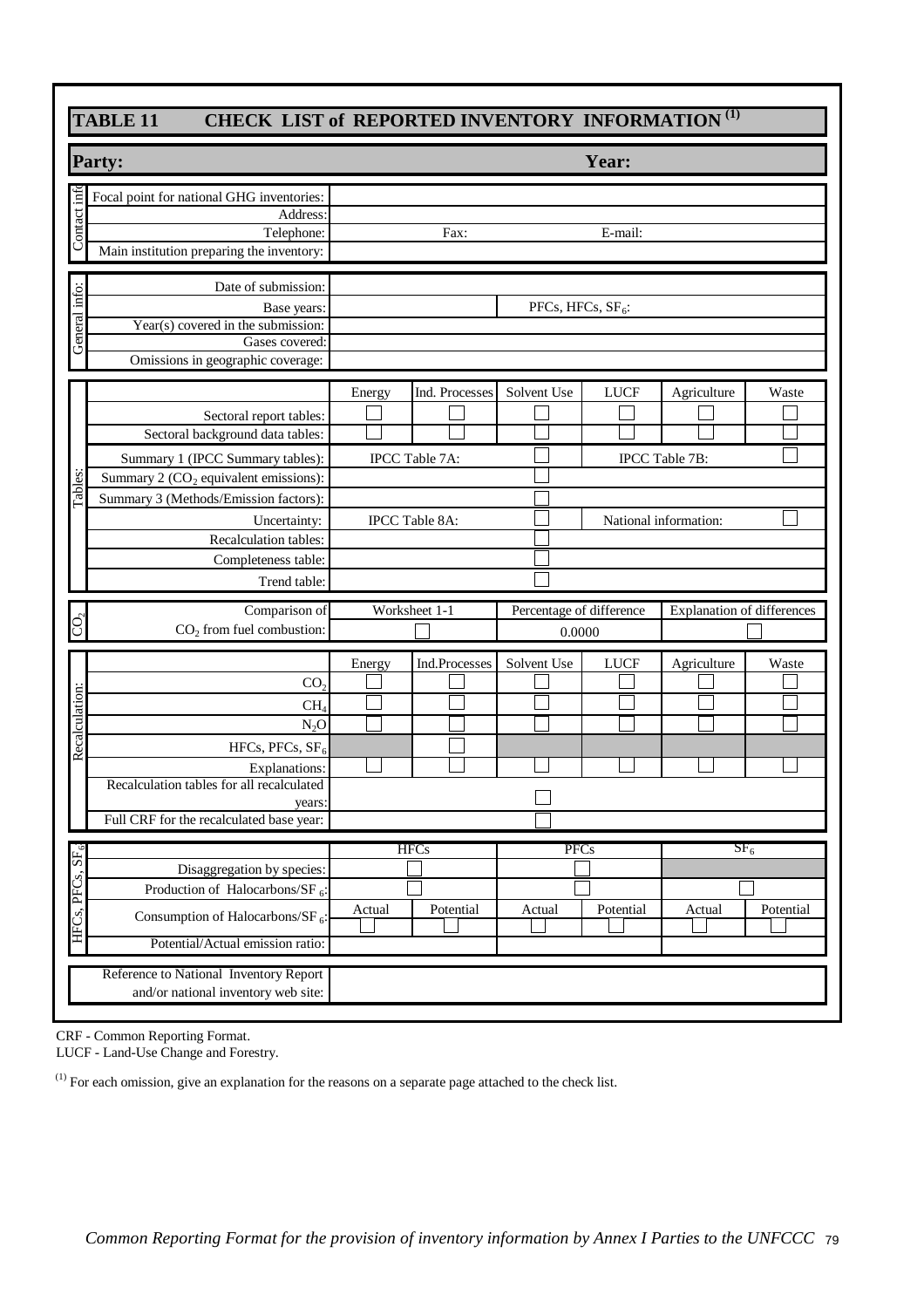## TABLE 11 CHECK LIST of REPORTED INVENTORY INFORMATION [(1)]

**Party:** **Year:**

| Section | Item | | | | | | |
|---|---|---|---|---|---|---|---|
| Contact info | Focal point for national GHG inventories: | | | | | | |
| | Address: | | | | | | |
| | Telephone: | | Fax: | | E-mail: | | |
| | Main institution preparing the inventory: | | | | | | |
| General info: | Date of submission: | | | | | | |
| | Base years: | | | PFCs, HFCs, $SF_6$: | | | |
| | Year(s) covered in the submission: | | | | | | |
| | Gases covered: | | | | | | |
| | Omissions in geographic coverage: | | | | | | |
| Tables: | | Energy | Ind. Processes | Solvent Use | LUCF | Agriculture | Waste |
| | Sectoral report tables: | ☐ | ☐ | ☐ | ☐ | ☐ | ☐ |
| | Sectoral background data tables: | ☐ | ☐ | ☐ | ☐ | ☐ | ☐ |
| | Summary 1 (IPCC Summary tables): | IPCC Table 7A: | | ☐ | IPCC Table 7B: | | ☐ |
| | Summary 2 ($CO_2$ equivalent emissions): | | | ☐ | | | |
| | Summary 3 (Methods/Emission factors): | | | ☐ | | | |
| | Uncertainty: | IPCC Table 8A: | | ☐ | National information: | | ☐ |
| | Recalculation tables: | | | ☐ | | | |
| | Completeness table: | | | ☐ | | | |
| | Trend table: | | | ☐ | | | |
| $CO_2$ | Comparison of $CO_2$ from fuel combustion: | Worksheet 1-1 | | Percentage of difference | | Explanation of differences | |
| | | ☐ | | 0.0000 | | ☐ | |
| Recalculation: | | Energy | Ind.Processes | Solvent Use | LUCF | Agriculture | Waste |
| | $CO_2$ | ☐ | ☐ | ☐ | ☐ | ☐ | ☐ |
| | $CH_4$ | ☐ | ☐ | ☐ | ☐ | ☐ | ☐ |
| | $N_2O$ | ☐ | ☐ | ☐ | ☐ | ☐ | ☐ |
| | HFCs, PFCs, $SF_6$ | | ☐ | | | | |
| | Explanations: | ☐ | ☐ | ☐ | ☐ | ☐ | ☐ |
| | Recalculation tables for all recalculated years: | | | ☐ | | | |
| | Full CRF for the recalculated base year: | | | ☐ | | | |
| HFCs, PFCs, $SF_6$ | | HFCs | | PFCs | | $SF_6$ | |
| | Disaggregation by species: | ☐ | | ☐ | | | |
| | Production of Halocarbons/$SF_6$: | ☐ | | ☐ | | ☐ | |
| | Consumption of Halocarbons/$SF_6$: | Actual ☐ | Potential ☐ | Actual ☐ | Potential ☐ | Actual ☐ | Potential ☐ |
| | Potential/Actual emission ratio: | | | | | | |
| | Reference to National Inventory Report and/or national inventory web site: | | | | | | |

CRF - Common Reporting Format.
LUCF - Land-Use Change and Forestry.

[(1)] For each omission, give an explanation for the reasons on a separate page attached to the check list.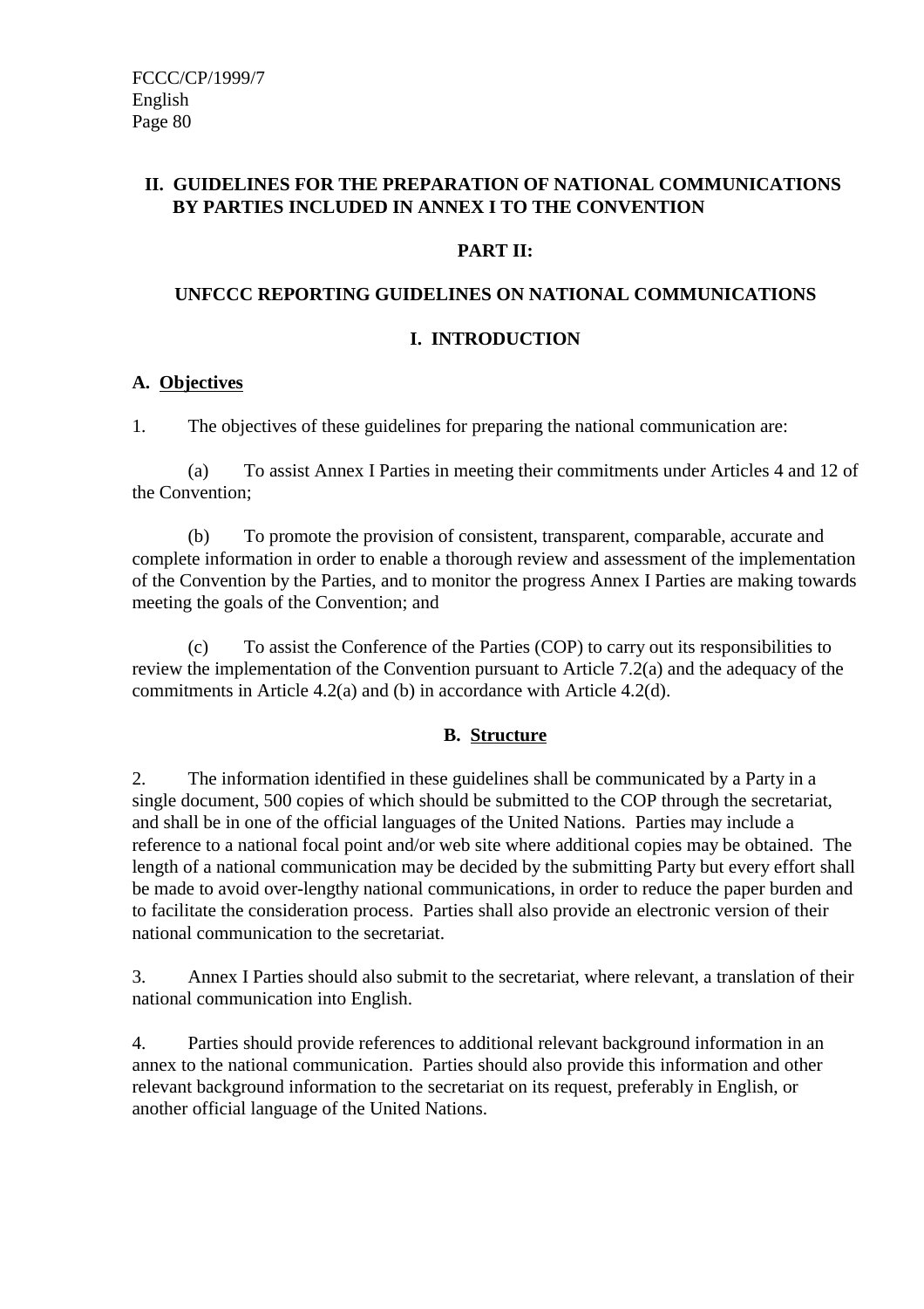## II. GUIDELINES FOR THE PREPARATION OF NATIONAL COMMUNICATIONS BY PARTIES INCLUDED IN ANNEX I TO THE CONVENTION

### PART II:

### UNFCCC REPORTING GUIDELINES ON NATIONAL COMMUNICATIONS

### I. INTRODUCTION

#### A. Objectives

1. The objectives of these guidelines for preparing the national communication are:

(a) To assist Annex I Parties in meeting their commitments under Articles 4 and 12 of the Convention;

(b) To promote the provision of consistent, transparent, comparable, accurate and complete information in order to enable a thorough review and assessment of the implementation of the Convention by the Parties, and to monitor the progress Annex I Parties are making towards meeting the goals of the Convention; and

(c) To assist the Conference of the Parties (COP) to carry out its responsibilities to review the implementation of the Convention pursuant to Article 7.2(a) and the adequacy of the commitments in Article 4.2(a) and (b) in accordance with Article 4.2(d).

#### B. Structure

2. The information identified in these guidelines shall be communicated by a Party in a single document, 500 copies of which should be submitted to the COP through the secretariat, and shall be in one of the official languages of the United Nations. Parties may include a reference to a national focal point and/or web site where additional copies may be obtained. The length of a national communication may be decided by the submitting Party but every effort shall be made to avoid over-lengthy national communications, in order to reduce the paper burden and to facilitate the consideration process. Parties shall also provide an electronic version of their national communication to the secretariat.

3. Annex I Parties should also submit to the secretariat, where relevant, a translation of their national communication into English.

4. Parties should provide references to additional relevant background information in an annex to the national communication. Parties should also provide this information and other relevant background information to the secretariat on its request, preferably in English, or another official language of the United Nations.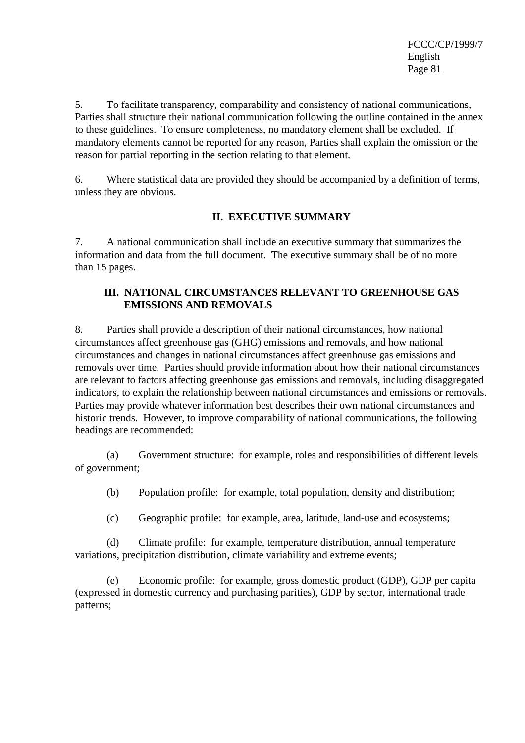5. To facilitate transparency, comparability and consistency of national communications, Parties shall structure their national communication following the outline contained in the annex to these guidelines. To ensure completeness, no mandatory element shall be excluded. If mandatory elements cannot be reported for any reason, Parties shall explain the omission or the reason for partial reporting in the section relating to that element.

6. Where statistical data are provided they should be accompanied by a definition of terms, unless they are obvious.

## II. EXECUTIVE SUMMARY

7. A national communication shall include an executive summary that summarizes the information and data from the full document. The executive summary shall be of no more than 15 pages.

## III. NATIONAL CIRCUMSTANCES RELEVANT TO GREENHOUSE GAS EMISSIONS AND REMOVALS

8. Parties shall provide a description of their national circumstances, how national circumstances affect greenhouse gas (GHG) emissions and removals, and how national circumstances and changes in national circumstances affect greenhouse gas emissions and removals over time. Parties should provide information about how their national circumstances are relevant to factors affecting greenhouse gas emissions and removals, including disaggregated indicators, to explain the relationship between national circumstances and emissions or removals. Parties may provide whatever information best describes their own national circumstances and historic trends. However, to improve comparability of national communications, the following headings are recommended:

(a) Government structure: for example, roles and responsibilities of different levels of government;

(b) Population profile: for example, total population, density and distribution;

(c) Geographic profile: for example, area, latitude, land-use and ecosystems;

(d) Climate profile: for example, temperature distribution, annual temperature variations, precipitation distribution, climate variability and extreme events;

(e) Economic profile: for example, gross domestic product (GDP), GDP per capita (expressed in domestic currency and purchasing parities), GDP by sector, international trade patterns;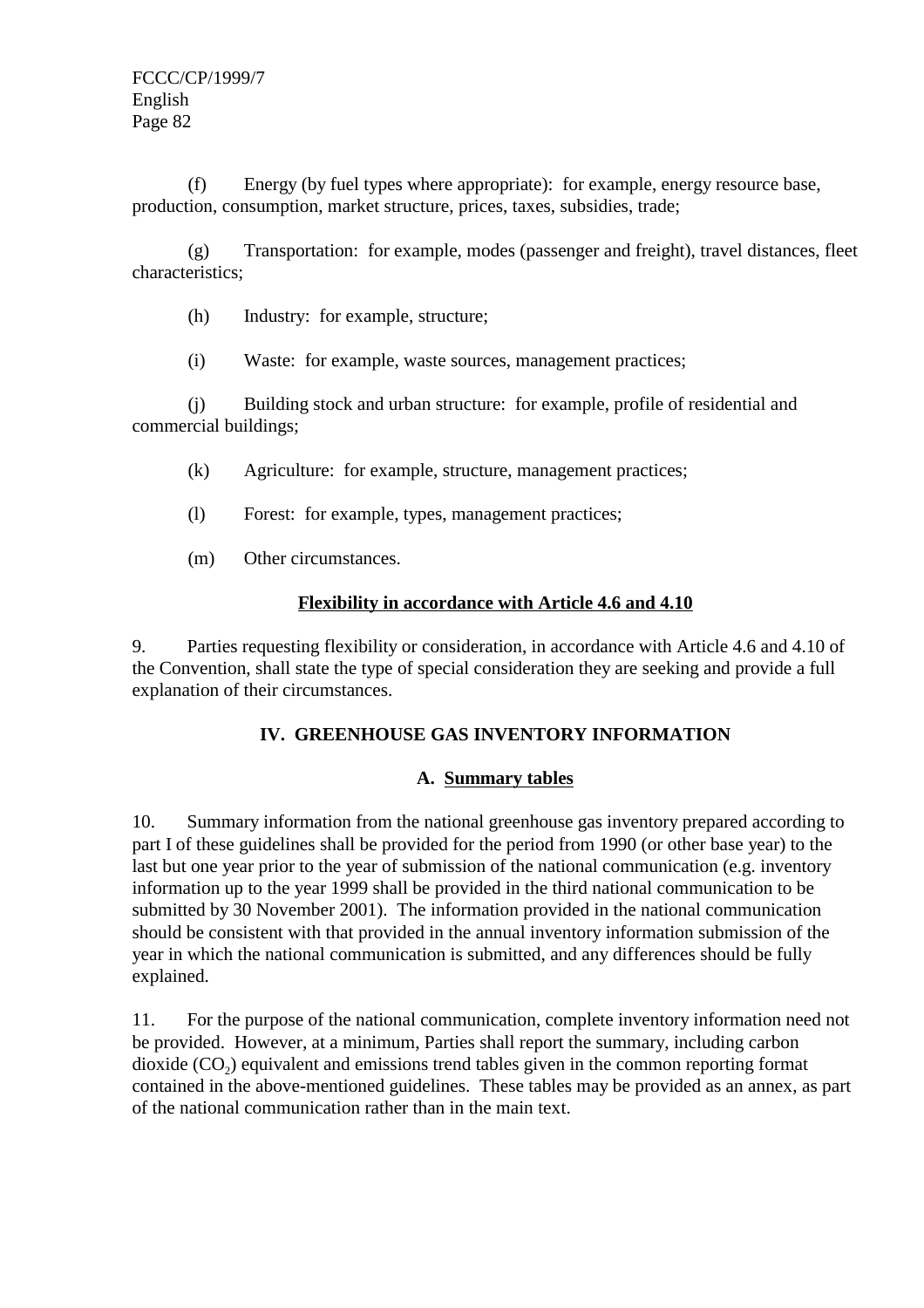(f) Energy (by fuel types where appropriate): for example, energy resource base, production, consumption, market structure, prices, taxes, subsidies, trade;

(g) Transportation: for example, modes (passenger and freight), travel distances, fleet characteristics;

(h) Industry: for example, structure;

(i) Waste: for example, waste sources, management practices;

(j) Building stock and urban structure: for example, profile of residential and commercial buildings;

(k) Agriculture: for example, structure, management practices;

(l) Forest: for example, types, management practices;

(m) Other circumstances.

**Flexibility in accordance with Article 4.6 and 4.10**

9. Parties requesting flexibility or consideration, in accordance with Article 4.6 and 4.10 of the Convention, shall state the type of special consideration they are seeking and provide a full explanation of their circumstances.

## IV. GREENHOUSE GAS INVENTORY INFORMATION

### A. Summary tables

10. Summary information from the national greenhouse gas inventory prepared according to part I of these guidelines shall be provided for the period from 1990 (or other base year) to the last but one year prior to the year of submission of the national communication (e.g. inventory information up to the year 1999 shall be provided in the third national communication to be submitted by 30 November 2001). The information provided in the national communication should be consistent with that provided in the annual inventory information submission of the year in which the national communication is submitted, and any differences should be fully explained.

11. For the purpose of the national communication, complete inventory information need not be provided. However, at a minimum, Parties shall report the summary, including carbon dioxide ($CO_2$) equivalent and emissions trend tables given in the common reporting format contained in the above-mentioned guidelines. These tables may be provided as an annex, as part of the national communication rather than in the main text.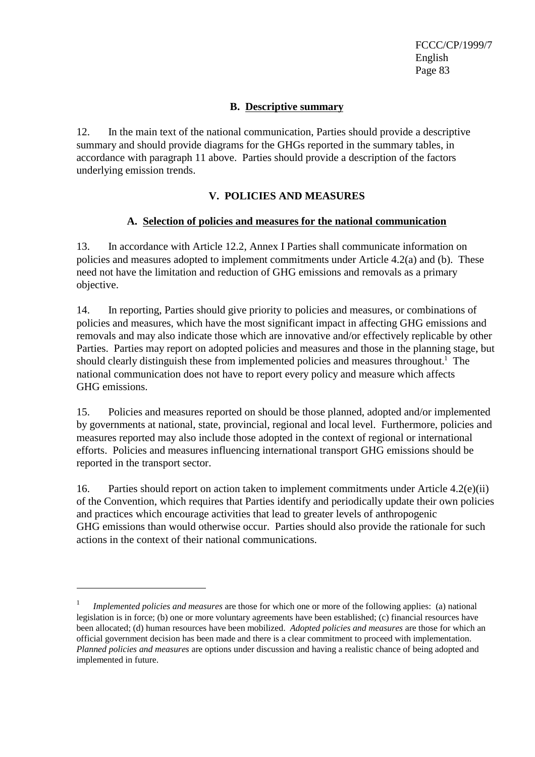### B. Descriptive summary

12. In the main text of the national communication, Parties should provide a descriptive summary and should provide diagrams for the GHGs reported in the summary tables, in accordance with paragraph 11 above. Parties should provide a description of the factors underlying emission trends.

## V. POLICIES AND MEASURES

### A. Selection of policies and measures for the national communication

13. In accordance with Article 12.2, Annex I Parties shall communicate information on policies and measures adopted to implement commitments under Article 4.2(a) and (b). These need not have the limitation and reduction of GHG emissions and removals as a primary objective.

14. In reporting, Parties should give priority to policies and measures, or combinations of policies and measures, which have the most significant impact in affecting GHG emissions and removals and may also indicate those which are innovative and/or effectively replicable by other Parties. Parties may report on adopted policies and measures and those in the planning stage, but should clearly distinguish these from implemented policies and measures throughout.[1] The national communication does not have to report every policy and measure which affects GHG emissions.

15. Policies and measures reported on should be those planned, adopted and/or implemented by governments at national, state, provincial, regional and local level. Furthermore, policies and measures reported may also include those adopted in the context of regional or international efforts. Policies and measures influencing international transport GHG emissions should be reported in the transport sector.

16. Parties should report on action taken to implement commitments under Article 4.2(e)(ii) of the Convention, which requires that Parties identify and periodically update their own policies and practices which encourage activities that lead to greater levels of anthropogenic GHG emissions than would otherwise occur. Parties should also provide the rationale for such actions in the context of their national communications.

---

[1] *Implemented policies and measures* are those for which one or more of the following applies: (a) national legislation is in force; (b) one or more voluntary agreements have been established; (c) financial resources have been allocated; (d) human resources have been mobilized. *Adopted policies and measures* are those for which an official government decision has been made and there is a clear commitment to proceed with implementation. *Planned policies and measures* are options under discussion and having a realistic chance of being adopted and implemented in future.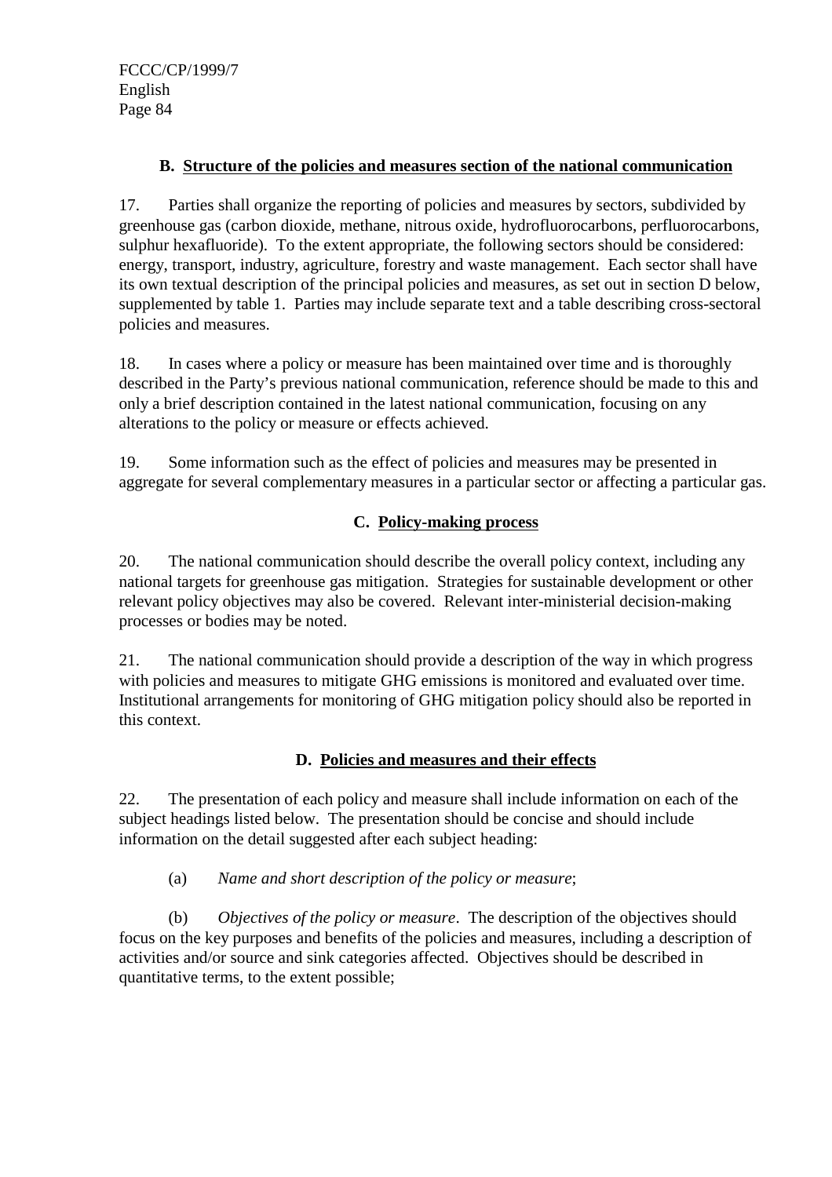### B. Structure of the policies and measures section of the national communication

17. Parties shall organize the reporting of policies and measures by sectors, subdivided by greenhouse gas (carbon dioxide, methane, nitrous oxide, hydrofluorocarbons, perfluorocarbons, sulphur hexafluoride). To the extent appropriate, the following sectors should be considered: energy, transport, industry, agriculture, forestry and waste management. Each sector shall have its own textual description of the principal policies and measures, as set out in section D below, supplemented by table 1. Parties may include separate text and a table describing cross-sectoral policies and measures.

18. In cases where a policy or measure has been maintained over time and is thoroughly described in the Party's previous national communication, reference should be made to this and only a brief description contained in the latest national communication, focusing on any alterations to the policy or measure or effects achieved.

19. Some information such as the effect of policies and measures may be presented in aggregate for several complementary measures in a particular sector or affecting a particular gas.

### C. Policy-making process

20. The national communication should describe the overall policy context, including any national targets for greenhouse gas mitigation. Strategies for sustainable development or other relevant policy objectives may also be covered. Relevant inter-ministerial decision-making processes or bodies may be noted.

21. The national communication should provide a description of the way in which progress with policies and measures to mitigate GHG emissions is monitored and evaluated over time. Institutional arrangements for monitoring of GHG mitigation policy should also be reported in this context.

### D. Policies and measures and their effects

22. The presentation of each policy and measure shall include information on each of the subject headings listed below. The presentation should be concise and should include information on the detail suggested after each subject heading:

(a) *Name and short description of the policy or measure*;

(b) *Objectives of the policy or measure*. The description of the objectives should focus on the key purposes and benefits of the policies and measures, including a description of activities and/or source and sink categories affected. Objectives should be described in quantitative terms, to the extent possible;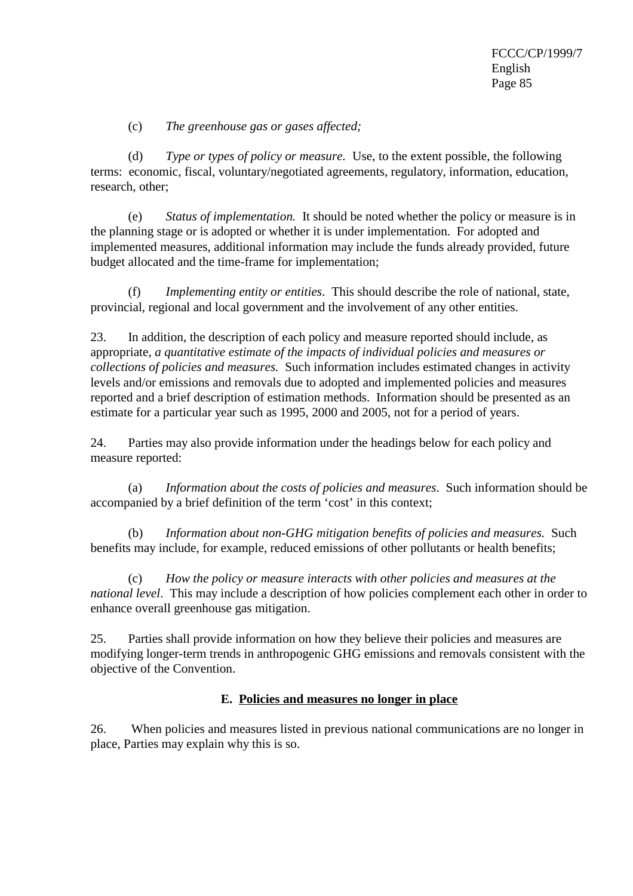(c) *The greenhouse gas or gases affected;*

(d) *Type or types of policy or measure.* Use, to the extent possible, the following terms: economic, fiscal, voluntary/negotiated agreements, regulatory, information, education, research, other;

(e) *Status of implementation.* It should be noted whether the policy or measure is in the planning stage or is adopted or whether it is under implementation. For adopted and implemented measures, additional information may include the funds already provided, future budget allocated and the time-frame for implementation;

(f) *Implementing entity or entities*. This should describe the role of national, state, provincial, regional and local government and the involvement of any other entities.

23. In addition, the description of each policy and measure reported should include, as appropriate, *a quantitative estimate of the impacts of individual policies and measures or collections of policies and measures.* Such information includes estimated changes in activity levels and/or emissions and removals due to adopted and implemented policies and measures reported and a brief description of estimation methods. Information should be presented as an estimate for a particular year such as 1995, 2000 and 2005, not for a period of years.

24. Parties may also provide information under the headings below for each policy and measure reported:

(a) *Information about the costs of policies and measures*. Such information should be accompanied by a brief definition of the term 'cost' in this context;

(b) *Information about non-GHG mitigation benefits of policies and measures.* Such benefits may include, for example, reduced emissions of other pollutants or health benefits;

(c) *How the policy or measure interacts with other policies and measures at the national level*. This may include a description of how policies complement each other in order to enhance overall greenhouse gas mitigation.

25. Parties shall provide information on how they believe their policies and measures are modifying longer-term trends in anthropogenic GHG emissions and removals consistent with the objective of the Convention.

### E. Policies and measures no longer in place

26. When policies and measures listed in previous national communications are no longer in place, Parties may explain why this is so.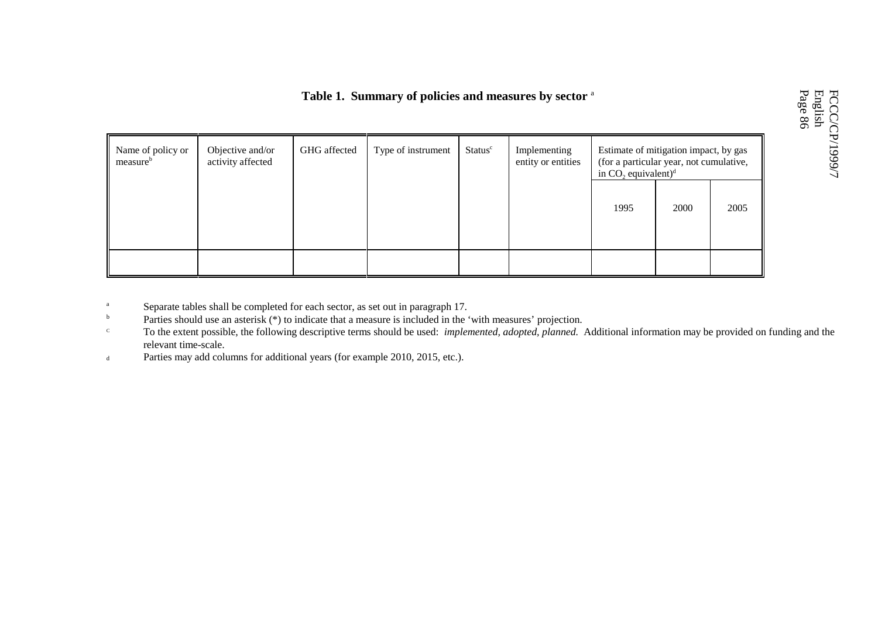**Table 1. Summary of policies and measures by sector** [a]

| Name of policy or measure[b] | Objective and/or activity affected | GHG affected | Type of instrument | Status[c] | Implementing entity or entities | Estimate of mitigation impact, by gas (for a particular year, not cumulative, in $CO_2$ equivalent)[d] | | |
|---|---|---|---|---|---|---|---|---|
| | | | | | | 1995 | 2000 | 2005 |
| | | | | | | | | |

[a] Separate tables shall be completed for each sector, as set out in paragraph 17.

[b] Parties should use an asterisk (*) to indicate that a measure is included in the 'with measures' projection.

[c] To the extent possible, the following descriptive terms should be used: *implemented, adopted, planned.* Additional information may be provided on funding and the relevant time-scale.

[d] Parties may add columns for additional years (for example 2010, 2015, etc.).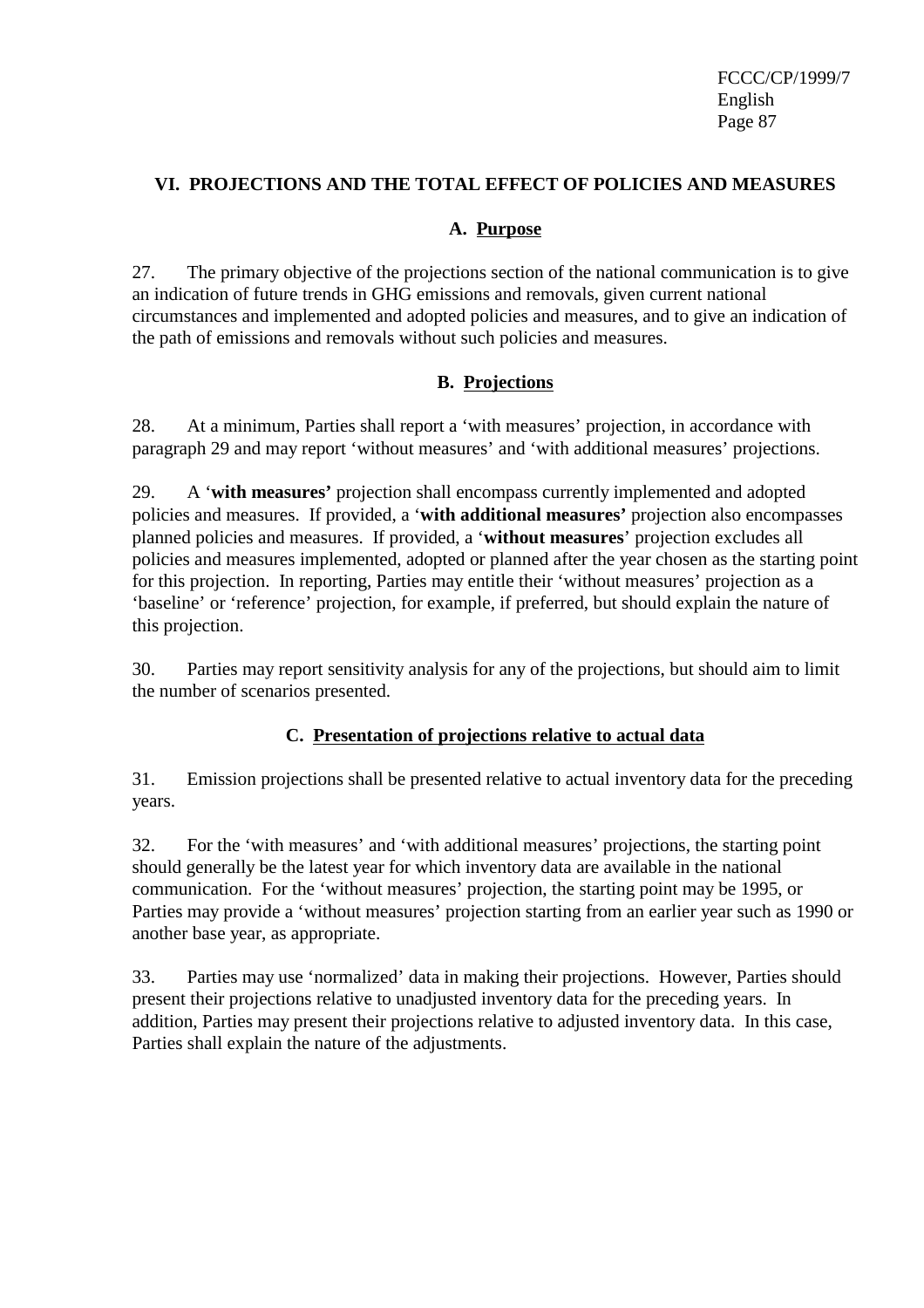## VI. PROJECTIONS AND THE TOTAL EFFECT OF POLICIES AND MEASURES

### A. Purpose

27. The primary objective of the projections section of the national communication is to give an indication of future trends in GHG emissions and removals, given current national circumstances and implemented and adopted policies and measures, and to give an indication of the path of emissions and removals without such policies and measures.

### B. Projections

28. At a minimum, Parties shall report a 'with measures' projection, in accordance with paragraph 29 and may report 'without measures' and 'with additional measures' projections.

29. A '**with measures'** projection shall encompass currently implemented and adopted policies and measures. If provided, a '**with additional measures'** projection also encompasses planned policies and measures. If provided, a '**without measures**' projection excludes all policies and measures implemented, adopted or planned after the year chosen as the starting point for this projection. In reporting, Parties may entitle their 'without measures' projection as a 'baseline' or 'reference' projection, for example, if preferred, but should explain the nature of this projection.

30. Parties may report sensitivity analysis for any of the projections, but should aim to limit the number of scenarios presented.

### C. Presentation of projections relative to actual data

31. Emission projections shall be presented relative to actual inventory data for the preceding years.

32. For the 'with measures' and 'with additional measures' projections, the starting point should generally be the latest year for which inventory data are available in the national communication. For the 'without measures' projection, the starting point may be 1995, or Parties may provide a 'without measures' projection starting from an earlier year such as 1990 or another base year, as appropriate.

33. Parties may use 'normalized' data in making their projections. However, Parties should present their projections relative to unadjusted inventory data for the preceding years. In addition, Parties may present their projections relative to adjusted inventory data. In this case, Parties shall explain the nature of the adjustments.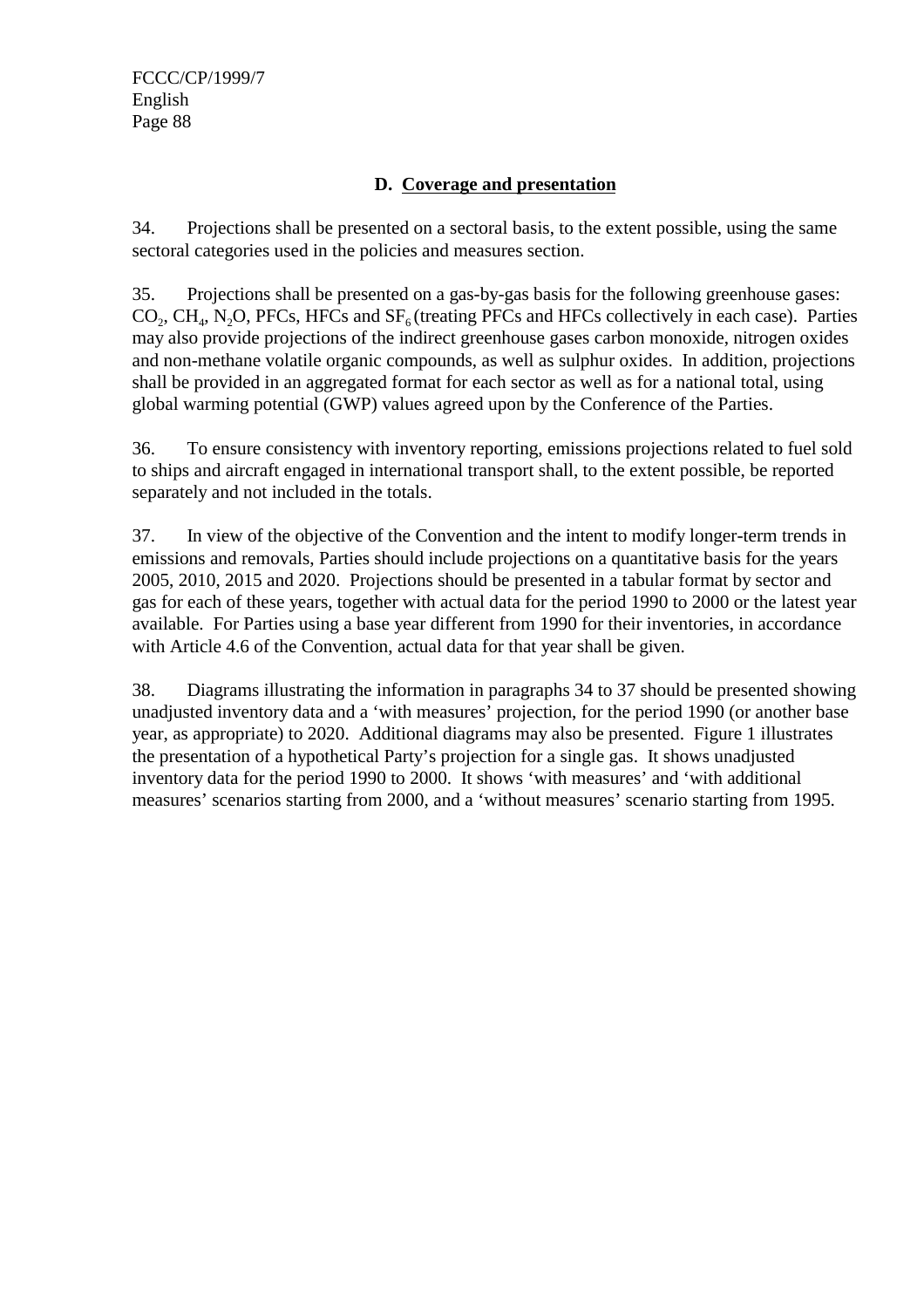### D. Coverage and presentation

34. Projections shall be presented on a sectoral basis, to the extent possible, using the same sectoral categories used in the policies and measures section.

35. Projections shall be presented on a gas-by-gas basis for the following greenhouse gases: $CO_2$, $CH_4$, $N_2O$, PFCs, HFCs and $SF_6$ (treating PFCs and HFCs collectively in each case). Parties may also provide projections of the indirect greenhouse gases carbon monoxide, nitrogen oxides and non-methane volatile organic compounds, as well as sulphur oxides. In addition, projections shall be provided in an aggregated format for each sector as well as for a national total, using global warming potential (GWP) values agreed upon by the Conference of the Parties.

36. To ensure consistency with inventory reporting, emissions projections related to fuel sold to ships and aircraft engaged in international transport shall, to the extent possible, be reported separately and not included in the totals.

37. In view of the objective of the Convention and the intent to modify longer-term trends in emissions and removals, Parties should include projections on a quantitative basis for the years 2005, 2010, 2015 and 2020. Projections should be presented in a tabular format by sector and gas for each of these years, together with actual data for the period 1990 to 2000 or the latest year available. For Parties using a base year different from 1990 for their inventories, in accordance with Article 4.6 of the Convention, actual data for that year shall be given.

38. Diagrams illustrating the information in paragraphs 34 to 37 should be presented showing unadjusted inventory data and a 'with measures' projection, for the period 1990 (or another base year, as appropriate) to 2020. Additional diagrams may also be presented. Figure 1 illustrates the presentation of a hypothetical Party's projection for a single gas. It shows unadjusted inventory data for the period 1990 to 2000. It shows 'with measures' and 'with additional measures' scenarios starting from 2000, and a 'without measures' scenario starting from 1995.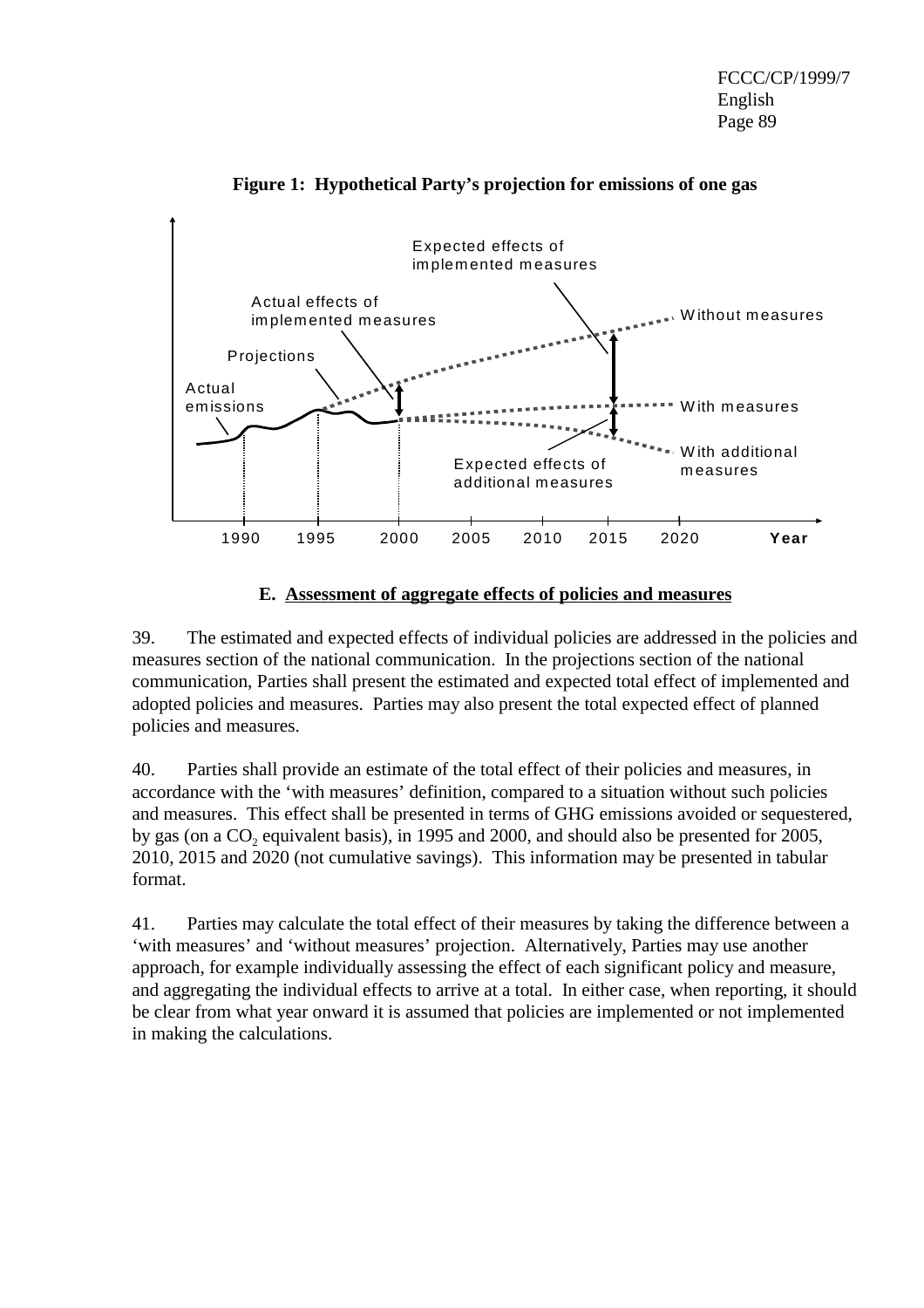**Figure 1: Hypothetical Party's projection for emissions of one gas**

Expected effects of implemented measures

Actual effects of implemented measures

Without measures

Projections

Actual emissions

With measures

With additional measures

Expected effects of additional measures

1990 1995 2000 2005 2010 2015 2020 **Year**

### E. Assessment of aggregate effects of policies and measures

39. The estimated and expected effects of individual policies are addressed in the policies and measures section of the national communication. In the projections section of the national communication, Parties shall present the estimated and expected total effect of implemented and adopted policies and measures. Parties may also present the total expected effect of planned policies and measures.

40. Parties shall provide an estimate of the total effect of their policies and measures, in accordance with the 'with measures' definition, compared to a situation without such policies and measures. This effect shall be presented in terms of GHG emissions avoided or sequestered, by gas (on a $CO_2$ equivalent basis), in 1995 and 2000, and should also be presented for 2005, 2010, 2015 and 2020 (not cumulative savings). This information may be presented in tabular format.

41. Parties may calculate the total effect of their measures by taking the difference between a 'with measures' and 'without measures' projection. Alternatively, Parties may use another approach, for example individually assessing the effect of each significant policy and measure, and aggregating the individual effects to arrive at a total. In either case, when reporting, it should be clear from what year onward it is assumed that policies are implemented or not implemented in making the calculations.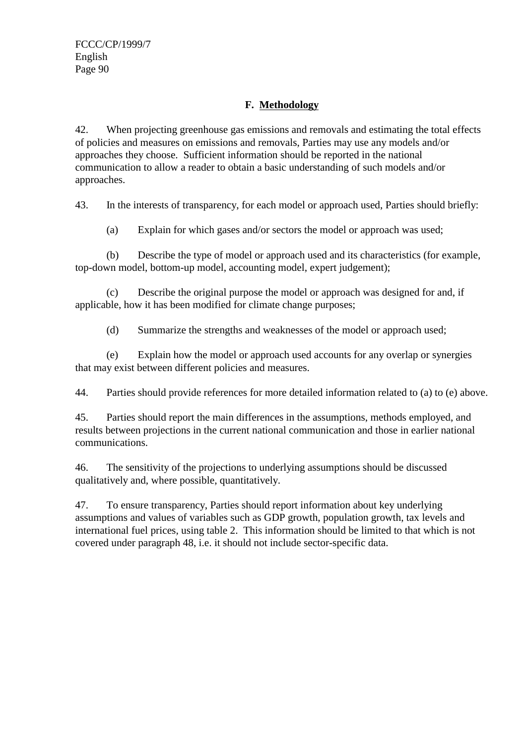## F. Methodology

42. When projecting greenhouse gas emissions and removals and estimating the total effects of policies and measures on emissions and removals, Parties may use any models and/or approaches they choose. Sufficient information should be reported in the national communication to allow a reader to obtain a basic understanding of such models and/or approaches.

43. In the interests of transparency, for each model or approach used, Parties should briefly:

(a) Explain for which gases and/or sectors the model or approach was used;

(b) Describe the type of model or approach used and its characteristics (for example, top-down model, bottom-up model, accounting model, expert judgement);

(c) Describe the original purpose the model or approach was designed for and, if applicable, how it has been modified for climate change purposes;

(d) Summarize the strengths and weaknesses of the model or approach used;

(e) Explain how the model or approach used accounts for any overlap or synergies that may exist between different policies and measures.

44. Parties should provide references for more detailed information related to (a) to (e) above.

45. Parties should report the main differences in the assumptions, methods employed, and results between projections in the current national communication and those in earlier national communications.

46. The sensitivity of the projections to underlying assumptions should be discussed qualitatively and, where possible, quantitatively.

47. To ensure transparency, Parties should report information about key underlying assumptions and values of variables such as GDP growth, population growth, tax levels and international fuel prices, using table 2. This information should be limited to that which is not covered under paragraph 48, i.e. it should not include sector-specific data.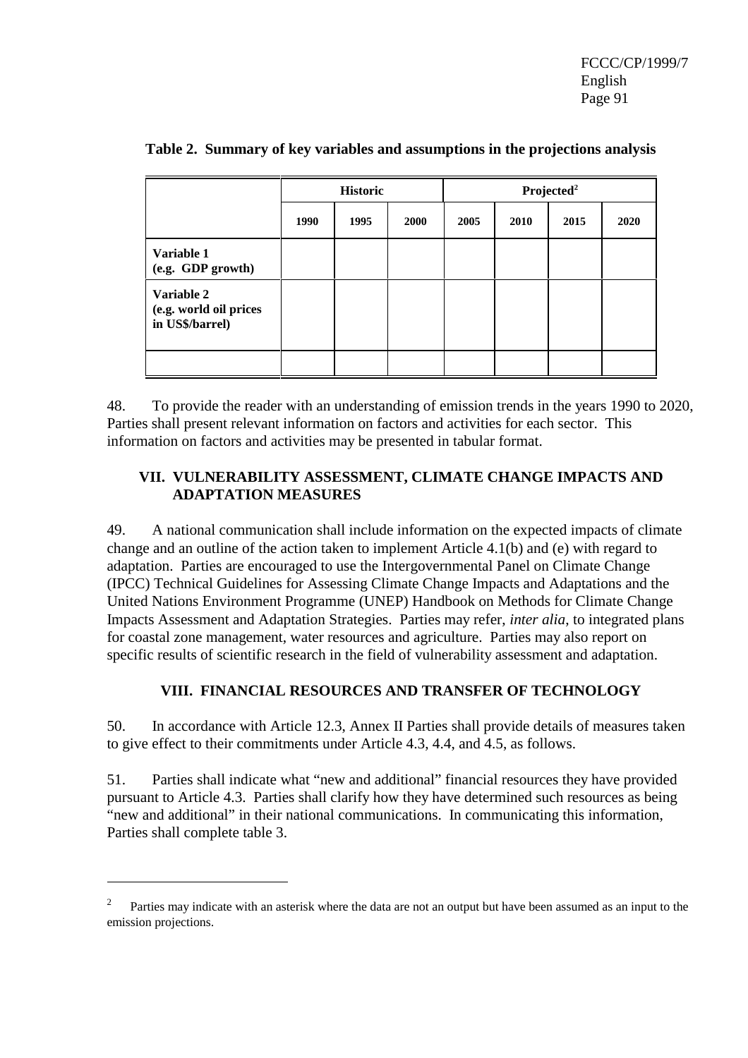**Table 2. Summary of key variables and assumptions in the projections analysis**

| | Historic | | | Projected[2] | | | |
|---|---|---|---|---|---|---|---|
| | 1990 | 1995 | 2000 | 2005 | 2010 | 2015 | 2020 |
| **Variable 1 (e.g. GDP growth)** | | | | | | | |
| **Variable 2 (e.g. world oil prices in US$/barrel)** | | | | | | | |
| | | | | | | | |

48. To provide the reader with an understanding of emission trends in the years 1990 to 2020, Parties shall present relevant information on factors and activities for each sector. This information on factors and activities may be presented in tabular format.

## VII. VULNERABILITY ASSESSMENT, CLIMATE CHANGE IMPACTS AND ADAPTATION MEASURES

49. A national communication shall include information on the expected impacts of climate change and an outline of the action taken to implement Article 4.1(b) and (e) with regard to adaptation. Parties are encouraged to use the Intergovernmental Panel on Climate Change (IPCC) Technical Guidelines for Assessing Climate Change Impacts and Adaptations and the United Nations Environment Programme (UNEP) Handbook on Methods for Climate Change Impacts Assessment and Adaptation Strategies. Parties may refer, *inter alia*, to integrated plans for coastal zone management, water resources and agriculture. Parties may also report on specific results of scientific research in the field of vulnerability assessment and adaptation.

## VIII. FINANCIAL RESOURCES AND TRANSFER OF TECHNOLOGY

50. In accordance with Article 12.3, Annex II Parties shall provide details of measures taken to give effect to their commitments under Article 4.3, 4.4, and 4.5, as follows.

51. Parties shall indicate what "new and additional" financial resources they have provided pursuant to Article 4.3. Parties shall clarify how they have determined such resources as being "new and additional" in their national communications. In communicating this information, Parties shall complete table 3.

---

[2] Parties may indicate with an asterisk where the data are not an output but have been assumed as an input to the emission projections.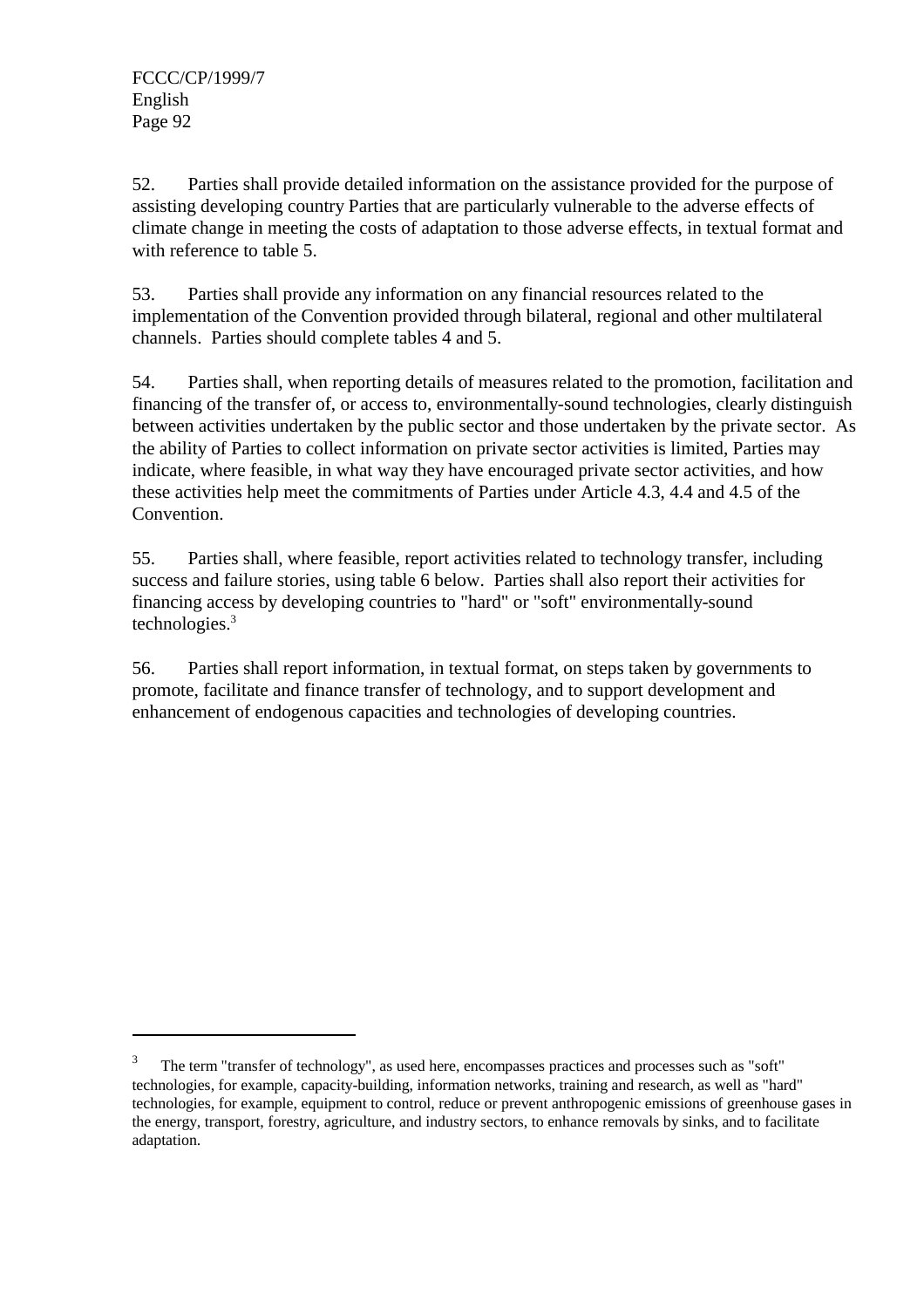52. Parties shall provide detailed information on the assistance provided for the purpose of assisting developing country Parties that are particularly vulnerable to the adverse effects of climate change in meeting the costs of adaptation to those adverse effects, in textual format and with reference to table 5.

53. Parties shall provide any information on any financial resources related to the implementation of the Convention provided through bilateral, regional and other multilateral channels. Parties should complete tables 4 and 5.

54. Parties shall, when reporting details of measures related to the promotion, facilitation and financing of the transfer of, or access to, environmentally-sound technologies, clearly distinguish between activities undertaken by the public sector and those undertaken by the private sector. As the ability of Parties to collect information on private sector activities is limited, Parties may indicate, where feasible, in what way they have encouraged private sector activities, and how these activities help meet the commitments of Parties under Article 4.3, 4.4 and 4.5 of the Convention.

55. Parties shall, where feasible, report activities related to technology transfer, including success and failure stories, using table 6 below. Parties shall also report their activities for financing access by developing countries to "hard" or "soft" environmentally-sound technologies.[3]

56. Parties shall report information, in textual format, on steps taken by governments to promote, facilitate and finance transfer of technology, and to support development and enhancement of endogenous capacities and technologies of developing countries.

---

[3] The term "transfer of technology", as used here, encompasses practices and processes such as "soft" technologies, for example, capacity-building, information networks, training and research, as well as "hard" technologies, for example, equipment to control, reduce or prevent anthropogenic emissions of greenhouse gases in the energy, transport, forestry, agriculture, and industry sectors, to enhance removals by sinks, and to facilitate adaptation.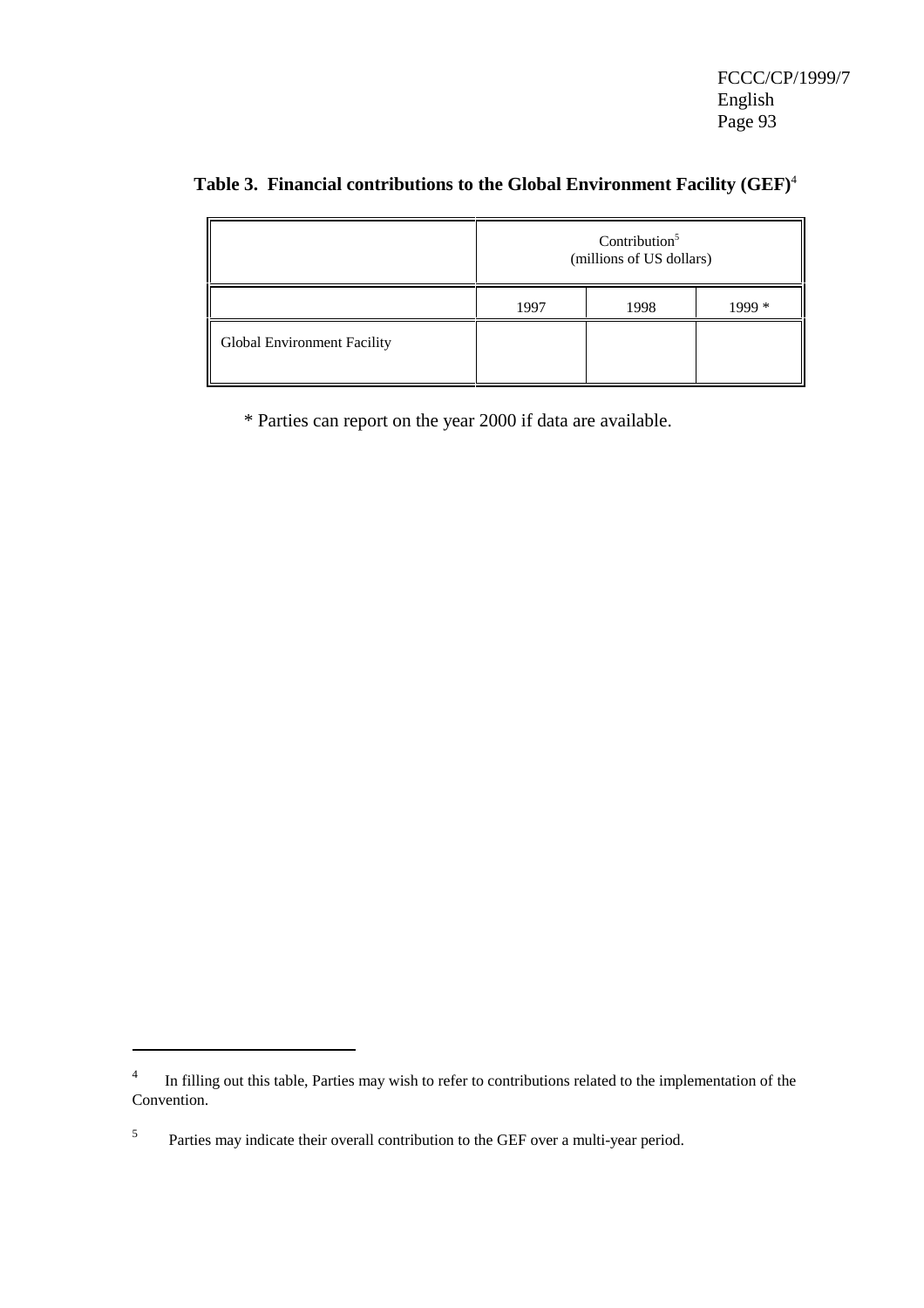**Table 3. Financial contributions to the Global Environment Facility (GEF)**[4]

| | Contribution[5] (millions of US dollars) | | |
|---|---|---|---|
| | 1997 | 1998 | 1999 * |
| Global Environment Facility | | | |

\* Parties can report on the year 2000 if data are available.

---

[4] In filling out this table, Parties may wish to refer to contributions related to the implementation of the Convention.

[5] Parties may indicate their overall contribution to the GEF over a multi-year period.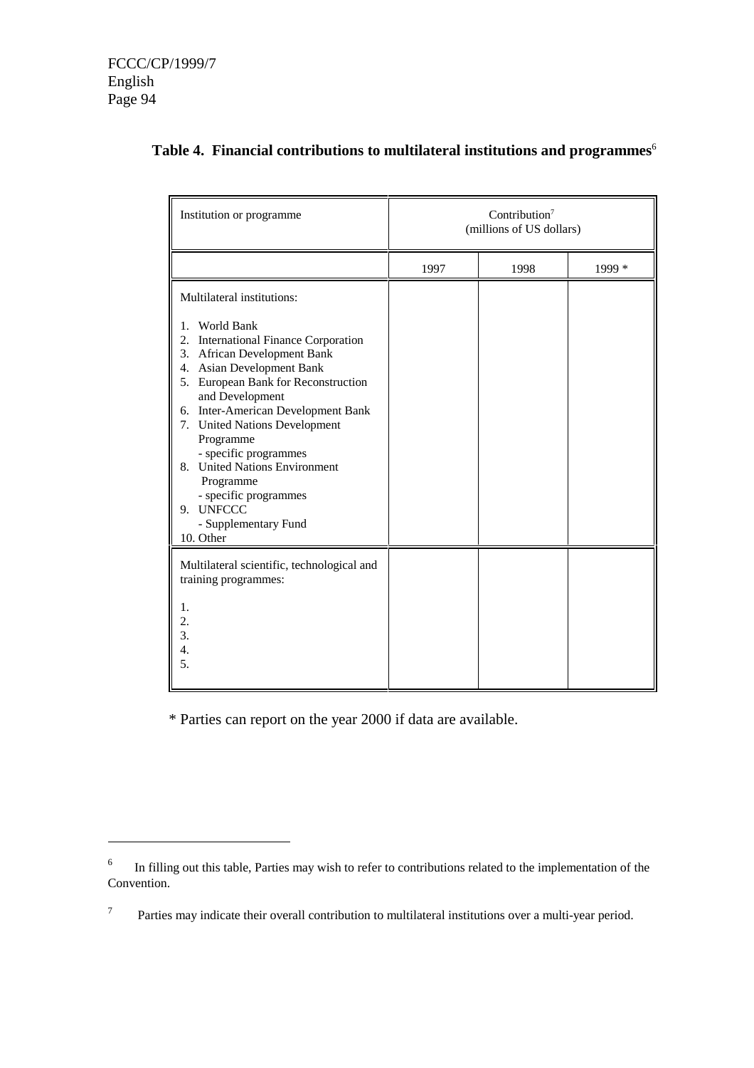### Table 4. Financial contributions to multilateral institutions and programmes[6]

| Institution or programme | Contribution[7] (millions of US dollars) | | |
|---|---|---|---|
| | 1997 | 1998 | 1999 * |
| Multilateral institutions: | | | |
| 1. World Bank | | | |
| 2. International Finance Corporation | | | |
| 3. African Development Bank | | | |
| 4. Asian Development Bank | | | |
| 5. European Bank for Reconstruction and Development | | | |
| 6. Inter-American Development Bank | | | |
| 7. United Nations Development Programme | | | |
| - specific programmes | | | |
| 8. United Nations Environment Programme | | | |
| - specific programmes | | | |
| 9. UNFCCC | | | |
| - Supplementary Fund | | | |
| 10. Other | | | |
| Multilateral scientific, technological and training programmes: | | | |
| 1. | | | |
| 2. | | | |
| 3. | | | |
| 4. | | | |
| 5. | | | |

\* Parties can report on the year 2000 if data are available.

---

[6] In filling out this table, Parties may wish to refer to contributions related to the implementation of the Convention.

[7] Parties may indicate their overall contribution to multilateral institutions over a multi-year period.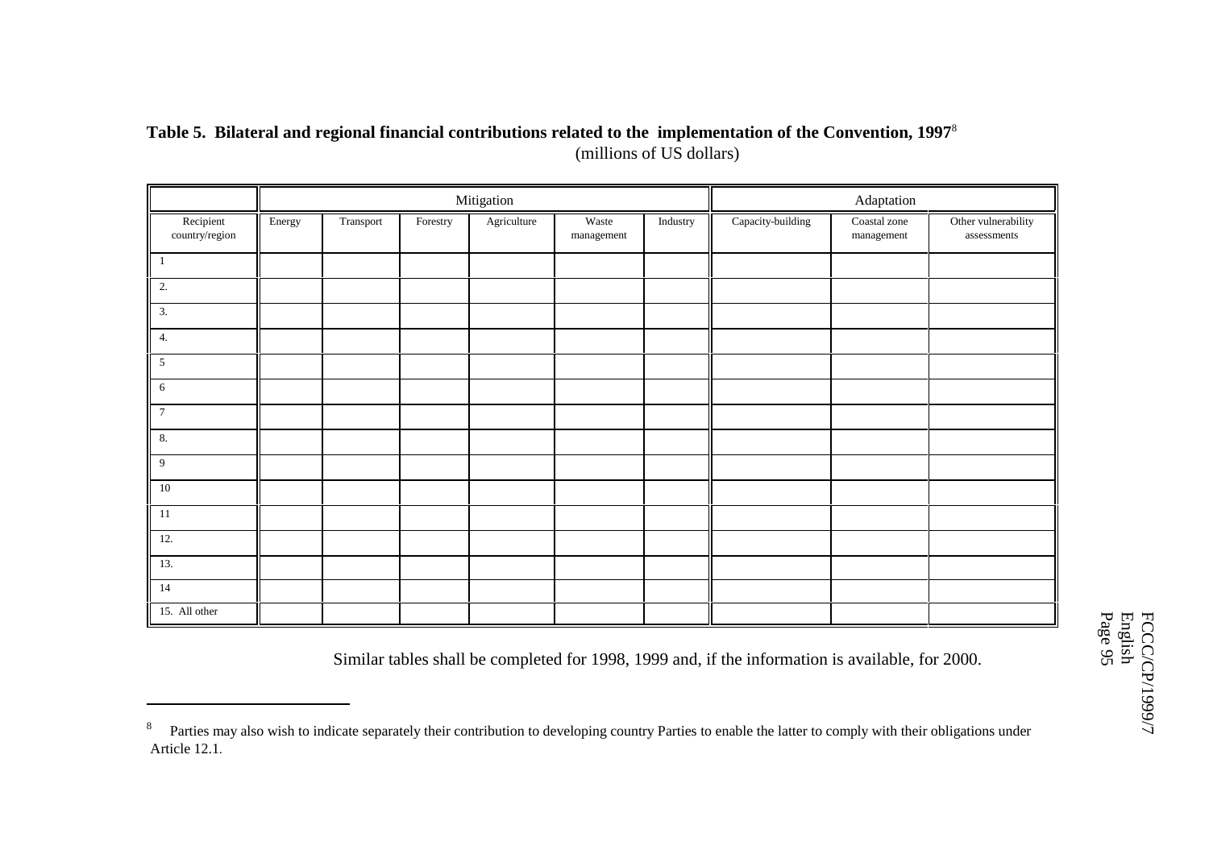**Table 5. Bilateral and regional financial contributions related to the implementation of the Convention, 1997**[8]
(millions of US dollars)

| | Mitigation | | | | | | Adaptation | | |
|---|---|---|---|---|---|---|---|---|---|
| Recipient country/region | Energy | Transport | Forestry | Agriculture | Waste management | Industry | Capacity-building | Coastal zone management | Other vulnerability assessments |
| 1 | | | | | | | | | |
| 2. | | | | | | | | | |
| 3. | | | | | | | | | |
| 4. | | | | | | | | | |
| 5 | | | | | | | | | |
| 6 | | | | | | | | | |
| 7 | | | | | | | | | |
| 8. | | | | | | | | | |
| 9 | | | | | | | | | |
| 10 | | | | | | | | | |
| 11 | | | | | | | | | |
| 12. | | | | | | | | | |
| 13. | | | | | | | | | |
| 14 | | | | | | | | | |
| 15. All other | | | | | | | | | |

Similar tables shall be completed for 1998, 1999 and, if the information is available, for 2000.

---

[8] Parties may also wish to indicate separately their contribution to developing country Parties to enable the latter to comply with their obligations under Article 12.1.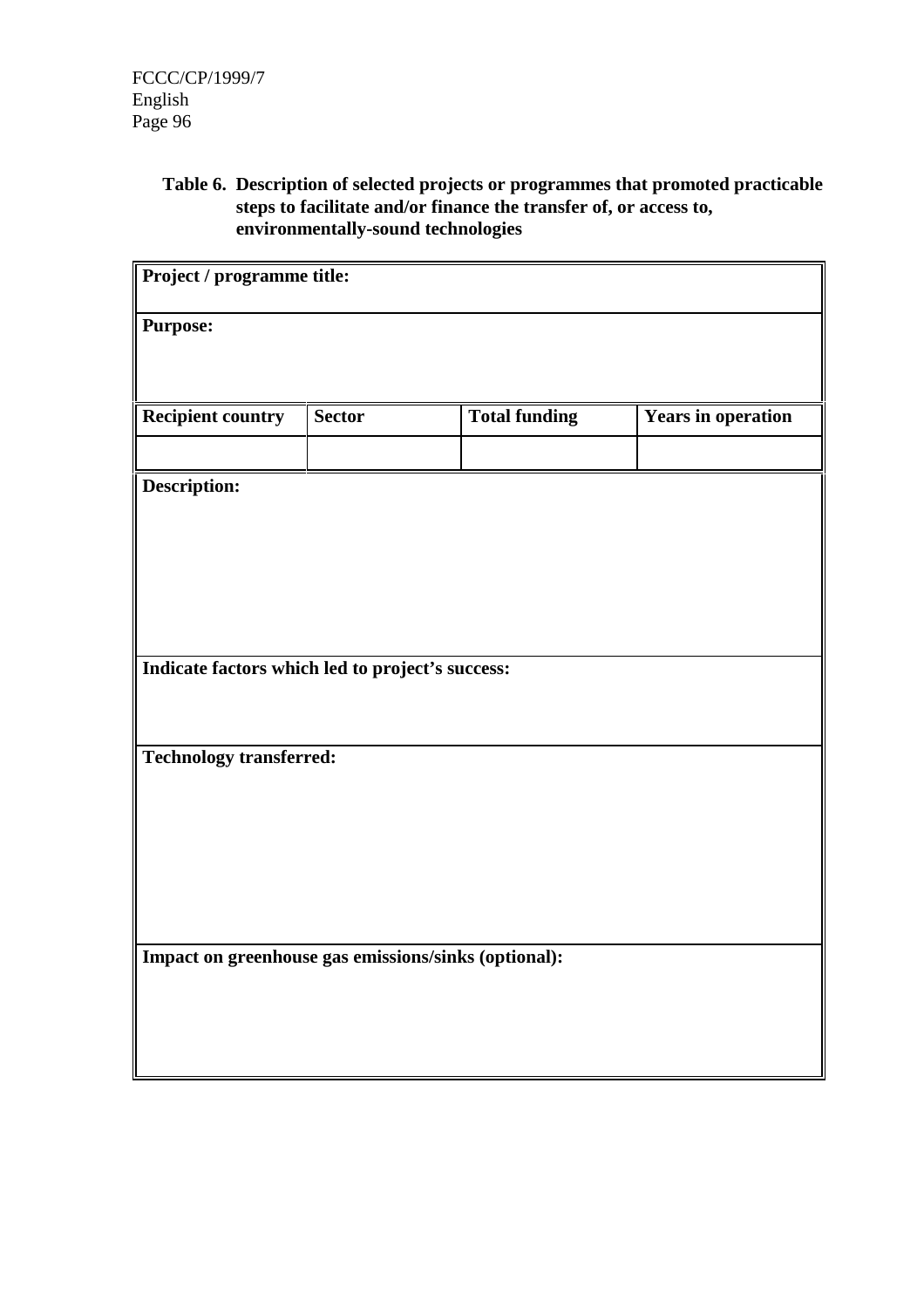**Table 6. Description of selected projects or programmes that promoted practicable steps to facilitate and/or finance the transfer of, or access to, environmentally-sound technologies**

| Project / programme title: | | | |
|---|---|---|---|
| **Purpose:** | | | |
| **Recipient country** | **Sector** | **Total funding** | **Years in operation** |
| | | | |
| **Description:** | | | |
| **Indicate factors which led to project's success:** | | | |
| **Technology transferred:** | | | |
| **Impact on greenhouse gas emissions/sinks (optional):** | | | |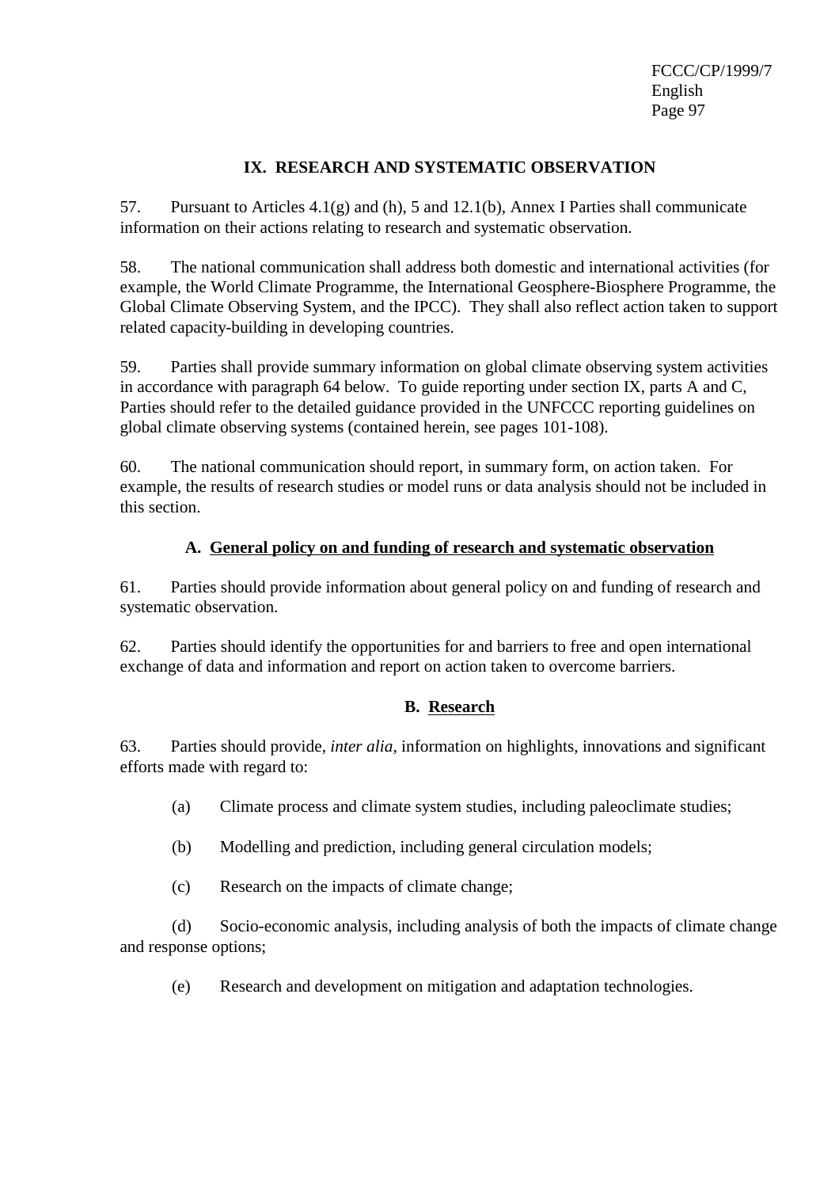## IX. RESEARCH AND SYSTEMATIC OBSERVATION

57. Pursuant to Articles 4.1(g) and (h), 5 and 12.1(b), Annex I Parties shall communicate information on their actions relating to research and systematic observation.

58. The national communication shall address both domestic and international activities (for example, the World Climate Programme, the International Geosphere-Biosphere Programme, the Global Climate Observing System, and the IPCC). They shall also reflect action taken to support related capacity-building in developing countries.

59. Parties shall provide summary information on global climate observing system activities in accordance with paragraph 64 below. To guide reporting under section IX, parts A and C, Parties should refer to the detailed guidance provided in the UNFCCC reporting guidelines on global climate observing systems (contained herein, see pages 101-108).

60. The national communication should report, in summary form, on action taken. For example, the results of research studies or model runs or data analysis should not be included in this section.

### A. General policy on and funding of research and systematic observation

61. Parties should provide information about general policy on and funding of research and systematic observation.

62. Parties should identify the opportunities for and barriers to free and open international exchange of data and information and report on action taken to overcome barriers.

### B. Research

63. Parties should provide, *inter alia*, information on highlights, innovations and significant efforts made with regard to:

(a) Climate process and climate system studies, including paleoclimate studies;

(b) Modelling and prediction, including general circulation models;

(c) Research on the impacts of climate change;

(d) Socio-economic analysis, including analysis of both the impacts of climate change and response options;

(e) Research and development on mitigation and adaptation technologies.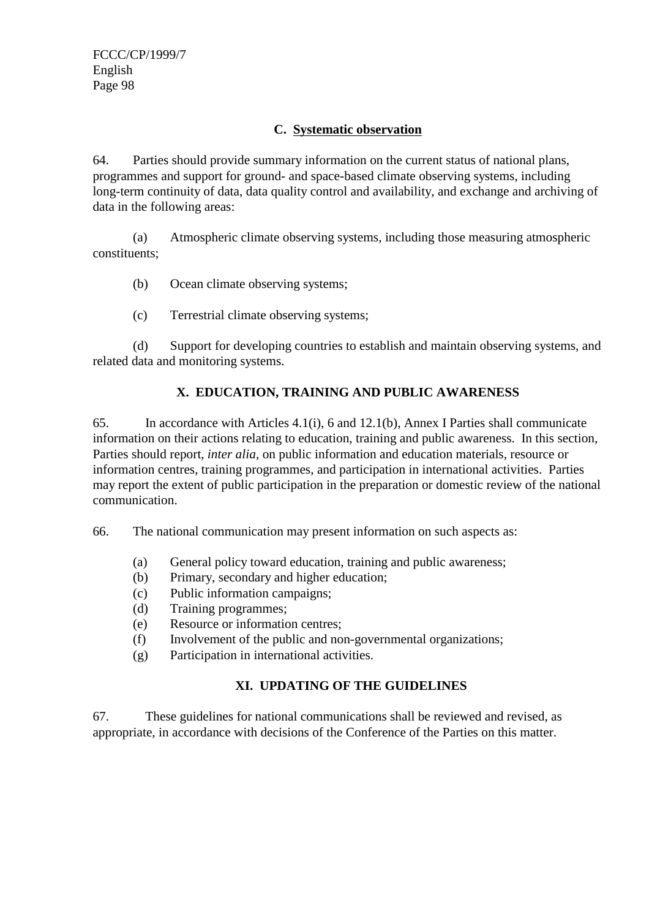### C. Systematic observation

64. Parties should provide summary information on the current status of national plans, programmes and support for ground- and space-based climate observing systems, including long-term continuity of data, data quality control and availability, and exchange and archiving of data in the following areas:

(a) Atmospheric climate observing systems, including those measuring atmospheric constituents;

(b) Ocean climate observing systems;

(c) Terrestrial climate observing systems;

(d) Support for developing countries to establish and maintain observing systems, and related data and monitoring systems.

## X. EDUCATION, TRAINING AND PUBLIC AWARENESS

65. In accordance with Articles 4.1(i), 6 and 12.1(b), Annex I Parties shall communicate information on their actions relating to education, training and public awareness. In this section, Parties should report, *inter alia*, on public information and education materials, resource or information centres, training programmes, and participation in international activities. Parties may report the extent of public participation in the preparation or domestic review of the national communication.

66. The national communication may present information on such aspects as:

(a) General policy toward education, training and public awareness;
(b) Primary, secondary and higher education;
(c) Public information campaigns;
(d) Training programmes;
(e) Resource or information centres;
(f) Involvement of the public and non-governmental organizations;
(g) Participation in international activities.

## XI. UPDATING OF THE GUIDELINES

67. These guidelines for national communications shall be reviewed and revised, as appropriate, in accordance with decisions of the Conference of the Parties on this matter.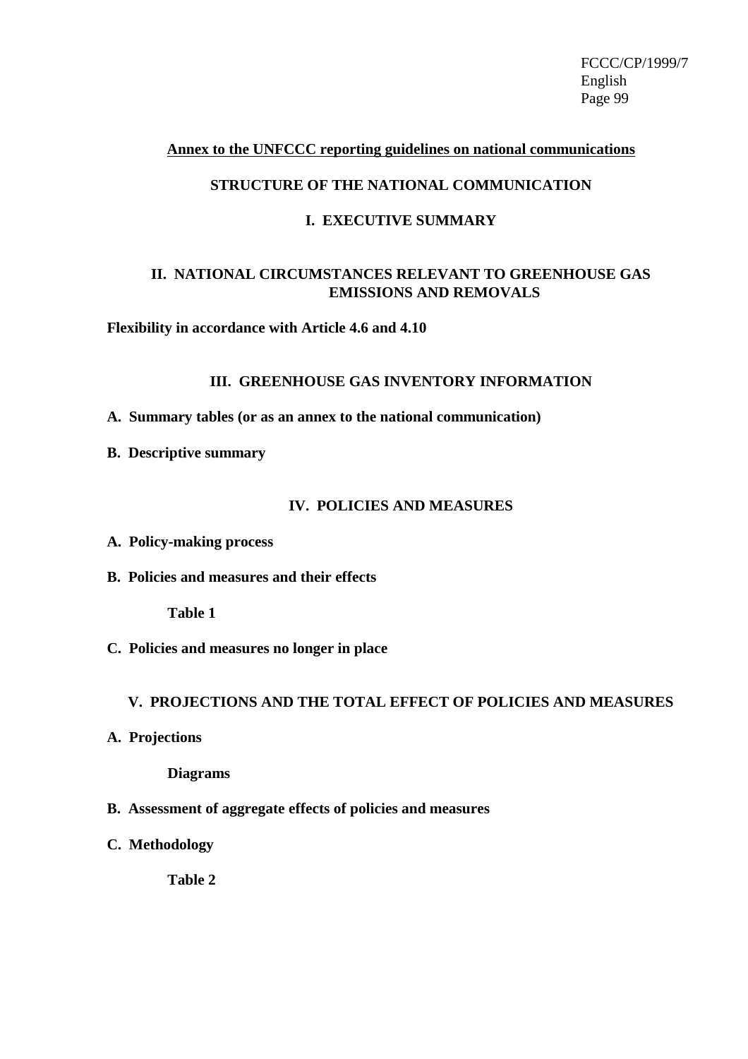**Annex to the UNFCCC reporting guidelines on national communications**

## STRUCTURE OF THE NATIONAL COMMUNICATION

## I. EXECUTIVE SUMMARY

## II. NATIONAL CIRCUMSTANCES RELEVANT TO GREENHOUSE GAS EMISSIONS AND REMOVALS

**Flexibility in accordance with Article 4.6 and 4.10**

## III. GREENHOUSE GAS INVENTORY INFORMATION

**A. Summary tables (or as an annex to the national communication)**

**B. Descriptive summary**

## IV. POLICIES AND MEASURES

**A. Policy-making process**

**B. Policies and measures and their effects**

**Table 1**

**C. Policies and measures no longer in place**

## V. PROJECTIONS AND THE TOTAL EFFECT OF POLICIES AND MEASURES

**A. Projections**

**Diagrams**

**B. Assessment of aggregate effects of policies and measures**

**C. Methodology**

**Table 2**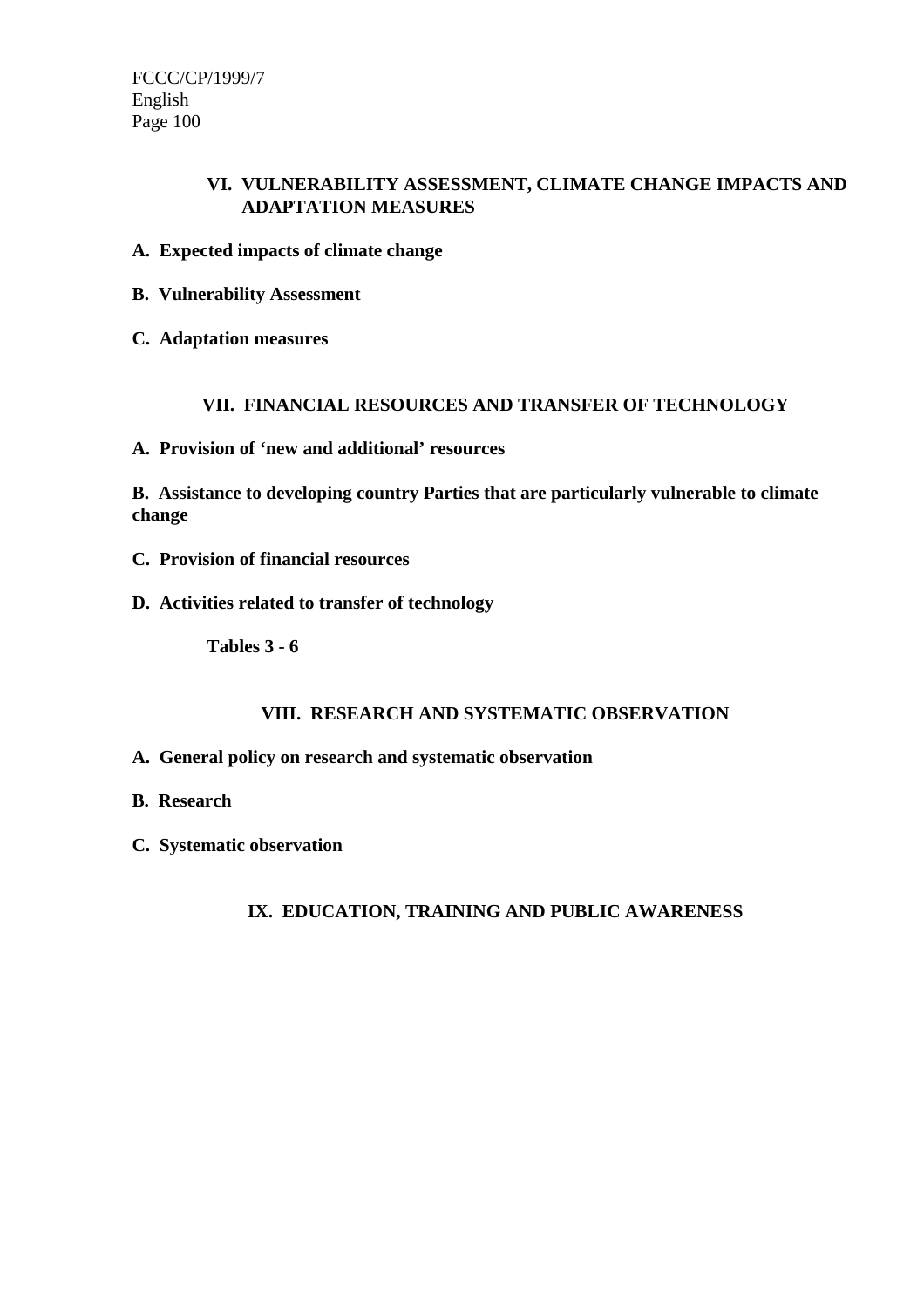## VI. VULNERABILITY ASSESSMENT, CLIMATE CHANGE IMPACTS AND ADAPTATION MEASURES

### A. Expected impacts of climate change

### B. Vulnerability Assessment

### C. Adaptation measures

## VII. FINANCIAL RESOURCES AND TRANSFER OF TECHNOLOGY

### A. Provision of 'new and additional' resources

### B. Assistance to developing country Parties that are particularly vulnerable to climate change

### C. Provision of financial resources

### D. Activities related to transfer of technology

**Tables 3 - 6**

## VIII. RESEARCH AND SYSTEMATIC OBSERVATION

### A. General policy on research and systematic observation

### B. Research

### C. Systematic observation

## IX. EDUCATION, TRAINING AND PUBLIC AWARENESS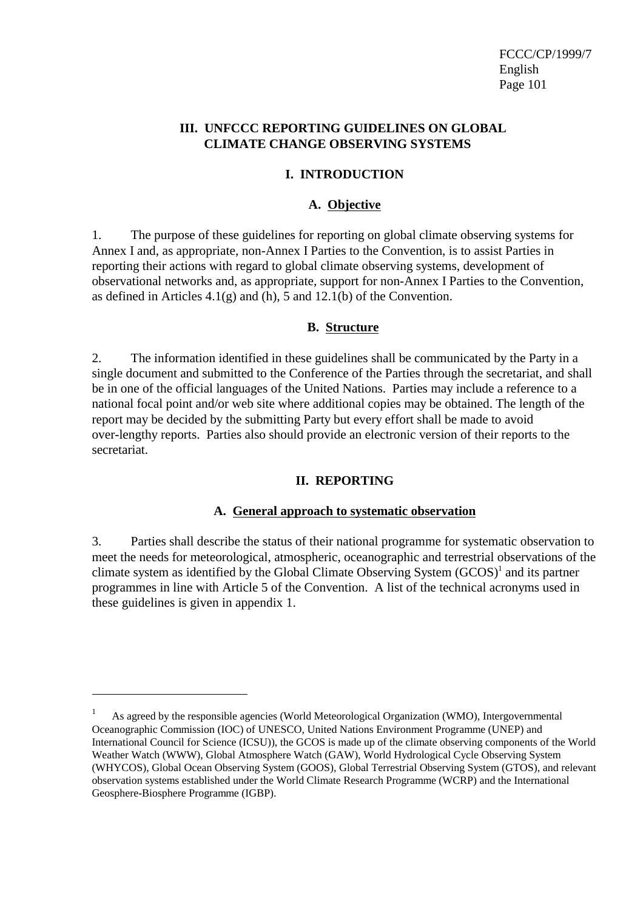## III. UNFCCC REPORTING GUIDELINES ON GLOBAL CLIMATE CHANGE OBSERVING SYSTEMS

### I. INTRODUCTION

#### A. Objective

1. The purpose of these guidelines for reporting on global climate observing systems for Annex I and, as appropriate, non-Annex I Parties to the Convention, is to assist Parties in reporting their actions with regard to global climate observing systems, development of observational networks and, as appropriate, support for non-Annex I Parties to the Convention, as defined in Articles 4.1(g) and (h), 5 and 12.1(b) of the Convention.

#### B. Structure

2. The information identified in these guidelines shall be communicated by the Party in a single document and submitted to the Conference of the Parties through the secretariat, and shall be in one of the official languages of the United Nations. Parties may include a reference to a national focal point and/or web site where additional copies may be obtained. The length of the report may be decided by the submitting Party but every effort shall be made to avoid over-lengthy reports. Parties also should provide an electronic version of their reports to the secretariat.

### II. REPORTING

#### A. General approach to systematic observation

3. Parties shall describe the status of their national programme for systematic observation to meet the needs for meteorological, atmospheric, oceanographic and terrestrial observations of the climate system as identified by the Global Climate Observing System (GCOS)[1] and its partner programmes in line with Article 5 of the Convention. A list of the technical acronyms used in these guidelines is given in appendix 1.

---

[1] As agreed by the responsible agencies (World Meteorological Organization (WMO), Intergovernmental Oceanographic Commission (IOC) of UNESCO, United Nations Environment Programme (UNEP) and International Council for Science (ICSU)), the GCOS is made up of the climate observing components of the World Weather Watch (WWW), Global Atmosphere Watch (GAW), World Hydrological Cycle Observing System (WHYCOS), Global Ocean Observing System (GOOS), Global Terrestrial Observing System (GTOS), and relevant observation systems established under the World Climate Research Programme (WCRP) and the International Geosphere-Biosphere Programme (IGBP).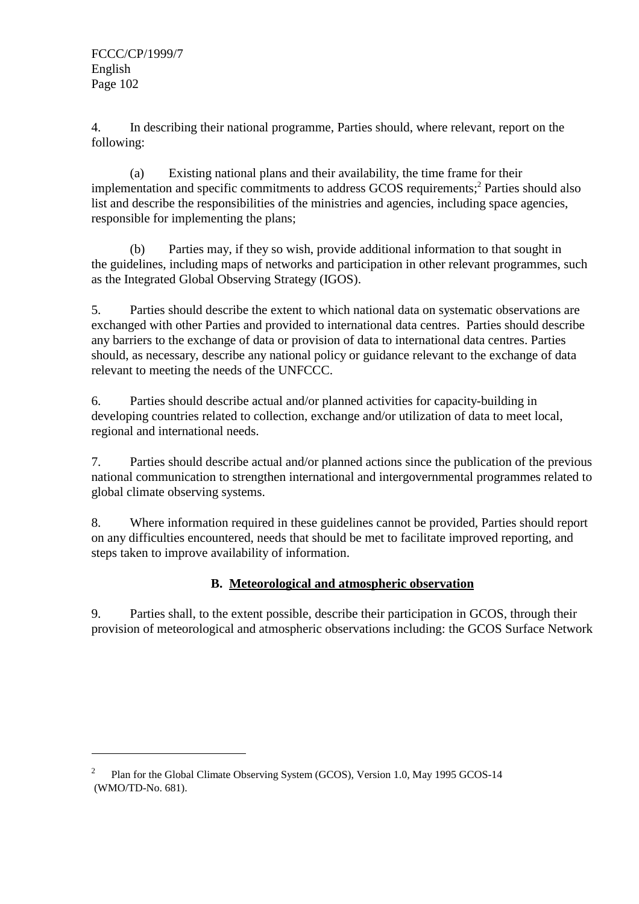4. In describing their national programme, Parties should, where relevant, report on the following:

(a) Existing national plans and their availability, the time frame for their implementation and specific commitments to address GCOS requirements;[2] Parties should also list and describe the responsibilities of the ministries and agencies, including space agencies, responsible for implementing the plans;

(b) Parties may, if they so wish, provide additional information to that sought in the guidelines, including maps of networks and participation in other relevant programmes, such as the Integrated Global Observing Strategy (IGOS).

5. Parties should describe the extent to which national data on systematic observations are exchanged with other Parties and provided to international data centres. Parties should describe any barriers to the exchange of data or provision of data to international data centres. Parties should, as necessary, describe any national policy or guidance relevant to the exchange of data relevant to meeting the needs of the UNFCCC.

6. Parties should describe actual and/or planned activities for capacity-building in developing countries related to collection, exchange and/or utilization of data to meet local, regional and international needs.

7. Parties should describe actual and/or planned actions since the publication of the previous national communication to strengthen international and intergovernmental programmes related to global climate observing systems.

8. Where information required in these guidelines cannot be provided, Parties should report on any difficulties encountered, needs that should be met to facilitate improved reporting, and steps taken to improve availability of information.

## B. Meteorological and atmospheric observation

9. Parties shall, to the extent possible, describe their participation in GCOS, through their provision of meteorological and atmospheric observations including: the GCOS Surface Network

---

[2] Plan for the Global Climate Observing System (GCOS), Version 1.0, May 1995 GCOS-14 (WMO/TD-No. 681).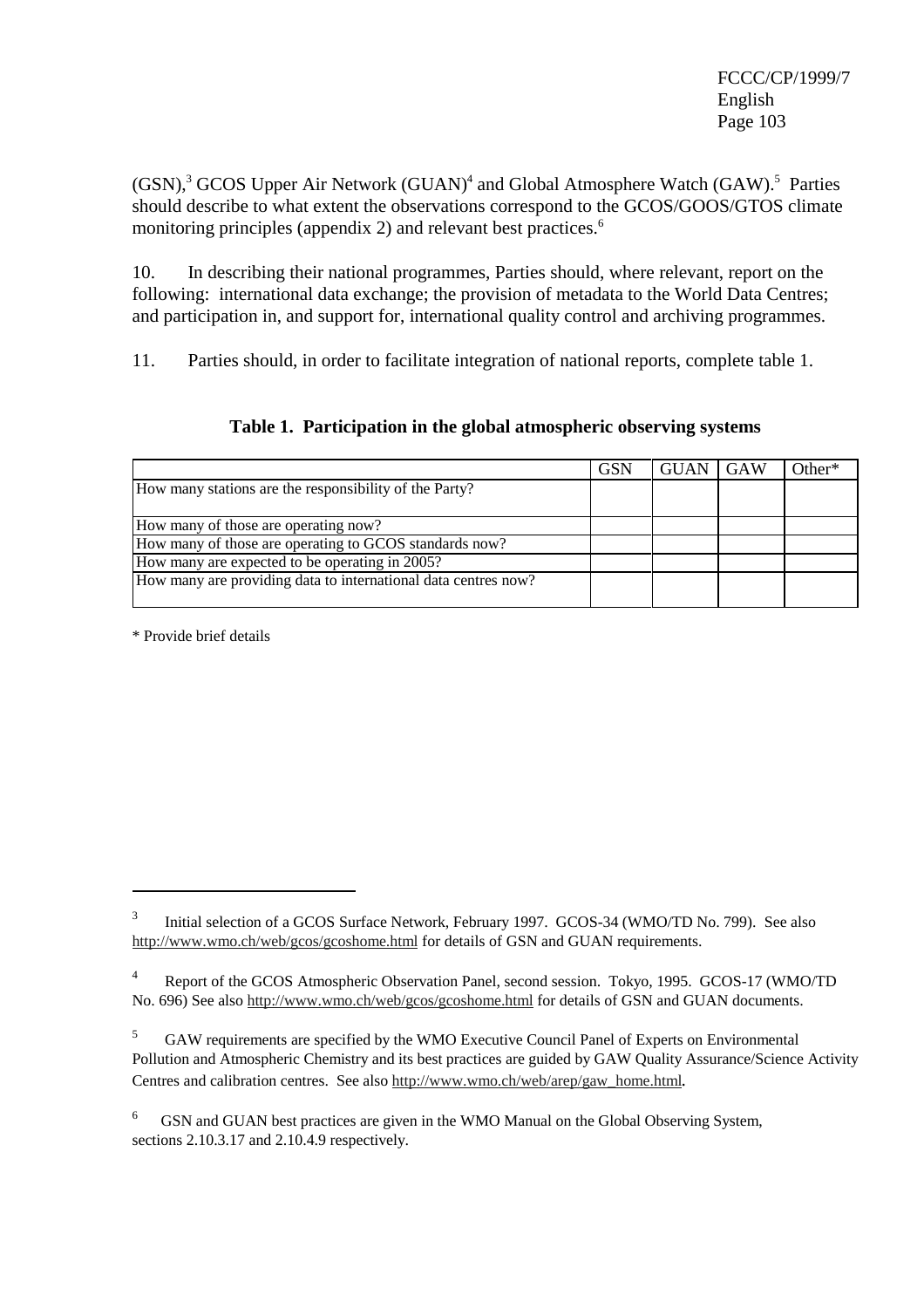(GSN),[3] GCOS Upper Air Network (GUAN)[4] and Global Atmosphere Watch (GAW).[5] Parties should describe to what extent the observations correspond to the GCOS/GOOS/GTOS climate monitoring principles (appendix 2) and relevant best practices.[6]

10. In describing their national programmes, Parties should, where relevant, report on the following: international data exchange; the provision of metadata to the World Data Centres; and participation in, and support for, international quality control and archiving programmes.

11. Parties should, in order to facilitate integration of national reports, complete table 1.

**Table 1. Participation in the global atmospheric observing systems**

| | GSN | GUAN | GAW | Other* |
|---|---|---|---|---|
| How many stations are the responsibility of the Party? | | | | |
| How many of those are operating now? | | | | |
| How many of those are operating to GCOS standards now? | | | | |
| How many are expected to be operating in 2005? | | | | |
| How many are providing data to international data centres now? | | | | |

\* Provide brief details

---

[3] Initial selection of a GCOS Surface Network, February 1997. GCOS-34 (WMO/TD No. 799). See also http://www.wmo.ch/web/gcos/gcoshome.html for details of GSN and GUAN requirements.

[4] Report of the GCOS Atmospheric Observation Panel, second session. Tokyo, 1995. GCOS-17 (WMO/TD No. 696) See also http://www.wmo.ch/web/gcos/gcoshome.html for details of GSN and GUAN documents.

[5] GAW requirements are specified by the WMO Executive Council Panel of Experts on Environmental Pollution and Atmospheric Chemistry and its best practices are guided by GAW Quality Assurance/Science Activity Centres and calibration centres. See also http://www.wmo.ch/web/arep/gaw_home.html.

[6] GSN and GUAN best practices are given in the WMO Manual on the Global Observing System, sections 2.10.3.17 and 2.10.4.9 respectively.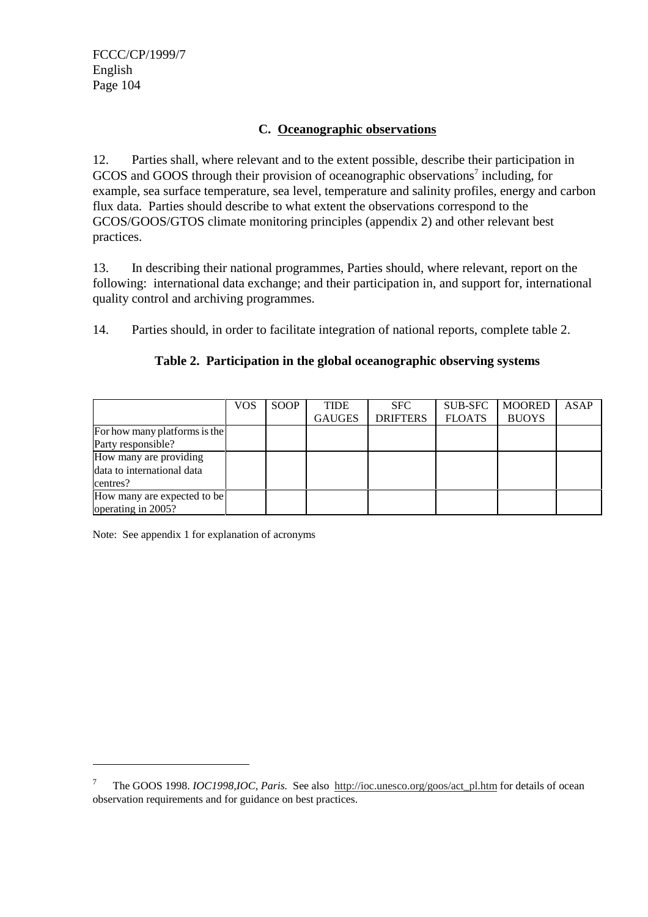### C. Oceanographic observations

12. Parties shall, where relevant and to the extent possible, describe their participation in GCOS and GOOS through their provision of oceanographic observations[7] including, for example, sea surface temperature, sea level, temperature and salinity profiles, energy and carbon flux data. Parties should describe to what extent the observations correspond to the GCOS/GOOS/GTOS climate monitoring principles (appendix 2) and other relevant best practices.

13. In describing their national programmes, Parties should, where relevant, report on the following: international data exchange; and their participation in, and support for, international quality control and archiving programmes.

14. Parties should, in order to facilitate integration of national reports, complete table 2.

**Table 2. Participation in the global oceanographic observing systems**

| | VOS | SOOP | TIDE GAUGES | SFC DRIFTERS | SUB-SFC FLOATS | MOORED BUOYS | ASAP |
|---|---|---|---|---|---|---|---|
| For how many platforms is the Party responsible? | | | | | | | |
| How many are providing data to international data centres? | | | | | | | |
| How many are expected to be operating in 2005? | | | | | | | |

Note: See appendix 1 for explanation of acronyms

---

[7] The GOOS 1998. *IOC1998,IOC, Paris.* See also http://ioc.unesco.org/goos/act_pl.htm for details of ocean observation requirements and for guidance on best practices.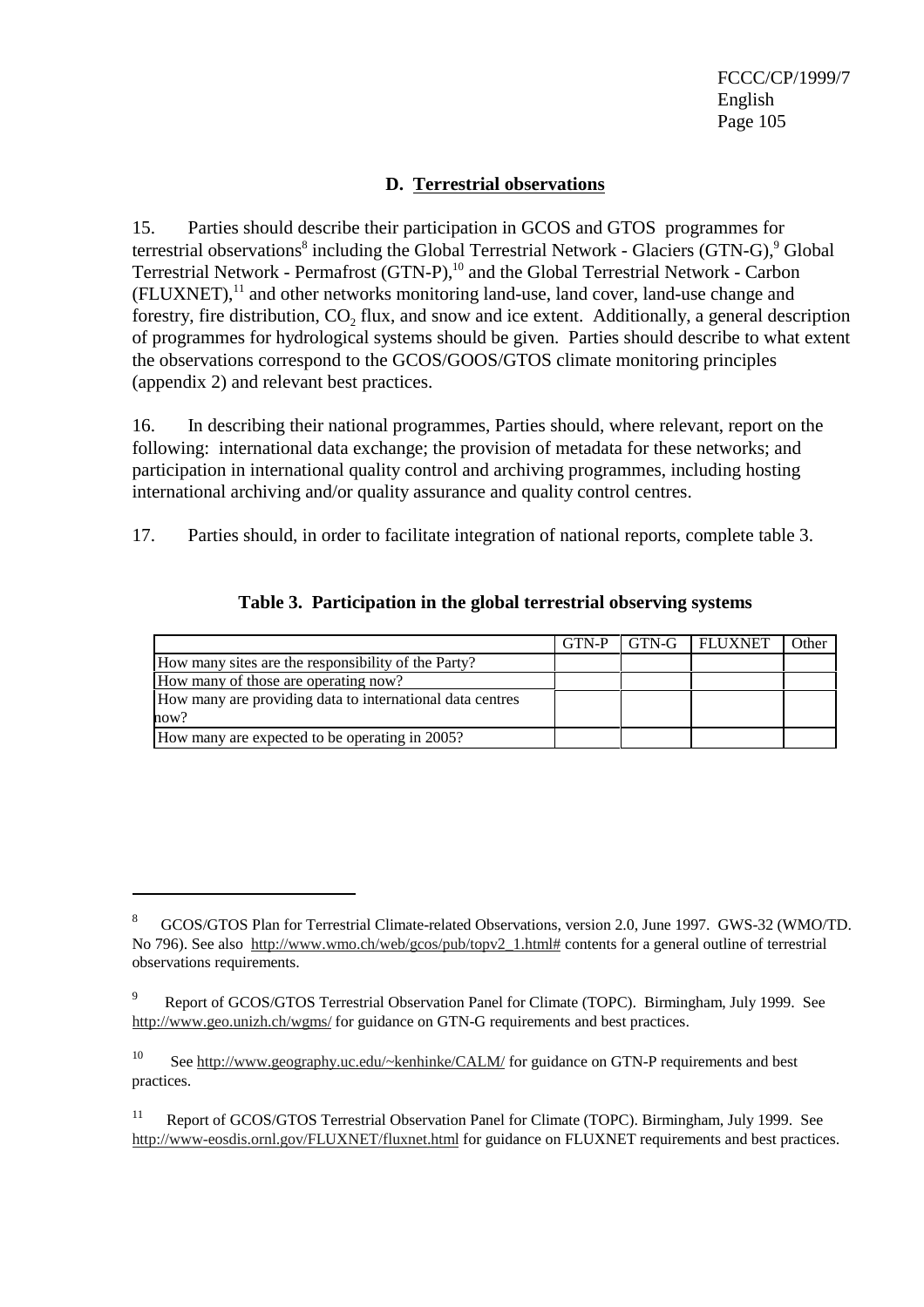### D. Terrestrial observations

15. Parties should describe their participation in GCOS and GTOS programmes for terrestrial observations[8] including the Global Terrestrial Network - Glaciers (GTN-G),[9] Global Terrestrial Network - Permafrost (GTN-P),[10] and the Global Terrestrial Network - Carbon (FLUXNET),[11] and other networks monitoring land-use, land cover, land-use change and forestry, fire distribution, $CO_2$ flux, and snow and ice extent. Additionally, a general description of programmes for hydrological systems should be given. Parties should describe to what extent the observations correspond to the GCOS/GOOS/GTOS climate monitoring principles (appendix 2) and relevant best practices.

16. In describing their national programmes, Parties should, where relevant, report on the following: international data exchange; the provision of metadata for these networks; and participation in international quality control and archiving programmes, including hosting international archiving and/or quality assurance and quality control centres.

17. Parties should, in order to facilitate integration of national reports, complete table 3.

**Table 3. Participation in the global terrestrial observing systems**

| | GTN-P | GTN-G | FLUXNET | Other |
|---|---|---|---|---|
| How many sites are the responsibility of the Party? | | | | |
| How many of those are operating now? | | | | |
| How many are providing data to international data centres now? | | | | |
| How many are expected to be operating in 2005? | | | | |

---

[8] GCOS/GTOS Plan for Terrestrial Climate-related Observations, version 2.0, June 1997. GWS-32 (WMO/TD. No 796). See also http://www.wmo.ch/web/gcos/pub/topv2_1.html# contents for a general outline of terrestrial observations requirements.

[9] Report of GCOS/GTOS Terrestrial Observation Panel for Climate (TOPC). Birmingham, July 1999. See http://www.geo.unizh.ch/wgms/ for guidance on GTN-G requirements and best practices.

[10] See http://www.geography.uc.edu/~kenhinke/CALM/ for guidance on GTN-P requirements and best practices.

[11] Report of GCOS/GTOS Terrestrial Observation Panel for Climate (TOPC). Birmingham, July 1999. See http://www-eosdis.ornl.gov/FLUXNET/fluxnet.html for guidance on FLUXNET requirements and best practices.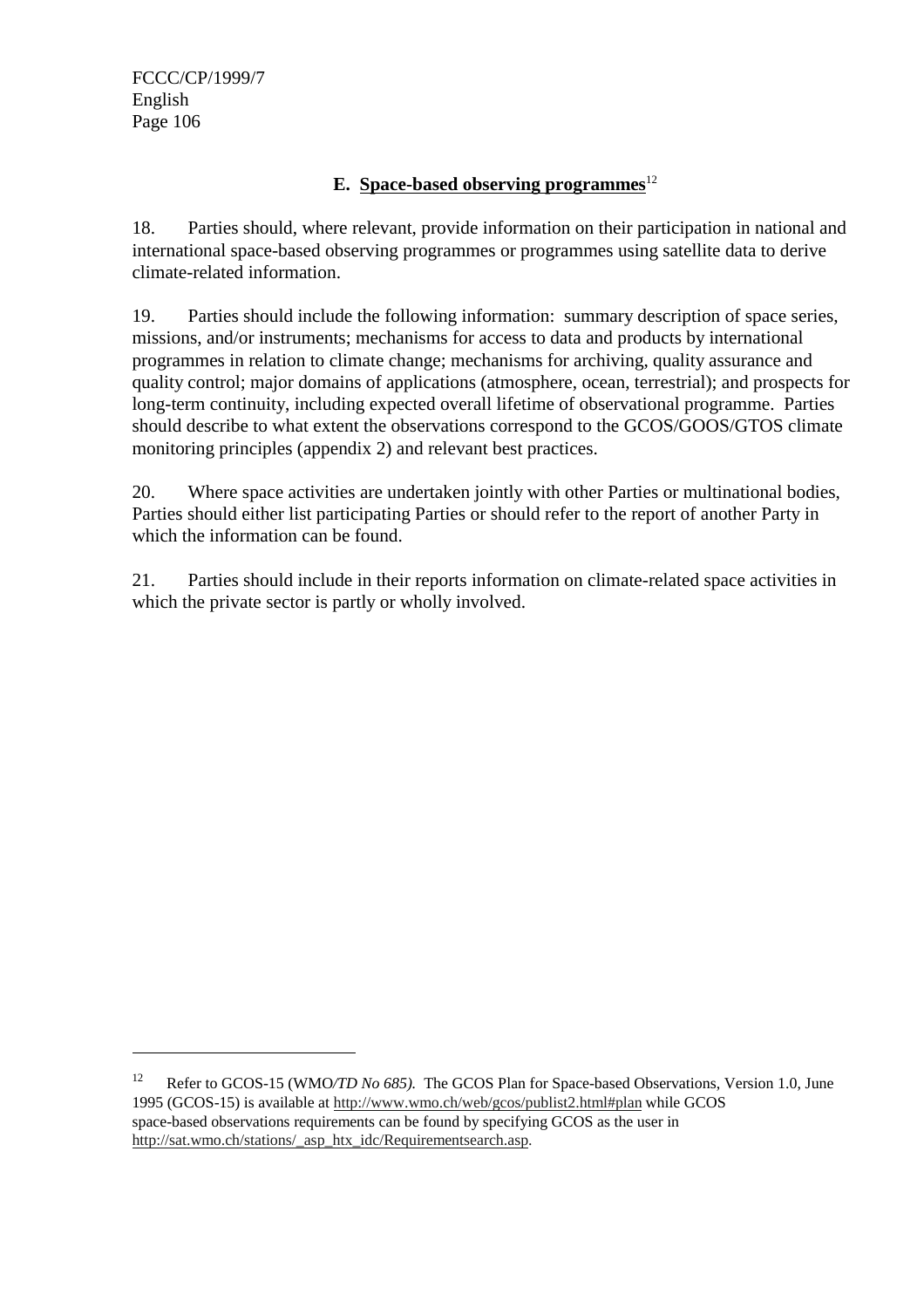### E. Space-based observing programmes[12]

18. Parties should, where relevant, provide information on their participation in national and international space-based observing programmes or programmes using satellite data to derive climate-related information.

19. Parties should include the following information: summary description of space series, missions, and/or instruments; mechanisms for access to data and products by international programmes in relation to climate change; mechanisms for archiving, quality assurance and quality control; major domains of applications (atmosphere, ocean, terrestrial); and prospects for long-term continuity, including expected overall lifetime of observational programme. Parties should describe to what extent the observations correspond to the GCOS/GOOS/GTOS climate monitoring principles (appendix 2) and relevant best practices.

20. Where space activities are undertaken jointly with other Parties or multinational bodies, Parties should either list participating Parties or should refer to the report of another Party in which the information can be found.

21. Parties should include in their reports information on climate-related space activities in which the private sector is partly or wholly involved.

---

[12] Refer to GCOS-15 (WMO*/TD No 685).* The GCOS Plan for Space-based Observations, Version 1.0, June 1995 (GCOS-15) is available at http://www.wmo.ch/web/gcos/publist2.html#plan while GCOS space-based observations requirements can be found by specifying GCOS as the user in http://sat.wmo.ch/stations/_asp_htx_idc/Requirementsearch.asp.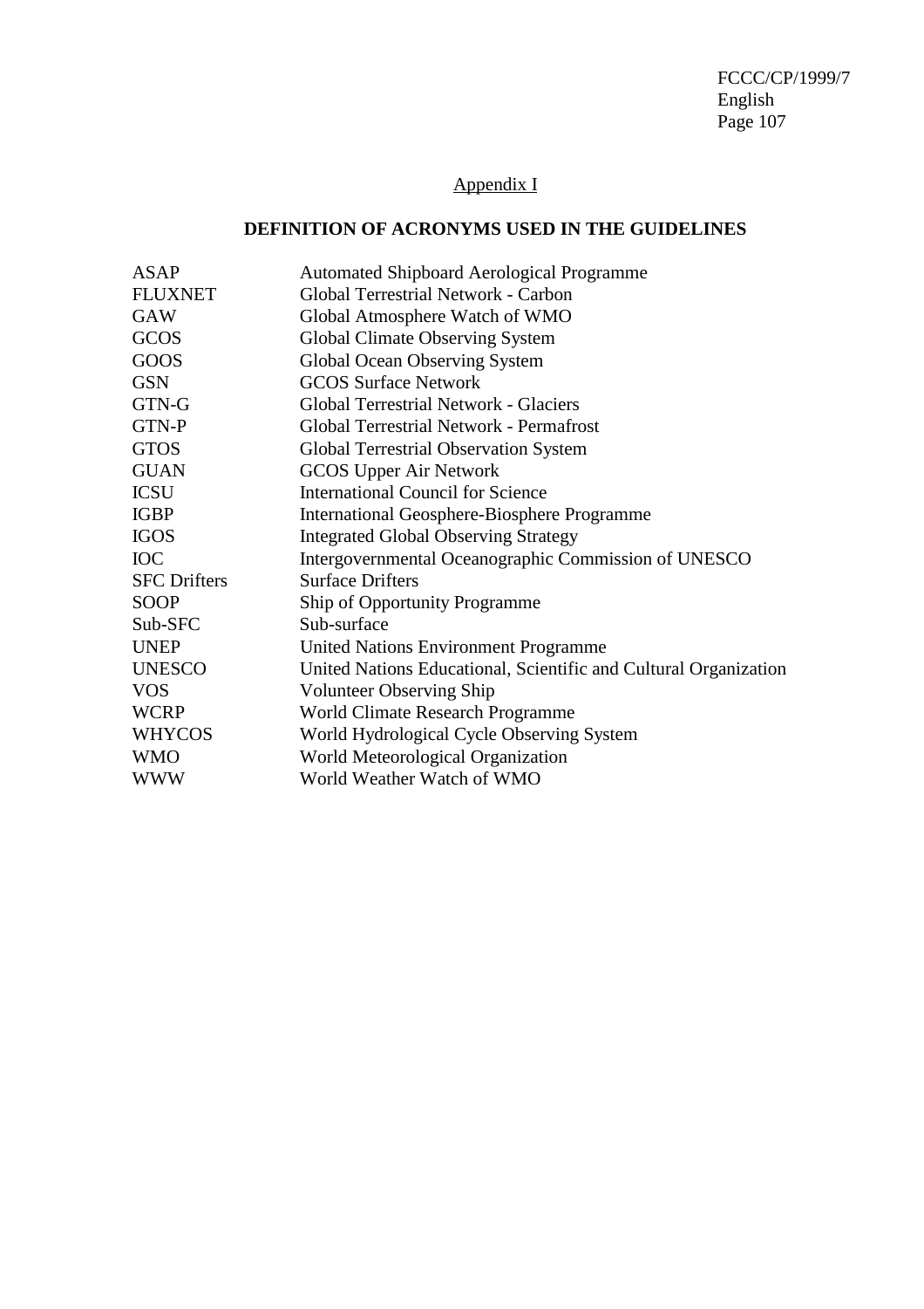## Appendix I

## DEFINITION OF ACRONYMS USED IN THE GUIDELINES

| | |
|---|---|
| ASAP | Automated Shipboard Aerological Programme |
| FLUXNET | Global Terrestrial Network - Carbon |
| GAW | Global Atmosphere Watch of WMO |
| GCOS | Global Climate Observing System |
| GOOS | Global Ocean Observing System |
| GSN | GCOS Surface Network |
| GTN-G | Global Terrestrial Network - Glaciers |
| GTN-P | Global Terrestrial Network - Permafrost |
| GTOS | Global Terrestrial Observation System |
| GUAN | GCOS Upper Air Network |
| ICSU | International Council for Science |
| IGBP | International Geosphere-Biosphere Programme |
| IGOS | Integrated Global Observing Strategy |
| IOC | Intergovernmental Oceanographic Commission of UNESCO |
| SFC Drifters | Surface Drifters |
| SOOP | Ship of Opportunity Programme |
| Sub-SFC | Sub-surface |
| UNEP | United Nations Environment Programme |
| UNESCO | United Nations Educational, Scientific and Cultural Organization |
| VOS | Volunteer Observing Ship |
| WCRP | World Climate Research Programme |
| WHYCOS | World Hydrological Cycle Observing System |
| WMO | World Meteorological Organization |
| WWW | World Weather Watch of WMO |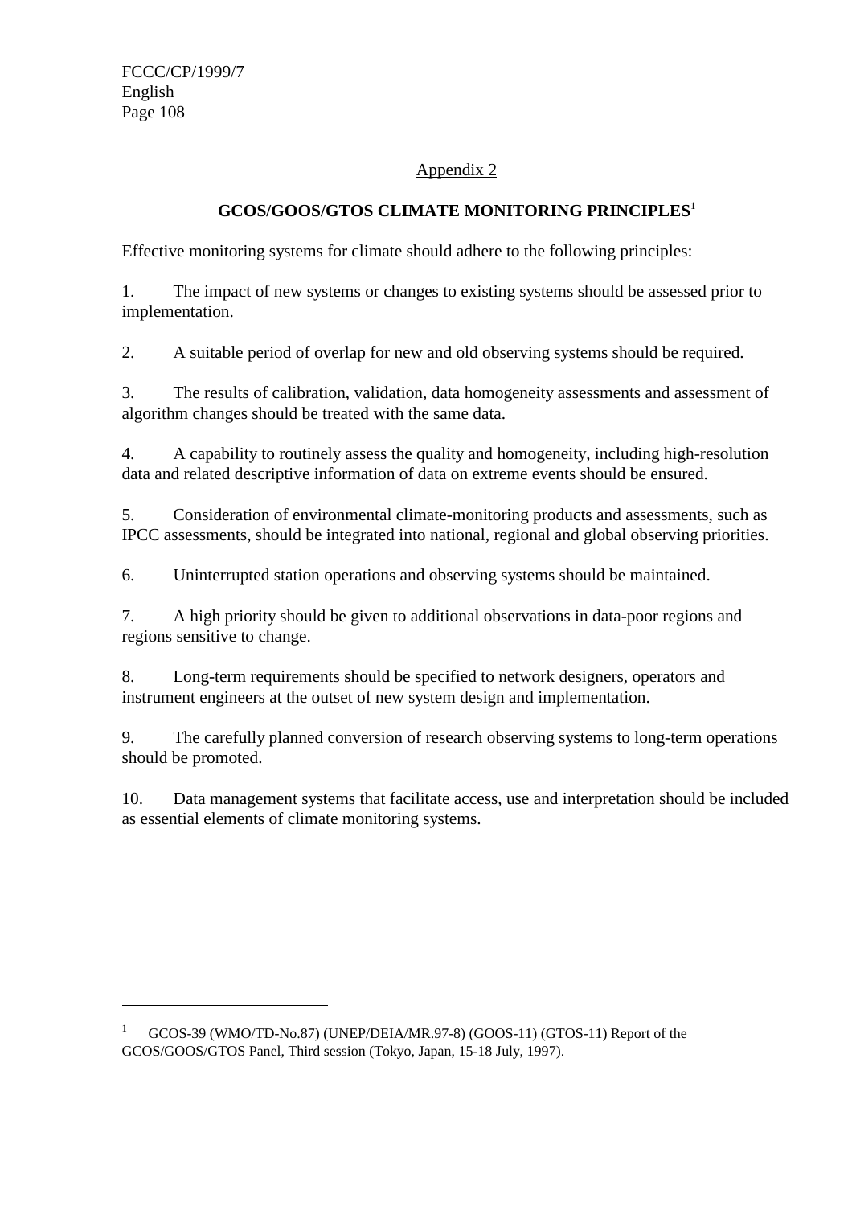Appendix 2

## GCOS/GOOS/GTOS CLIMATE MONITORING PRINCIPLES[1]

Effective monitoring systems for climate should adhere to the following principles:

1. The impact of new systems or changes to existing systems should be assessed prior to implementation.

2. A suitable period of overlap for new and old observing systems should be required.

3. The results of calibration, validation, data homogeneity assessments and assessment of algorithm changes should be treated with the same data.

4. A capability to routinely assess the quality and homogeneity, including high-resolution data and related descriptive information of data on extreme events should be ensured.

5. Consideration of environmental climate-monitoring products and assessments, such as IPCC assessments, should be integrated into national, regional and global observing priorities.

6. Uninterrupted station operations and observing systems should be maintained.

7. A high priority should be given to additional observations in data-poor regions and regions sensitive to change.

8. Long-term requirements should be specified to network designers, operators and instrument engineers at the outset of new system design and implementation.

9. The carefully planned conversion of research observing systems to long-term operations should be promoted.

10. Data management systems that facilitate access, use and interpretation should be included as essential elements of climate monitoring systems.

---

[1] GCOS-39 (WMO/TD-No.87) (UNEP/DEIA/MR.97-8) (GOOS-11) (GTOS-11) Report of the GCOS/GOOS/GTOS Panel, Third session (Tokyo, Japan, 15-18 July, 1997).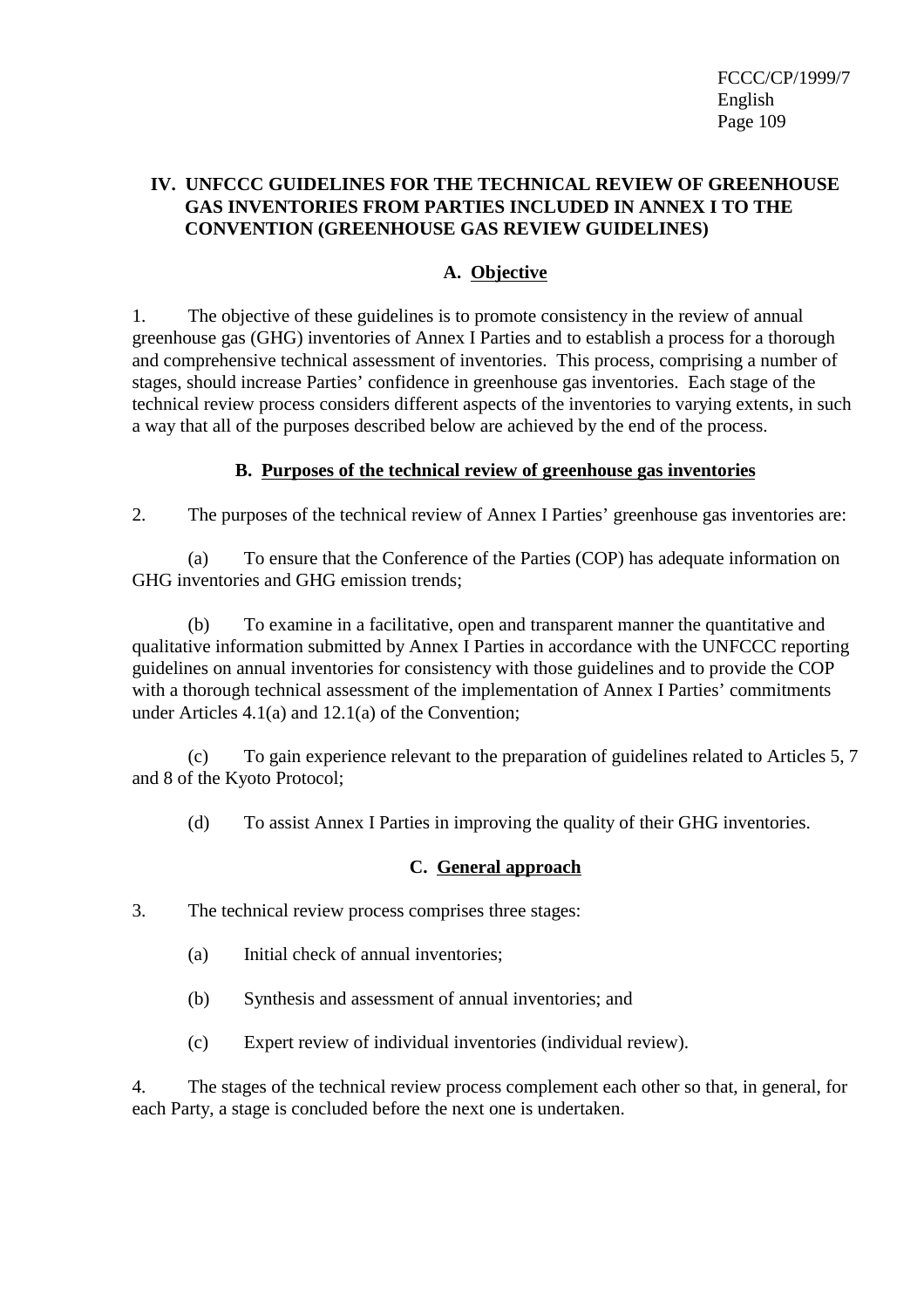## IV. UNFCCC GUIDELINES FOR THE TECHNICAL REVIEW OF GREENHOUSE GAS INVENTORIES FROM PARTIES INCLUDED IN ANNEX I TO THE CONVENTION (GREENHOUSE GAS REVIEW GUIDELINES)

### A. Objective

1. The objective of these guidelines is to promote consistency in the review of annual greenhouse gas (GHG) inventories of Annex I Parties and to establish a process for a thorough and comprehensive technical assessment of inventories. This process, comprising a number of stages, should increase Parties' confidence in greenhouse gas inventories. Each stage of the technical review process considers different aspects of the inventories to varying extents, in such a way that all of the purposes described below are achieved by the end of the process.

### B. Purposes of the technical review of greenhouse gas inventories

2. The purposes of the technical review of Annex I Parties' greenhouse gas inventories are:

(a) To ensure that the Conference of the Parties (COP) has adequate information on GHG inventories and GHG emission trends;

(b) To examine in a facilitative, open and transparent manner the quantitative and qualitative information submitted by Annex I Parties in accordance with the UNFCCC reporting guidelines on annual inventories for consistency with those guidelines and to provide the COP with a thorough technical assessment of the implementation of Annex I Parties' commitments under Articles 4.1(a) and 12.1(a) of the Convention;

(c) To gain experience relevant to the preparation of guidelines related to Articles 5, 7 and 8 of the Kyoto Protocol;

(d) To assist Annex I Parties in improving the quality of their GHG inventories.

### C. General approach

3. The technical review process comprises three stages:

(a) Initial check of annual inventories;

(b) Synthesis and assessment of annual inventories; and

(c) Expert review of individual inventories (individual review).

4. The stages of the technical review process complement each other so that, in general, for each Party, a stage is concluded before the next one is undertaken.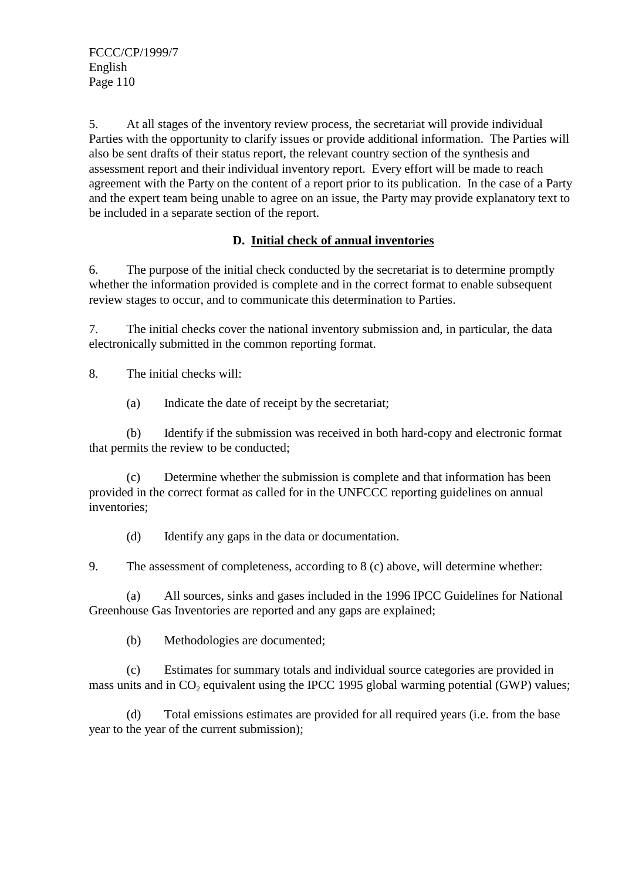5. At all stages of the inventory review process, the secretariat will provide individual Parties with the opportunity to clarify issues or provide additional information. The Parties will also be sent drafts of their status report, the relevant country section of the synthesis and assessment report and their individual inventory report. Every effort will be made to reach agreement with the Party on the content of a report prior to its publication. In the case of a Party and the expert team being unable to agree on an issue, the Party may provide explanatory text to be included in a separate section of the report.

### D. Initial check of annual inventories

6. The purpose of the initial check conducted by the secretariat is to determine promptly whether the information provided is complete and in the correct format to enable subsequent review stages to occur, and to communicate this determination to Parties.

7. The initial checks cover the national inventory submission and, in particular, the data electronically submitted in the common reporting format.

8. The initial checks will:

(a) Indicate the date of receipt by the secretariat;

(b) Identify if the submission was received in both hard-copy and electronic format that permits the review to be conducted;

(c) Determine whether the submission is complete and that information has been provided in the correct format as called for in the UNFCCC reporting guidelines on annual inventories;

(d) Identify any gaps in the data or documentation.

9. The assessment of completeness, according to 8 (c) above, will determine whether:

(a) All sources, sinks and gases included in the 1996 IPCC Guidelines for National Greenhouse Gas Inventories are reported and any gaps are explained;

(b) Methodologies are documented;

(c) Estimates for summary totals and individual source categories are provided in mass units and in $CO_2$ equivalent using the IPCC 1995 global warming potential (GWP) values;

(d) Total emissions estimates are provided for all required years (i.e. from the base year to the year of the current submission);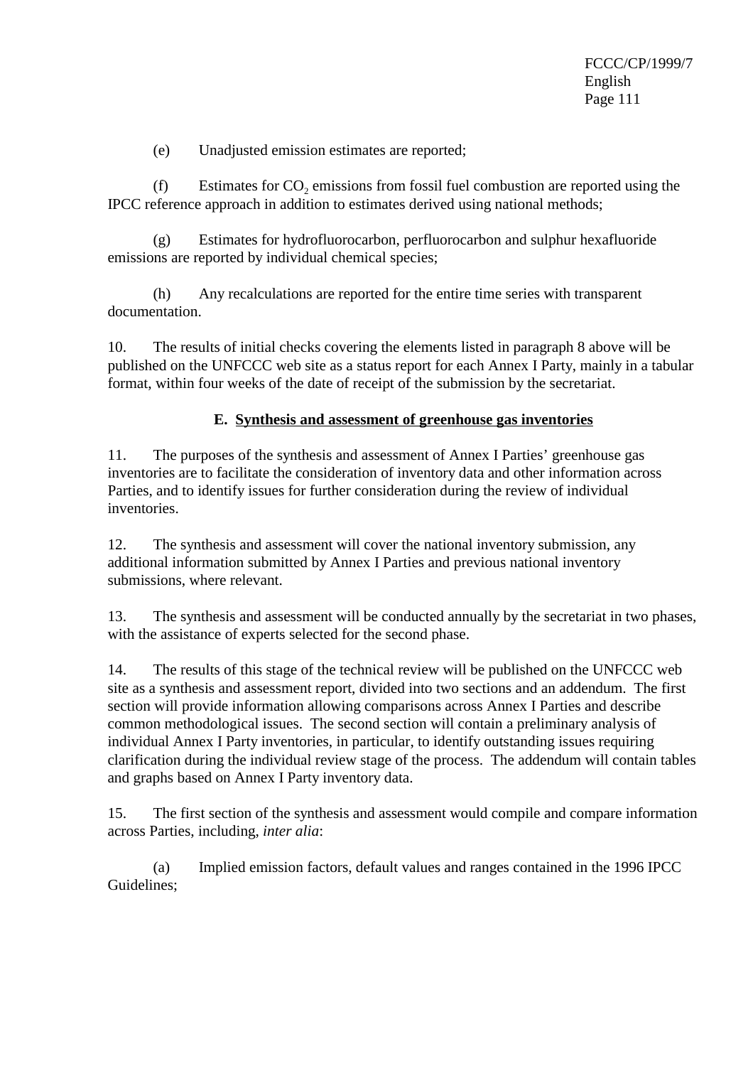(e) Unadjusted emission estimates are reported;

(f) Estimates for $CO_2$ emissions from fossil fuel combustion are reported using the IPCC reference approach in addition to estimates derived using national methods;

(g) Estimates for hydrofluorocarbon, perfluorocarbon and sulphur hexafluoride emissions are reported by individual chemical species;

(h) Any recalculations are reported for the entire time series with transparent documentation.

10. The results of initial checks covering the elements listed in paragraph 8 above will be published on the UNFCCC web site as a status report for each Annex I Party, mainly in a tabular format, within four weeks of the date of receipt of the submission by the secretariat.

### E. Synthesis and assessment of greenhouse gas inventories

11. The purposes of the synthesis and assessment of Annex I Parties' greenhouse gas inventories are to facilitate the consideration of inventory data and other information across Parties, and to identify issues for further consideration during the review of individual inventories.

12. The synthesis and assessment will cover the national inventory submission, any additional information submitted by Annex I Parties and previous national inventory submissions, where relevant.

13. The synthesis and assessment will be conducted annually by the secretariat in two phases, with the assistance of experts selected for the second phase.

14. The results of this stage of the technical review will be published on the UNFCCC web site as a synthesis and assessment report, divided into two sections and an addendum. The first section will provide information allowing comparisons across Annex I Parties and describe common methodological issues. The second section will contain a preliminary analysis of individual Annex I Party inventories, in particular, to identify outstanding issues requiring clarification during the individual review stage of the process. The addendum will contain tables and graphs based on Annex I Party inventory data.

15. The first section of the synthesis and assessment would compile and compare information across Parties, including, *inter alia*:

(a) Implied emission factors, default values and ranges contained in the 1996 IPCC Guidelines;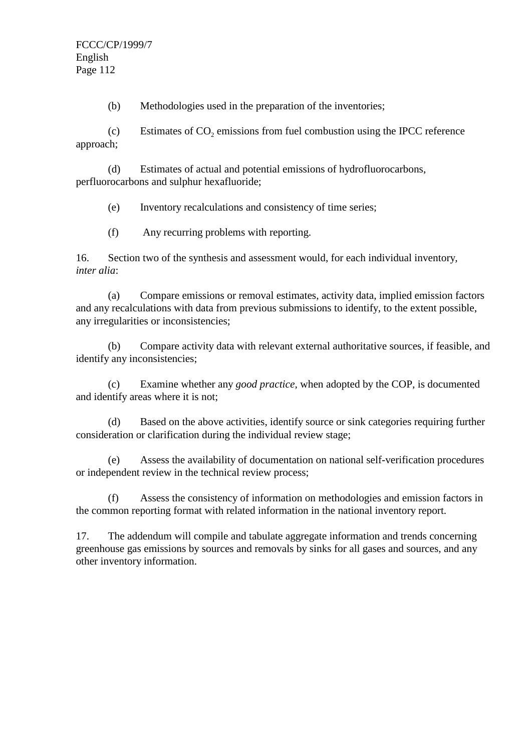(b) Methodologies used in the preparation of the inventories;

(c) Estimates of $CO_2$ emissions from fuel combustion using the IPCC reference approach;

(d) Estimates of actual and potential emissions of hydrofluorocarbons, perfluorocarbons and sulphur hexafluoride;

(e) Inventory recalculations and consistency of time series;

(f) Any recurring problems with reporting.

16. Section two of the synthesis and assessment would, for each individual inventory, *inter alia*:

(a) Compare emissions or removal estimates, activity data, implied emission factors and any recalculations with data from previous submissions to identify, to the extent possible, any irregularities or inconsistencies;

(b) Compare activity data with relevant external authoritative sources, if feasible, and identify any inconsistencies;

(c) Examine whether any *good practice*, when adopted by the COP, is documented and identify areas where it is not;

(d) Based on the above activities, identify source or sink categories requiring further consideration or clarification during the individual review stage;

(e) Assess the availability of documentation on national self-verification procedures or independent review in the technical review process;

(f) Assess the consistency of information on methodologies and emission factors in the common reporting format with related information in the national inventory report.

17. The addendum will compile and tabulate aggregate information and trends concerning greenhouse gas emissions by sources and removals by sinks for all gases and sources, and any other inventory information.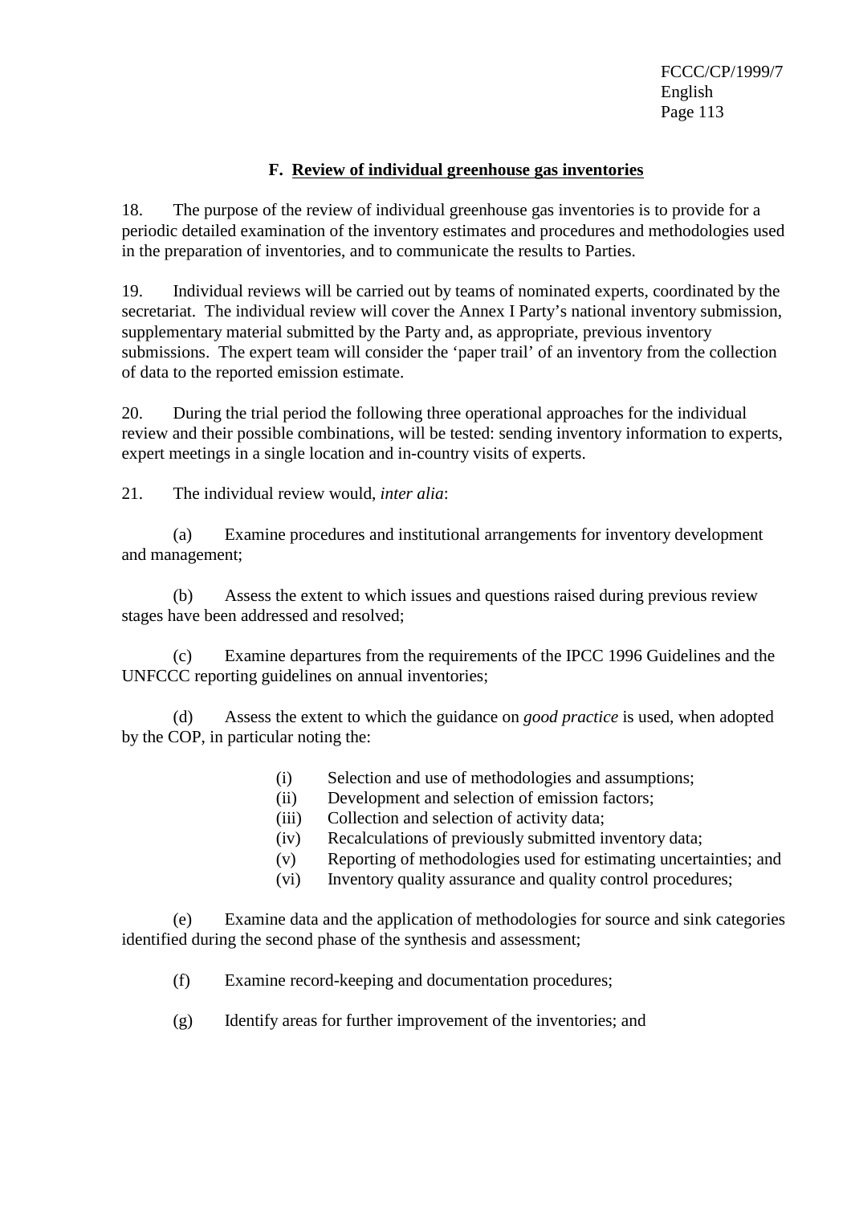### F. Review of individual greenhouse gas inventories

18. The purpose of the review of individual greenhouse gas inventories is to provide for a periodic detailed examination of the inventory estimates and procedures and methodologies used in the preparation of inventories, and to communicate the results to Parties.

19. Individual reviews will be carried out by teams of nominated experts, coordinated by the secretariat. The individual review will cover the Annex I Party's national inventory submission, supplementary material submitted by the Party and, as appropriate, previous inventory submissions. The expert team will consider the 'paper trail' of an inventory from the collection of data to the reported emission estimate.

20. During the trial period the following three operational approaches for the individual review and their possible combinations, will be tested: sending inventory information to experts, expert meetings in a single location and in-country visits of experts.

21. The individual review would, *inter alia*:

(a) Examine procedures and institutional arrangements for inventory development and management;

(b) Assess the extent to which issues and questions raised during previous review stages have been addressed and resolved;

(c) Examine departures from the requirements of the IPCC 1996 Guidelines and the UNFCCC reporting guidelines on annual inventories;

(d) Assess the extent to which the guidance on *good practice* is used, when adopted by the COP, in particular noting the:

- (i) Selection and use of methodologies and assumptions;
- (ii) Development and selection of emission factors;
- (iii) Collection and selection of activity data;
- (iv) Recalculations of previously submitted inventory data;
- (v) Reporting of methodologies used for estimating uncertainties; and
- (vi) Inventory quality assurance and quality control procedures;

(e) Examine data and the application of methodologies for source and sink categories identified during the second phase of the synthesis and assessment;

(f) Examine record-keeping and documentation procedures;

(g) Identify areas for further improvement of the inventories; and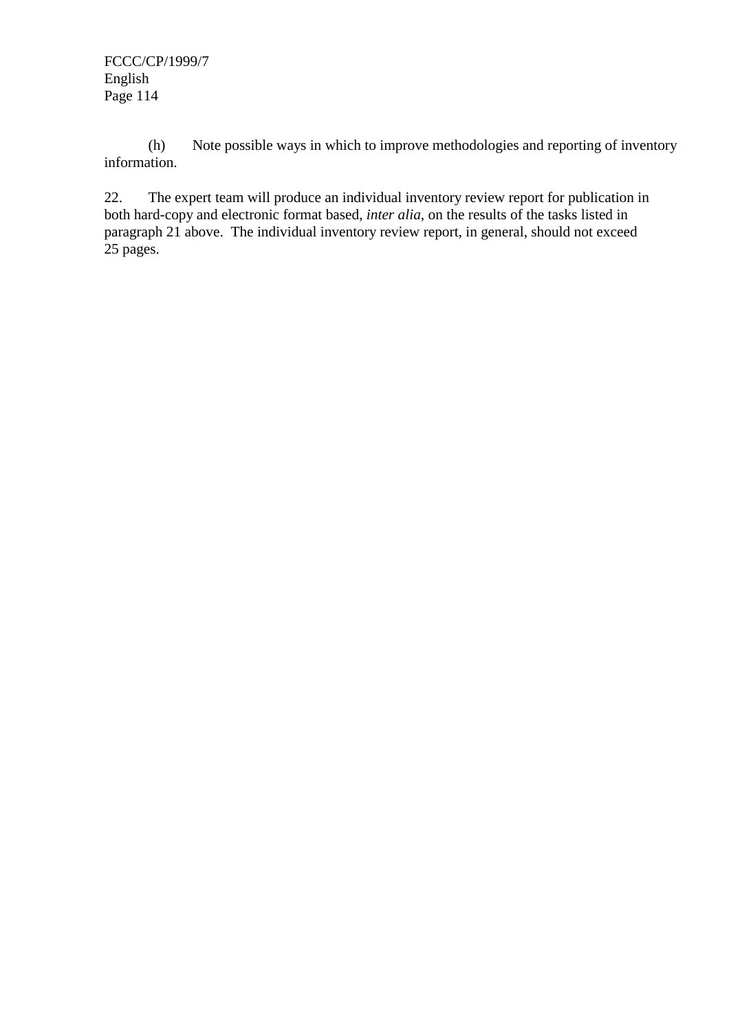(h) Note possible ways in which to improve methodologies and reporting of inventory information.

22. The expert team will produce an individual inventory review report for publication in both hard-copy and electronic format based, *inter alia*, on the results of the tasks listed in paragraph 21 above. The individual inventory review report, in general, should not exceed 25 pages.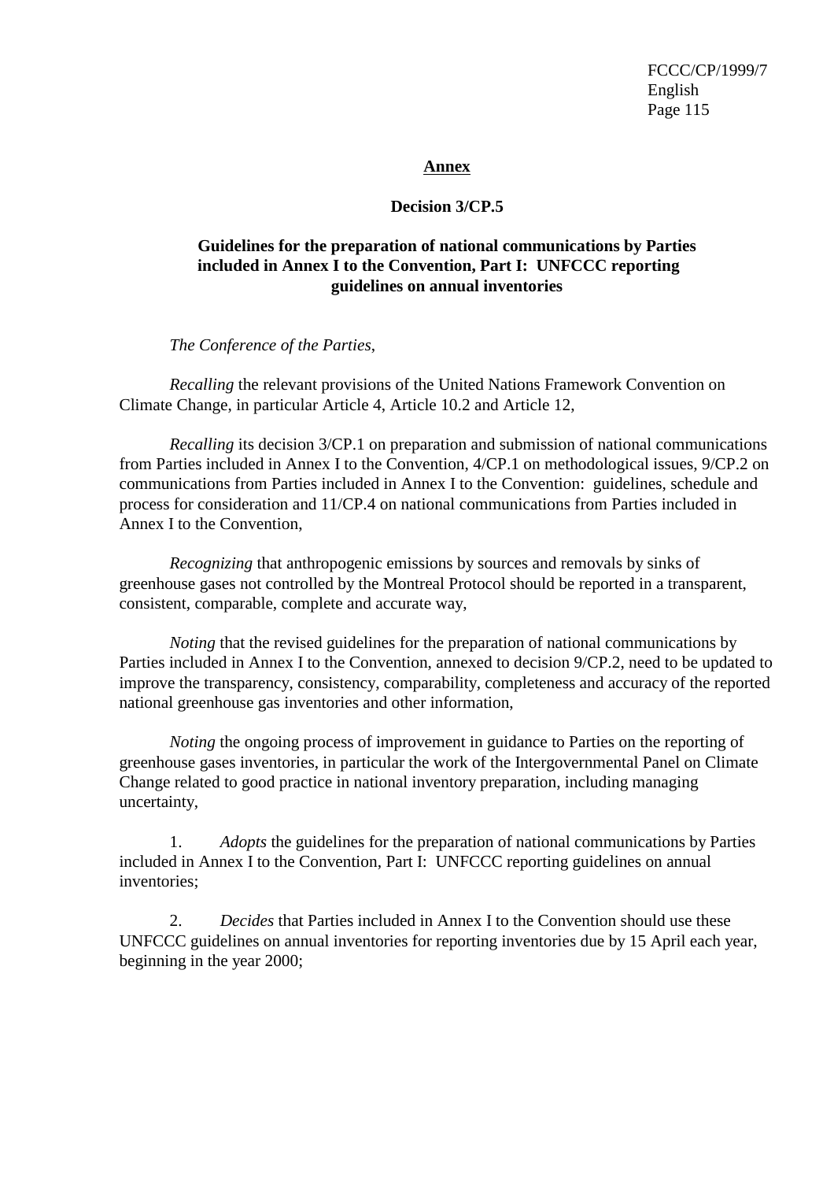**Annex**

**Decision 3/CP.5**

**Guidelines for the preparation of national communications by Parties included in Annex I to the Convention, Part I: UNFCCC reporting guidelines on annual inventories**

*The Conference of the Parties*,

*Recalling* the relevant provisions of the United Nations Framework Convention on Climate Change, in particular Article 4, Article 10.2 and Article 12,

*Recalling* its decision 3/CP.1 on preparation and submission of national communications from Parties included in Annex I to the Convention, 4/CP.1 on methodological issues, 9/CP.2 on communications from Parties included in Annex I to the Convention: guidelines, schedule and process for consideration and 11/CP.4 on national communications from Parties included in Annex I to the Convention,

*Recognizing* that anthropogenic emissions by sources and removals by sinks of greenhouse gases not controlled by the Montreal Protocol should be reported in a transparent, consistent, comparable, complete and accurate way,

*Noting* that the revised guidelines for the preparation of national communications by Parties included in Annex I to the Convention, annexed to decision 9/CP.2, need to be updated to improve the transparency, consistency, comparability, completeness and accuracy of the reported national greenhouse gas inventories and other information,

*Noting* the ongoing process of improvement in guidance to Parties on the reporting of greenhouse gases inventories, in particular the work of the Intergovernmental Panel on Climate Change related to good practice in national inventory preparation, including managing uncertainty,

1. *Adopts* the guidelines for the preparation of national communications by Parties included in Annex I to the Convention, Part I: UNFCCC reporting guidelines on annual inventories;

2. *Decides* that Parties included in Annex I to the Convention should use these UNFCCC guidelines on annual inventories for reporting inventories due by 15 April each year, beginning in the year 2000;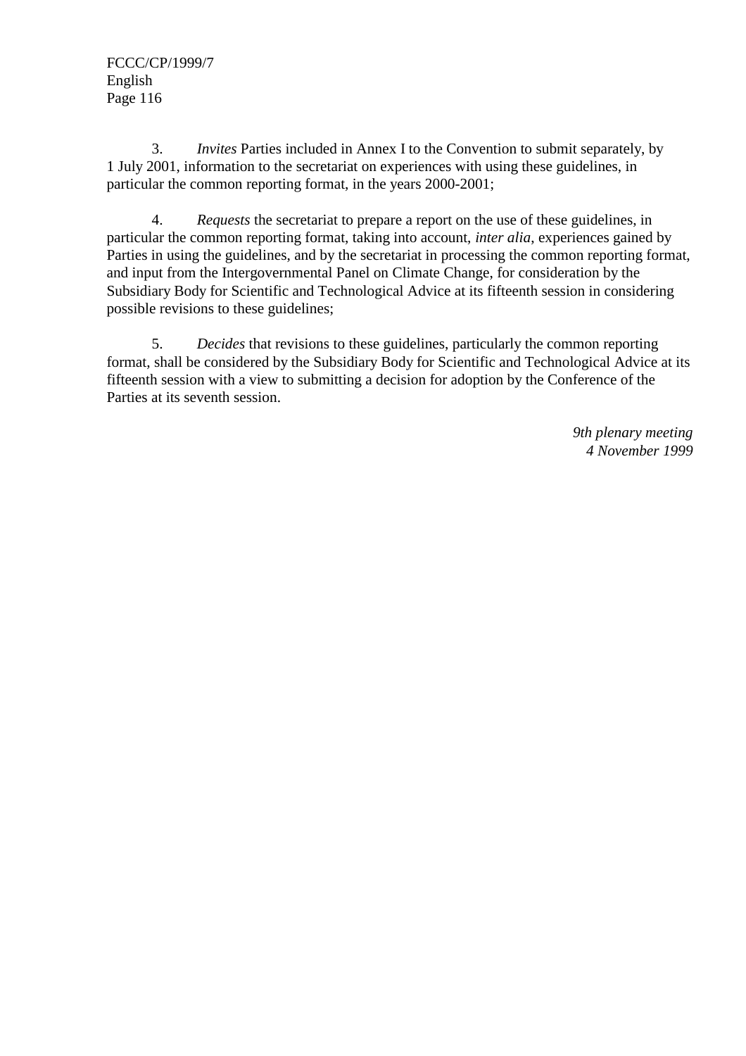3. *Invites* Parties included in Annex I to the Convention to submit separately, by 1 July 2001, information to the secretariat on experiences with using these guidelines, in particular the common reporting format, in the years 2000-2001;

4. *Requests* the secretariat to prepare a report on the use of these guidelines, in particular the common reporting format, taking into account, *inter alia*, experiences gained by Parties in using the guidelines, and by the secretariat in processing the common reporting format, and input from the Intergovernmental Panel on Climate Change, for consideration by the Subsidiary Body for Scientific and Technological Advice at its fifteenth session in considering possible revisions to these guidelines;

5. *Decides* that revisions to these guidelines, particularly the common reporting format, shall be considered by the Subsidiary Body for Scientific and Technological Advice at its fifteenth session with a view to submitting a decision for adoption by the Conference of the Parties at its seventh session.

*9th plenary meeting*
*4 November 1999*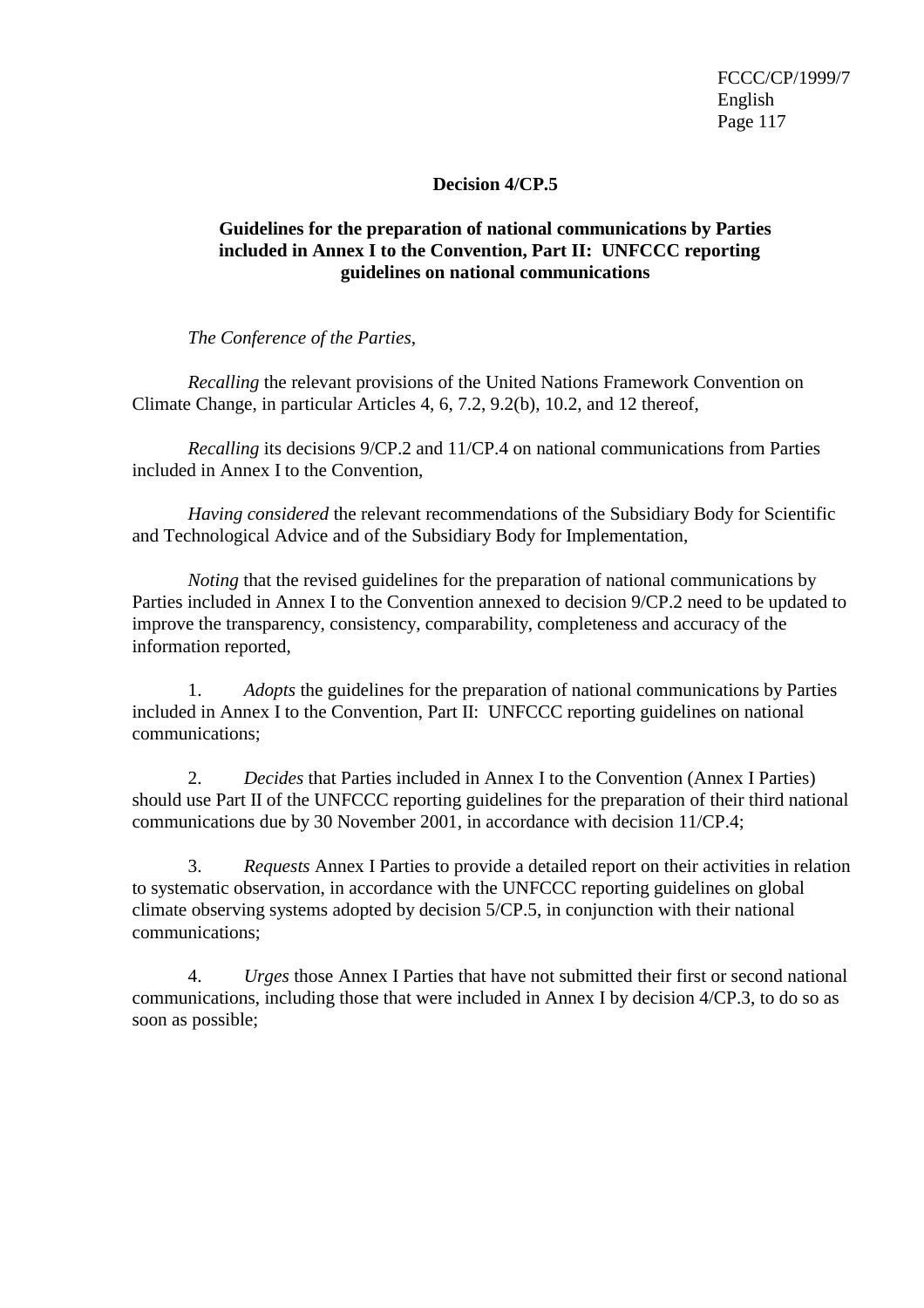## Decision 4/CP.5

### Guidelines for the preparation of national communications by Parties included in Annex I to the Convention, Part II: UNFCCC reporting guidelines on national communications

*The Conference of the Parties*,

*Recalling* the relevant provisions of the United Nations Framework Convention on Climate Change, in particular Articles 4, 6, 7.2, 9.2(b), 10.2, and 12 thereof,

*Recalling* its decisions 9/CP.2 and 11/CP.4 on national communications from Parties included in Annex I to the Convention,

*Having considered* the relevant recommendations of the Subsidiary Body for Scientific and Technological Advice and of the Subsidiary Body for Implementation,

*Noting* that the revised guidelines for the preparation of national communications by Parties included in Annex I to the Convention annexed to decision 9/CP.2 need to be updated to improve the transparency, consistency, comparability, completeness and accuracy of the information reported,

1. *Adopts* the guidelines for the preparation of national communications by Parties included in Annex I to the Convention, Part II: UNFCCC reporting guidelines on national communications;

2. *Decides* that Parties included in Annex I to the Convention (Annex I Parties) should use Part II of the UNFCCC reporting guidelines for the preparation of their third national communications due by 30 November 2001, in accordance with decision 11/CP.4;

3. *Requests* Annex I Parties to provide a detailed report on their activities in relation to systematic observation, in accordance with the UNFCCC reporting guidelines on global climate observing systems adopted by decision 5/CP.5, in conjunction with their national communications;

4. *Urges* those Annex I Parties that have not submitted their first or second national communications, including those that were included in Annex I by decision 4/CP.3, to do so as soon as possible;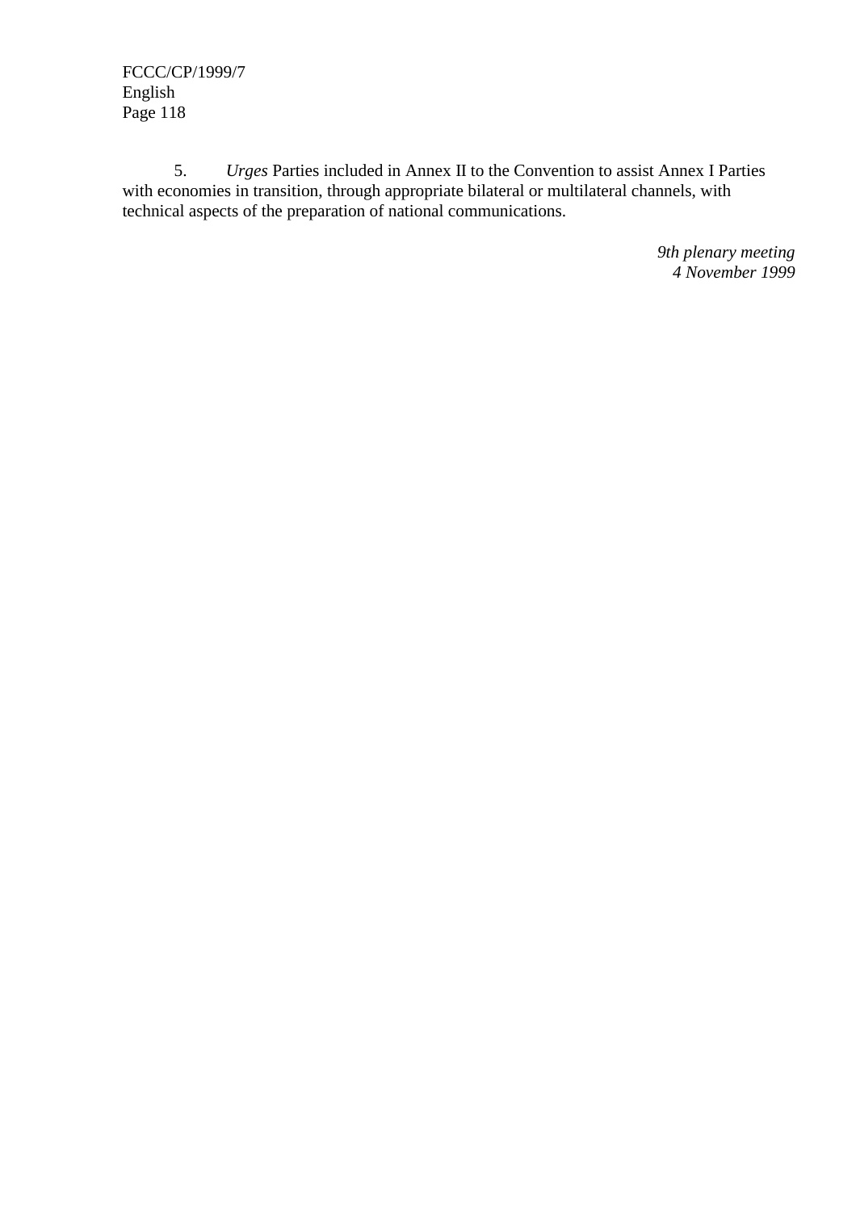5. *Urges* Parties included in Annex II to the Convention to assist Annex I Parties with economies in transition, through appropriate bilateral or multilateral channels, with technical aspects of the preparation of national communications.

*9th plenary meeting*
*4 November 1999*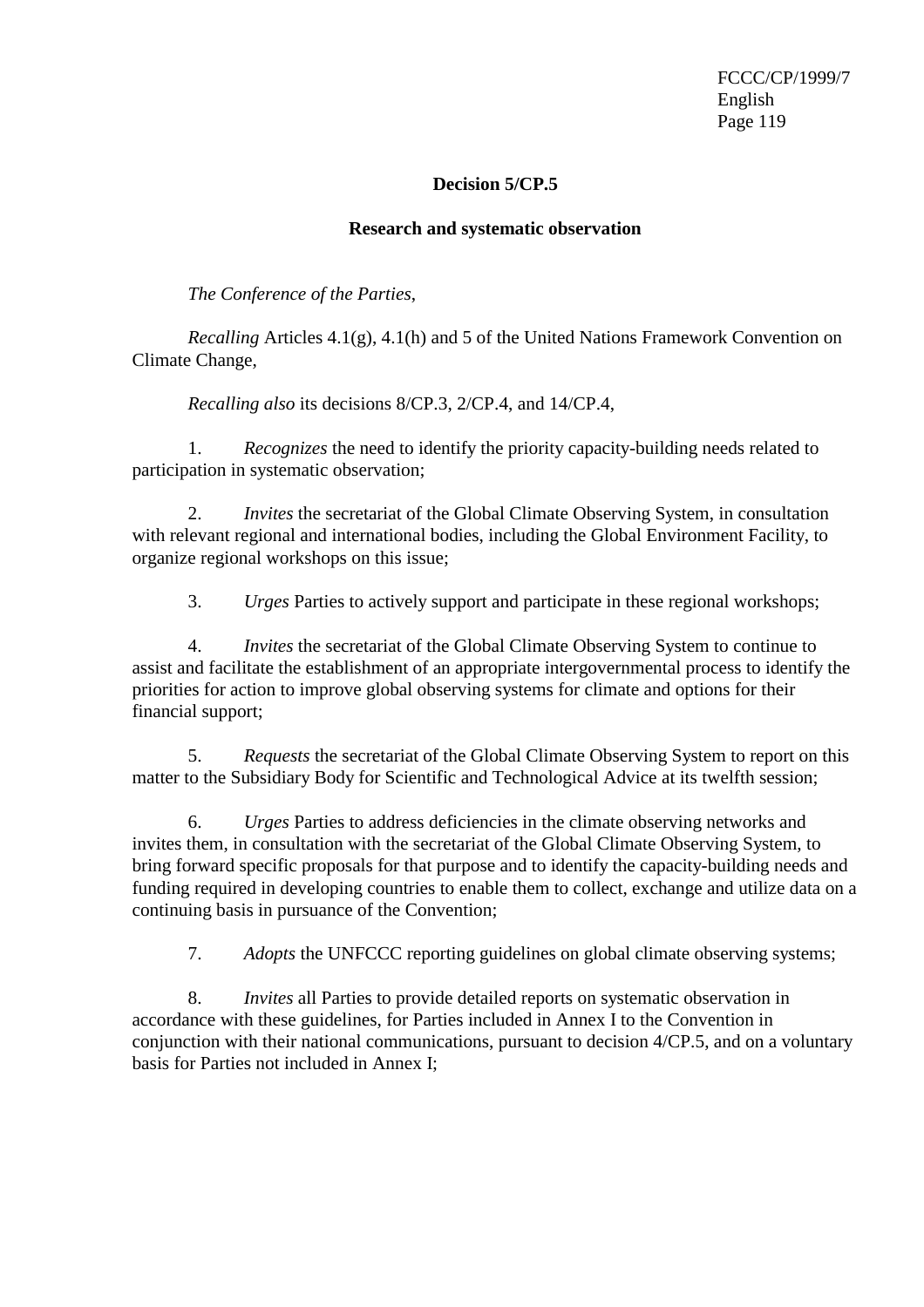**Decision 5/CP.5**

**Research and systematic observation**

*The Conference of the Parties*,

*Recalling* Articles 4.1(g), 4.1(h) and 5 of the United Nations Framework Convention on Climate Change,

*Recalling also* its decisions 8/CP.3, 2/CP.4, and 14/CP.4,

1. *Recognizes* the need to identify the priority capacity-building needs related to participation in systematic observation;

2. *Invites* the secretariat of the Global Climate Observing System, in consultation with relevant regional and international bodies, including the Global Environment Facility, to organize regional workshops on this issue;

3. *Urges* Parties to actively support and participate in these regional workshops;

4. *Invites* the secretariat of the Global Climate Observing System to continue to assist and facilitate the establishment of an appropriate intergovernmental process to identify the priorities for action to improve global observing systems for climate and options for their financial support;

5. *Requests* the secretariat of the Global Climate Observing System to report on this matter to the Subsidiary Body for Scientific and Technological Advice at its twelfth session;

6. *Urges* Parties to address deficiencies in the climate observing networks and invites them, in consultation with the secretariat of the Global Climate Observing System, to bring forward specific proposals for that purpose and to identify the capacity-building needs and funding required in developing countries to enable them to collect, exchange and utilize data on a continuing basis in pursuance of the Convention;

7. *Adopts* the UNFCCC reporting guidelines on global climate observing systems;

8. *Invites* all Parties to provide detailed reports on systematic observation in accordance with these guidelines, for Parties included in Annex I to the Convention in conjunction with their national communications, pursuant to decision 4/CP.5, and on a voluntary basis for Parties not included in Annex I;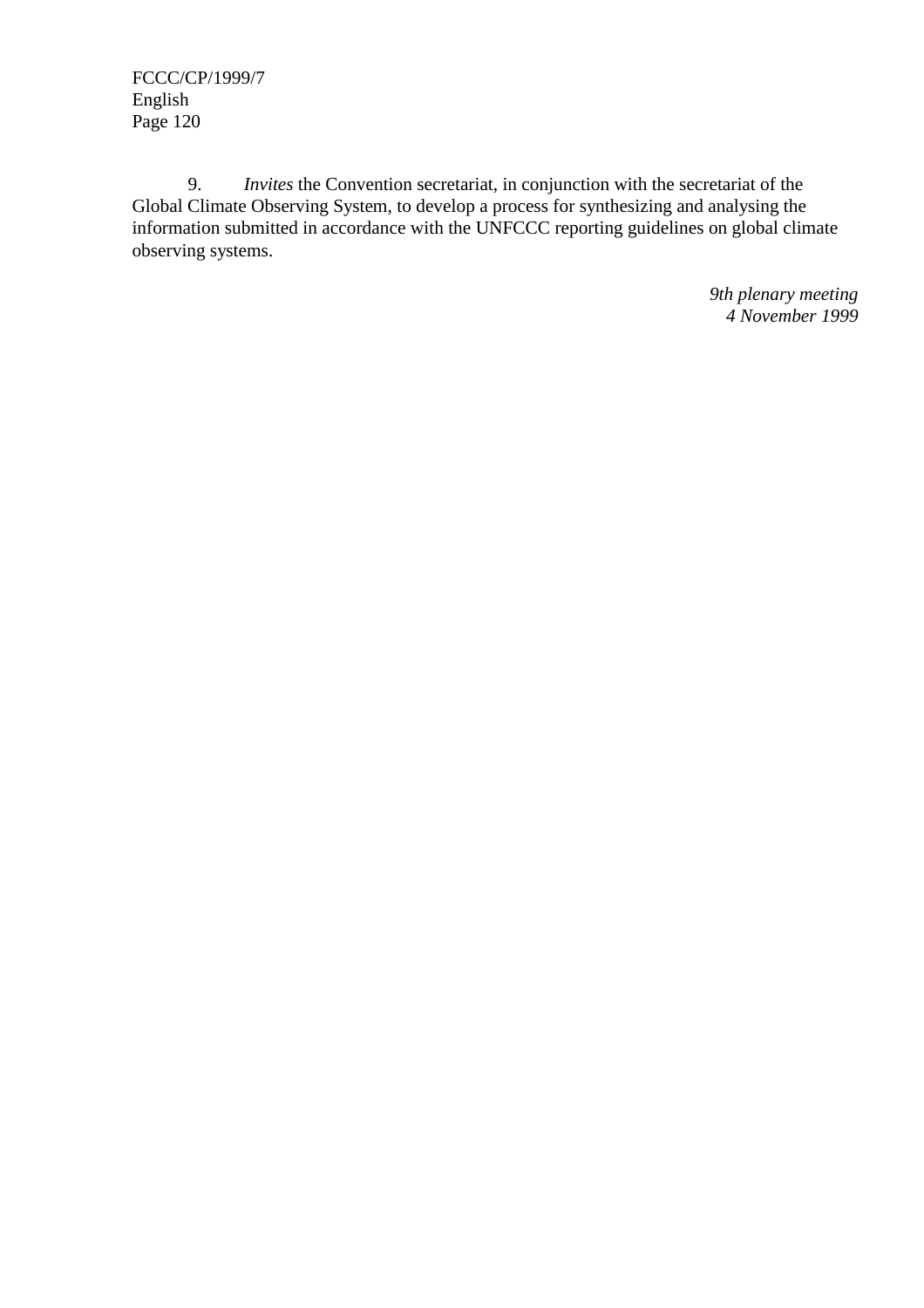9. *Invites* the Convention secretariat, in conjunction with the secretariat of the Global Climate Observing System, to develop a process for synthesizing and analysing the information submitted in accordance with the UNFCCC reporting guidelines on global climate observing systems.

*9th plenary meeting*
*4 November 1999*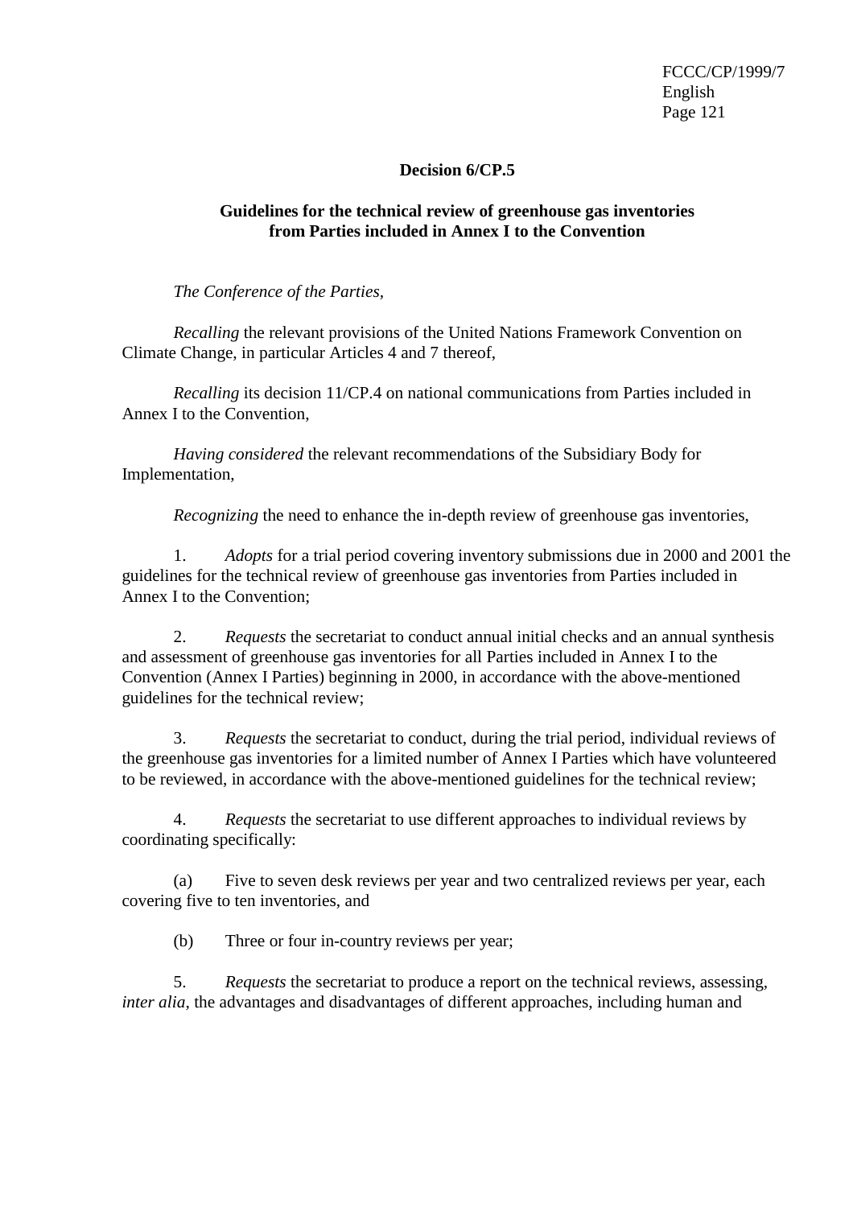## Decision 6/CP.5

### Guidelines for the technical review of greenhouse gas inventories from Parties included in Annex I to the Convention

*The Conference of the Parties,*

*Recalling* the relevant provisions of the United Nations Framework Convention on Climate Change, in particular Articles 4 and 7 thereof,

*Recalling* its decision 11/CP.4 on national communications from Parties included in Annex I to the Convention,

*Having considered* the relevant recommendations of the Subsidiary Body for Implementation,

*Recognizing* the need to enhance the in-depth review of greenhouse gas inventories,

1. *Adopts* for a trial period covering inventory submissions due in 2000 and 2001 the guidelines for the technical review of greenhouse gas inventories from Parties included in Annex I to the Convention;

2. *Requests* the secretariat to conduct annual initial checks and an annual synthesis and assessment of greenhouse gas inventories for all Parties included in Annex I to the Convention (Annex I Parties) beginning in 2000, in accordance with the above-mentioned guidelines for the technical review;

3. *Requests* the secretariat to conduct, during the trial period, individual reviews of the greenhouse gas inventories for a limited number of Annex I Parties which have volunteered to be reviewed, in accordance with the above-mentioned guidelines for the technical review;

4. *Requests* the secretariat to use different approaches to individual reviews by coordinating specifically:

   (a) Five to seven desk reviews per year and two centralized reviews per year, each covering five to ten inventories, and

   (b) Three or four in-country reviews per year;

5. *Requests* the secretariat to produce a report on the technical reviews, assessing, *inter alia*, the advantages and disadvantages of different approaches, including human and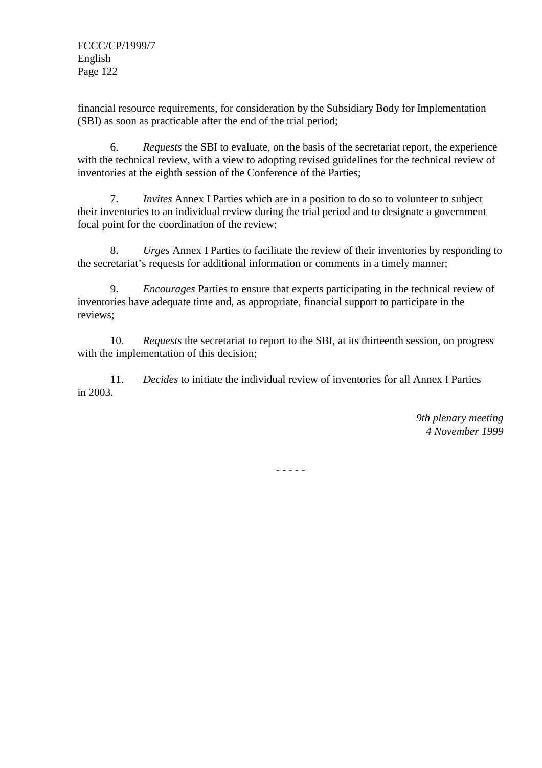financial resource requirements, for consideration by the Subsidiary Body for Implementation (SBI) as soon as practicable after the end of the trial period;

6. *Requests* the SBI to evaluate, on the basis of the secretariat report, the experience with the technical review, with a view to adopting revised guidelines for the technical review of inventories at the eighth session of the Conference of the Parties;

7. *Invites* Annex I Parties which are in a position to do so to volunteer to subject their inventories to an individual review during the trial period and to designate a government focal point for the coordination of the review;

8. *Urges* Annex I Parties to facilitate the review of their inventories by responding to the secretariat's requests for additional information or comments in a timely manner;

9. *Encourages* Parties to ensure that experts participating in the technical review of inventories have adequate time and, as appropriate, financial support to participate in the reviews;

10. *Requests* the secretariat to report to the SBI, at its thirteenth session, on progress with the implementation of this decision;

11. *Decides* to initiate the individual review of inventories for all Annex I Parties in 2003.

*9th plenary meeting*
*4 November 1999*

- - - - -